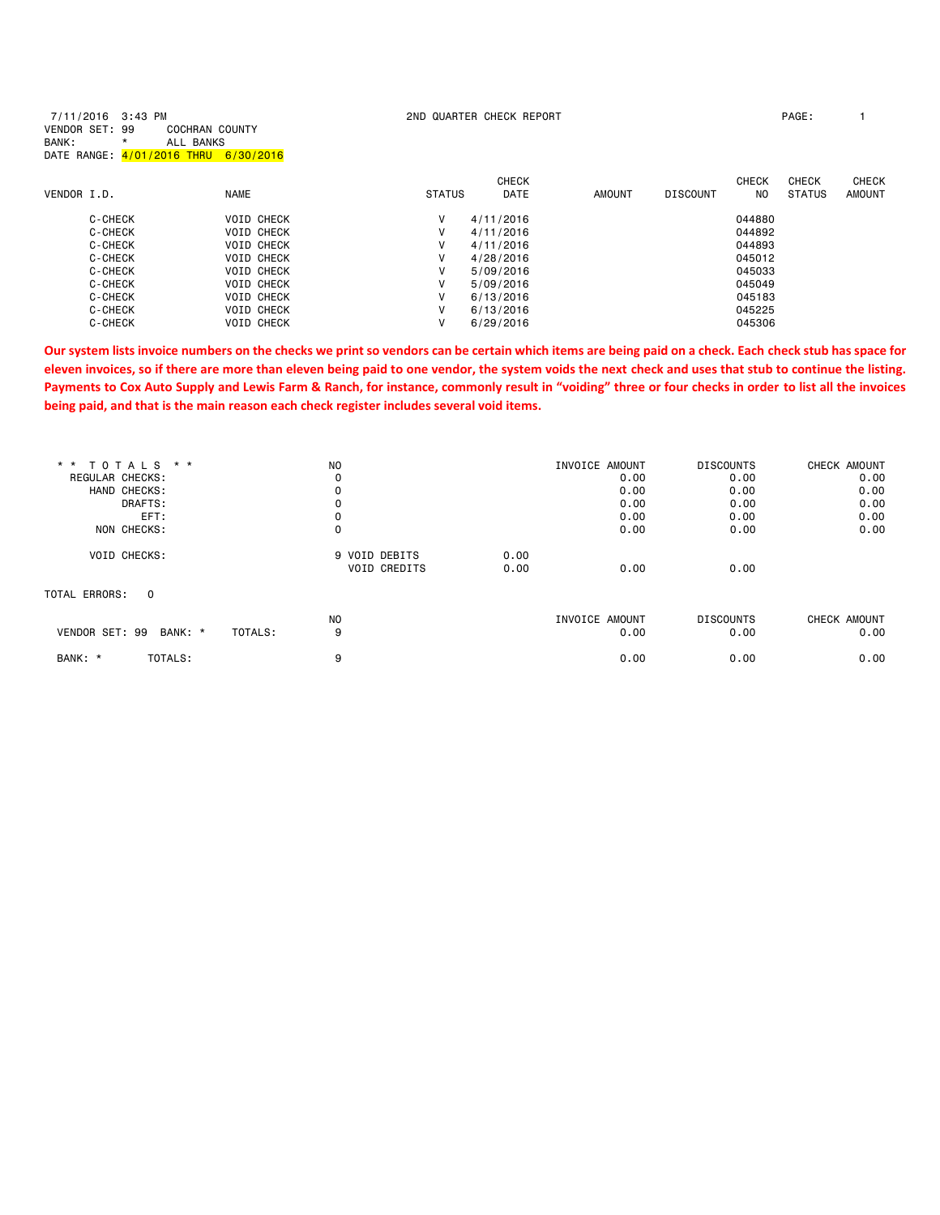7/11/2016 3:43 PM

2ND QUARTER CHECK REPORT

VENDOR SET: 99 COCHRAN COUNTY
BANK: * ALL BANKS
DATE RANGE: 4/01/2016 THRU 6/30/2016

| VENDOR I.D. | NAME | STATUS | CHECK DATE | AMOUNT | DISCOUNT | CHECK NO | CHECK STATUS | CHECK AMOUNT |
|---|---|---|---|---|---|---|---|---|
| C-CHECK | VOID CHECK | V | 4/11/2016 | | | 044880 | | |
| C-CHECK | VOID CHECK | V | 4/11/2016 | | | 044892 | | |
| C-CHECK | VOID CHECK | V | 4/11/2016 | | | 044893 | | |
| C-CHECK | VOID CHECK | V | 4/28/2016 | | | 045012 | | |
| C-CHECK | VOID CHECK | V | 5/09/2016 | | | 045033 | | |
| C-CHECK | VOID CHECK | V | 5/09/2016 | | | 045049 | | |
| C-CHECK | VOID CHECK | V | 6/13/2016 | | | 045183 | | |
| C-CHECK | VOID CHECK | V | 6/13/2016 | | | 045225 | | |
| C-CHECK | VOID CHECK | V | 6/29/2016 | | | 045306 | | |

**Our system lists invoice numbers on the checks we print so vendors can be certain which items are being paid on a check. Each check stub has space for eleven invoices, so if there are more than eleven being paid to one vendor, the system voids the next check and uses that stub to continue the listing. Payments to Cox Auto Supply and Lewis Farm & Ranch, for instance, commonly result in "voiding" three or four checks in order to list all the invoices being paid, and that is the main reason each check register includes several void items.**

| * * TOTALS * * | NO | | | INVOICE AMOUNT | DISCOUNTS | CHECK AMOUNT |
|---|---|---|---|---|---|---|
| REGULAR CHECKS: | 0 | | | 0.00 | 0.00 | 0.00 |
| HAND CHECKS: | 0 | | | 0.00 | 0.00 | 0.00 |
| DRAFTS: | 0 | | | 0.00 | 0.00 | 0.00 |
| EFT: | 0 | | | 0.00 | 0.00 | 0.00 |
| NON CHECKS: | 0 | | | 0.00 | 0.00 | 0.00 |
| VOID CHECKS: | 9 | VOID DEBITS | 0.00 | | | |
| | | VOID CREDITS | 0.00 | 0.00 | 0.00 | |

TOTAL ERRORS: 0

| | NO | INVOICE AMOUNT | DISCOUNTS | CHECK AMOUNT |
|---|---|---|---|---|
| VENDOR SET: 99 BANK: * TOTALS: | 9 | 0.00 | 0.00 | 0.00 |
| BANK: * TOTALS: | 9 | 0.00 | 0.00 | 0.00 |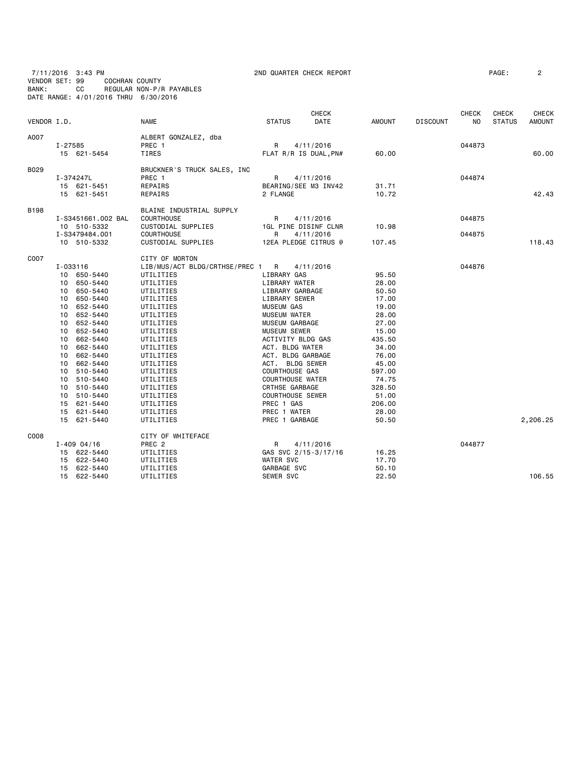7/11/2016 3:43 PM
VENDOR SET: 99 COCHRAN COUNTY
BANK: CC REGULAR NON-P/R PAYABLES
DATE RANGE: 4/01/2016 THRU 6/30/2016

2ND QUARTER CHECK REPORT

| VENDOR I.D. | NAME | STATUS | CHECK DATE | AMOUNT | DISCOUNT | CHECK NO | CHECK STATUS | CHECK AMOUNT |
|---|---|---|---|---|---|---|---|---|
| A007 | ALBERT GONZALEZ, dba | | | | | | | |
| I-27585 | PREC 1 | R | 4/11/2016 | | | 044873 | | |
| 15 621-5454 | TIRES | FLAT R/R IS DUAL,PN# | | 60.00 | | | | 60.00 |
| B029 | BRUCKNER'S TRUCK SALES, INC | | | | | | | |
| I-374247L | PREC 1 | R | 4/11/2016 | | | 044874 | | |
| 15 621-5451 | REPAIRS | BEARING/SEE M3 INV42 | | 31.71 | | | | |
| 15 621-5451 | REPAIRS | 2 FLANGE | | 10.72 | | | | 42.43 |
| B198 | BLAINE INDUSTRIAL SUPPLY | | | | | | | |
| I-S3451661.002 BAL | COURTHOUSE | R | 4/11/2016 | | | 044875 | | |
| 10 510-5332 | CUSTODIAL SUPPLIES | 1GL PINE DISINF CLNR | | 10.98 | | | | |
| I-S3479484.001 | COURTHOUSE | R | 4/11/2016 | | | 044875 | | |
| 10 510-5332 | CUSTODIAL SUPPLIES | 12EA PLEDGE CITRUS @ | | 107.45 | | | | 118.43 |
| C007 | CITY OF MORTON | | | | | | | |
| I-033116 | LIB/MUS/ACT BLDG/CRTHSE/PREC 1 | R | 4/11/2016 | | | 044876 | | |
| 10 650-5440 | UTILITIES | LIBRARY GAS | | 95.50 | | | | |
| 10 650-5440 | UTILITIES | LIBRARY WATER | | 28.00 | | | | |
| 10 650-5440 | UTILITIES | LIBRARY GARBAGE | | 50.50 | | | | |
| 10 650-5440 | UTILITIES | LIBRARY SEWER | | 17.00 | | | | |
| 10 652-5440 | UTILITIES | MUSEUM GAS | | 19.00 | | | | |
| 10 652-5440 | UTILITIES | MUSEUM WATER | | 28.00 | | | | |
| 10 652-5440 | UTILITIES | MUSEUM GARBAGE | | 27.00 | | | | |
| 10 652-5440 | UTILITIES | MUSEUM SEWER | | 15.00 | | | | |
| 10 662-5440 | UTILITIES | ACTIVITY BLDG GAS | | 435.50 | | | | |
| 10 662-5440 | UTILITIES | ACT. BLDG WATER | | 34.00 | | | | |
| 10 662-5440 | UTILITIES | ACT. BLDG GARBAGE | | 76.00 | | | | |
| 10 662-5440 | UTILITIES | ACT. BLDG SEWER | | 45.00 | | | | |
| 10 510-5440 | UTILITIES | COURTHOUSE GAS | | 597.00 | | | | |
| 10 510-5440 | UTILITIES | COURTHOUSE WATER | | 74.75 | | | | |
| 10 510-5440 | UTILITIES | CRTHSE GARBAGE | | 328.50 | | | | |
| 10 510-5440 | UTILITIES | COURTHOUSE SEWER | | 51.00 | | | | |
| 15 621-5440 | UTILITIES | PREC 1 GAS | | 206.00 | | | | |
| 15 621-5440 | UTILITIES | PREC 1 WATER | | 28.00 | | | | |
| 15 621-5440 | UTILITIES | PREC 1 GARBAGE | | 50.50 | | | | 2,206.25 |
| C008 | CITY OF WHITEFACE | | | | | | | |
| I-409 04/16 | PREC 2 | R | 4/11/2016 | | | 044877 | | |
| 15 622-5440 | UTILITIES | GAS SVC 2/15-3/17/16 | | 16.25 | | | | |
| 15 622-5440 | UTILITIES | WATER SVC | | 17.70 | | | | |
| 15 622-5440 | UTILITIES | GARBAGE SVC | | 50.10 | | | | |
| 15 622-5440 | UTILITIES | SEWER SVC | | 22.50 | | | | 106.55 |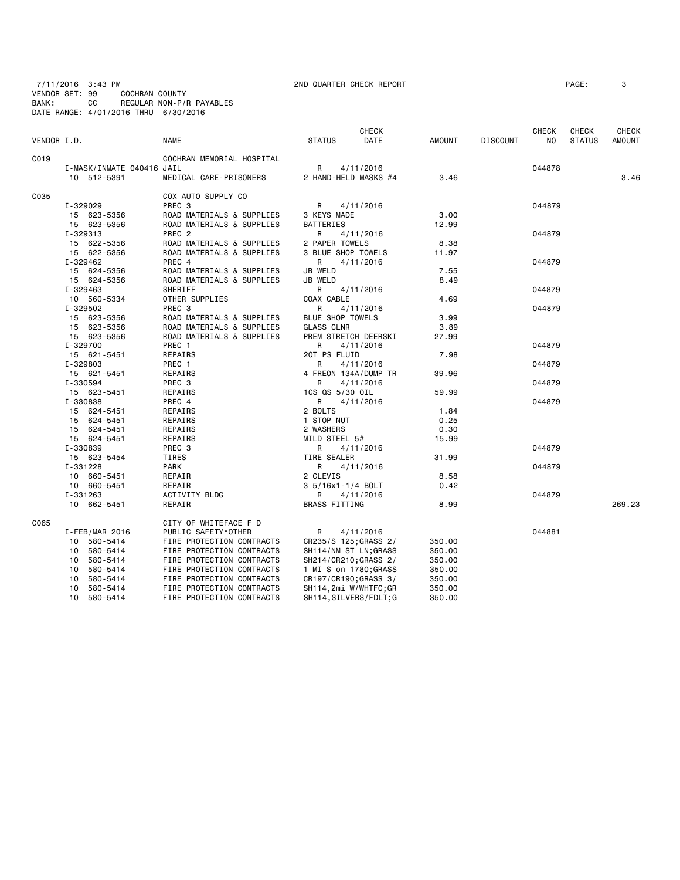7/11/2016 3:43 PM 2ND QUARTER CHECK REPORT
VENDOR SET: 99 COCHRAN COUNTY
BANK: CC REGULAR NON-P/R PAYABLES
DATE RANGE: 4/01/2016 THRU 6/30/2016

| VENDOR I.D. | NAME | STATUS | CHECK DATE | AMOUNT | DISCOUNT | CHECK NO | CHECK STATUS | CHECK AMOUNT |
|---|---|---|---|---|---|---|---|---|
| C019 | COCHRAN MEMORIAL HOSPITAL | | | | | | | |
| I-MASK/INMATE 040416 | JAIL | R | 4/11/2016 | | | 044878 | | |
| 10 512-5391 | MEDICAL CARE-PRISONERS | 2 HAND-HELD MASKS #4 | | 3.46 | | | | 3.46 |
| C035 | COX AUTO SUPPLY CO | | | | | | | |
| I-329029 | PREC 3 | R | 4/11/2016 | | | 044879 | | |
| 15 623-5356 | ROAD MATERIALS & SUPPLIES | 3 KEYS MADE | | 3.00 | | | | |
| 15 623-5356 | ROAD MATERIALS & SUPPLIES | BATTERIES | | 12.99 | | | | |
| I-329313 | PREC 2 | R | 4/11/2016 | | | 044879 | | |
| 15 622-5356 | ROAD MATERIALS & SUPPLIES | 2 PAPER TOWELS | | 8.38 | | | | |
| 15 622-5356 | ROAD MATERIALS & SUPPLIES | 3 BLUE SHOP TOWELS | | 11.97 | | | | |
| I-329462 | PREC 4 | R | 4/11/2016 | | | 044879 | | |
| 15 624-5356 | ROAD MATERIALS & SUPPLIES | JB WELD | | 7.55 | | | | |
| 15 624-5356 | ROAD MATERIALS & SUPPLIES | JB WELD | | 8.49 | | | | |
| I-329463 | SHERIFF | R | 4/11/2016 | | | 044879 | | |
| 10 560-5334 | OTHER SUPPLIES | COAX CABLE | | 4.69 | | | | |
| I-329502 | PREC 3 | R | 4/11/2016 | | | 044879 | | |
| 15 623-5356 | ROAD MATERIALS & SUPPLIES | BLUE SHOP TOWELS | | 3.99 | | | | |
| 15 623-5356 | ROAD MATERIALS & SUPPLIES | GLASS CLNR | | 3.89 | | | | |
| 15 623-5356 | ROAD MATERIALS & SUPPLIES | PREM STRETCH DEERSKI | | 27.99 | | | | |
| I-329700 | PREC 1 | R | 4/11/2016 | | | 044879 | | |
| 15 621-5451 | REPAIRS | 2QT PS FLUID | | 7.98 | | | | |
| I-329803 | PREC 1 | R | 4/11/2016 | | | 044879 | | |
| 15 621-5451 | REPAIRS | 4 FREON 134A/DUMP TR | | 39.96 | | | | |
| I-330594 | PREC 3 | R | 4/11/2016 | | | 044879 | | |
| 15 623-5451 | REPAIRS | 1CS QS 5/30 OIL | | 59.99 | | | | |
| I-330838 | PREC 4 | R | 4/11/2016 | | | 044879 | | |
| 15 624-5451 | REPAIRS | 2 BOLTS | | 1.84 | | | | |
| 15 624-5451 | REPAIRS | 1 STOP NUT | | 0.25 | | | | |
| 15 624-5451 | REPAIRS | 2 WASHERS | | 0.30 | | | | |
| 15 624-5451 | REPAIRS | MILD STEEL 5# | | 15.99 | | | | |
| I-330839 | PREC 3 | R | 4/11/2016 | | | 044879 | | |
| 15 623-5454 | TIRES | TIRE SEALER | | 31.99 | | | | |
| I-331228 | PARK | R | 4/11/2016 | | | 044879 | | |
| 10 660-5451 | REPAIR | 2 CLEVIS | | 8.58 | | | | |
| 10 660-5451 | REPAIR | 3 5/16x1-1/4 BOLT | | 0.42 | | | | |
| I-331263 | ACTIVITY BLDG | R | 4/11/2016 | | | 044879 | | |
| 10 662-5451 | REPAIR | BRASS FITTING | | 8.99 | | | | 269.23 |
| C065 | CITY OF WHITEFACE F D | | | | | | | |
| I-FEB/MAR 2016 | PUBLIC SAFETY*OTHER | R | 4/11/2016 | | | 044881 | | |
| 10 580-5414 | FIRE PROTECTION CONTRACTS | CR235/S 125;GRASS 2/ | | 350.00 | | | | |
| 10 580-5414 | FIRE PROTECTION CONTRACTS | SH114/NM ST LN;GRASS | | 350.00 | | | | |
| 10 580-5414 | FIRE PROTECTION CONTRACTS | SH214/CR210;GRASS 2/ | | 350.00 | | | | |
| 10 580-5414 | FIRE PROTECTION CONTRACTS | 1 MI S on 1780;GRASS | | 350.00 | | | | |
| 10 580-5414 | FIRE PROTECTION CONTRACTS | CR197/CR190;GRASS 3/ | | 350.00 | | | | |
| 10 580-5414 | FIRE PROTECTION CONTRACTS | SH114,2mi W/WHTFC;GR | | 350.00 | | | | |
| 10 580-5414 | FIRE PROTECTION CONTRACTS | SH114,SILVERS/FDLT;G | | 350.00 | | | | |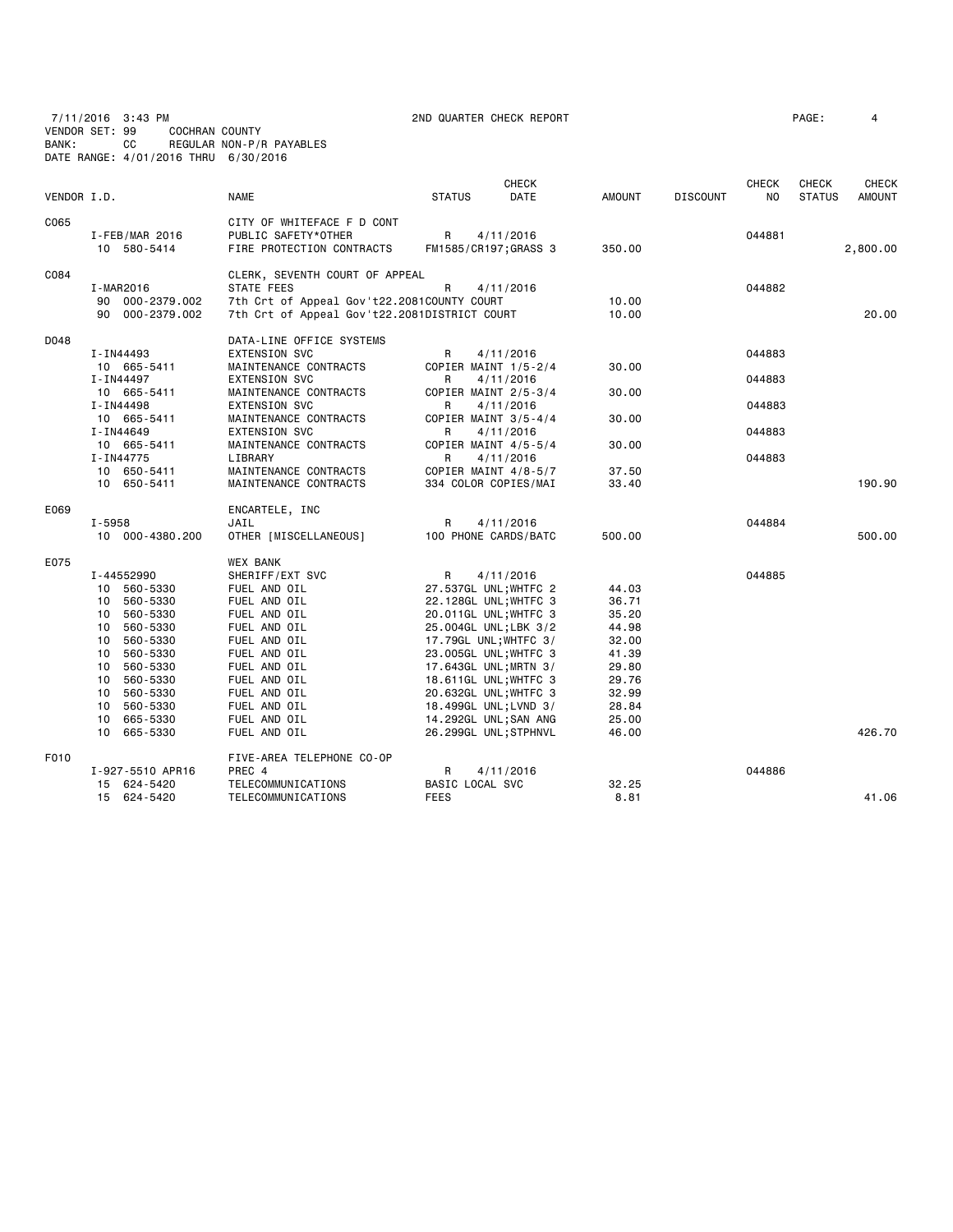7/11/2016 3:43 PM 2ND QUARTER CHECK REPORT
VENDOR SET: 99 COCHRAN COUNTY
BANK: CC REGULAR NON-P/R PAYABLES
DATE RANGE: 4/01/2016 THRU 6/30/2016

| VENDOR I.D. | NAME | STATUS | CHECK DATE | AMOUNT | DISCOUNT | CHECK NO | CHECK STATUS | CHECK AMOUNT |
|---|---|---|---|---|---|---|---|---|
| C065 | CITY OF WHITEFACE F D CONT | | | | | | | |
| I-FEB/MAR 2016 | PUBLIC SAFETY*OTHER | R | 4/11/2016 | | | 044881 | | |
| 10 580-5414 | FIRE PROTECTION CONTRACTS | FM1585/CR197;GRASS 3 | | 350.00 | | | | 2,800.00 |
| C084 | CLERK, SEVENTH COURT OF APPEAL | | | | | | | |
| I-MAR2016 | STATE FEES | R | 4/11/2016 | | | 044882 | | |
| 90 000-2379.002 | 7th Crt of Appeal Gov't22.2081COUNTY COURT | | | 10.00 | | | | |
| 90 000-2379.002 | 7th Crt of Appeal Gov't22.2081DISTRICT COURT | | | 10.00 | | | | 20.00 |
| D048 | DATA-LINE OFFICE SYSTEMS | | | | | | | |
| I-IN44493 | EXTENSION SVC | R | 4/11/2016 | | | 044883 | | |
| 10 665-5411 | MAINTENANCE CONTRACTS | COPIER MAINT 1/5-2/4 | | 30.00 | | | | |
| I-IN44497 | EXTENSION SVC | R | 4/11/2016 | | | 044883 | | |
| 10 665-5411 | MAINTENANCE CONTRACTS | COPIER MAINT 2/5-3/4 | | 30.00 | | | | |
| I-IN44498 | EXTENSION SVC | R | 4/11/2016 | | | 044883 | | |
| 10 665-5411 | MAINTENANCE CONTRACTS | COPIER MAINT 3/5-4/4 | | 30.00 | | | | |
| I-IN44649 | EXTENSION SVC | R | 4/11/2016 | | | 044883 | | |
| 10 665-5411 | MAINTENANCE CONTRACTS | COPIER MAINT 4/5-5/4 | | 30.00 | | | | |
| I-IN44775 | LIBRARY | R | 4/11/2016 | | | 044883 | | |
| 10 650-5411 | MAINTENANCE CONTRACTS | COPIER MAINT 4/8-5/7 | | 37.50 | | | | |
| 10 650-5411 | MAINTENANCE CONTRACTS | 334 COLOR COPIES/MAI | | 33.40 | | | | 190.90 |
| E069 | ENCARTELE, INC | | | | | | | |
| I-5958 | JAIL | R | 4/11/2016 | | | 044884 | | |
| 10 000-4380.200 | OTHER [MISCELLANEOUS] | 100 PHONE CARDS/BATC | | 500.00 | | | | 500.00 |
| E075 | WEX BANK | | | | | | | |
| I-44552990 | SHERIFF/EXT SVC | R | 4/11/2016 | | | 044885 | | |
| 10 560-5330 | FUEL AND OIL | 27.537GL UNL;WHTFC 2 | | 44.03 | | | | |
| 10 560-5330 | FUEL AND OIL | 22.128GL UNL;WHTFC 3 | | 36.71 | | | | |
| 10 560-5330 | FUEL AND OIL | 20.011GL UNL;WHTFC 3 | | 35.20 | | | | |
| 10 560-5330 | FUEL AND OIL | 25.004GL UNL;LBK 3/2 | | 44.98 | | | | |
| 10 560-5330 | FUEL AND OIL | 17.79GL UNL;WHTFC 3/ | | 32.00 | | | | |
| 10 560-5330 | FUEL AND OIL | 23.005GL UNL;WHTFC 3 | | 41.39 | | | | |
| 10 560-5330 | FUEL AND OIL | 17.643GL UNL;MRTN 3/ | | 29.80 | | | | |
| 10 560-5330 | FUEL AND OIL | 18.611GL UNL;WHTFC 3 | | 29.76 | | | | |
| 10 560-5330 | FUEL AND OIL | 20.632GL UNL;WHTFC 3 | | 32.99 | | | | |
| 10 560-5330 | FUEL AND OIL | 18.499GL UNL;LVND 3/ | | 28.84 | | | | |
| 10 665-5330 | FUEL AND OIL | 14.292GL UNL;SAN ANG | | 25.00 | | | | |
| 10 665-5330 | FUEL AND OIL | 26.299GL UNL;STPHNVL | | 46.00 | | | | 426.70 |
| F010 | FIVE-AREA TELEPHONE CO-OP | | | | | | | |
| I-927-5510 APR16 | PREC 4 | R | 4/11/2016 | | | 044886 | | |
| 15 624-5420 | TELECOMMUNICATIONS | BASIC LOCAL SVC | | 32.25 | | | | |
| 15 624-5420 | TELECOMMUNICATIONS | FEES | | 8.81 | | | | 41.06 |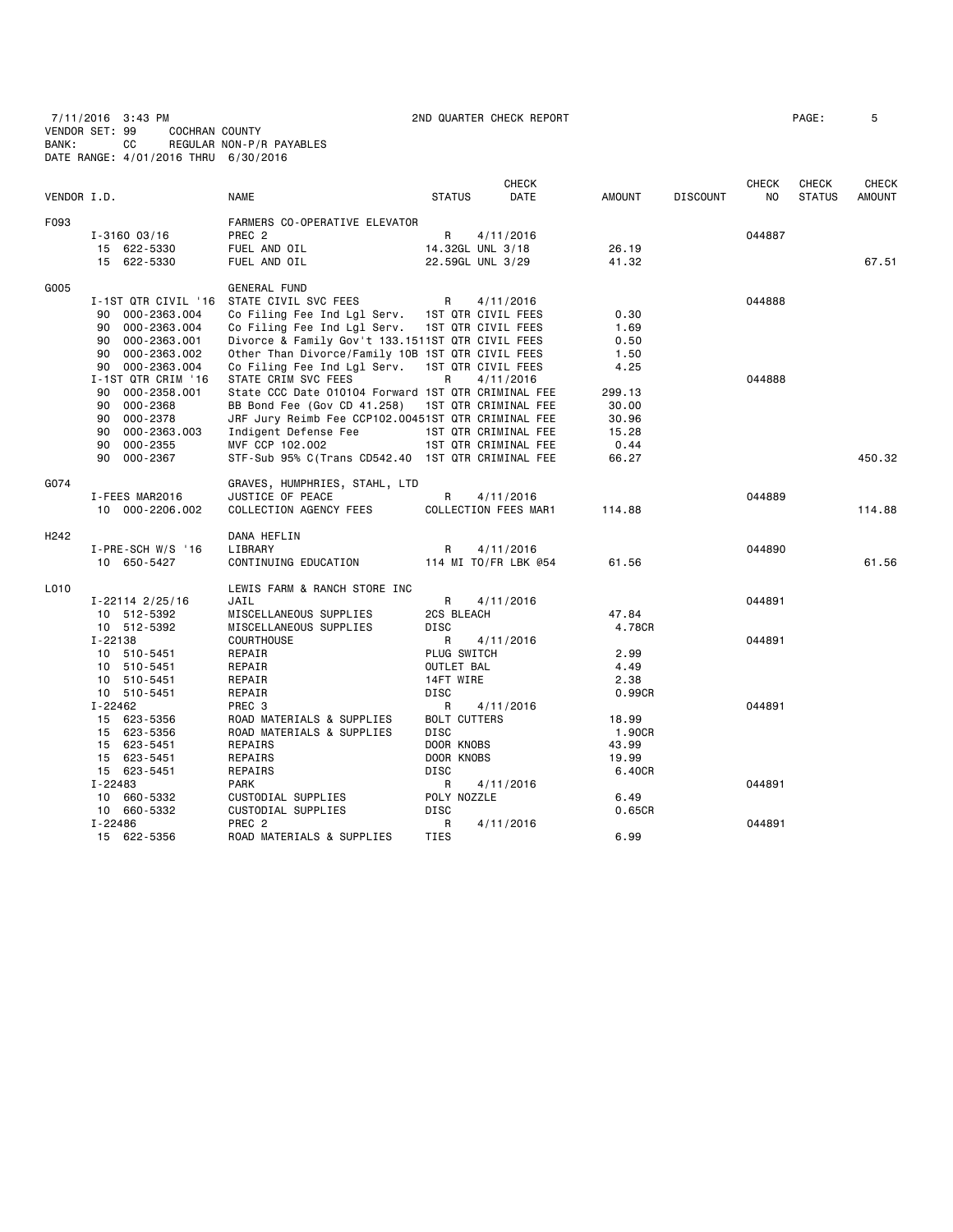7/11/2016 3:43 PM  2ND QUARTER CHECK REPORT  PAGE: 5
VENDOR SET: 99  COCHRAN COUNTY
BANK: CC  REGULAR NON-P/R PAYABLES
DATE RANGE: 4/01/2016 THRU 6/30/2016

| VENDOR I.D. | | NAME | STATUS | CHECK DATE | AMOUNT | DISCOUNT | CHECK NO | CHECK STATUS | CHECK AMOUNT |
|---|---|---|---|---|---|---|---|---|---|
| F093 | | FARMERS CO-OPERATIVE ELEVATOR | | | | | | | |
| | I-3160 03/16 | PREC 2 | R | 4/11/2016 | | | 044887 | | |
| | 15 622-5330 | FUEL AND OIL | 14.32GL UNL 3/18 | | 26.19 | | | | |
| | 15 622-5330 | FUEL AND OIL | 22.59GL UNL 3/29 | | 41.32 | | | | 67.51 |
| G005 | | GENERAL FUND | | | | | | | |
| | I-1ST QTR CIVIL '16 | STATE CIVIL SVC FEES | R | 4/11/2016 | | | 044888 | | |
| | 90 000-2363.004 | Co Filing Fee Ind Lgl Serv. | 1ST QTR CIVIL FEES | | 0.30 | | | | |
| | 90 000-2363.004 | Co Filing Fee Ind Lgl Serv. | 1ST QTR CIVIL FEES | | 1.69 | | | | |
| | 90 000-2363.001 | Divorce & Family Gov't 133.151 | 1ST QTR CIVIL FEES | | 0.50 | | | | |
| | 90 000-2363.002 | Other Than Divorce/Family 10B | 1ST QTR CIVIL FEES | | 1.50 | | | | |
| | 90 000-2363.004 | Co Filing Fee Ind Lgl Serv. | 1ST QTR CIVIL FEES | | 4.25 | | | | |
| | I-1ST QTR CRIM '16 | STATE CRIM SVC FEES | R | 4/11/2016 | | | 044888 | | |
| | 90 000-2358.001 | State CCC Date 010104 Forward | 1ST QTR CRIMINAL FEE | | 299.13 | | | | |
| | 90 000-2368 | BB Bond Fee (Gov CD 41.258) | 1ST QTR CRIMINAL FEE | | 30.00 | | | | |
| | 90 000-2378 | JRF Jury Reimb Fee CCP102.0045 | 1ST QTR CRIMINAL FEE | | 30.96 | | | | |
| | 90 000-2363.003 | Indigent Defense Fee | 1ST QTR CRIMINAL FEE | | 15.28 | | | | |
| | 90 000-2355 | MVF CCP 102.002 | 1ST QTR CRIMINAL FEE | | 0.44 | | | | |
| | 90 000-2367 | STF-Sub 95% C(Trans CD542.40 | 1ST QTR CRIMINAL FEE | | 66.27 | | | | 450.32 |
| G074 | | GRAVES, HUMPHRIES, STAHL, LTD | | | | | | | |
| | I-FEES MAR2016 | JUSTICE OF PEACE | R | 4/11/2016 | | | 044889 | | |
| | 10 000-2206.002 | COLLECTION AGENCY FEES | COLLECTION FEES MAR1 | | 114.88 | | | | 114.88 |
| H242 | | DANA HEFLIN | | | | | | | |
| | I-PRE-SCH W/S '16 | LIBRARY | R | 4/11/2016 | | | 044890 | | |
| | 10 650-5427 | CONTINUING EDUCATION | 114 MI TO/FR LBK @54 | | 61.56 | | | | 61.56 |
| L010 | | LEWIS FARM & RANCH STORE INC | | | | | | | |
| | I-22114 2/25/16 | JAIL | R | 4/11/2016 | | | 044891 | | |
| | 10 512-5392 | MISCELLANEOUS SUPPLIES | 2CS BLEACH | | 47.84 | | | | |
| | 10 512-5392 | MISCELLANEOUS SUPPLIES | DISC | | 4.78CR | | | | |
| | I-22138 | COURTHOUSE | R | 4/11/2016 | | | 044891 | | |
| | 10 510-5451 | REPAIR | PLUG SWITCH | | 2.99 | | | | |
| | 10 510-5451 | REPAIR | OUTLET BAL | | 4.49 | | | | |
| | 10 510-5451 | REPAIR | 14FT WIRE | | 2.38 | | | | |
| | 10 510-5451 | REPAIR | DISC | | 0.99CR | | | | |
| | I-22462 | PREC 3 | R | 4/11/2016 | | | 044891 | | |
| | 15 623-5356 | ROAD MATERIALS & SUPPLIES | BOLT CUTTERS | | 18.99 | | | | |
| | 15 623-5356 | ROAD MATERIALS & SUPPLIES | DISC | | 1.90CR | | | | |
| | 15 623-5451 | REPAIRS | DOOR KNOBS | | 43.99 | | | | |
| | 15 623-5451 | REPAIRS | DOOR KNOBS | | 19.99 | | | | |
| | 15 623-5451 | REPAIRS | DISC | | 6.40CR | | | | |
| | I-22483 | PARK | R | 4/11/2016 | | | 044891 | | |
| | 10 660-5332 | CUSTODIAL SUPPLIES | POLY NOZZLE | | 6.49 | | | | |
| | 10 660-5332 | CUSTODIAL SUPPLIES | DISC | | 0.65CR | | | | |
| | I-22486 | PREC 2 | R | 4/11/2016 | | | 044891 | | |
| | 15 622-5356 | ROAD MATERIALS & SUPPLIES | TIES | | 6.99 | | | | |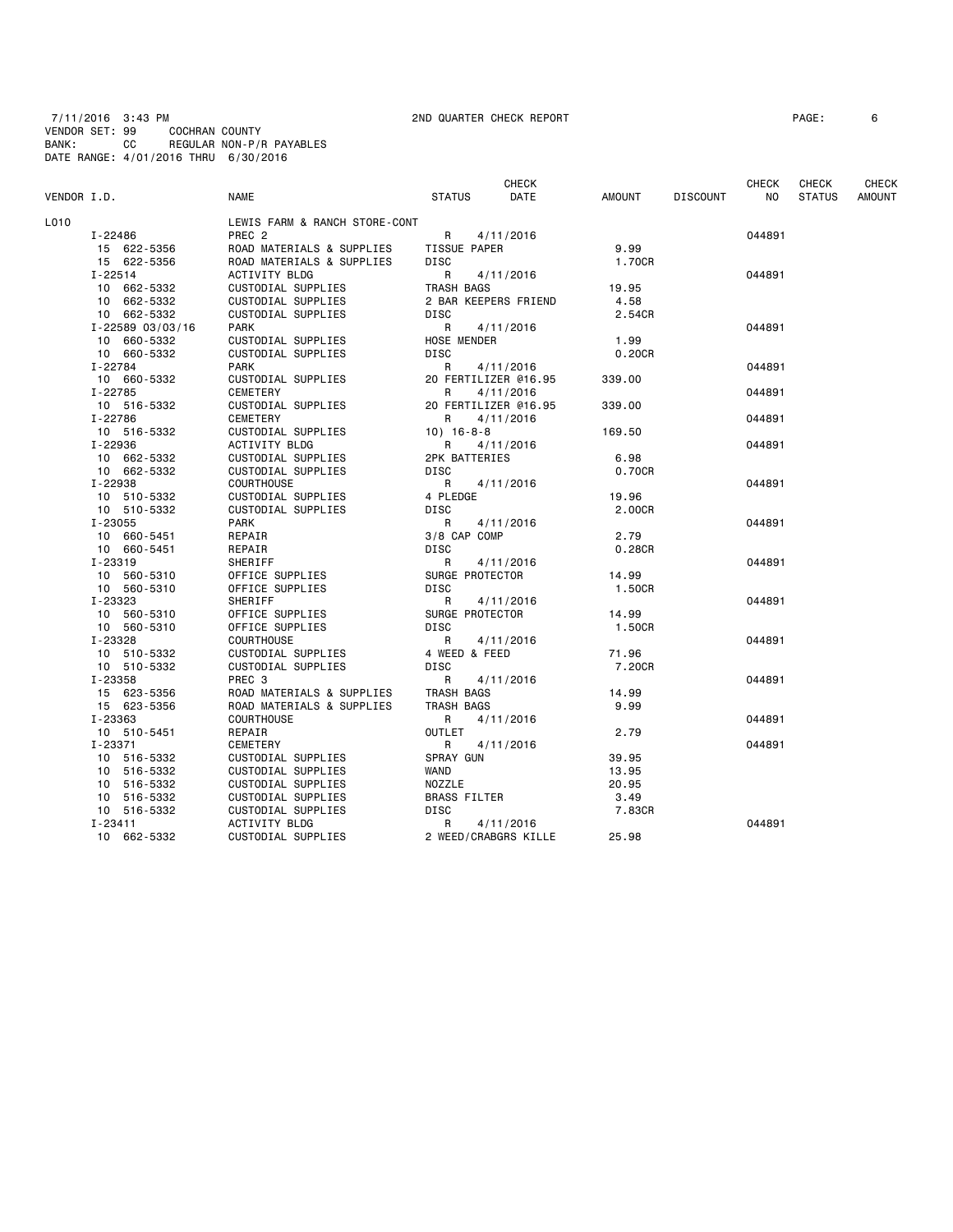7/11/2016 3:43 PM  2ND QUARTER CHECK REPORT  PAGE: 6
VENDOR SET: 99  COCHRAN COUNTY
BANK: CC  REGULAR NON-P/R PAYABLES
DATE RANGE: 4/01/2016 THRU 6/30/2016

| VENDOR I.D. | NAME | STATUS | CHECK DATE | AMOUNT | DISCOUNT | CHECK NO | CHECK STATUS | CHECK AMOUNT |
|---|---|---|---|---|---|---|---|---|
| L010 | LEWIS FARM & RANCH STORE-CONT | | | | | | | |
| I-22486 | PREC 2 | R | 4/11/2016 | | | 044891 | | |
| 15 622-5356 | ROAD MATERIALS & SUPPLIES | TISSUE PAPER | | 9.99 | | | | |
| 15 622-5356 | ROAD MATERIALS & SUPPLIES | DISC | | 1.70CR | | | | |
| I-22514 | ACTIVITY BLDG | R | 4/11/2016 | | | 044891 | | |
| 10 662-5332 | CUSTODIAL SUPPLIES | TRASH BAGS | | 19.95 | | | | |
| 10 662-5332 | CUSTODIAL SUPPLIES | 2 BAR KEEPERS FRIEND | | 4.58 | | | | |
| 10 662-5332 | CUSTODIAL SUPPLIES | DISC | | 2.54CR | | | | |
| I-22589 03/03/16 | PARK | R | 4/11/2016 | | | 044891 | | |
| 10 660-5332 | CUSTODIAL SUPPLIES | HOSE MENDER | | 1.99 | | | | |
| 10 660-5332 | CUSTODIAL SUPPLIES | DISC | | 0.20CR | | | | |
| I-22784 | PARK | R | 4/11/2016 | | | 044891 | | |
| 10 660-5332 | CUSTODIAL SUPPLIES | 20 FERTILIZER @16.95 | | 339.00 | | | | |
| I-22785 | CEMETERY | R | 4/11/2016 | | | 044891 | | |
| 10 516-5332 | CUSTODIAL SUPPLIES | 20 FERTILIZER @16.95 | | 339.00 | | | | |
| I-22786 | CEMETERY | R | 4/11/2016 | | | 044891 | | |
| 10 516-5332 | CUSTODIAL SUPPLIES | 10) 16-8-8 | | 169.50 | | | | |
| I-22936 | ACTIVITY BLDG | R | 4/11/2016 | | | 044891 | | |
| 10 662-5332 | CUSTODIAL SUPPLIES | 2PK BATTERIES | | 6.98 | | | | |
| 10 662-5332 | CUSTODIAL SUPPLIES | DISC | | 0.70CR | | | | |
| I-22938 | COURTHOUSE | R | 4/11/2016 | | | 044891 | | |
| 10 510-5332 | CUSTODIAL SUPPLIES | 4 PLEDGE | | 19.96 | | | | |
| 10 510-5332 | CUSTODIAL SUPPLIES | DISC | | 2.00CR | | | | |
| I-23055 | PARK | R | 4/11/2016 | | | 044891 | | |
| 10 660-5451 | REPAIR | 3/8 CAP COMP | | 2.79 | | | | |
| 10 660-5451 | REPAIR | DISC | | 0.28CR | | | | |
| I-23319 | SHERIFF | R | 4/11/2016 | | | 044891 | | |
| 10 560-5310 | OFFICE SUPPLIES | SURGE PROTECTOR | | 14.99 | | | | |
| 10 560-5310 | OFFICE SUPPLIES | DISC | | 1.50CR | | | | |
| I-23323 | SHERIFF | R | 4/11/2016 | | | 044891 | | |
| 10 560-5310 | OFFICE SUPPLIES | SURGE PROTECTOR | | 14.99 | | | | |
| 10 560-5310 | OFFICE SUPPLIES | DISC | | 1.50CR | | | | |
| I-23328 | COURTHOUSE | R | 4/11/2016 | | | 044891 | | |
| 10 510-5332 | CUSTODIAL SUPPLIES | 4 WEED & FEED | | 71.96 | | | | |
| 10 510-5332 | CUSTODIAL SUPPLIES | DISC | | 7.20CR | | | | |
| I-23358 | PREC 3 | R | 4/11/2016 | | | 044891 | | |
| 15 623-5356 | ROAD MATERIALS & SUPPLIES | TRASH BAGS | | 14.99 | | | | |
| 15 623-5356 | ROAD MATERIALS & SUPPLIES | TRASH BAGS | | 9.99 | | | | |
| I-23363 | COURTHOUSE | R | 4/11/2016 | | | 044891 | | |
| 10 510-5451 | REPAIR | OUTLET | | 2.79 | | | | |
| I-23371 | CEMETERY | R | 4/11/2016 | | | 044891 | | |
| 10 516-5332 | CUSTODIAL SUPPLIES | SPRAY GUN | | 39.95 | | | | |
| 10 516-5332 | CUSTODIAL SUPPLIES | WAND | | 13.95 | | | | |
| 10 516-5332 | CUSTODIAL SUPPLIES | NOZZLE | | 20.95 | | | | |
| 10 516-5332 | CUSTODIAL SUPPLIES | BRASS FILTER | | 3.49 | | | | |
| 10 516-5332 | CUSTODIAL SUPPLIES | DISC | | 7.83CR | | | | |
| I-23411 | ACTIVITY BLDG | R | 4/11/2016 | | | 044891 | | |
| 10 662-5332 | CUSTODIAL SUPPLIES | 2 WEED/CRABGRS KILLE | | 25.98 | | | | |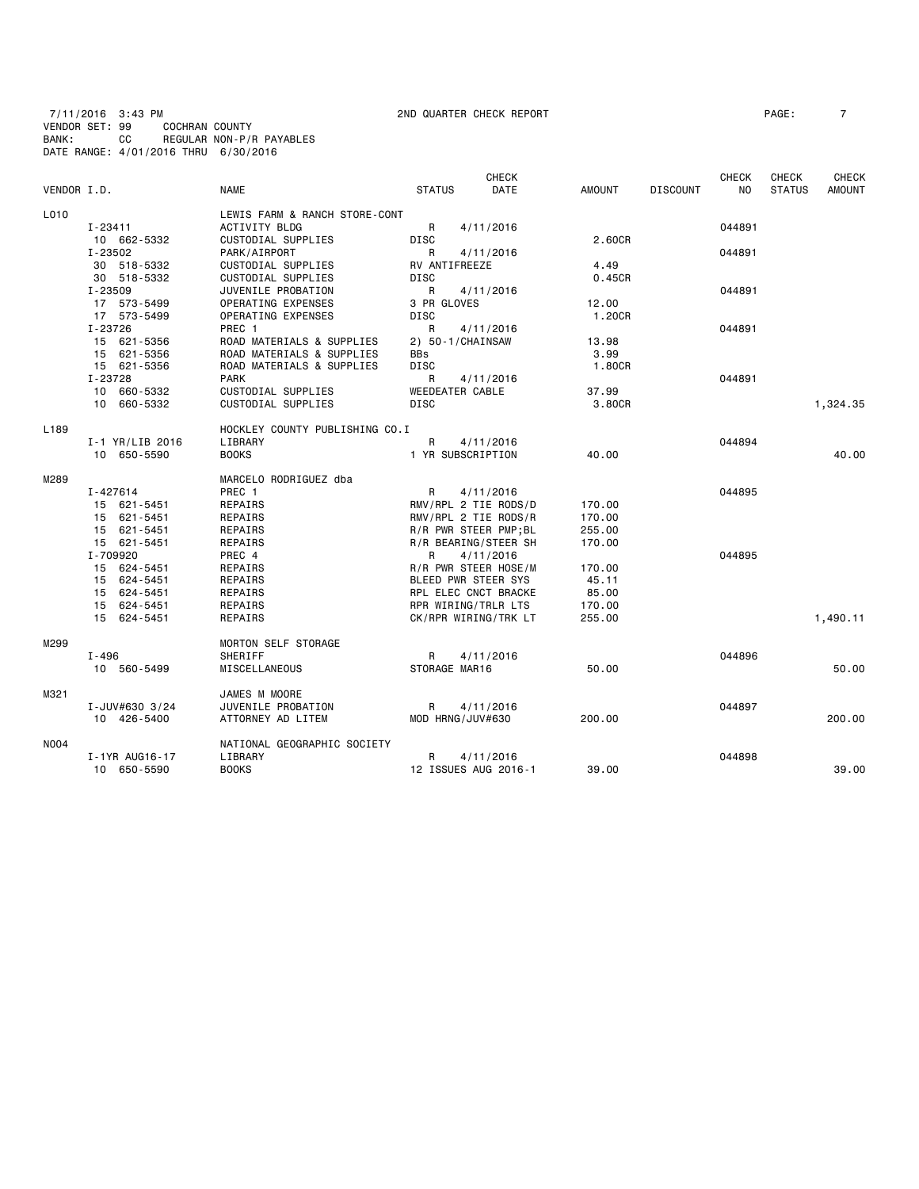7/11/2016 3:43 PM 2ND QUARTER CHECK REPORT
VENDOR SET: 99 COCHRAN COUNTY
BANK: CC REGULAR NON-P/R PAYABLES
DATE RANGE: 4/01/2016 THRU 6/30/2016

| VENDOR I.D. | | NAME | STATUS | CHECK DATE | AMOUNT | DISCOUNT | CHECK NO | CHECK STATUS | CHECK AMOUNT |
|---|---|---|---|---|---|---|---|---|---|
| L010 | | LEWIS FARM & RANCH STORE-CONT | | | | | | | |
| | I-23411 | ACTIVITY BLDG | R | 4/11/2016 | | | 044891 | | |
| | 10 662-5332 | CUSTODIAL SUPPLIES | DISC | | 2.60CR | | | | |
| | I-23502 | PARK/AIRPORT | R | 4/11/2016 | | | 044891 | | |
| | 30 518-5332 | CUSTODIAL SUPPLIES | RV ANTIFREEZE | | 4.49 | | | | |
| | 30 518-5332 | CUSTODIAL SUPPLIES | DISC | | 0.45CR | | | | |
| | I-23509 | JUVENILE PROBATION | R | 4/11/2016 | | | 044891 | | |
| | 17 573-5499 | OPERATING EXPENSES | 3 PR GLOVES | | 12.00 | | | | |
| | 17 573-5499 | OPERATING EXPENSES | DISC | | 1.20CR | | | | |
| | I-23726 | PREC 1 | R | 4/11/2016 | | | 044891 | | |
| | 15 621-5356 | ROAD MATERIALS & SUPPLIES | 2) 50-1/CHAINSAW | | 13.98 | | | | |
| | 15 621-5356 | ROAD MATERIALS & SUPPLIES | BBs | | 3.99 | | | | |
| | 15 621-5356 | ROAD MATERIALS & SUPPLIES | DISC | | 1.80CR | | | | |
| | I-23728 | PARK | R | 4/11/2016 | | | 044891 | | |
| | 10 660-5332 | CUSTODIAL SUPPLIES | WEEDEATER CABLE | | 37.99 | | | | |
| | 10 660-5332 | CUSTODIAL SUPPLIES | DISC | | 3.80CR | | | | 1,324.35 |
| L189 | | HOCKLEY COUNTY PUBLISHING CO.I | | | | | | | |
| | I-1 YR/LIB 2016 | LIBRARY | R | 4/11/2016 | | | 044894 | | |
| | 10 650-5590 | BOOKS | 1 YR SUBSCRIPTION | | 40.00 | | | | 40.00 |
| M289 | | MARCELO RODRIGUEZ dba | | | | | | | |
| | I-427614 | PREC 1 | R | 4/11/2016 | | | 044895 | | |
| | 15 621-5451 | REPAIRS | RMV/RPL 2 TIE RODS/D | | 170.00 | | | | |
| | 15 621-5451 | REPAIRS | RMV/RPL 2 TIE RODS/R | | 170.00 | | | | |
| | 15 621-5451 | REPAIRS | R/R PWR STEER PMP;BL | | 255.00 | | | | |
| | 15 621-5451 | REPAIRS | R/R BEARING/STEER SH | | 170.00 | | | | |
| | I-709920 | PREC 4 | R | 4/11/2016 | | | 044895 | | |
| | 15 624-5451 | REPAIRS | R/R PWR STEER HOSE/M | | 170.00 | | | | |
| | 15 624-5451 | REPAIRS | BLEED PWR STEER SYS | | 45.11 | | | | |
| | 15 624-5451 | REPAIRS | RPL ELEC CNCT BRACKE | | 85.00 | | | | |
| | 15 624-5451 | REPAIRS | RPR WIRING/TRLR LTS | | 170.00 | | | | |
| | 15 624-5451 | REPAIRS | CK/RPR WIRING/TRK LT | | 255.00 | | | | 1,490.11 |
| M299 | | MORTON SELF STORAGE | | | | | | | |
| | I-496 | SHERIFF | R | 4/11/2016 | | | 044896 | | |
| | 10 560-5499 | MISCELLANEOUS | STORAGE MAR16 | | 50.00 | | | | 50.00 |
| M321 | | JAMES M MOORE | | | | | | | |
| | I-JUV#630 3/24 | JUVENILE PROBATION | R | 4/11/2016 | | | 044897 | | |
| | 10 426-5400 | ATTORNEY AD LITEM | MOD HRNG/JUV#630 | | 200.00 | | | | 200.00 |
| N004 | | NATIONAL GEOGRAPHIC SOCIETY | | | | | | | |
| | I-1YR AUG16-17 | LIBRARY | R | 4/11/2016 | | | 044898 | | |
| | 10 650-5590 | BOOKS | 12 ISSUES AUG 2016-1 | | 39.00 | | | | 39.00 |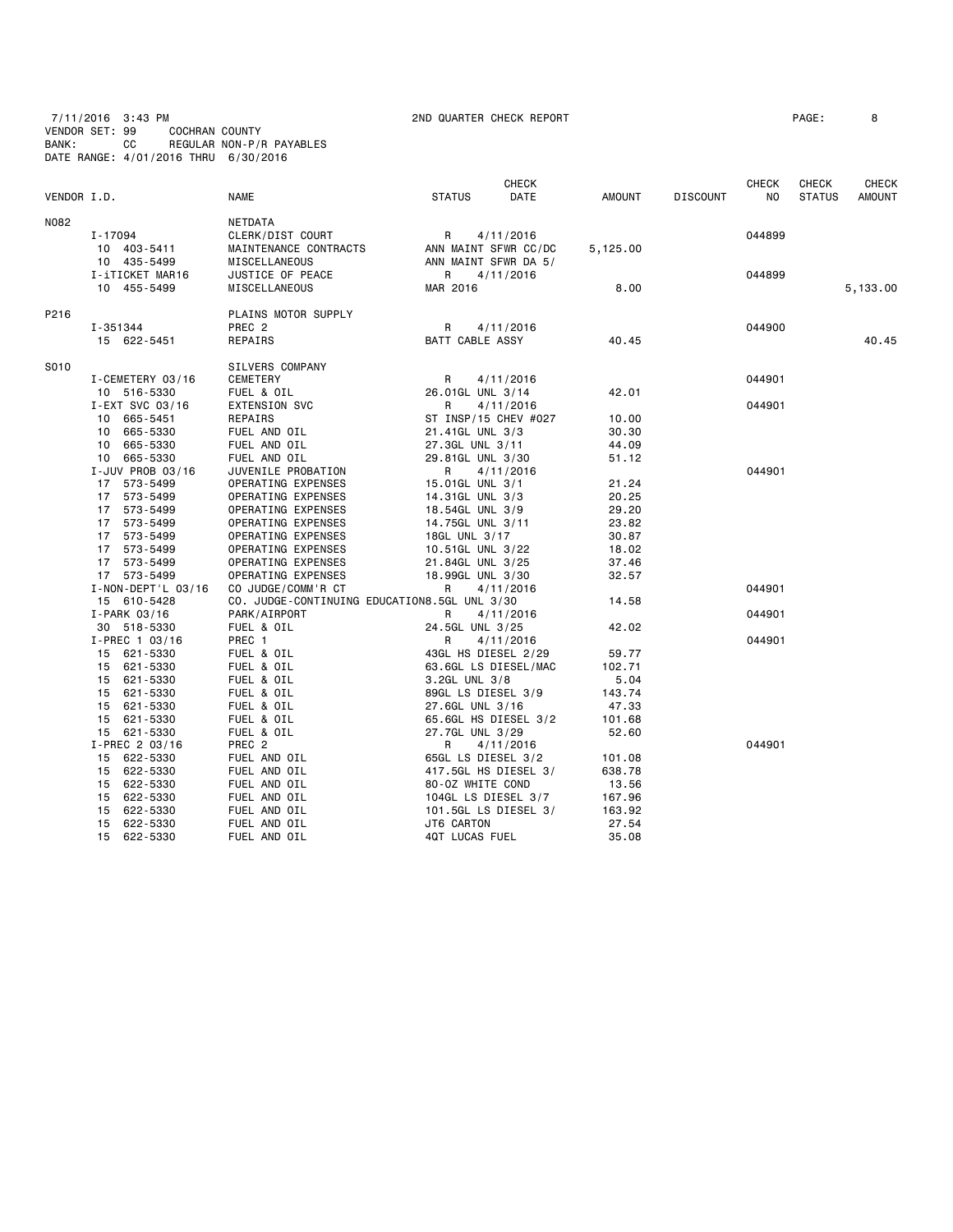7/11/2016 3:43 PM 2ND QUARTER CHECK REPORT

VENDOR SET: 99 COCHRAN COUNTY
BANK: CC REGULAR NON-P/R PAYABLES
DATE RANGE: 4/01/2016 THRU 6/30/2016

| VENDOR I.D. | | NAME | STATUS | CHECK DATE | AMOUNT | DISCOUNT | CHECK NO | CHECK STATUS | CHECK AMOUNT |
|---|---|---|---|---|---|---|---|---|---|
| N082 | | NETDATA | | | | | | | |
| | I-17094 | CLERK/DIST COURT | R | 4/11/2016 | | | 044899 | | |
| | 10 403-5411 | MAINTENANCE CONTRACTS | ANN MAINT SFWR CC/DC | | 5,125.00 | | | | |
| | 10 435-5499 | MISCELLANEOUS | ANN MAINT SFWR DA 5/ | | | | | | |
| | I-iTICKET MAR16 | JUSTICE OF PEACE | R | 4/11/2016 | | | 044899 | | |
| | 10 455-5499 | MISCELLANEOUS | MAR 2016 | | 8.00 | | | | 5,133.00 |
| P216 | | PLAINS MOTOR SUPPLY | | | | | | | |
| | I-351344 | PREC 2 | R | 4/11/2016 | | | 044900 | | |
| | 15 622-5451 | REPAIRS | BATT CABLE ASSY | | 40.45 | | | | 40.45 |
| S010 | | SILVERS COMPANY | | | | | | | |
| | I-CEMETERY 03/16 | CEMETERY | R | 4/11/2016 | | | 044901 | | |
| | 10 516-5330 | FUEL & OIL | 26.01GL UNL 3/14 | | 42.01 | | | | |
| | I-EXT SVC 03/16 | EXTENSION SVC | R | 4/11/2016 | | | 044901 | | |
| | 10 665-5451 | REPAIRS | ST INSP/15 CHEV #027 | | 10.00 | | | | |
| | 10 665-5330 | FUEL AND OIL | 21.41GL UNL 3/3 | | 30.30 | | | | |
| | 10 665-5330 | FUEL AND OIL | 27.3GL UNL 3/11 | | 44.09 | | | | |
| | 10 665-5330 | FUEL AND OIL | 29.81GL UNL 3/30 | | 51.12 | | | | |
| | I-JUV PROB 03/16 | JUVENILE PROBATION | R | 4/11/2016 | | | 044901 | | |
| | 17 573-5499 | OPERATING EXPENSES | 15.01GL UNL 3/1 | | 21.24 | | | | |
| | 17 573-5499 | OPERATING EXPENSES | 14.31GL UNL 3/3 | | 20.25 | | | | |
| | 17 573-5499 | OPERATING EXPENSES | 18.54GL UNL 3/9 | | 29.20 | | | | |
| | 17 573-5499 | OPERATING EXPENSES | 14.75GL UNL 3/11 | | 23.82 | | | | |
| | 17 573-5499 | OPERATING EXPENSES | 18GL UNL 3/17 | | 30.87 | | | | |
| | 17 573-5499 | OPERATING EXPENSES | 10.51GL UNL 3/22 | | 18.02 | | | | |
| | 17 573-5499 | OPERATING EXPENSES | 21.84GL UNL 3/25 | | 37.46 | | | | |
| | 17 573-5499 | OPERATING EXPENSES | 18.99GL UNL 3/30 | | 32.57 | | | | |
| | I-NON-DEPT'L 03/16 | CO JUDGE/COMM'R CT | R | 4/11/2016 | | | 044901 | | |
| | 15 610-5428 | CO. JUDGE-CONTINUING EDUCATION | 8.5GL UNL 3/30 | | 14.58 | | | | |
| | I-PARK 03/16 | PARK/AIRPORT | R | 4/11/2016 | | | 044901 | | |
| | 30 518-5330 | FUEL & OIL | 24.5GL UNL 3/25 | | 42.02 | | | | |
| | I-PREC 1 03/16 | PREC 1 | R | 4/11/2016 | | | 044901 | | |
| | 15 621-5330 | FUEL & OIL | 43GL HS DIESEL 2/29 | | 59.77 | | | | |
| | 15 621-5330 | FUEL & OIL | 63.6GL LS DIESEL/MAC | | 102.71 | | | | |
| | 15 621-5330 | FUEL & OIL | 3.2GL UNL 3/8 | | 5.04 | | | | |
| | 15 621-5330 | FUEL & OIL | 89GL LS DIESEL 3/9 | | 143.74 | | | | |
| | 15 621-5330 | FUEL & OIL | 27.6GL UNL 3/16 | | 47.33 | | | | |
| | 15 621-5330 | FUEL & OIL | 65.6GL HS DIESEL 3/2 | | 101.68 | | | | |
| | 15 621-5330 | FUEL & OIL | 27.7GL UNL 3/29 | | 52.60 | | | | |
| | I-PREC 2 03/16 | PREC 2 | R | 4/11/2016 | | | 044901 | | |
| | 15 622-5330 | FUEL AND OIL | 65GL LS DIESEL 3/2 | | 101.08 | | | | |
| | 15 622-5330 | FUEL AND OIL | 417.5GL HS DIESEL 3/ | | 638.78 | | | | |
| | 15 622-5330 | FUEL AND OIL | 80-OZ WHITE COND | | 13.56 | | | | |
| | 15 622-5330 | FUEL AND OIL | 104GL LS DIESEL 3/7 | | 167.96 | | | | |
| | 15 622-5330 | FUEL AND OIL | 101.5GL LS DIESEL 3/ | | 163.92 | | | | |
| | 15 622-5330 | FUEL AND OIL | JT6 CARTON | | 27.54 | | | | |
| | 15 622-5330 | FUEL AND OIL | 4QT LUCAS FUEL | | 35.08 | | | | |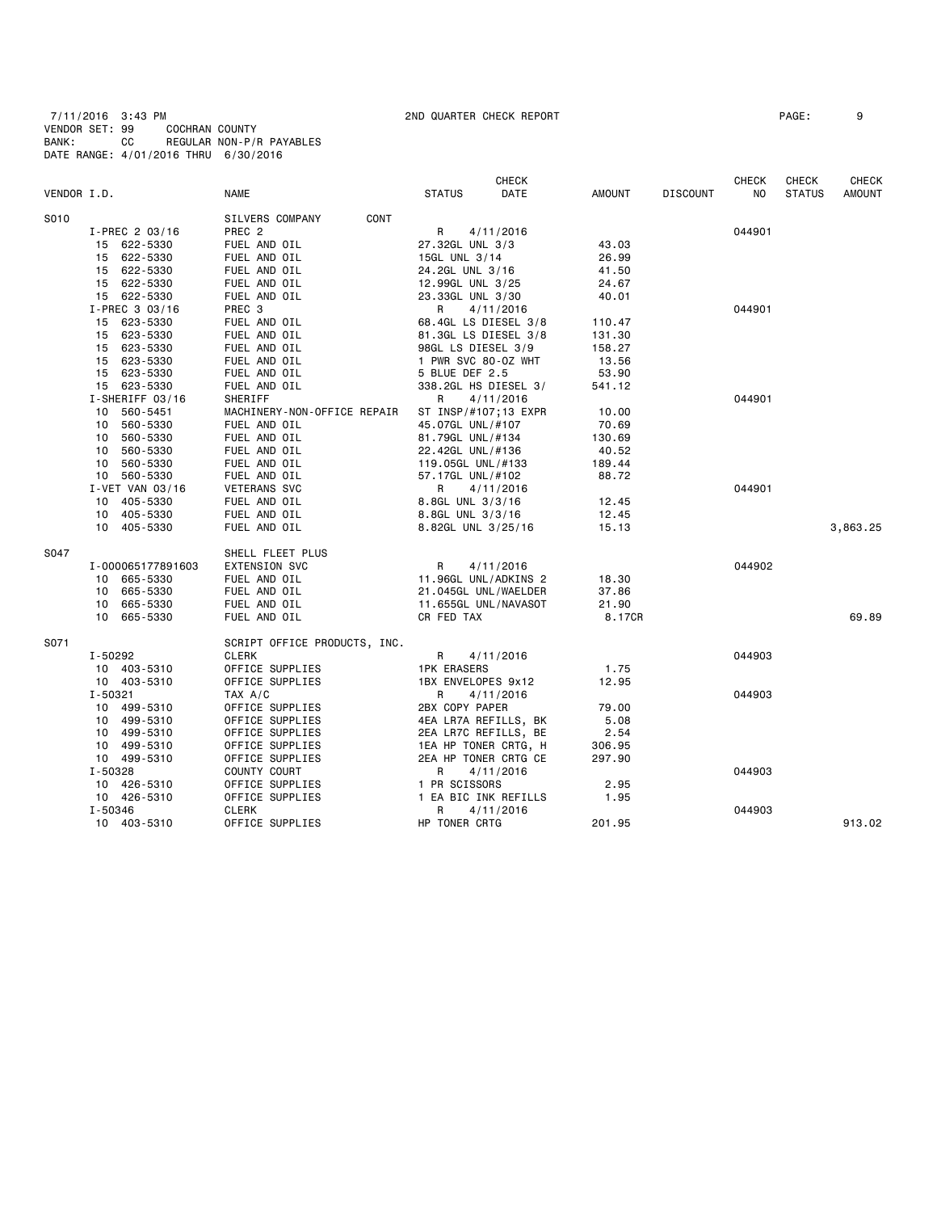7/11/2016 3:43 PM  2ND QUARTER CHECK REPORT  PAGE: 9
VENDOR SET: 99  COCHRAN COUNTY
BANK: CC  REGULAR NON-P/R PAYABLES
DATE RANGE: 4/01/2016 THRU 6/30/2016

| VENDOR I.D. | NAME | STATUS | CHECK DATE | AMOUNT | DISCOUNT | CHECK NO | CHECK STATUS | CHECK AMOUNT |
|---|---|---|---|---|---|---|---|---|
| S010 | SILVERS COMPANY CONT | | | | | | | |
| I-PREC 2 03/16 | PREC 2 | R | 4/11/2016 | | | 044901 | | |
| 15 622-5330 | FUEL AND OIL | 27.32GL UNL 3/3 | | 43.03 | | | | |
| 15 622-5330 | FUEL AND OIL | 15GL UNL 3/14 | | 26.99 | | | | |
| 15 622-5330 | FUEL AND OIL | 24.2GL UNL 3/16 | | 41.50 | | | | |
| 15 622-5330 | FUEL AND OIL | 12.99GL UNL 3/25 | | 24.67 | | | | |
| 15 622-5330 | FUEL AND OIL | 23.33GL UNL 3/30 | | 40.01 | | | | |
| I-PREC 3 03/16 | PREC 3 | R | 4/11/2016 | | | 044901 | | |
| 15 623-5330 | FUEL AND OIL | 68.4GL LS DIESEL 3/8 | | 110.47 | | | | |
| 15 623-5330 | FUEL AND OIL | 81.3GL LS DIESEL 3/8 | | 131.30 | | | | |
| 15 623-5330 | FUEL AND OIL | 98GL LS DIESEL 3/9 | | 158.27 | | | | |
| 15 623-5330 | FUEL AND OIL | 1 PWR SVC 80-OZ WHT | | 13.56 | | | | |
| 15 623-5330 | FUEL AND OIL | 5 BLUE DEF 2.5 | | 53.90 | | | | |
| 15 623-5330 | FUEL AND OIL | 338.2GL HS DIESEL 3/ | | 541.12 | | | | |
| I-SHERIFF 03/16 | SHERIFF | R | 4/11/2016 | | | 044901 | | |
| 10 560-5451 | MACHINERY-NON-OFFICE REPAIR | ST INSP/#107;13 EXPR | | 10.00 | | | | |
| 10 560-5330 | FUEL AND OIL | 45.07GL UNL/#107 | | 70.69 | | | | |
| 10 560-5330 | FUEL AND OIL | 81.79GL UNL/#134 | | 130.69 | | | | |
| 10 560-5330 | FUEL AND OIL | 22.42GL UNL/#136 | | 40.52 | | | | |
| 10 560-5330 | FUEL AND OIL | 119.05GL UNL/#133 | | 189.44 | | | | |
| 10 560-5330 | FUEL AND OIL | 57.17GL UNL/#102 | | 88.72 | | | | |
| I-VET VAN 03/16 | VETERANS SVC | R | 4/11/2016 | | | 044901 | | |
| 10 405-5330 | FUEL AND OIL | 8.8GL UNL 3/3/16 | | 12.45 | | | | |
| 10 405-5330 | FUEL AND OIL | 8.8GL UNL 3/3/16 | | 12.45 | | | | |
| 10 405-5330 | FUEL AND OIL | 8.82GL UNL 3/25/16 | | 15.13 | | | | 3,863.25 |
| S047 | SHELL FLEET PLUS | | | | | | | |
| I-000065177891603 | EXTENSION SVC | R | 4/11/2016 | | | 044902 | | |
| 10 665-5330 | FUEL AND OIL | 11.96GL UNL/ADKINS 2 | | 18.30 | | | | |
| 10 665-5330 | FUEL AND OIL | 21.045GL UNL/WAELDER | | 37.86 | | | | |
| 10 665-5330 | FUEL AND OIL | 11.655GL UNL/NAVASOT | | 21.90 | | | | |
| 10 665-5330 | FUEL AND OIL | CR FED TAX | | 8.17CR | | | | 69.89 |
| S071 | SCRIPT OFFICE PRODUCTS, INC. | | | | | | | |
| I-50292 | CLERK | R | 4/11/2016 | | | 044903 | | |
| 10 403-5310 | OFFICE SUPPLIES | 1PK ERASERS | | 1.75 | | | | |
| 10 403-5310 | OFFICE SUPPLIES | 1BX ENVELOPES 9x12 | | 12.95 | | | | |
| I-50321 | TAX A/C | R | 4/11/2016 | | | 044903 | | |
| 10 499-5310 | OFFICE SUPPLIES | 2BX COPY PAPER | | 79.00 | | | | |
| 10 499-5310 | OFFICE SUPPLIES | 4EA LR7A REFILLS, BK | | 5.08 | | | | |
| 10 499-5310 | OFFICE SUPPLIES | 2EA LR7C REFILLS, BE | | 2.54 | | | | |
| 10 499-5310 | OFFICE SUPPLIES | 1EA HP TONER CRTG, H | | 306.95 | | | | |
| 10 499-5310 | OFFICE SUPPLIES | 2EA HP TONER CRTG CE | | 297.90 | | | | |
| I-50328 | COUNTY COURT | R | 4/11/2016 | | | 044903 | | |
| 10 426-5310 | OFFICE SUPPLIES | 1 PR SCISSORS | | 2.95 | | | | |
| 10 426-5310 | OFFICE SUPPLIES | 1 EA BIC INK REFILLS | | 1.95 | | | | |
| I-50346 | CLERK | R | 4/11/2016 | | | 044903 | | |
| 10 403-5310 | OFFICE SUPPLIES | HP TONER CRTG | | 201.95 | | | | 913.02 |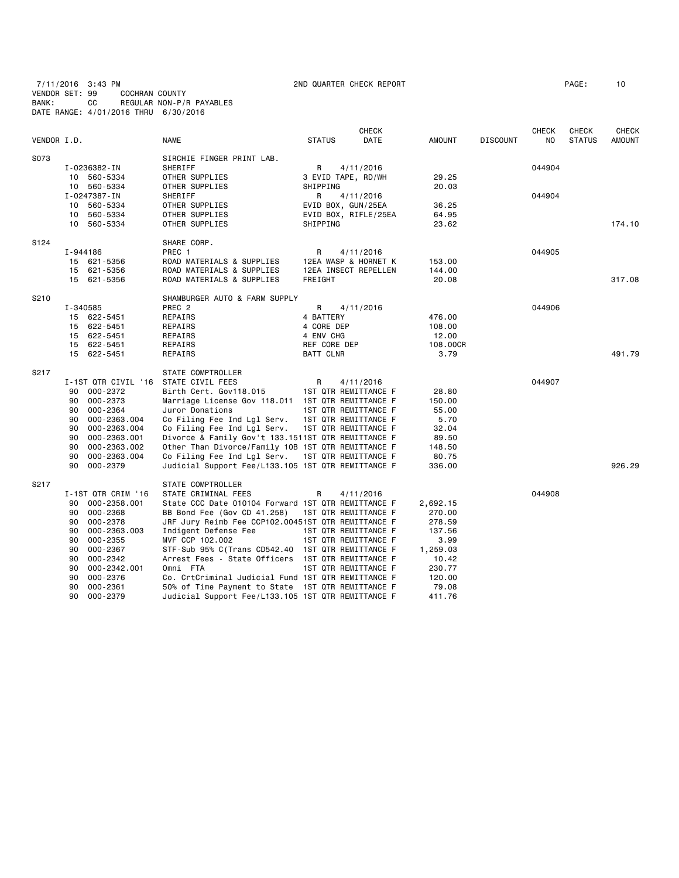7/11/2016 3:43 PM    2ND QUARTER CHECK REPORT
VENDOR SET: 99    COCHRAN COUNTY
BANK: CC    REGULAR NON-P/R PAYABLES
DATE RANGE: 4/01/2016 THRU 6/30/2016

| VENDOR I.D. | NAME | STATUS | CHECK DATE | AMOUNT | DISCOUNT | CHECK NO | CHECK STATUS | CHECK AMOUNT |
|---|---|---|---|---|---|---|---|---|
| S073 | SIRCHIE FINGER PRINT LAB. | | | | | | | |
| I-0236382-IN | SHERIFF | R | 4/11/2016 | | | 044904 | | |
| 10 560-5334 | OTHER SUPPLIES | 3 EVID TAPE, RD/WH | | 29.25 | | | | |
| 10 560-5334 | OTHER SUPPLIES | SHIPPING | | 20.03 | | | | |
| I-0247387-IN | SHERIFF | R | 4/11/2016 | | | 044904 | | |
| 10 560-5334 | OTHER SUPPLIES | EVID BOX, GUN/25EA | | 36.25 | | | | |
| 10 560-5334 | OTHER SUPPLIES | EVID BOX, RIFLE/25EA | | 64.95 | | | | |
| 10 560-5334 | OTHER SUPPLIES | SHIPPING | | 23.62 | | | | 174.10 |
| S124 | SHARE CORP. | | | | | | | |
| I-944186 | PREC 1 | R | 4/11/2016 | | | 044905 | | |
| 15 621-5356 | ROAD MATERIALS & SUPPLIES | 12EA WASP & HORNET K | | 153.00 | | | | |
| 15 621-5356 | ROAD MATERIALS & SUPPLIES | 12EA INSECT REPELLEN | | 144.00 | | | | |
| 15 621-5356 | ROAD MATERIALS & SUPPLIES | FREIGHT | | 20.08 | | | | 317.08 |
| S210 | SHAMBURGER AUTO & FARM SUPPLY | | | | | | | |
| I-340585 | PREC 2 | R | 4/11/2016 | | | 044906 | | |
| 15 622-5451 | REPAIRS | 4 BATTERY | | 476.00 | | | | |
| 15 622-5451 | REPAIRS | 4 CORE DEP | | 108.00 | | | | |
| 15 622-5451 | REPAIRS | 4 ENV CHG | | 12.00 | | | | |
| 15 622-5451 | REPAIRS | REF CORE DEP | | 108.00CR | | | | |
| 15 622-5451 | REPAIRS | BATT CLNR | | 3.79 | | | | 491.79 |
| S217 | STATE COMPTROLLER | | | | | | | |
| I-1ST QTR CIVIL '16 | STATE CIVIL FEES | R | 4/11/2016 | | | 044907 | | |
| 90 000-2372 | Birth Cert. Gov118.015 | 1ST QTR REMITTANCE F | | 28.80 | | | | |
| 90 000-2373 | Marriage License Gov 118.011 | 1ST QTR REMITTANCE F | | 150.00 | | | | |
| 90 000-2364 | Juror Donations | 1ST QTR REMITTANCE F | | 55.00 | | | | |
| 90 000-2363.004 | Co Filing Fee Ind Lgl Serv. | 1ST QTR REMITTANCE F | | 5.70 | | | | |
| 90 000-2363.004 | Co Filing Fee Ind Lgl Serv. | 1ST QTR REMITTANCE F | | 32.04 | | | | |
| 90 000-2363.001 | Divorce & Family Gov't 133.151 | 1ST QTR REMITTANCE F | | 89.50 | | | | |
| 90 000-2363.002 | Other Than Divorce/Family 10B | 1ST QTR REMITTANCE F | | 148.50 | | | | |
| 90 000-2363.004 | Co Filing Fee Ind Lgl Serv. | 1ST QTR REMITTANCE F | | 80.75 | | | | |
| 90 000-2379 | Judicial Support Fee/L133.105 | 1ST QTR REMITTANCE F | | 336.00 | | | | 926.29 |
| S217 | STATE COMPTROLLER | | | | | | | |
| I-1ST QTR CRIM '16 | STATE CRIMINAL FEES | R | 4/11/2016 | | | 044908 | | |
| 90 000-2358.001 | State CCC Date 010104 Forward | 1ST QTR REMITTANCE F | | 2,692.15 | | | | |
| 90 000-2368 | BB Bond Fee (Gov CD 41.258) | 1ST QTR REMITTANCE F | | 270.00 | | | | |
| 90 000-2378 | JRF Jury Reimb Fee CCP102.0045 | 1ST QTR REMITTANCE F | | 278.59 | | | | |
| 90 000-2363.003 | Indigent Defense Fee | 1ST QTR REMITTANCE F | | 137.56 | | | | |
| 90 000-2355 | MVF CCP 102.002 | 1ST QTR REMITTANCE F | | 3.99 | | | | |
| 90 000-2367 | STF-Sub 95% C(Trans CD542.40 | 1ST QTR REMITTANCE F | | 1,259.03 | | | | |
| 90 000-2342 | Arrest Fees - State Officers | 1ST QTR REMITTANCE F | | 10.42 | | | | |
| 90 000-2342.001 | Omni FTA | 1ST QTR REMITTANCE F | | 230.77 | | | | |
| 90 000-2376 | Co. CrtCriminal Judicial Fund | 1ST QTR REMITTANCE F | | 120.00 | | | | |
| 90 000-2361 | 50% of Time Payment to State | 1ST QTR REMITTANCE F | | 79.08 | | | | |
| 90 000-2379 | Judicial Support Fee/L133.105 | 1ST QTR REMITTANCE F | | 411.76 | | | | |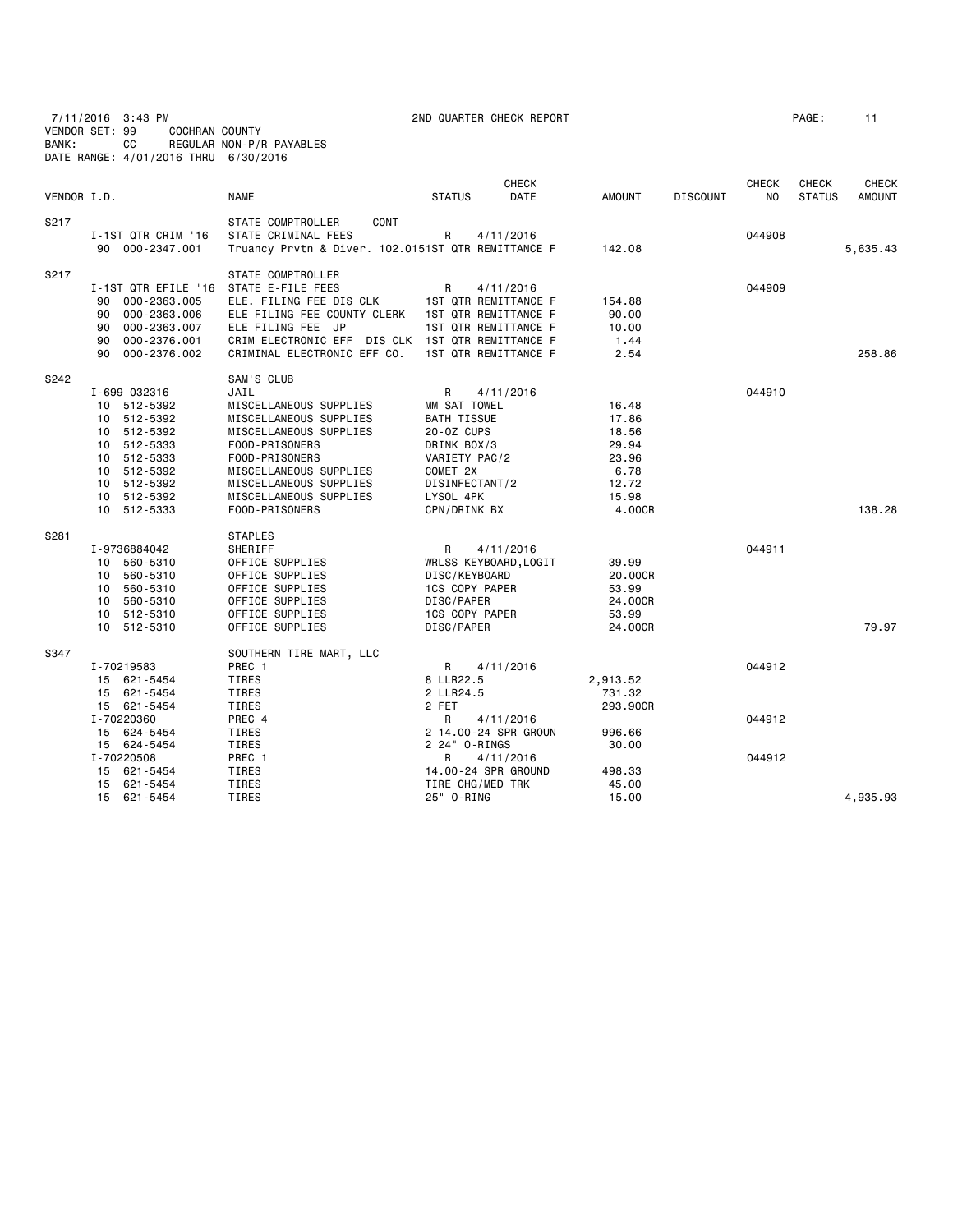7/11/2016 3:43 PM 2ND QUARTER CHECK REPORT
VENDOR SET: 99 COCHRAN COUNTY
BANK: CC REGULAR NON-P/R PAYABLES
DATE RANGE: 4/01/2016 THRU 6/30/2016

| VENDOR I.D. | NAME | STATUS | CHECK DATE | AMOUNT | DISCOUNT | CHECK NO | CHECK STATUS | CHECK AMOUNT |
|---|---|---|---|---|---|---|---|---|
| S217 | STATE COMPTROLLER CONT | | | | | | | |
| I-1ST QTR CRIM '16 | STATE CRIMINAL FEES | R | 4/11/2016 | | | 044908 | | |
| 90 000-2347.001 | Truancy Prvtn & Diver. 102.015 | 1ST QTR REMITTANCE F | | 142.08 | | | | 5,635.43 |
| S217 | STATE COMPTROLLER | | | | | | | |
| I-1ST QTR EFILE '16 | STATE E-FILE FEES | R | 4/11/2016 | | | 044909 | | |
| 90 000-2363.005 | ELE. FILING FEE DIS CLK | 1ST QTR REMITTANCE F | | 154.88 | | | | |
| 90 000-2363.006 | ELE FILING FEE COUNTY CLERK | 1ST QTR REMITTANCE F | | 90.00 | | | | |
| 90 000-2363.007 | ELE FILING FEE JP | 1ST QTR REMITTANCE F | | 10.00 | | | | |
| 90 000-2376.001 | CRIM ELECTRONIC EFF DIS CLK | 1ST QTR REMITTANCE F | | 1.44 | | | | |
| 90 000-2376.002 | CRIMINAL ELECTRONIC EFF CO. | 1ST QTR REMITTANCE F | | 2.54 | | | | 258.86 |
| S242 | SAM'S CLUB | | | | | | | |
| I-699 032316 | JAIL | R | 4/11/2016 | | | 044910 | | |
| 10 512-5392 | MISCELLANEOUS SUPPLIES | MM SAT TOWEL | | 16.48 | | | | |
| 10 512-5392 | MISCELLANEOUS SUPPLIES | BATH TISSUE | | 17.86 | | | | |
| 10 512-5392 | MISCELLANEOUS SUPPLIES | 20-OZ CUPS | | 18.56 | | | | |
| 10 512-5333 | FOOD-PRISONERS | DRINK BOX/3 | | 29.94 | | | | |
| 10 512-5333 | FOOD-PRISONERS | VARIETY PAC/2 | | 23.96 | | | | |
| 10 512-5392 | MISCELLANEOUS SUPPLIES | COMET 2X | | 6.78 | | | | |
| 10 512-5392 | MISCELLANEOUS SUPPLIES | DISINFECTANT/2 | | 12.72 | | | | |
| 10 512-5392 | MISCELLANEOUS SUPPLIES | LYSOL 4PK | | 15.98 | | | | |
| 10 512-5333 | FOOD-PRISONERS | CPN/DRINK BX | | 4.00CR | | | | 138.28 |
| S281 | STAPLES | | | | | | | |
| I-9736884042 | SHERIFF | R | 4/11/2016 | | | 044911 | | |
| 10 560-5310 | OFFICE SUPPLIES | WRLSS KEYBOARD,LOGIT | | 39.99 | | | | |
| 10 560-5310 | OFFICE SUPPLIES | DISC/KEYBOARD | | 20.00CR | | | | |
| 10 560-5310 | OFFICE SUPPLIES | 1CS COPY PAPER | | 53.99 | | | | |
| 10 560-5310 | OFFICE SUPPLIES | DISC/PAPER | | 24.00CR | | | | |
| 10 512-5310 | OFFICE SUPPLIES | 1CS COPY PAPER | | 53.99 | | | | |
| 10 512-5310 | OFFICE SUPPLIES | DISC/PAPER | | 24.00CR | | | | 79.97 |
| S347 | SOUTHERN TIRE MART, LLC | | | | | | | |
| I-70219583 | PREC 1 | R | 4/11/2016 | | | 044912 | | |
| 15 621-5454 | TIRES | 8 LLR22.5 | | 2,913.52 | | | | |
| 15 621-5454 | TIRES | 2 LLR24.5 | | 731.32 | | | | |
| 15 621-5454 | TIRES | 2 FET | | 293.90CR | | | | |
| I-70220360 | PREC 4 | R | 4/11/2016 | | | 044912 | | |
| 15 624-5454 | TIRES | 2 14.00-24 SPR GROUN | | 996.66 | | | | |
| 15 624-5454 | TIRES | 2 24" O-RINGS | | 30.00 | | | | |
| I-70220508 | PREC 1 | R | 4/11/2016 | | | 044912 | | |
| 15 621-5454 | TIRES | 14.00-24 SPR GROUND | | 498.33 | | | | |
| 15 621-5454 | TIRES | TIRE CHG/MED TRK | | 45.00 | | | | |
| 15 621-5454 | TIRES | 25" O-RING | | 15.00 | | | | 4,935.93 |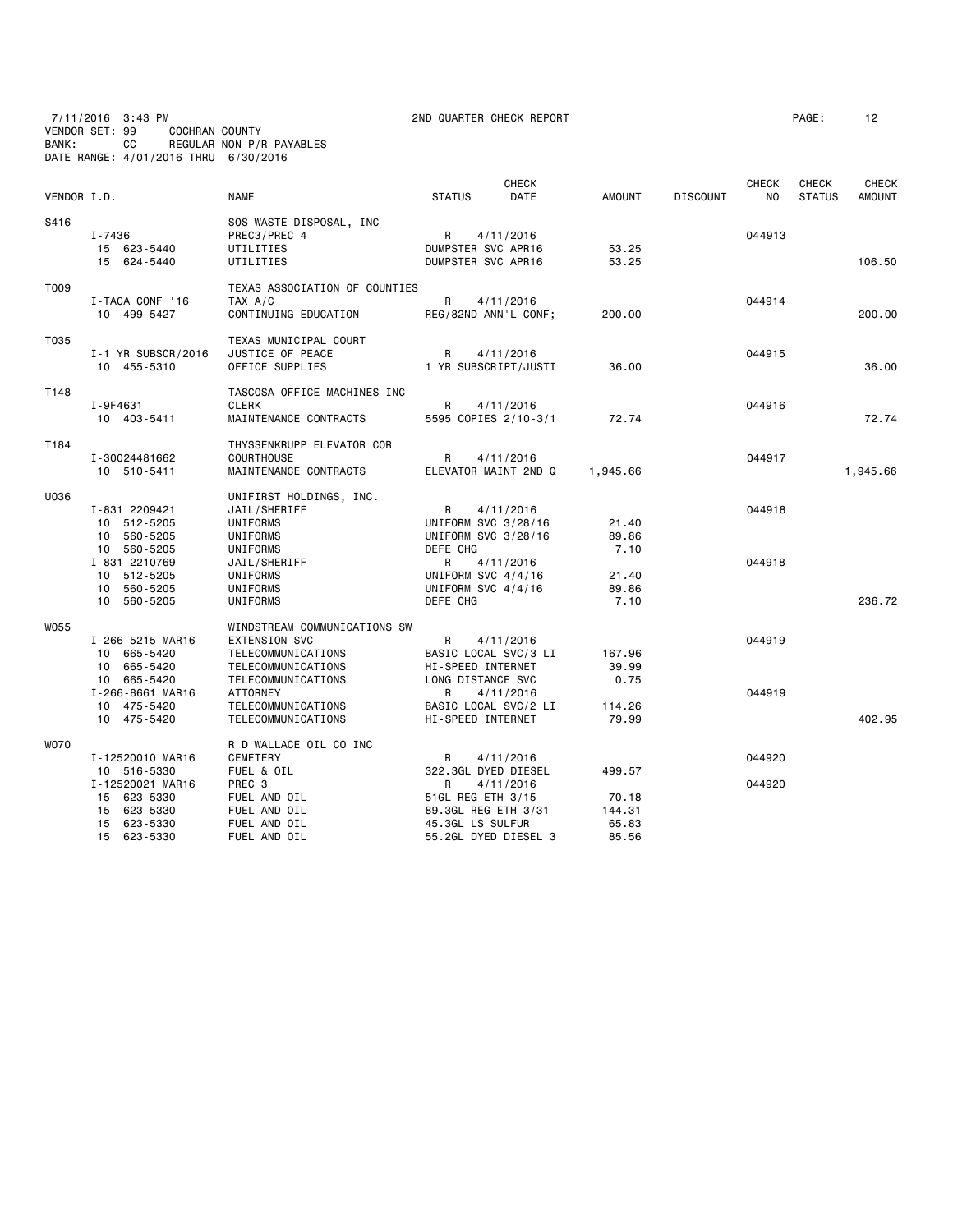7/11/2016 3:43 PM 2ND QUARTER CHECK REPORT PAGE: 12
VENDOR SET: 99 COCHRAN COUNTY
BANK: CC REGULAR NON-P/R PAYABLES
DATE RANGE: 4/01/2016 THRU 6/30/2016

| VENDOR I.D. | NAME | STATUS | CHECK DATE | AMOUNT | DISCOUNT | CHECK NO | CHECK STATUS | CHECK AMOUNT |
|---|---|---|---|---|---|---|---|---|
| S416 | SOS WASTE DISPOSAL, INC | | | | | | | |
| I-7436 | PREC3/PREC 4 | R | 4/11/2016 | | | 044913 | | |
| 15 623-5440 | UTILITIES | DUMPSTER SVC APR16 | | 53.25 | | | | |
| 15 624-5440 | UTILITIES | DUMPSTER SVC APR16 | | 53.25 | | | | 106.50 |
| T009 | TEXAS ASSOCIATION OF COUNTIES | | | | | | | |
| I-TACA CONF '16 | TAX A/C | R | 4/11/2016 | | | 044914 | | |
| 10 499-5427 | CONTINUING EDUCATION | REG/82ND ANN'L CONF; | | 200.00 | | | | 200.00 |
| T035 | TEXAS MUNICIPAL COURT | | | | | | | |
| I-1 YR SUBSCR/2016 | JUSTICE OF PEACE | R | 4/11/2016 | | | 044915 | | |
| 10 455-5310 | OFFICE SUPPLIES | 1 YR SUBSCRIPT/JUSTI | | 36.00 | | | | 36.00 |
| T148 | TASCOSA OFFICE MACHINES INC | | | | | | | |
| I-9F4631 | CLERK | R | 4/11/2016 | | | 044916 | | |
| 10 403-5411 | MAINTENANCE CONTRACTS | 5595 COPIES 2/10-3/1 | | 72.74 | | | | 72.74 |
| T184 | THYSSENKRUPP ELEVATOR COR | | | | | | | |
| I-30024481662 | COURTHOUSE | R | 4/11/2016 | | | 044917 | | |
| 10 510-5411 | MAINTENANCE CONTRACTS | ELEVATOR MAINT 2ND Q | | 1,945.66 | | | | 1,945.66 |
| U036 | UNIFIRST HOLDINGS, INC. | | | | | | | |
| I-831 2209421 | JAIL/SHERIFF | R | 4/11/2016 | | | 044918 | | |
| 10 512-5205 | UNIFORMS | UNIFORM SVC 3/28/16 | | 21.40 | | | | |
| 10 560-5205 | UNIFORMS | UNIFORM SVC 3/28/16 | | 89.86 | | | | |
| 10 560-5205 | UNIFORMS | DEFE CHG | | 7.10 | | | | |
| I-831 2210769 | JAIL/SHERIFF | R | 4/11/2016 | | | 044918 | | |
| 10 512-5205 | UNIFORMS | UNIFORM SVC 4/4/16 | | 21.40 | | | | |
| 10 560-5205 | UNIFORMS | UNIFORM SVC 4/4/16 | | 89.86 | | | | |
| 10 560-5205 | UNIFORMS | DEFE CHG | | 7.10 | | | | 236.72 |
| W055 | WINDSTREAM COMMUNICATIONS SW | | | | | | | |
| I-266-5215 MAR16 | EXTENSION SVC | R | 4/11/2016 | | | 044919 | | |
| 10 665-5420 | TELECOMMUNICATIONS | BASIC LOCAL SVC/3 LI | | 167.96 | | | | |
| 10 665-5420 | TELECOMMUNICATIONS | HI-SPEED INTERNET | | 39.99 | | | | |
| 10 665-5420 | TELECOMMUNICATIONS | LONG DISTANCE SVC | | 0.75 | | | | |
| I-266-8661 MAR16 | ATTORNEY | R | 4/11/2016 | | | 044919 | | |
| 10 475-5420 | TELECOMMUNICATIONS | BASIC LOCAL SVC/2 LI | | 114.26 | | | | |
| 10 475-5420 | TELECOMMUNICATIONS | HI-SPEED INTERNET | | 79.99 | | | | 402.95 |
| W070 | R D WALLACE OIL CO INC | | | | | | | |
| I-12520010 MAR16 | CEMETERY | R | 4/11/2016 | | | 044920 | | |
| 10 516-5330 | FUEL & OIL | 322.3GL DYED DIESEL | | 499.57 | | | | |
| I-12520021 MAR16 | PREC 3 | R | 4/11/2016 | | | 044920 | | |
| 15 623-5330 | FUEL AND OIL | 51GL REG ETH 3/15 | | 70.18 | | | | |
| 15 623-5330 | FUEL AND OIL | 89.3GL REG ETH 3/31 | | 144.31 | | | | |
| 15 623-5330 | FUEL AND OIL | 45.3GL LS SULFUR | | 65.83 | | | | |
| 15 623-5330 | FUEL AND OIL | 55.2GL DYED DIESEL 3 | | 85.56 | | | | |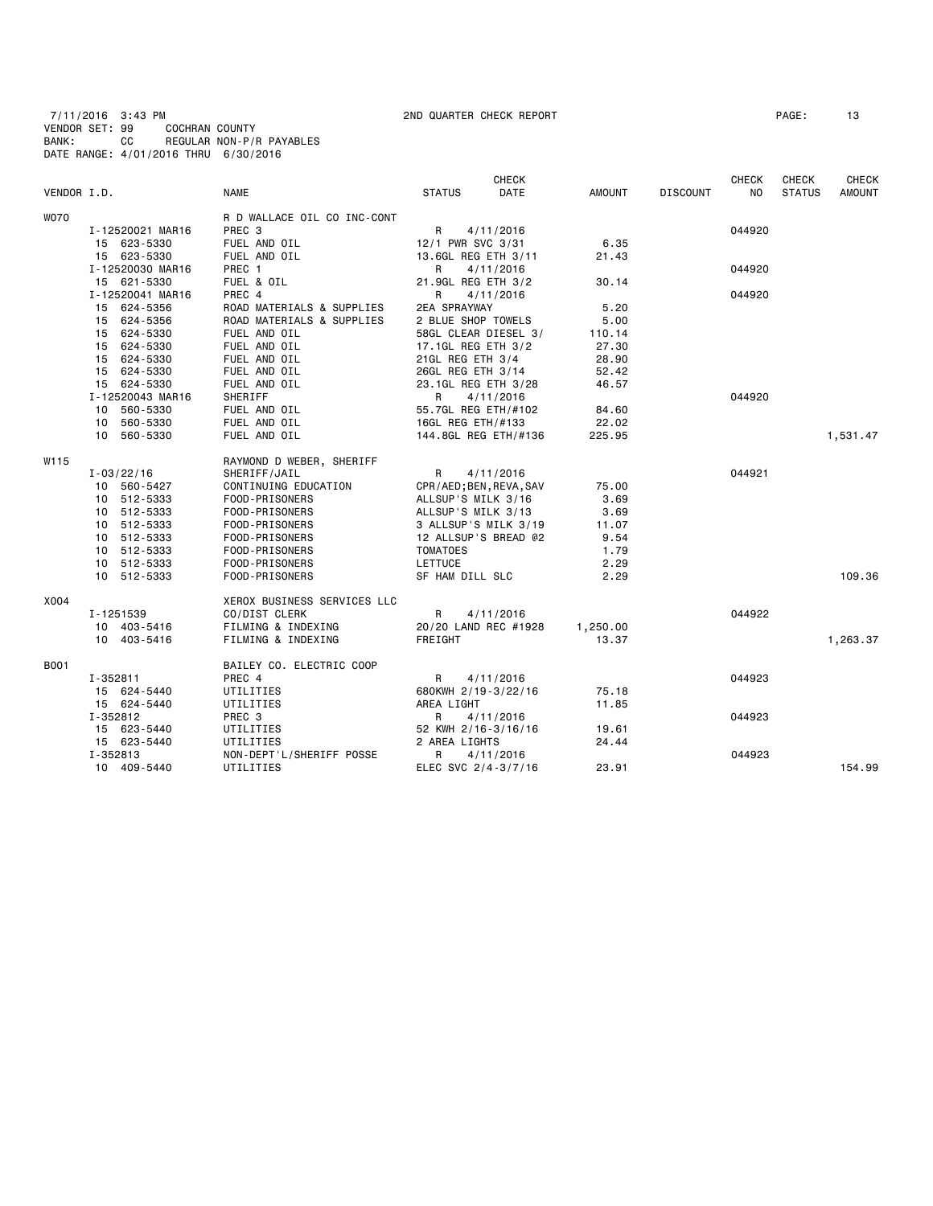7/11/2016 3:43 PM 2ND QUARTER CHECK REPORT PAGE: 13
VENDOR SET: 99 COCHRAN COUNTY
BANK: CC REGULAR NON-P/R PAYABLES
DATE RANGE: 4/01/2016 THRU 6/30/2016

| VENDOR I.D. | NAME | STATUS | CHECK DATE | AMOUNT | DISCOUNT | CHECK NO | CHECK STATUS | CHECK AMOUNT |
|---|---|---|---|---|---|---|---|---|
| W070 | R D WALLACE OIL CO INC-CONT | | | | | | | |
| I-12520021 MAR16 | PREC 3 | R | 4/11/2016 | | | 044920 | | |
| 15 623-5330 | FUEL AND OIL | 12/1 PWR SVC 3/31 | | 6.35 | | | | |
| 15 623-5330 | FUEL AND OIL | 13.6GL REG ETH 3/11 | | 21.43 | | | | |
| I-12520030 MAR16 | PREC 1 | R | 4/11/2016 | | | 044920 | | |
| 15 621-5330 | FUEL & OIL | 21.9GL REG ETH 3/2 | | 30.14 | | | | |
| I-12520041 MAR16 | PREC 4 | R | 4/11/2016 | | | 044920 | | |
| 15 624-5356 | ROAD MATERIALS & SUPPLIES | 2EA SPRAYWAY | | 5.20 | | | | |
| 15 624-5356 | ROAD MATERIALS & SUPPLIES | 2 BLUE SHOP TOWELS | | 5.00 | | | | |
| 15 624-5330 | FUEL AND OIL | 58GL CLEAR DIESEL 3/ | | 110.14 | | | | |
| 15 624-5330 | FUEL AND OIL | 17.1GL REG ETH 3/2 | | 27.30 | | | | |
| 15 624-5330 | FUEL AND OIL | 21GL REG ETH 3/4 | | 28.90 | | | | |
| 15 624-5330 | FUEL AND OIL | 26GL REG ETH 3/14 | | 52.42 | | | | |
| 15 624-5330 | FUEL AND OIL | 23.1GL REG ETH 3/28 | | 46.57 | | | | |
| I-12520043 MAR16 | SHERIFF | R | 4/11/2016 | | | 044920 | | |
| 10 560-5330 | FUEL AND OIL | 55.7GL REG ETH/#102 | | 84.60 | | | | |
| 10 560-5330 | FUEL AND OIL | 16GL REG ETH/#133 | | 22.02 | | | | |
| 10 560-5330 | FUEL AND OIL | 144.8GL REG ETH/#136 | | 225.95 | | | | 1,531.47 |
| W115 | RAYMOND D WEBER, SHERIFF | | | | | | | |
| I-03/22/16 | SHERIFF/JAIL | R | 4/11/2016 | | | 044921 | | |
| 10 560-5427 | CONTINUING EDUCATION | CPR/AED;BEN,REVA,SAV | | 75.00 | | | | |
| 10 512-5333 | FOOD-PRISONERS | ALLSUP'S MILK 3/16 | | 3.69 | | | | |
| 10 512-5333 | FOOD-PRISONERS | ALLSUP'S MILK 3/13 | | 3.69 | | | | |
| 10 512-5333 | FOOD-PRISONERS | 3 ALLSUP'S MILK 3/19 | | 11.07 | | | | |
| 10 512-5333 | FOOD-PRISONERS | 12 ALLSUP'S BREAD @2 | | 9.54 | | | | |
| 10 512-5333 | FOOD-PRISONERS | TOMATOES | | 1.79 | | | | |
| 10 512-5333 | FOOD-PRISONERS | LETTUCE | | 2.29 | | | | |
| 10 512-5333 | FOOD-PRISONERS | SF HAM DILL SLC | | 2.29 | | | | 109.36 |
| X004 | XEROX BUSINESS SERVICES LLC | | | | | | | |
| I-1251539 | CO/DIST CLERK | R | 4/11/2016 | | | 044922 | | |
| 10 403-5416 | FILMING & INDEXING | 20/20 LAND REC #1928 | | 1,250.00 | | | | |
| 10 403-5416 | FILMING & INDEXING | FREIGHT | | 13.37 | | | | 1,263.37 |
| B001 | BAILEY CO. ELECTRIC COOP | | | | | | | |
| I-352811 | PREC 4 | R | 4/11/2016 | | | 044923 | | |
| 15 624-5440 | UTILITIES | 680KWH 2/19-3/22/16 | | 75.18 | | | | |
| 15 624-5440 | UTILITIES | AREA LIGHT | | 11.85 | | | | |
| I-352812 | PREC 3 | R | 4/11/2016 | | | 044923 | | |
| 15 623-5440 | UTILITIES | 52 KWH 2/16-3/16/16 | | 19.61 | | | | |
| 15 623-5440 | UTILITIES | 2 AREA LIGHTS | | 24.44 | | | | |
| I-352813 | NON-DEPT'L/SHERIFF POSSE | R | 4/11/2016 | | | 044923 | | |
| 10 409-5440 | UTILITIES | ELEC SVC 2/4-3/7/16 | | 23.91 | | | | 154.99 |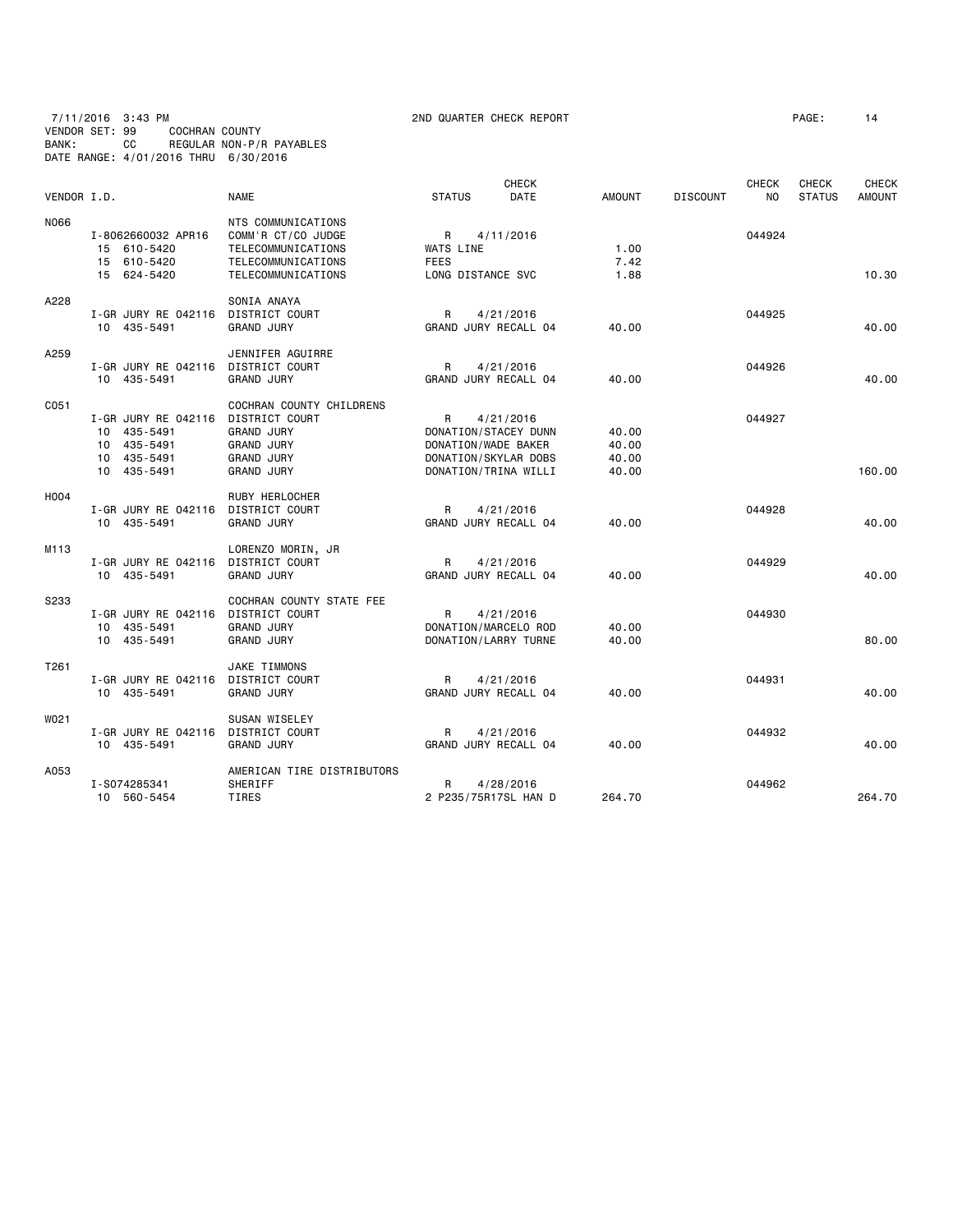7/11/2016 3:43 PM 2ND QUARTER CHECK REPORT
VENDOR SET: 99 COCHRAN COUNTY
BANK: CC REGULAR NON-P/R PAYABLES
DATE RANGE: 4/01/2016 THRU 6/30/2016

| VENDOR I.D. | | NAME | STATUS | CHECK DATE | AMOUNT | DISCOUNT | CHECK NO | CHECK STATUS | CHECK AMOUNT |
|---|---|---|---|---|---|---|---|---|---|
| N066 | | NTS COMMUNICATIONS | | | | | | | |
| | I-8062660032 APR16 | COMM'R CT/CO JUDGE | R | 4/11/2016 | | | 044924 | | |
| | 15 610-5420 | TELECOMMUNICATIONS | WATS LINE | | 1.00 | | | | |
| | 15 610-5420 | TELECOMMUNICATIONS | FEES | | 7.42 | | | | |
| | 15 624-5420 | TELECOMMUNICATIONS | LONG DISTANCE SVC | | 1.88 | | | | 10.30 |
| A228 | | SONIA ANAYA | | | | | | | |
| | I-GR JURY RE 042116 | DISTRICT COURT | R | 4/21/2016 | | | 044925 | | |
| | 10 435-5491 | GRAND JURY | GRAND JURY RECALL 04 | | 40.00 | | | | 40.00 |
| A259 | | JENNIFER AGUIRRE | | | | | | | |
| | I-GR JURY RE 042116 | DISTRICT COURT | R | 4/21/2016 | | | 044926 | | |
| | 10 435-5491 | GRAND JURY | GRAND JURY RECALL 04 | | 40.00 | | | | 40.00 |
| C051 | | COCHRAN COUNTY CHILDRENS | | | | | | | |
| | I-GR JURY RE 042116 | DISTRICT COURT | R | 4/21/2016 | | | 044927 | | |
| | 10 435-5491 | GRAND JURY | DONATION/STACEY DUNN | | 40.00 | | | | |
| | 10 435-5491 | GRAND JURY | DONATION/WADE BAKER | | 40.00 | | | | |
| | 10 435-5491 | GRAND JURY | DONATION/SKYLAR DOBS | | 40.00 | | | | |
| | 10 435-5491 | GRAND JURY | DONATION/TRINA WILLI | | 40.00 | | | | 160.00 |
| H004 | | RUBY HERLOCHER | | | | | | | |
| | I-GR JURY RE 042116 | DISTRICT COURT | R | 4/21/2016 | | | 044928 | | |
| | 10 435-5491 | GRAND JURY | GRAND JURY RECALL 04 | | 40.00 | | | | 40.00 |
| M113 | | LORENZO MORIN, JR | | | | | | | |
| | I-GR JURY RE 042116 | DISTRICT COURT | R | 4/21/2016 | | | 044929 | | |
| | 10 435-5491 | GRAND JURY | GRAND JURY RECALL 04 | | 40.00 | | | | 40.00 |
| S233 | | COCHRAN COUNTY STATE FEE | | | | | | | |
| | I-GR JURY RE 042116 | DISTRICT COURT | R | 4/21/2016 | | | 044930 | | |
| | 10 435-5491 | GRAND JURY | DONATION/MARCELO ROD | | 40.00 | | | | |
| | 10 435-5491 | GRAND JURY | DONATION/LARRY TURNE | | 40.00 | | | | 80.00 |
| T261 | | JAKE TIMMONS | | | | | | | |
| | I-GR JURY RE 042116 | DISTRICT COURT | R | 4/21/2016 | | | 044931 | | |
| | 10 435-5491 | GRAND JURY | GRAND JURY RECALL 04 | | 40.00 | | | | 40.00 |
| W021 | | SUSAN WISELEY | | | | | | | |
| | I-GR JURY RE 042116 | DISTRICT COURT | R | 4/21/2016 | | | 044932 | | |
| | 10 435-5491 | GRAND JURY | GRAND JURY RECALL 04 | | 40.00 | | | | 40.00 |
| A053 | | AMERICAN TIRE DISTRIBUTORS | | | | | | | |
| | I-S074285341 | SHERIFF | R | 4/28/2016 | | | 044962 | | |
| | 10 560-5454 | TIRES | 2 P235/75R17SL HAN D | | 264.70 | | | | 264.70 |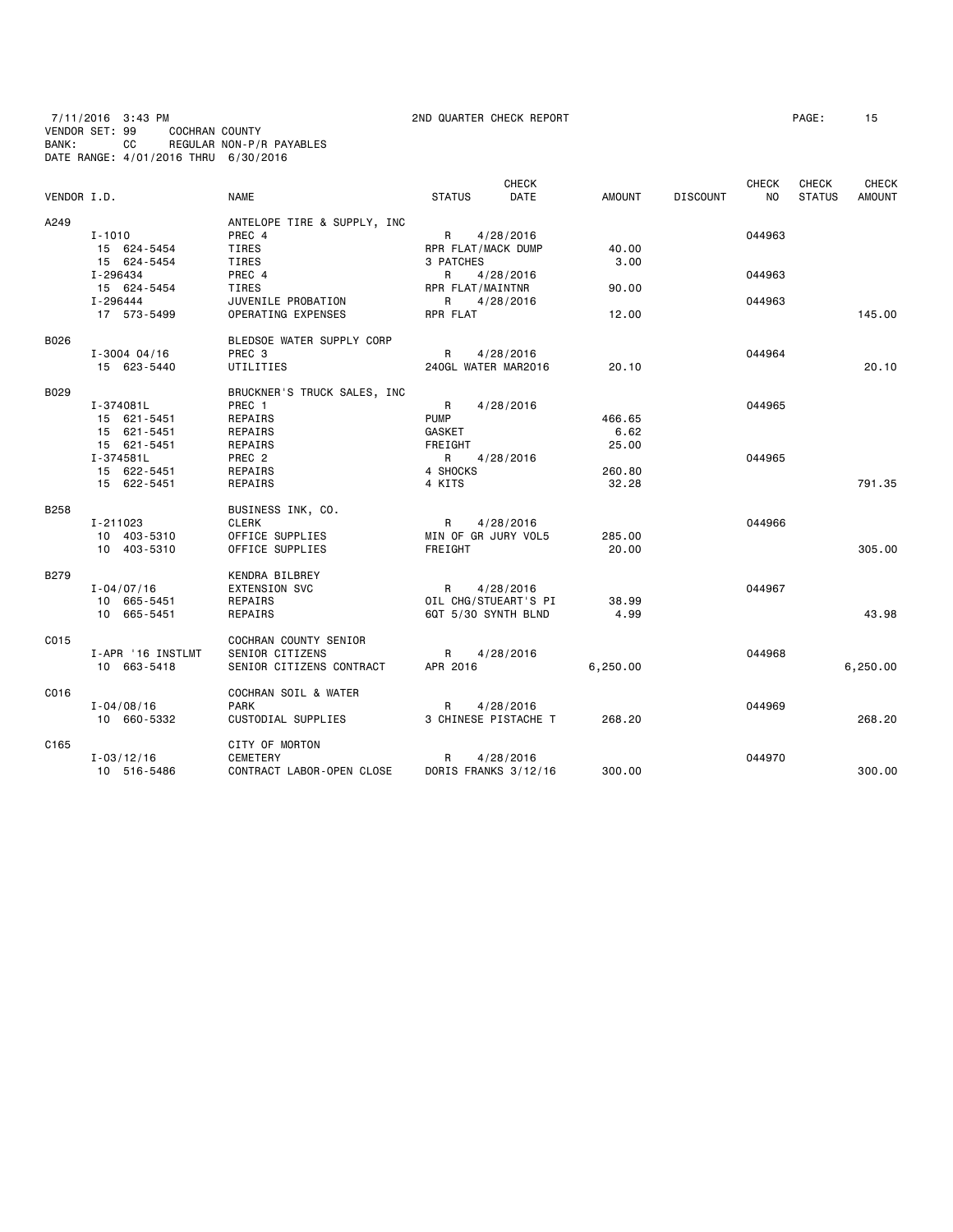7/11/2016 3:43 PM 2ND QUARTER CHECK REPORT
VENDOR SET: 99 COCHRAN COUNTY
BANK: CC REGULAR NON-P/R PAYABLES
DATE RANGE: 4/01/2016 THRU 6/30/2016

| VENDOR I.D. | | NAME | STATUS | CHECK DATE | AMOUNT | DISCOUNT | CHECK NO | CHECK STATUS | CHECK AMOUNT |
|---|---|---|---|---|---|---|---|---|---|
| A249 | | ANTELOPE TIRE & SUPPLY, INC | | | | | | | |
| | I-1010 | PREC 4 | R | 4/28/2016 | | | 044963 | | |
| | 15 624-5454 | TIRES | RPR FLAT/MACK DUMP | | 40.00 | | | | |
| | 15 624-5454 | TIRES | 3 PATCHES | | 3.00 | | | | |
| | I-296434 | PREC 4 | R | 4/28/2016 | | | 044963 | | |
| | 15 624-5454 | TIRES | RPR FLAT/MAINTNR | | 90.00 | | | | |
| | I-296444 | JUVENILE PROBATION | R | 4/28/2016 | | | 044963 | | |
| | 17 573-5499 | OPERATING EXPENSES | RPR FLAT | | 12.00 | | | | 145.00 |
| B026 | | BLEDSOE WATER SUPPLY CORP | | | | | | | |
| | I-3004 04/16 | PREC 3 | R | 4/28/2016 | | | 044964 | | |
| | 15 623-5440 | UTILITIES | 240GL WATER MAR2016 | | 20.10 | | | | 20.10 |
| B029 | | BRUCKNER'S TRUCK SALES, INC | | | | | | | |
| | I-374081L | PREC 1 | R | 4/28/2016 | | | 044965 | | |
| | 15 621-5451 | REPAIRS | PUMP | | 466.65 | | | | |
| | 15 621-5451 | REPAIRS | GASKET | | 6.62 | | | | |
| | 15 621-5451 | REPAIRS | FREIGHT | | 25.00 | | | | |
| | I-374581L | PREC 2 | R | 4/28/2016 | | | 044965 | | |
| | 15 622-5451 | REPAIRS | 4 SHOCKS | | 260.80 | | | | |
| | 15 622-5451 | REPAIRS | 4 KITS | | 32.28 | | | | 791.35 |
| B258 | | BUSINESS INK, CO. | | | | | | | |
| | I-211023 | CLERK | R | 4/28/2016 | | | 044966 | | |
| | 10 403-5310 | OFFICE SUPPLIES | MIN OF GR JURY VOL5 | | 285.00 | | | | |
| | 10 403-5310 | OFFICE SUPPLIES | FREIGHT | | 20.00 | | | | 305.00 |
| B279 | | KENDRA BILBREY | | | | | | | |
| | I-04/07/16 | EXTENSION SVC | R | 4/28/2016 | | | 044967 | | |
| | 10 665-5451 | REPAIRS | OIL CHG/STUEART'S PI | | 38.99 | | | | |
| | 10 665-5451 | REPAIRS | 6QT 5/30 SYNTH BLND | | 4.99 | | | | 43.98 |
| C015 | | COCHRAN COUNTY SENIOR | | | | | | | |
| | I-APR '16 INSTLMT | SENIOR CITIZENS | R | 4/28/2016 | | | 044968 | | |
| | 10 663-5418 | SENIOR CITIZENS CONTRACT | APR 2016 | | 6,250.00 | | | | 6,250.00 |
| C016 | | COCHRAN SOIL & WATER | | | | | | | |
| | I-04/08/16 | PARK | R | 4/28/2016 | | | 044969 | | |
| | 10 660-5332 | CUSTODIAL SUPPLIES | 3 CHINESE PISTACHE T | | 268.20 | | | | 268.20 |
| C165 | | CITY OF MORTON | | | | | | | |
| | I-03/12/16 | CEMETERY | R | 4/28/2016 | | | 044970 | | |
| | 10 516-5486 | CONTRACT LABOR-OPEN CLOSE | DORIS FRANKS 3/12/16 | | 300.00 | | | | 300.00 |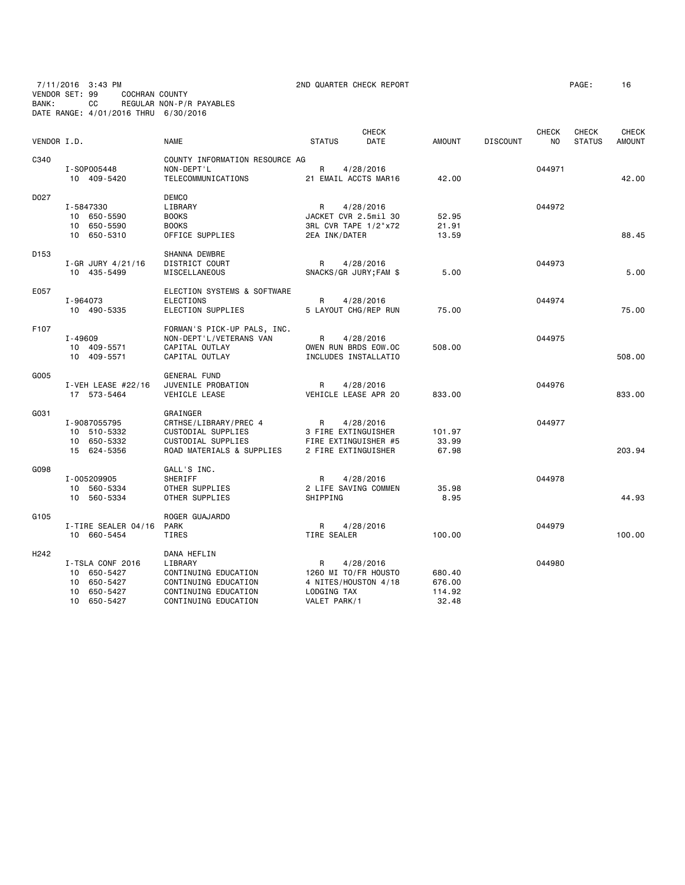7/11/2016 3:43 PM 2ND QUARTER CHECK REPORT

VENDOR SET: 99 COCHRAN COUNTY
BANK: CC REGULAR NON-P/R PAYABLES
DATE RANGE: 4/01/2016 THRU 6/30/2016

| VENDOR I.D. | NAME | STATUS | CHECK DATE | AMOUNT | DISCOUNT | CHECK NO | CHECK STATUS | CHECK AMOUNT |
|---|---|---|---|---|---|---|---|---|
| C340 | COUNTY INFORMATION RESOURCE AG | | | | | | | |
| I-SOP005448 | NON-DEPT'L | R | 4/28/2016 | | | 044971 | | |
| 10 409-5420 | TELECOMMUNICATIONS | 21 EMAIL ACCTS MAR16 | | 42.00 | | | | 42.00 |
| D027 | DEMCO | | | | | | | |
| I-5847330 | LIBRARY | R | 4/28/2016 | | | 044972 | | |
| 10 650-5590 | BOOKS | JACKET CVR 2.5mil 30 | | 52.95 | | | | |
| 10 650-5590 | BOOKS | 3RL CVR TAPE 1/2"x72 | | 21.91 | | | | |
| 10 650-5310 | OFFICE SUPPLIES | 2EA INK/DATER | | 13.59 | | | | 88.45 |
| D153 | SHANNA DEWBRE | | | | | | | |
| I-GR JURY 4/21/16 | DISTRICT COURT | R | 4/28/2016 | | | 044973 | | |
| 10 435-5499 | MISCELLANEOUS | SNACKS/GR JURY;FAM $ | | 5.00 | | | | 5.00 |
| E057 | ELECTION SYSTEMS & SOFTWARE | | | | | | | |
| I-964073 | ELECTIONS | R | 4/28/2016 | | | 044974 | | |
| 10 490-5335 | ELECTION SUPPLIES | 5 LAYOUT CHG/REP RUN | | 75.00 | | | | 75.00 |
| F107 | FORMAN'S PICK-UP PALS, INC. | | | | | | | |
| I-49609 | NON-DEPT'L/VETERANS VAN | R | 4/28/2016 | | | 044975 | | |
| 10 409-5571 | CAPITAL OUTLAY | OWEN RUN BRDS EOW.OC | | 508.00 | | | | |
| 10 409-5571 | CAPITAL OUTLAY | INCLUDES INSTALLATIO | | | | | | 508.00 |
| G005 | GENERAL FUND | | | | | | | |
| I-VEH LEASE #22/16 | JUVENILE PROBATION | R | 4/28/2016 | | | 044976 | | |
| 17 573-5464 | VEHICLE LEASE | VEHICLE LEASE APR 20 | | 833.00 | | | | 833.00 |
| G031 | GRAINGER | | | | | | | |
| I-9087055795 | CRTHSE/LIBRARY/PREC 4 | R | 4/28/2016 | | | 044977 | | |
| 10 510-5332 | CUSTODIAL SUPPLIES | 3 FIRE EXTINGUISHER | | 101.97 | | | | |
| 10 650-5332 | CUSTODIAL SUPPLIES | FIRE EXTINGUISHER #5 | | 33.99 | | | | |
| 15 624-5356 | ROAD MATERIALS & SUPPLIES | 2 FIRE EXTINGUISHER | | 67.98 | | | | 203.94 |
| G098 | GALL'S INC. | | | | | | | |
| I-005209905 | SHERIFF | R | 4/28/2016 | | | 044978 | | |
| 10 560-5334 | OTHER SUPPLIES | 2 LIFE SAVING COMMEN | | 35.98 | | | | |
| 10 560-5334 | OTHER SUPPLIES | SHIPPING | | 8.95 | | | | 44.93 |
| G105 | ROGER GUAJARDO | | | | | | | |
| I-TIRE SEALER 04/16 | PARK | R | 4/28/2016 | | | 044979 | | |
| 10 660-5454 | TIRES | TIRE SEALER | | 100.00 | | | | 100.00 |
| H242 | DANA HEFLIN | | | | | | | |
| I-TSLA CONF 2016 | LIBRARY | R | 4/28/2016 | | | 044980 | | |
| 10 650-5427 | CONTINUING EDUCATION | 1260 MI TO/FR HOUSTO | | 680.40 | | | | |
| 10 650-5427 | CONTINUING EDUCATION | 4 NITES/HOUSTON 4/18 | | 676.00 | | | | |
| 10 650-5427 | CONTINUING EDUCATION | LODGING TAX | | 114.92 | | | | |
| 10 650-5427 | CONTINUING EDUCATION | VALET PARK/1 | | 32.48 | | | | |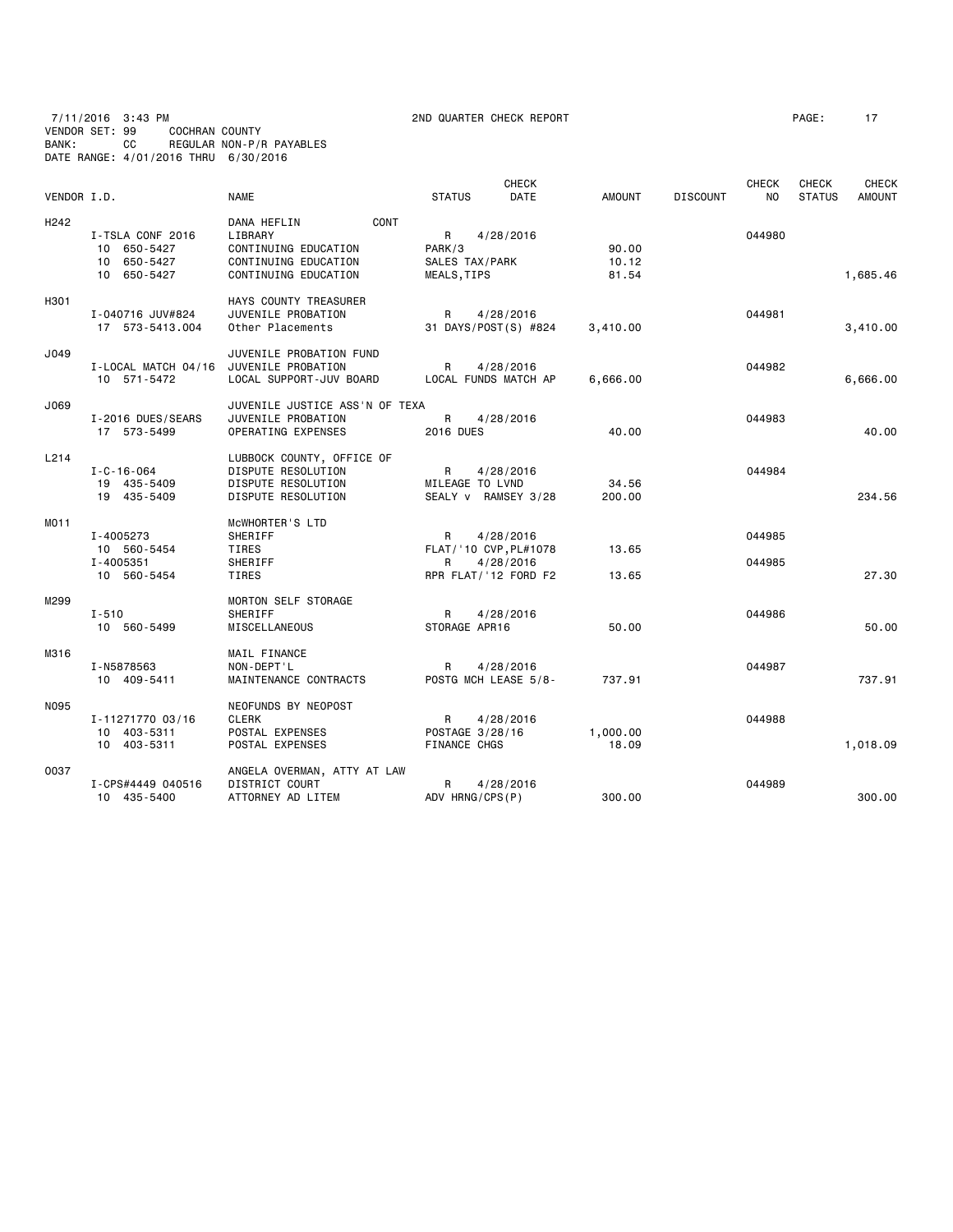7/11/2016 3:43 PM  2ND QUARTER CHECK REPORT  PAGE: 17
VENDOR SET: 99  COCHRAN COUNTY
BANK: CC  REGULAR NON-P/R PAYABLES
DATE RANGE: 4/01/2016 THRU 6/30/2016

| VENDOR I.D. | | NAME | STATUS | CHECK DATE | AMOUNT | DISCOUNT | CHECK NO | CHECK STATUS | CHECK AMOUNT |
|---|---|---|---|---|---|---|---|---|---|
| H242 | | DANA HEFLIN CONT | | | | | | | |
| | I-TSLA CONF 2016 | LIBRARY | R | 4/28/2016 | | | 044980 | | |
| | 10 650-5427 | CONTINUING EDUCATION | PARK/3 | | 90.00 | | | | |
| | 10 650-5427 | CONTINUING EDUCATION | SALES TAX/PARK | | 10.12 | | | | |
| | 10 650-5427 | CONTINUING EDUCATION | MEALS,TIPS | | 81.54 | | | | 1,685.46 |
| H301 | | HAYS COUNTY TREASURER | | | | | | | |
| | I-040716 JUV#824 | JUVENILE PROBATION | R | 4/28/2016 | | | 044981 | | |
| | 17 573-5413.004 | Other Placements | 31 DAYS/POST(S) #824 | | 3,410.00 | | | | 3,410.00 |
| J049 | | JUVENILE PROBATION FUND | | | | | | | |
| | I-LOCAL MATCH 04/16 | JUVENILE PROBATION | R | 4/28/2016 | | | 044982 | | |
| | 10 571-5472 | LOCAL SUPPORT-JUV BOARD | LOCAL FUNDS MATCH AP | | 6,666.00 | | | | 6,666.00 |
| J069 | | JUVENILE JUSTICE ASS'N OF TEXA | | | | | | | |
| | I-2016 DUES/SEARS | JUVENILE PROBATION | R | 4/28/2016 | | | 044983 | | |
| | 17 573-5499 | OPERATING EXPENSES | 2016 DUES | | 40.00 | | | | 40.00 |
| L214 | | LUBBOCK COUNTY, OFFICE OF | | | | | | | |
| | I-C-16-064 | DISPUTE RESOLUTION | R | 4/28/2016 | | | 044984 | | |
| | 19 435-5409 | DISPUTE RESOLUTION | MILEAGE TO LVND | | 34.56 | | | | |
| | 19 435-5409 | DISPUTE RESOLUTION | SEALY v RAMSEY 3/28 | | 200.00 | | | | 234.56 |
| M011 | | McWHORTER'S LTD | | | | | | | |
| | I-4005273 | SHERIFF | R | 4/28/2016 | | | 044985 | | |
| | 10 560-5454 | TIRES | FLAT/'10 CVP,PL#1078 | | 13.65 | | | | |
| | I-4005351 | SHERIFF | R | 4/28/2016 | | | 044985 | | |
| | 10 560-5454 | TIRES | RPR FLAT/'12 FORD F2 | | 13.65 | | | | 27.30 |
| M299 | | MORTON SELF STORAGE | | | | | | | |
| | I-510 | SHERIFF | R | 4/28/2016 | | | 044986 | | |
| | 10 560-5499 | MISCELLANEOUS | STORAGE APR16 | | 50.00 | | | | 50.00 |
| M316 | | MAIL FINANCE | | | | | | | |
| | I-N5878563 | NON-DEPT'L | R | 4/28/2016 | | | 044987 | | |
| | 10 409-5411 | MAINTENANCE CONTRACTS | POSTG MCH LEASE 5/8- | | 737.91 | | | | 737.91 |
| N095 | | NEOFUNDS BY NEOPOST | | | | | | | |
| | I-11271770 03/16 | CLERK | R | 4/28/2016 | | | 044988 | | |
| | 10 403-5311 | POSTAL EXPENSES | POSTAGE 3/28/16 | | 1,000.00 | | | | |
| | 10 403-5311 | POSTAL EXPENSES | FINANCE CHGS | | 18.09 | | | | 1,018.09 |
| O037 | | ANGELA OVERMAN, ATTY AT LAW | | | | | | | |
| | I-CPS#4449 040516 | DISTRICT COURT | R | 4/28/2016 | | | 044989 | | |
| | 10 435-5400 | ATTORNEY AD LITEM | ADV HRNG/CPS(P) | | 300.00 | | | | 300.00 |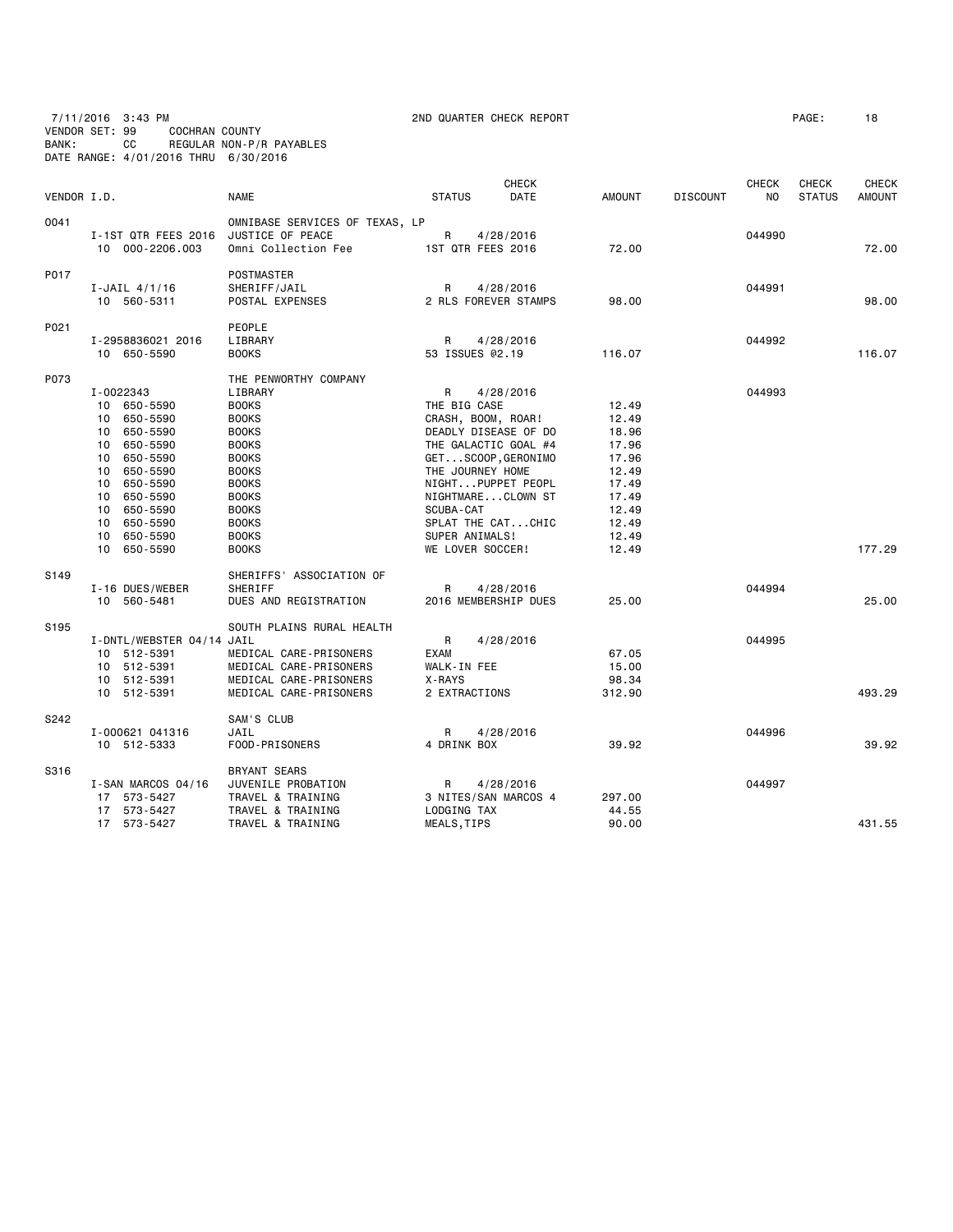7/11/2016 3:43 PM 2ND QUARTER CHECK REPORT PAGE: 18
VENDOR SET: 99 COCHRAN COUNTY
BANK: CC REGULAR NON-P/R PAYABLES
DATE RANGE: 4/01/2016 THRU 6/30/2016

| VENDOR I.D. | | NAME | STATUS | CHECK DATE | AMOUNT | DISCOUNT | CHECK NO | CHECK STATUS | CHECK AMOUNT |
|---|---|---|---|---|---|---|---|---|---|
| O041 | | OMNIBASE SERVICES OF TEXAS, LP | | | | | | | |
| | I-1ST QTR FEES 2016 | JUSTICE OF PEACE | R | 4/28/2016 | | | 044990 | | |
| | 10 000-2206.003 | Omni Collection Fee | 1ST QTR FEES 2016 | | 72.00 | | | | 72.00 |
| P017 | | POSTMASTER | | | | | | | |
| | I-JAIL 4/1/16 | SHERIFF/JAIL | R | 4/28/2016 | | | 044991 | | |
| | 10 560-5311 | POSTAL EXPENSES | 2 RLS FOREVER STAMPS | | 98.00 | | | | 98.00 |
| P021 | | PEOPLE | | | | | | | |
| | I-2958836021 2016 | LIBRARY | R | 4/28/2016 | | | 044992 | | |
| | 10 650-5590 | BOOKS | 53 ISSUES @2.19 | | 116.07 | | | | 116.07 |
| P073 | | THE PENWORTHY COMPANY | | | | | | | |
| | I-0022343 | LIBRARY | R | 4/28/2016 | | | 044993 | | |
| | 10 650-5590 | BOOKS | THE BIG CASE | | 12.49 | | | | |
| | 10 650-5590 | BOOKS | CRASH, BOOM, ROAR! | | 12.49 | | | | |
| | 10 650-5590 | BOOKS | DEADLY DISEASE OF DO | | 18.96 | | | | |
| | 10 650-5590 | BOOKS | THE GALACTIC GOAL #4 | | 17.96 | | | | |
| | 10 650-5590 | BOOKS | GET...SCOOP,GERONIMO | | 17.96 | | | | |
| | 10 650-5590 | BOOKS | THE JOURNEY HOME | | 12.49 | | | | |
| | 10 650-5590 | BOOKS | NIGHT...PUPPET PEOPL | | 17.49 | | | | |
| | 10 650-5590 | BOOKS | NIGHTMARE...CLOWN ST | | 17.49 | | | | |
| | 10 650-5590 | BOOKS | SCUBA-CAT | | 12.49 | | | | |
| | 10 650-5590 | BOOKS | SPLAT THE CAT...CHIC | | 12.49 | | | | |
| | 10 650-5590 | BOOKS | SUPER ANIMALS! | | 12.49 | | | | |
| | 10 650-5590 | BOOKS | WE LOVER SOCCER! | | 12.49 | | | | 177.29 |
| S149 | | SHERIFFS' ASSOCIATION OF | | | | | | | |
| | I-16 DUES/WEBER | SHERIFF | R | 4/28/2016 | | | 044994 | | |
| | 10 560-5481 | DUES AND REGISTRATION | 2016 MEMBERSHIP DUES | | 25.00 | | | | 25.00 |
| S195 | | SOUTH PLAINS RURAL HEALTH | | | | | | | |
| | I-DNTL/WEBSTER 04/14 | JAIL | R | 4/28/2016 | | | 044995 | | |
| | 10 512-5391 | MEDICAL CARE-PRISONERS | EXAM | | 67.05 | | | | |
| | 10 512-5391 | MEDICAL CARE-PRISONERS | WALK-IN FEE | | 15.00 | | | | |
| | 10 512-5391 | MEDICAL CARE-PRISONERS | X-RAYS | | 98.34 | | | | |
| | 10 512-5391 | MEDICAL CARE-PRISONERS | 2 EXTRACTIONS | | 312.90 | | | | 493.29 |
| S242 | | SAM'S CLUB | | | | | | | |
| | I-000621 041316 | JAIL | R | 4/28/2016 | | | 044996 | | |
| | 10 512-5333 | FOOD-PRISONERS | 4 DRINK BOX | | 39.92 | | | | 39.92 |
| S316 | | BRYANT SEARS | | | | | | | |
| | I-SAN MARCOS 04/16 | JUVENILE PROBATION | R | 4/28/2016 | | | 044997 | | |
| | 17 573-5427 | TRAVEL & TRAINING | 3 NITES/SAN MARCOS 4 | | 297.00 | | | | |
| | 17 573-5427 | TRAVEL & TRAINING | LODGING TAX | | 44.55 | | | | |
| | 17 573-5427 | TRAVEL & TRAINING | MEALS,TIPS | | 90.00 | | | | 431.55 |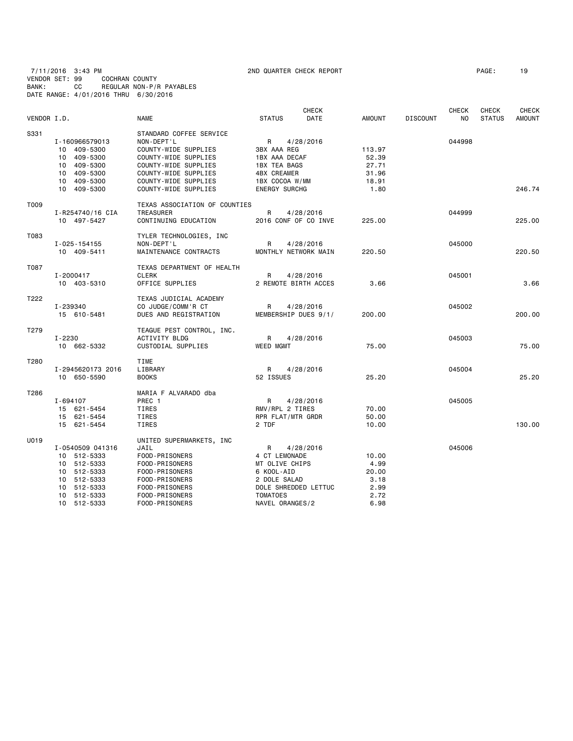7/11/2016 3:43 PM 2ND QUARTER CHECK REPORT
VENDOR SET: 99 COCHRAN COUNTY
BANK: CC REGULAR NON-P/R PAYABLES
DATE RANGE: 4/01/2016 THRU 6/30/2016

| VENDOR I.D. | | NAME | STATUS | CHECK DATE | AMOUNT | DISCOUNT | CHECK NO | CHECK STATUS | CHECK AMOUNT |
|---|---|---|---|---|---|---|---|---|---|
| S331 | | STANDARD COFFEE SERVICE | | | | | | | |
| | I-160966579013 | NON-DEPT'L | R | 4/28/2016 | | | 044998 | | |
| | 10 409-5300 | COUNTY-WIDE SUPPLIES | 3BX AAA REG | | 113.97 | | | | |
| | 10 409-5300 | COUNTY-WIDE SUPPLIES | 1BX AAA DECAF | | 52.39 | | | | |
| | 10 409-5300 | COUNTY-WIDE SUPPLIES | 1BX TEA BAGS | | 27.71 | | | | |
| | 10 409-5300 | COUNTY-WIDE SUPPLIES | 4BX CREAMER | | 31.96 | | | | |
| | 10 409-5300 | COUNTY-WIDE SUPPLIES | 1BX COCOA W/MM | | 18.91 | | | | |
| | 10 409-5300 | COUNTY-WIDE SUPPLIES | ENERGY SURCHG | | 1.80 | | | | 246.74 |
| T009 | | TEXAS ASSOCIATION OF COUNTIES | | | | | | | |
| | I-R254740/16 CIA | TREASURER | R | 4/28/2016 | | | 044999 | | |
| | 10 497-5427 | CONTINUING EDUCATION | 2016 CONF OF CO INVE | | 225.00 | | | | 225.00 |
| T083 | | TYLER TECHNOLOGIES, INC | | | | | | | |
| | I-025-154155 | NON-DEPT'L | R | 4/28/2016 | | | 045000 | | |
| | 10 409-5411 | MAINTENANCE CONTRACTS | MONTHLY NETWORK MAIN | | 220.50 | | | | 220.50 |
| T087 | | TEXAS DEPARTMENT OF HEALTH | | | | | | | |
| | I-2000417 | CLERK | R | 4/28/2016 | | | 045001 | | |
| | 10 403-5310 | OFFICE SUPPLIES | 2 REMOTE BIRTH ACCES | | 3.66 | | | | 3.66 |
| T222 | | TEXAS JUDICIAL ACADEMY | | | | | | | |
| | I-239340 | CO JUDGE/COMM'R CT | R | 4/28/2016 | | | 045002 | | |
| | 15 610-5481 | DUES AND REGISTRATION | MEMBERSHIP DUES 9/1/ | | 200.00 | | | | 200.00 |
| T279 | | TEAGUE PEST CONTROL, INC. | | | | | | | |
| | I-2230 | ACTIVITY BLDG | R | 4/28/2016 | | | 045003 | | |
| | 10 662-5332 | CUSTODIAL SUPPLIES | WEED MGMT | | 75.00 | | | | 75.00 |
| T280 | | TIME | | | | | | | |
| | I-2945620173 2016 | LIBRARY | R | 4/28/2016 | | | 045004 | | |
| | 10 650-5590 | BOOKS | 52 ISSUES | | 25.20 | | | | 25.20 |
| T286 | | MARIA F ALVARADO dba | | | | | | | |
| | I-694107 | PREC 1 | R | 4/28/2016 | | | 045005 | | |
| | 15 621-5454 | TIRES | RMV/RPL 2 TIRES | | 70.00 | | | | |
| | 15 621-5454 | TIRES | RPR FLAT/MTR GRDR | | 50.00 | | | | |
| | 15 621-5454 | TIRES | 2 TDF | | 10.00 | | | | 130.00 |
| U019 | | UNITED SUPERMARKETS, INC | | | | | | | |
| | I-0540509 041316 | JAIL | R | 4/28/2016 | | | 045006 | | |
| | 10 512-5333 | FOOD-PRISONERS | 4 CT LEMONADE | | 10.00 | | | | |
| | 10 512-5333 | FOOD-PRISONERS | MT OLIVE CHIPS | | 4.99 | | | | |
| | 10 512-5333 | FOOD-PRISONERS | 6 KOOL-AID | | 20.00 | | | | |
| | 10 512-5333 | FOOD-PRISONERS | 2 DOLE SALAD | | 3.18 | | | | |
| | 10 512-5333 | FOOD-PRISONERS | DOLE SHREDDED LETTUC | | 2.99 | | | | |
| | 10 512-5333 | FOOD-PRISONERS | TOMATOES | | 2.72 | | | | |
| | 10 512-5333 | FOOD-PRISONERS | NAVEL ORANGES/2 | | 6.98 | | | | |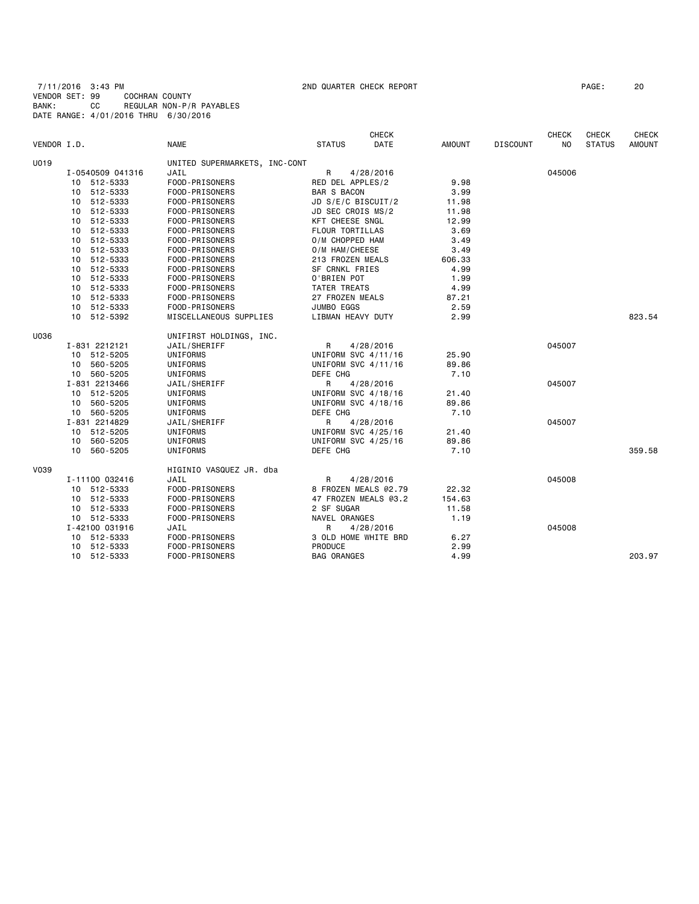7/11/2016 3:43 PM  2ND QUARTER CHECK REPORT
VENDOR SET: 99  COCHRAN COUNTY
BANK: CC  REGULAR NON-P/R PAYABLES
DATE RANGE: 4/01/2016 THRU 6/30/2016

| VENDOR I.D. | | NAME | STATUS | CHECK DATE | AMOUNT | DISCOUNT | CHECK NO | CHECK STATUS | CHECK AMOUNT |
|---|---|---|---|---|---|---|---|---|---|
| U019 | | UNITED SUPERMARKETS, INC-CONT | | | | | | | |
| | I-0540509 041316 | JAIL | R | 4/28/2016 | | | 045006 | | |
| | 10 512-5333 | FOOD-PRISONERS | RED DEL APPLES/2 | | 9.98 | | | | |
| | 10 512-5333 | FOOD-PRISONERS | BAR S BACON | | 3.99 | | | | |
| | 10 512-5333 | FOOD-PRISONERS | JD S/E/C BISCUIT/2 | | 11.98 | | | | |
| | 10 512-5333 | FOOD-PRISONERS | JD SEC CROIS MS/2 | | 11.98 | | | | |
| | 10 512-5333 | FOOD-PRISONERS | KFT CHEESE SNGL | | 12.99 | | | | |
| | 10 512-5333 | FOOD-PRISONERS | FLOUR TORTILLAS | | 3.69 | | | | |
| | 10 512-5333 | FOOD-PRISONERS | O/M CHOPPED HAM | | 3.49 | | | | |
| | 10 512-5333 | FOOD-PRISONERS | O/M HAM/CHEESE | | 3.49 | | | | |
| | 10 512-5333 | FOOD-PRISONERS | 213 FROZEN MEALS | | 606.33 | | | | |
| | 10 512-5333 | FOOD-PRISONERS | SF CRNKL FRIES | | 4.99 | | | | |
| | 10 512-5333 | FOOD-PRISONERS | O'BRIEN POT | | 1.99 | | | | |
| | 10 512-5333 | FOOD-PRISONERS | TATER TREATS | | 4.99 | | | | |
| | 10 512-5333 | FOOD-PRISONERS | 27 FROZEN MEALS | | 87.21 | | | | |
| | 10 512-5333 | FOOD-PRISONERS | JUMBO EGGS | | 2.59 | | | | |
| | 10 512-5392 | MISCELLANEOUS SUPPLIES | LIBMAN HEAVY DUTY | | 2.99 | | | | 823.54 |
| U036 | | UNIFIRST HOLDINGS, INC. | | | | | | | |
| | I-831 2212121 | JAIL/SHERIFF | R | 4/28/2016 | | | 045007 | | |
| | 10 512-5205 | UNIFORMS | UNIFORM SVC 4/11/16 | | 25.90 | | | | |
| | 10 560-5205 | UNIFORMS | UNIFORM SVC 4/11/16 | | 89.86 | | | | |
| | 10 560-5205 | UNIFORMS | DEFE CHG | | 7.10 | | | | |
| | I-831 2213466 | JAIL/SHERIFF | R | 4/28/2016 | | | 045007 | | |
| | 10 512-5205 | UNIFORMS | UNIFORM SVC 4/18/16 | | 21.40 | | | | |
| | 10 560-5205 | UNIFORMS | UNIFORM SVC 4/18/16 | | 89.86 | | | | |
| | 10 560-5205 | UNIFORMS | DEFE CHG | | 7.10 | | | | |
| | I-831 2214829 | JAIL/SHERIFF | R | 4/28/2016 | | | 045007 | | |
| | 10 512-5205 | UNIFORMS | UNIFORM SVC 4/25/16 | | 21.40 | | | | |
| | 10 560-5205 | UNIFORMS | UNIFORM SVC 4/25/16 | | 89.86 | | | | |
| | 10 560-5205 | UNIFORMS | DEFE CHG | | 7.10 | | | | 359.58 |
| V039 | | HIGINIO VASQUEZ JR. dba | | | | | | | |
| | I-11100 032416 | JAIL | R | 4/28/2016 | | | 045008 | | |
| | 10 512-5333 | FOOD-PRISONERS | 8 FROZEN MEALS @2.79 | | 22.32 | | | | |
| | 10 512-5333 | FOOD-PRISONERS | 47 FROZEN MEALS @3.2 | | 154.63 | | | | |
| | 10 512-5333 | FOOD-PRISONERS | 2 SF SUGAR | | 11.58 | | | | |
| | 10 512-5333 | FOOD-PRISONERS | NAVEL ORANGES | | 1.19 | | | | |
| | I-42100 031916 | JAIL | R | 4/28/2016 | | | 045008 | | |
| | 10 512-5333 | FOOD-PRISONERS | 3 OLD HOME WHITE BRD | | 6.27 | | | | |
| | 10 512-5333 | FOOD-PRISONERS | PRODUCE | | 2.99 | | | | |
| | 10 512-5333 | FOOD-PRISONERS | BAG ORANGES | | 4.99 | | | | 203.97 |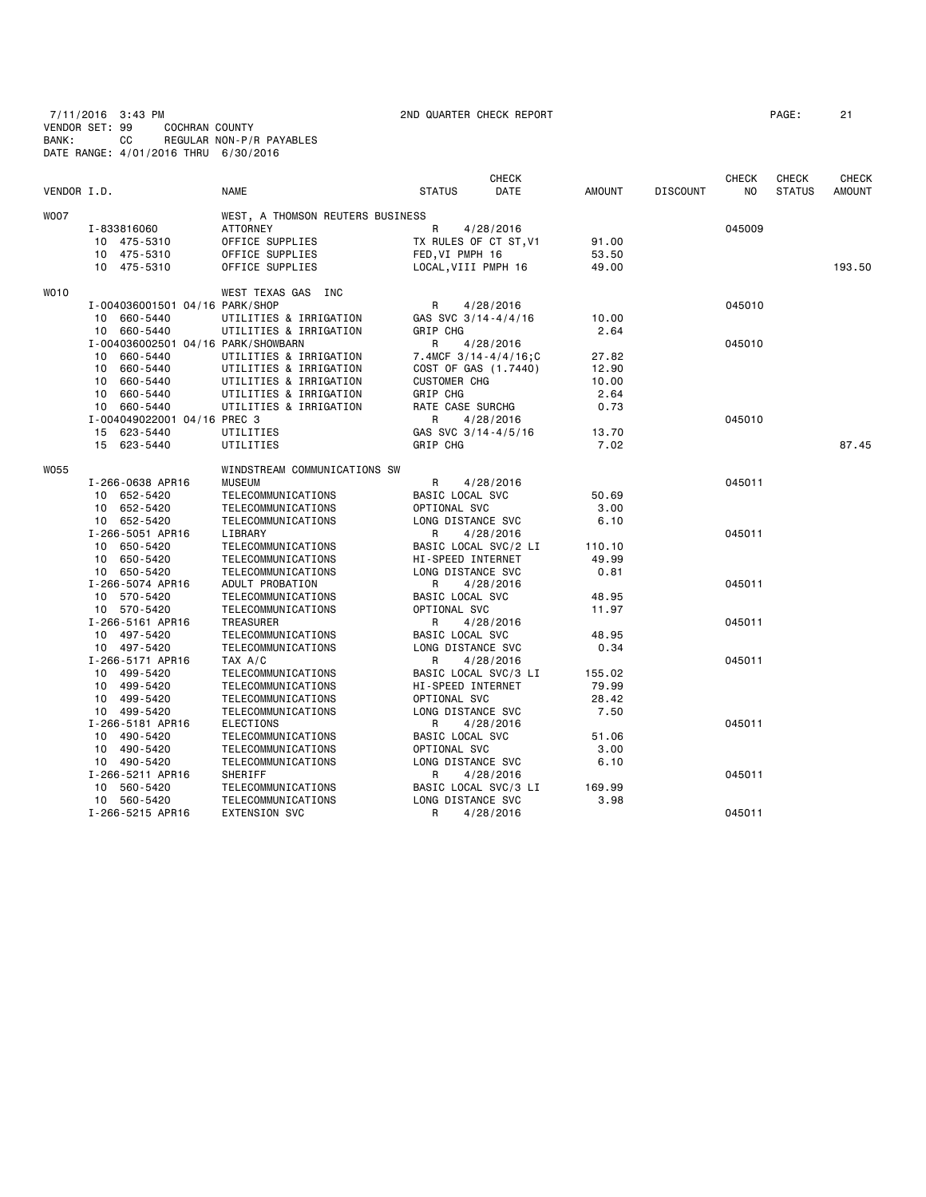7/11/2016 3:43 PM 2ND QUARTER CHECK REPORT
VENDOR SET: 99 COCHRAN COUNTY
BANK: CC REGULAR NON-P/R PAYABLES
DATE RANGE: 4/01/2016 THRU 6/30/2016

| VENDOR I.D. | | NAME | STATUS | CHECK DATE | AMOUNT | DISCOUNT | CHECK NO | CHECK STATUS | CHECK AMOUNT |
|---|---|---|---|---|---|---|---|---|---|
| W007 | | WEST, A THOMSON REUTERS BUSINESS | | | | | | | |
| | I-833816060 | ATTORNEY | R | 4/28/2016 | | | 045009 | | |
| | 10 475-5310 | OFFICE SUPPLIES | TX RULES OF CT ST,V1 | | 91.00 | | | | |
| | 10 475-5310 | OFFICE SUPPLIES | FED,VI PMPH 16 | | 53.50 | | | | |
| | 10 475-5310 | OFFICE SUPPLIES | LOCAL,VIII PMPH 16 | | 49.00 | | | | 193.50 |
| W010 | | WEST TEXAS GAS INC | | | | | | | |
| | I-004036001501 04/16 | PARK/SHOP | R | 4/28/2016 | | | 045010 | | |
| | 10 660-5440 | UTILITIES & IRRIGATION | GAS SVC 3/14-4/4/16 | | 10.00 | | | | |
| | 10 660-5440 | UTILITIES & IRRIGATION | GRIP CHG | | 2.64 | | | | |
| | I-004036002501 04/16 | PARK/SHOWBARN | R | 4/28/2016 | | | 045010 | | |
| | 10 660-5440 | UTILITIES & IRRIGATION | 7.4MCF 3/14-4/4/16;C | | 27.82 | | | | |
| | 10 660-5440 | UTILITIES & IRRIGATION | COST OF GAS (1.7440) | | 12.90 | | | | |
| | 10 660-5440 | UTILITIES & IRRIGATION | CUSTOMER CHG | | 10.00 | | | | |
| | 10 660-5440 | UTILITIES & IRRIGATION | GRIP CHG | | 2.64 | | | | |
| | 10 660-5440 | UTILITIES & IRRIGATION | RATE CASE SURCHG | | 0.73 | | | | |
| | I-004049022001 04/16 | PREC 3 | R | 4/28/2016 | | | 045010 | | |
| | 15 623-5440 | UTILITIES | GAS SVC 3/14-4/5/16 | | 13.70 | | | | |
| | 15 623-5440 | UTILITIES | GRIP CHG | | 7.02 | | | | 87.45 |
| W055 | | WINDSTREAM COMMUNICATIONS SW | | | | | | | |
| | I-266-0638 APR16 | MUSEUM | R | 4/28/2016 | | | 045011 | | |
| | 10 652-5420 | TELECOMMUNICATIONS | BASIC LOCAL SVC | | 50.69 | | | | |
| | 10 652-5420 | TELECOMMUNICATIONS | OPTIONAL SVC | | 3.00 | | | | |
| | 10 652-5420 | TELECOMMUNICATIONS | LONG DISTANCE SVC | | 6.10 | | | | |
| | I-266-5051 APR16 | LIBRARY | R | 4/28/2016 | | | 045011 | | |
| | 10 650-5420 | TELECOMMUNICATIONS | BASIC LOCAL SVC/2 LI | | 110.10 | | | | |
| | 10 650-5420 | TELECOMMUNICATIONS | HI-SPEED INTERNET | | 49.99 | | | | |
| | 10 650-5420 | TELECOMMUNICATIONS | LONG DISTANCE SVC | | 0.81 | | | | |
| | I-266-5074 APR16 | ADULT PROBATION | R | 4/28/2016 | | | 045011 | | |
| | 10 570-5420 | TELECOMMUNICATIONS | BASIC LOCAL SVC | | 48.95 | | | | |
| | 10 570-5420 | TELECOMMUNICATIONS | OPTIONAL SVC | | 11.97 | | | | |
| | I-266-5161 APR16 | TREASURER | R | 4/28/2016 | | | 045011 | | |
| | 10 497-5420 | TELECOMMUNICATIONS | BASIC LOCAL SVC | | 48.95 | | | | |
| | 10 497-5420 | TELECOMMUNICATIONS | LONG DISTANCE SVC | | 0.34 | | | | |
| | I-266-5171 APR16 | TAX A/C | R | 4/28/2016 | | | 045011 | | |
| | 10 499-5420 | TELECOMMUNICATIONS | BASIC LOCAL SVC/3 LI | | 155.02 | | | | |
| | 10 499-5420 | TELECOMMUNICATIONS | HI-SPEED INTERNET | | 79.99 | | | | |
| | 10 499-5420 | TELECOMMUNICATIONS | OPTIONAL SVC | | 28.42 | | | | |
| | 10 499-5420 | TELECOMMUNICATIONS | LONG DISTANCE SVC | | 7.50 | | | | |
| | I-266-5181 APR16 | ELECTIONS | R | 4/28/2016 | | | 045011 | | |
| | 10 490-5420 | TELECOMMUNICATIONS | BASIC LOCAL SVC | | 51.06 | | | | |
| | 10 490-5420 | TELECOMMUNICATIONS | OPTIONAL SVC | | 3.00 | | | | |
| | 10 490-5420 | TELECOMMUNICATIONS | LONG DISTANCE SVC | | 6.10 | | | | |
| | I-266-5211 APR16 | SHERIFF | R | 4/28/2016 | | | 045011 | | |
| | 10 560-5420 | TELECOMMUNICATIONS | BASIC LOCAL SVC/3 LI | | 169.99 | | | | |
| | 10 560-5420 | TELECOMMUNICATIONS | LONG DISTANCE SVC | | 3.98 | | | | |
| | I-266-5215 APR16 | EXTENSION SVC | R | 4/28/2016 | | | 045011 | | |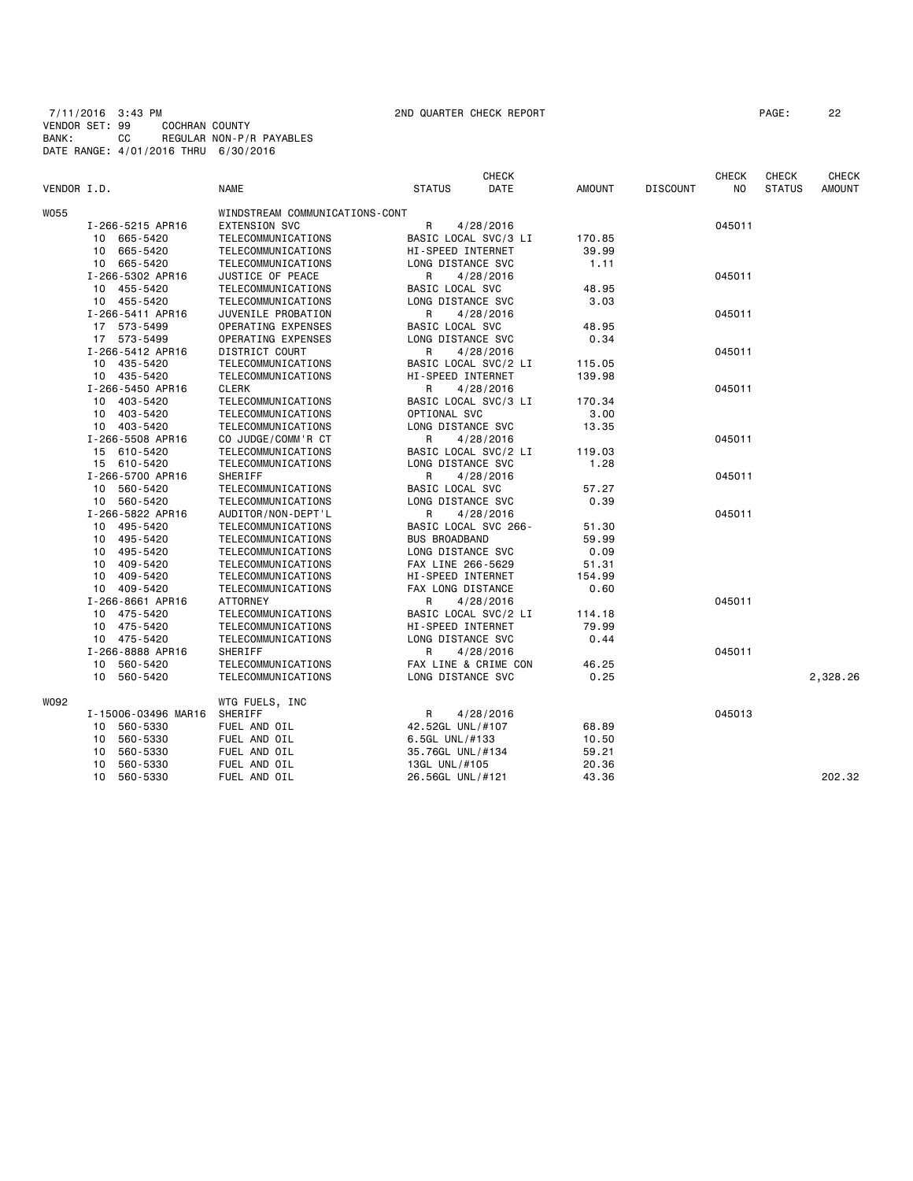7/11/2016 3:43 PM 2ND QUARTER CHECK REPORT PAGE: 22
VENDOR SET: 99 COCHRAN COUNTY
BANK: CC REGULAR NON-P/R PAYABLES
DATE RANGE: 4/01/2016 THRU 6/30/2016

| VENDOR I.D. | NAME | STATUS | CHECK DATE | AMOUNT | DISCOUNT | CHECK NO | CHECK STATUS | CHECK AMOUNT |
|---|---|---|---|---|---|---|---|---|
| W055 | WINDSTREAM COMMUNICATIONS-CONT | | | | | | | |
| I-266-5215 APR16 | EXTENSION SVC | R | 4/28/2016 | | | 045011 | | |
| 10 665-5420 | TELECOMMUNICATIONS | BASIC LOCAL SVC/3 LI | | 170.85 | | | | |
| 10 665-5420 | TELECOMMUNICATIONS | HI-SPEED INTERNET | | 39.99 | | | | |
| 10 665-5420 | TELECOMMUNICATIONS | LONG DISTANCE SVC | | 1.11 | | | | |
| I-266-5302 APR16 | JUSTICE OF PEACE | R | 4/28/2016 | | | 045011 | | |
| 10 455-5420 | TELECOMMUNICATIONS | BASIC LOCAL SVC | | 48.95 | | | | |
| 10 455-5420 | TELECOMMUNICATIONS | LONG DISTANCE SVC | | 3.03 | | | | |
| I-266-5411 APR16 | JUVENILE PROBATION | R | 4/28/2016 | | | 045011 | | |
| 17 573-5499 | OPERATING EXPENSES | BASIC LOCAL SVC | | 48.95 | | | | |
| 17 573-5499 | OPERATING EXPENSES | LONG DISTANCE SVC | | 0.34 | | | | |
| I-266-5412 APR16 | DISTRICT COURT | R | 4/28/2016 | | | 045011 | | |
| 10 435-5420 | TELECOMMUNICATIONS | BASIC LOCAL SVC/2 LI | | 115.05 | | | | |
| 10 435-5420 | TELECOMMUNICATIONS | HI-SPEED INTERNET | | 139.98 | | | | |
| I-266-5450 APR16 | CLERK | R | 4/28/2016 | | | 045011 | | |
| 10 403-5420 | TELECOMMUNICATIONS | BASIC LOCAL SVC/3 LI | | 170.34 | | | | |
| 10 403-5420 | TELECOMMUNICATIONS | OPTIONAL SVC | | 3.00 | | | | |
| 10 403-5420 | TELECOMMUNICATIONS | LONG DISTANCE SVC | | 13.35 | | | | |
| I-266-5508 APR16 | CO JUDGE/COMM'R CT | R | 4/28/2016 | | | 045011 | | |
| 15 610-5420 | TELECOMMUNICATIONS | BASIC LOCAL SVC/2 LI | | 119.03 | | | | |
| 15 610-5420 | TELECOMMUNICATIONS | LONG DISTANCE SVC | | 1.28 | | | | |
| I-266-5700 APR16 | SHERIFF | R | 4/28/2016 | | | 045011 | | |
| 10 560-5420 | TELECOMMUNICATIONS | BASIC LOCAL SVC | | 57.27 | | | | |
| 10 560-5420 | TELECOMMUNICATIONS | LONG DISTANCE SVC | | 0.39 | | | | |
| I-266-5822 APR16 | AUDITOR/NON-DEPT'L | R | 4/28/2016 | | | 045011 | | |
| 10 495-5420 | TELECOMMUNICATIONS | BASIC LOCAL SVC 266- | | 51.30 | | | | |
| 10 495-5420 | TELECOMMUNICATIONS | BUS BROADBAND | | 59.99 | | | | |
| 10 495-5420 | TELECOMMUNICATIONS | LONG DISTANCE SVC | | 0.09 | | | | |
| 10 409-5420 | TELECOMMUNICATIONS | FAX LINE 266-5629 | | 51.31 | | | | |
| 10 409-5420 | TELECOMMUNICATIONS | HI-SPEED INTERNET | | 154.99 | | | | |
| 10 409-5420 | TELECOMMUNICATIONS | FAX LONG DISTANCE | | 0.60 | | | | |
| I-266-8661 APR16 | ATTORNEY | R | 4/28/2016 | | | 045011 | | |
| 10 475-5420 | TELECOMMUNICATIONS | BASIC LOCAL SVC/2 LI | | 114.18 | | | | |
| 10 475-5420 | TELECOMMUNICATIONS | HI-SPEED INTERNET | | 79.99 | | | | |
| 10 475-5420 | TELECOMMUNICATIONS | LONG DISTANCE SVC | | 0.44 | | | | |
| I-266-8888 APR16 | SHERIFF | R | 4/28/2016 | | | 045011 | | |
| 10 560-5420 | TELECOMMUNICATIONS | FAX LINE & CRIME CON | | 46.25 | | | | |
| 10 560-5420 | TELECOMMUNICATIONS | LONG DISTANCE SVC | | 0.25 | | | | 2,328.26 |
| W092 | WTG FUELS, INC | | | | | | | |
| I-15006-03496 MAR16 | SHERIFF | R | 4/28/2016 | | | 045013 | | |
| 10 560-5330 | FUEL AND OIL | 42.52GL UNL/#107 | | 68.89 | | | | |
| 10 560-5330 | FUEL AND OIL | 6.5GL UNL/#133 | | 10.50 | | | | |
| 10 560-5330 | FUEL AND OIL | 35.76GL UNL/#134 | | 59.21 | | | | |
| 10 560-5330 | FUEL AND OIL | 13GL UNL/#105 | | 20.36 | | | | |
| 10 560-5330 | FUEL AND OIL | 26.56GL UNL/#121 | | 43.36 | | | | 202.32 |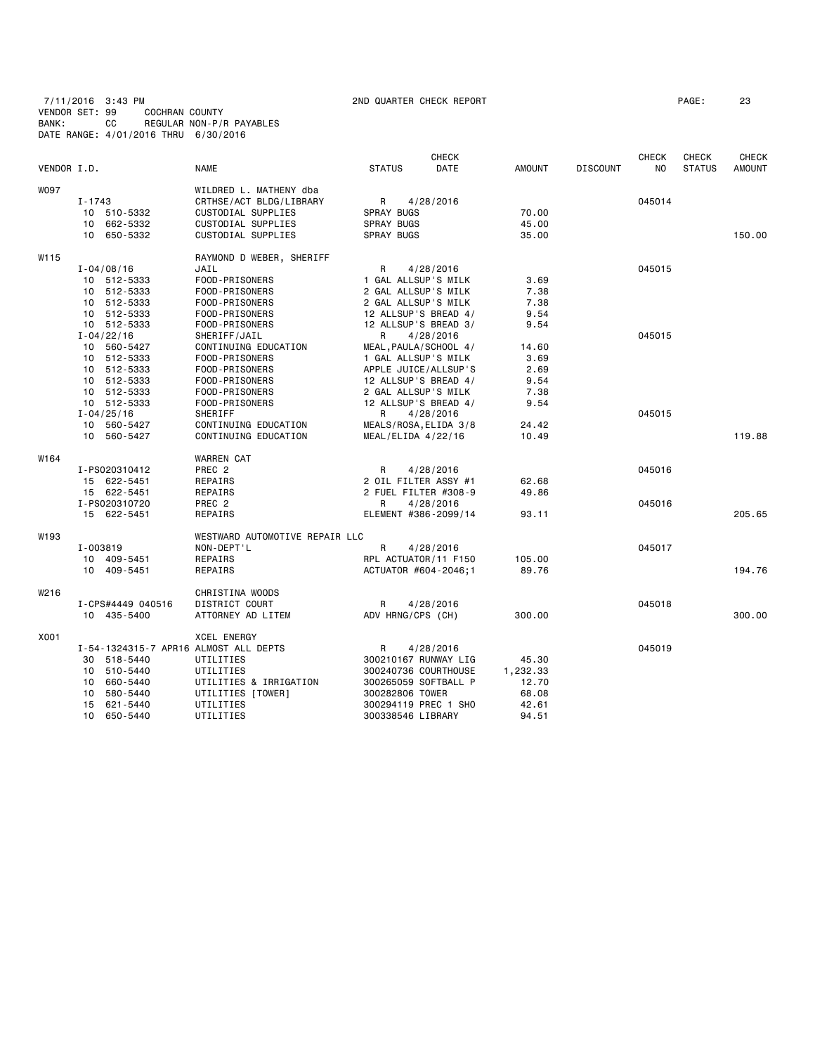7/11/2016 3:43 PM 2ND QUARTER CHECK REPORT PAGE: 23
VENDOR SET: 99 COCHRAN COUNTY
BANK: CC REGULAR NON-P/R PAYABLES
DATE RANGE: 4/01/2016 THRU 6/30/2016

| VENDOR I.D. | | NAME | STATUS | CHECK DATE | AMOUNT | DISCOUNT | CHECK NO | CHECK STATUS | CHECK AMOUNT |
|---|---|---|---|---|---|---|---|---|---|
| W097 | | WILDRED L. MATHENY dba | | | | | | | |
| | I-1743 | CRTHSE/ACT BLDG/LIBRARY | R | 4/28/2016 | | | 045014 | | |
| | 10 510-5332 | CUSTODIAL SUPPLIES | SPRAY BUGS | | 70.00 | | | | |
| | 10 662-5332 | CUSTODIAL SUPPLIES | SPRAY BUGS | | 45.00 | | | | |
| | 10 650-5332 | CUSTODIAL SUPPLIES | SPRAY BUGS | | 35.00 | | | | 150.00 |
| W115 | | RAYMOND D WEBER, SHERIFF | | | | | | | |
| | I-04/08/16 | JAIL | R | 4/28/2016 | | | 045015 | | |
| | 10 512-5333 | FOOD-PRISONERS | 1 GAL ALLSUP'S MILK | | 3.69 | | | | |
| | 10 512-5333 | FOOD-PRISONERS | 2 GAL ALLSUP'S MILK | | 7.38 | | | | |
| | 10 512-5333 | FOOD-PRISONERS | 2 GAL ALLSUP'S MILK | | 7.38 | | | | |
| | 10 512-5333 | FOOD-PRISONERS | 12 ALLSUP'S BREAD 4/ | | 9.54 | | | | |
| | 10 512-5333 | FOOD-PRISONERS | 12 ALLSUP'S BREAD 3/ | | 9.54 | | | | |
| | I-04/22/16 | SHERIFF/JAIL | R | 4/28/2016 | | | 045015 | | |
| | 10 560-5427 | CONTINUING EDUCATION | MEAL,PAULA/SCHOOL 4/ | | 14.60 | | | | |
| | 10 512-5333 | FOOD-PRISONERS | 1 GAL ALLSUP'S MILK | | 3.69 | | | | |
| | 10 512-5333 | FOOD-PRISONERS | APPLE JUICE/ALLSUP'S | | 2.69 | | | | |
| | 10 512-5333 | FOOD-PRISONERS | 12 ALLSUP'S BREAD 4/ | | 9.54 | | | | |
| | 10 512-5333 | FOOD-PRISONERS | 2 GAL ALLSUP'S MILK | | 7.38 | | | | |
| | 10 512-5333 | FOOD-PRISONERS | 12 ALLSUP'S BREAD 4/ | | 9.54 | | | | |
| | I-04/25/16 | SHERIFF | R | 4/28/2016 | | | 045015 | | |
| | 10 560-5427 | CONTINUING EDUCATION | MEALS/ROSA,ELIDA 3/8 | | 24.42 | | | | |
| | 10 560-5427 | CONTINUING EDUCATION | MEAL/ELIDA 4/22/16 | | 10.49 | | | | 119.88 |
| W164 | | WARREN CAT | | | | | | | |
| | I-PS020310412 | PREC 2 | R | 4/28/2016 | | | 045016 | | |
| | 15 622-5451 | REPAIRS | 2 OIL FILTER ASSY #1 | | 62.68 | | | | |
| | 15 622-5451 | REPAIRS | 2 FUEL FILTER #308-9 | | 49.86 | | | | |
| | I-PS020310720 | PREC 2 | R | 4/28/2016 | | | 045016 | | |
| | 15 622-5451 | REPAIRS | ELEMENT #386-2099/14 | | 93.11 | | | | 205.65 |
| W193 | | WESTWARD AUTOMOTIVE REPAIR LLC | | | | | | | |
| | I-003819 | NON-DEPT'L | R | 4/28/2016 | | | 045017 | | |
| | 10 409-5451 | REPAIRS | RPL ACTUATOR/11 F150 | | 105.00 | | | | |
| | 10 409-5451 | REPAIRS | ACTUATOR #604-2046;1 | | 89.76 | | | | 194.76 |
| W216 | | CHRISTINA WOODS | | | | | | | |
| | I-CPS#4449 040516 | DISTRICT COURT | R | 4/28/2016 | | | 045018 | | |
| | 10 435-5400 | ATTORNEY AD LITEM | ADV HRNG/CPS (CH) | | 300.00 | | | | 300.00 |
| X001 | | XCEL ENERGY | | | | | | | |
| | I-54-1324315-7 APR16 | ALMOST ALL DEPTS | R | 4/28/2016 | | | 045019 | | |
| | 30 518-5440 | UTILITIES | 300210167 RUNWAY LIG | | 45.30 | | | | |
| | 10 510-5440 | UTILITIES | 300240736 COURTHOUSE | | 1,232.33 | | | | |
| | 10 660-5440 | UTILITIES & IRRIGATION | 300265059 SOFTBALL P | | 12.70 | | | | |
| | 10 580-5440 | UTILITIES [TOWER] | 300282806 TOWER | | 68.08 | | | | |
| | 15 621-5440 | UTILITIES | 300294119 PREC 1 SHO | | 42.61 | | | | |
| | 10 650-5440 | UTILITIES | 300338546 LIBRARY | | 94.51 | | | | |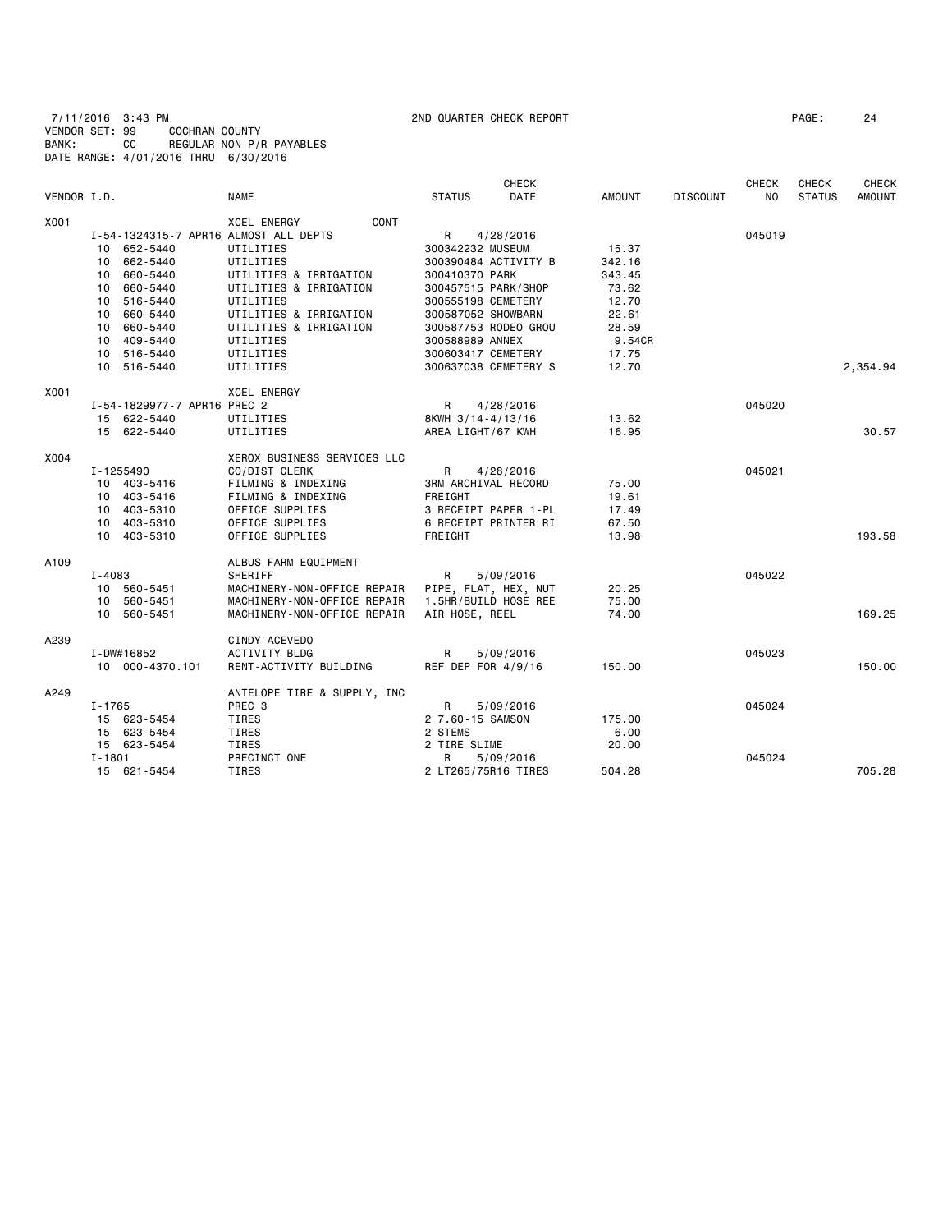7/11/2016 3:43 PM 2ND QUARTER CHECK REPORT PAGE: 24
VENDOR SET: 99 COCHRAN COUNTY
BANK: CC REGULAR NON-P/R PAYABLES
DATE RANGE: 4/01/2016 THRU 6/30/2016

| VENDOR I.D. | | NAME | STATUS | CHECK DATE | AMOUNT | DISCOUNT | CHECK NO | CHECK STATUS | CHECK AMOUNT |
|---|---|---|---|---|---|---|---|---|---|
| X001 | | XCEL ENERGY CONT | | | | | | | |
| | I-54-1324315-7 APR16 ALMOST ALL DEPTS | | R | 4/28/2016 | | | 045019 | | |
| | 10 652-5440 | UTILITIES | 300342232 MUSEUM | | 15.37 | | | | |
| | 10 662-5440 | UTILITIES | 300390484 ACTIVITY B | | 342.16 | | | | |
| | 10 660-5440 | UTILITIES & IRRIGATION | 300410370 PARK | | 343.45 | | | | |
| | 10 660-5440 | UTILITIES & IRRIGATION | 300457515 PARK/SHOP | | 73.62 | | | | |
| | 10 516-5440 | UTILITIES | 300555198 CEMETERY | | 12.70 | | | | |
| | 10 660-5440 | UTILITIES & IRRIGATION | 300587052 SHOWBARN | | 22.61 | | | | |
| | 10 660-5440 | UTILITIES & IRRIGATION | 300587753 RODEO GROU | | 28.59 | | | | |
| | 10 409-5440 | UTILITIES | 300588989 ANNEX | | 9.54CR | | | | |
| | 10 516-5440 | UTILITIES | 300603417 CEMETERY | | 17.75 | | | | |
| | 10 516-5440 | UTILITIES | 300637038 CEMETERY S | | 12.70 | | | | 2,354.94 |
| X001 | | XCEL ENERGY | | | | | | | |
| | I-54-1829977-7 APR16 PREC 2 | | R | 4/28/2016 | | | 045020 | | |
| | 15 622-5440 | UTILITIES | 8KWH 3/14-4/13/16 | | 13.62 | | | | |
| | 15 622-5440 | UTILITIES | AREA LIGHT/67 KWH | | 16.95 | | | | 30.57 |
| X004 | | XEROX BUSINESS SERVICES LLC | | | | | | | |
| | I-1255490 | CO/DIST CLERK | R | 4/28/2016 | | | 045021 | | |
| | 10 403-5416 | FILMING & INDEXING | 3RM ARCHIVAL RECORD | | 75.00 | | | | |
| | 10 403-5416 | FILMING & INDEXING | FREIGHT | | 19.61 | | | | |
| | 10 403-5310 | OFFICE SUPPLIES | 3 RECEIPT PAPER 1-PL | | 17.49 | | | | |
| | 10 403-5310 | OFFICE SUPPLIES | 6 RECEIPT PRINTER RI | | 67.50 | | | | |
| | 10 403-5310 | OFFICE SUPPLIES | FREIGHT | | 13.98 | | | | 193.58 |
| A109 | | ALBUS FARM EQUIPMENT | | | | | | | |
| | I-4083 | SHERIFF | R | 5/09/2016 | | | 045022 | | |
| | 10 560-5451 | MACHINERY-NON-OFFICE REPAIR | PIPE, FLAT, HEX, NUT | | 20.25 | | | | |
| | 10 560-5451 | MACHINERY-NON-OFFICE REPAIR | 1.5HR/BUILD HOSE REE | | 75.00 | | | | |
| | 10 560-5451 | MACHINERY-NON-OFFICE REPAIR | AIR HOSE, REEL | | 74.00 | | | | 169.25 |
| A239 | | CINDY ACEVEDO | | | | | | | |
| | I-DW#16852 | ACTIVITY BLDG | R | 5/09/2016 | | | 045023 | | |
| | 10 000-4370.101 | RENT-ACTIVITY BUILDING | REF DEP FOR 4/9/16 | | 150.00 | | | | 150.00 |
| A249 | | ANTELOPE TIRE & SUPPLY, INC | | | | | | | |
| | I-1765 | PREC 3 | R | 5/09/2016 | | | 045024 | | |
| | 15 623-5454 | TIRES | 2 7.60-15 SAMSON | | 175.00 | | | | |
| | 15 623-5454 | TIRES | 2 STEMS | | 6.00 | | | | |
| | 15 623-5454 | TIRES | 2 TIRE SLIME | | 20.00 | | | | |
| | I-1801 | PRECINCT ONE | R | 5/09/2016 | | | 045024 | | |
| | 15 621-5454 | TIRES | 2 LT265/75R16 TIRES | | 504.28 | | | | 705.28 |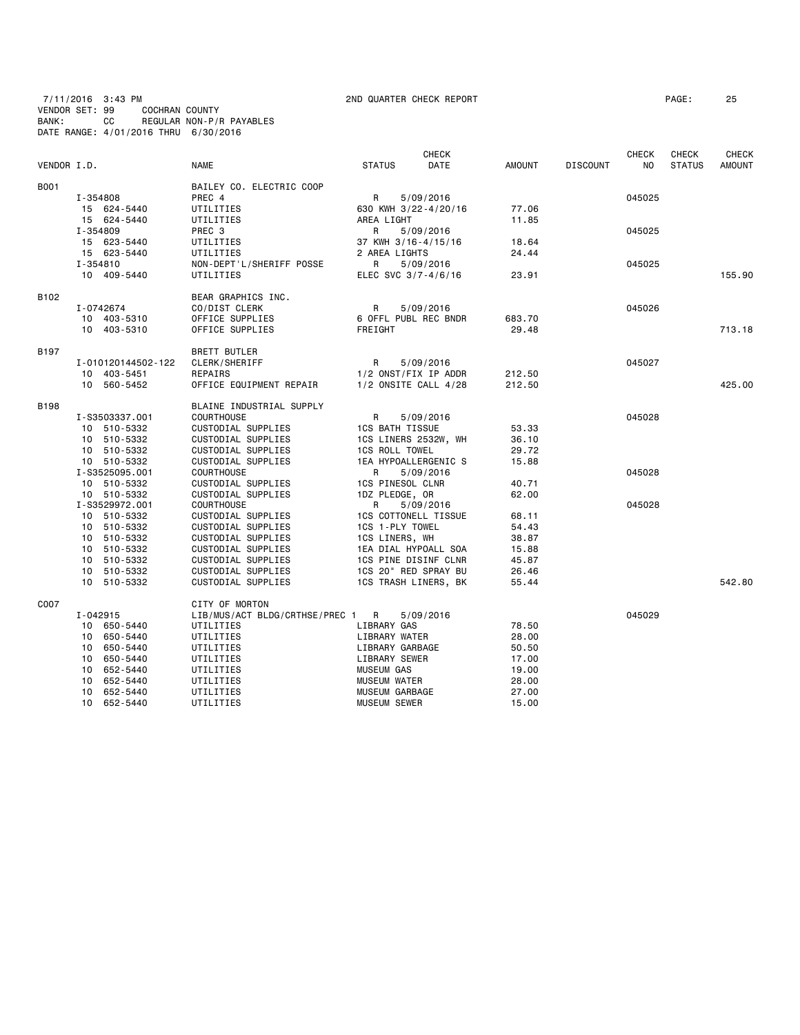7/11/2016 3:43 PM 2ND QUARTER CHECK REPORT
VENDOR SET: 99 COCHRAN COUNTY
BANK: CC REGULAR NON-P/R PAYABLES
DATE RANGE: 4/01/2016 THRU 6/30/2016

| VENDOR I.D. | NAME | STATUS | CHECK DATE | AMOUNT | DISCOUNT | CHECK NO | CHECK STATUS | CHECK AMOUNT |
|---|---|---|---|---|---|---|---|---|
| B001 | BAILEY CO. ELECTRIC COOP | | | | | | | |
| I-354808 | PREC 4 | R | 5/09/2016 | | | 045025 | | |
| 15 624-5440 | UTILITIES | 630 KWH 3/22-4/20/16 | | 77.06 | | | | |
| 15 624-5440 | UTILITIES | AREA LIGHT | | 11.85 | | | | |
| I-354809 | PREC 3 | R | 5/09/2016 | | | 045025 | | |
| 15 623-5440 | UTILITIES | 37 KWH 3/16-4/15/16 | | 18.64 | | | | |
| 15 623-5440 | UTILITIES | 2 AREA LIGHTS | | 24.44 | | | | |
| I-354810 | NON-DEPT'L/SHERIFF POSSE | R | 5/09/2016 | | | 045025 | | |
| 10 409-5440 | UTILITIES | ELEC SVC 3/7-4/6/16 | | 23.91 | | | | 155.90 |
| B102 | BEAR GRAPHICS INC. | | | | | | | |
| I-0742674 | CO/DIST CLERK | R | 5/09/2016 | | | 045026 | | |
| 10 403-5310 | OFFICE SUPPLIES | 6 OFFL PUBL REC BNDR | | 683.70 | | | | |
| 10 403-5310 | OFFICE SUPPLIES | FREIGHT | | 29.48 | | | | 713.18 |
| B197 | BRETT BUTLER | | | | | | | |
| I-010120144502-122 | CLERK/SHERIFF | R | 5/09/2016 | | | 045027 | | |
| 10 403-5451 | REPAIRS | 1/2 ONST/FIX IP ADDR | | 212.50 | | | | |
| 10 560-5452 | OFFICE EQUIPMENT REPAIR | 1/2 ONSITE CALL 4/28 | | 212.50 | | | | 425.00 |
| B198 | BLAINE INDUSTRIAL SUPPLY | | | | | | | |
| I-S3503337.001 | COURTHOUSE | R | 5/09/2016 | | | 045028 | | |
| 10 510-5332 | CUSTODIAL SUPPLIES | 1CS BATH TISSUE | | 53.33 | | | | |
| 10 510-5332 | CUSTODIAL SUPPLIES | 1CS LINERS 2532W, WH | | 36.10 | | | | |
| 10 510-5332 | CUSTODIAL SUPPLIES | 1CS ROLL TOWEL | | 29.72 | | | | |
| 10 510-5332 | CUSTODIAL SUPPLIES | 1EA HYPOALLERGENIC S | | 15.88 | | | | |
| I-S3525095.001 | COURTHOUSE | R | 5/09/2016 | | | 045028 | | |
| 10 510-5332 | CUSTODIAL SUPPLIES | 1CS PINESOL CLNR | | 40.71 | | | | |
| 10 510-5332 | CUSTODIAL SUPPLIES | 1DZ PLEDGE, OR | | 62.00 | | | | |
| I-S3529972.001 | COURTHOUSE | R | 5/09/2016 | | | 045028 | | |
| 10 510-5332 | CUSTODIAL SUPPLIES | 1CS COTTONELL TISSUE | | 68.11 | | | | |
| 10 510-5332 | CUSTODIAL SUPPLIES | 1CS 1-PLY TOWEL | | 54.43 | | | | |
| 10 510-5332 | CUSTODIAL SUPPLIES | 1CS LINERS, WH | | 38.87 | | | | |
| 10 510-5332 | CUSTODIAL SUPPLIES | 1EA DIAL HYPOALL SOA | | 15.88 | | | | |
| 10 510-5332 | CUSTODIAL SUPPLIES | 1CS PINE DISINF CLNR | | 45.87 | | | | |
| 10 510-5332 | CUSTODIAL SUPPLIES | 1CS 20" RED SPRAY BU | | 26.46 | | | | |
| 10 510-5332 | CUSTODIAL SUPPLIES | 1CS TRASH LINERS, BK | | 55.44 | | | | 542.80 |
| C007 | CITY OF MORTON | | | | | | | |
| I-042915 | LIB/MUS/ACT BLDG/CRTHSE/PREC 1 | R | 5/09/2016 | | | 045029 | | |
| 10 650-5440 | UTILITIES | LIBRARY GAS | | 78.50 | | | | |
| 10 650-5440 | UTILITIES | LIBRARY WATER | | 28.00 | | | | |
| 10 650-5440 | UTILITIES | LIBRARY GARBAGE | | 50.50 | | | | |
| 10 650-5440 | UTILITIES | LIBRARY SEWER | | 17.00 | | | | |
| 10 652-5440 | UTILITIES | MUSEUM GAS | | 19.00 | | | | |
| 10 652-5440 | UTILITIES | MUSEUM WATER | | 28.00 | | | | |
| 10 652-5440 | UTILITIES | MUSEUM GARBAGE | | 27.00 | | | | |
| 10 652-5440 | UTILITIES | MUSEUM SEWER | | 15.00 | | | | |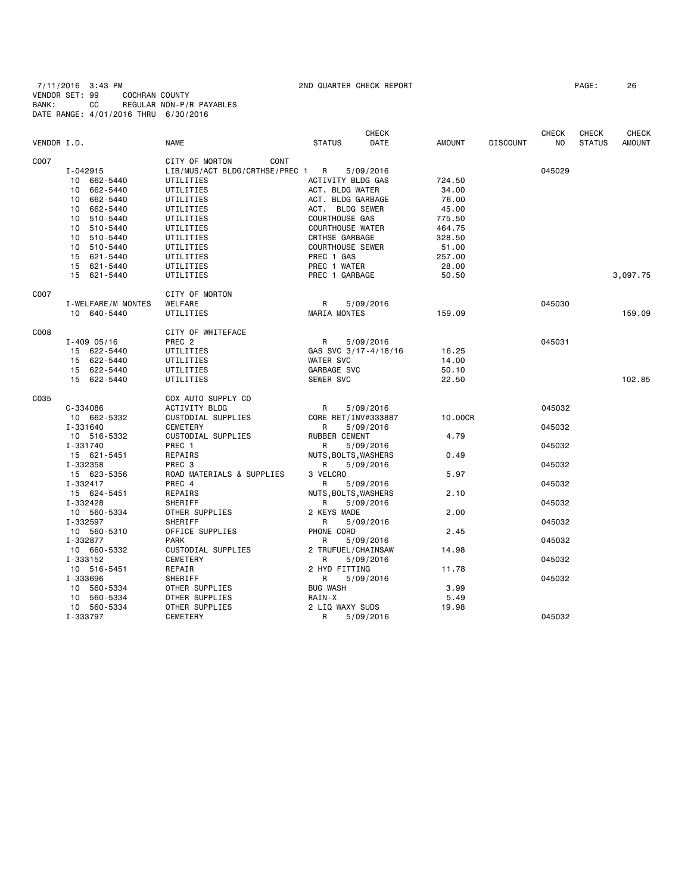7/11/2016 3:43 PM 2ND QUARTER CHECK REPORT PAGE: 26
VENDOR SET: 99 COCHRAN COUNTY
BANK: CC REGULAR NON-P/R PAYABLES
DATE RANGE: 4/01/2016 THRU 6/30/2016

| VENDOR I.D. | NAME | STATUS | CHECK DATE | AMOUNT | DISCOUNT | CHECK NO | CHECK STATUS | CHECK AMOUNT |
|---|---|---|---|---|---|---|---|---|
| C007 | CITY OF MORTON CONT | | | | | | | |
| I-042915 | LIB/MUS/ACT BLDG/CRTHSE/PREC 1 | R | 5/09/2016 | | | 045029 | | |
| 10 662-5440 | UTILITIES | ACTIVITY BLDG GAS | | 724.50 | | | | |
| 10 662-5440 | UTILITIES | ACT. BLDG WATER | | 34.00 | | | | |
| 10 662-5440 | UTILITIES | ACT. BLDG GARBAGE | | 76.00 | | | | |
| 10 662-5440 | UTILITIES | ACT. BLDG SEWER | | 45.00 | | | | |
| 10 510-5440 | UTILITIES | COURTHOUSE GAS | | 775.50 | | | | |
| 10 510-5440 | UTILITIES | COURTHOUSE WATER | | 464.75 | | | | |
| 10 510-5440 | UTILITIES | CRTHSE GARBAGE | | 328.50 | | | | |
| 10 510-5440 | UTILITIES | COURTHOUSE SEWER | | 51.00 | | | | |
| 15 621-5440 | UTILITIES | PREC 1 GAS | | 257.00 | | | | |
| 15 621-5440 | UTILITIES | PREC 1 WATER | | 28.00 | | | | |
| 15 621-5440 | UTILITIES | PREC 1 GARBAGE | | 50.50 | | | | 3,097.75 |
| C007 | CITY OF MORTON | | | | | | | |
| I-WELFARE/M MONTES | WELFARE | R | 5/09/2016 | | | 045030 | | |
| 10 640-5440 | UTILITIES | MARIA MONTES | | 159.09 | | | | 159.09 |
| C008 | CITY OF WHITEFACE | | | | | | | |
| I-409 05/16 | PREC 2 | R | 5/09/2016 | | | 045031 | | |
| 15 622-5440 | UTILITIES | GAS SVC 3/17-4/18/16 | | 16.25 | | | | |
| 15 622-5440 | UTILITIES | WATER SVC | | 14.00 | | | | |
| 15 622-5440 | UTILITIES | GARBAGE SVC | | 50.10 | | | | |
| 15 622-5440 | UTILITIES | SEWER SVC | | 22.50 | | | | 102.85 |
| C035 | COX AUTO SUPPLY CO | | | | | | | |
| C-334086 | ACTIVITY BLDG | R | 5/09/2016 | | | 045032 | | |
| 10 662-5332 | CUSTODIAL SUPPLIES | CORE RET/INV#333887 | | 10.00CR | | | | |
| I-331640 | CEMETERY | R | 5/09/2016 | | | 045032 | | |
| 10 516-5332 | CUSTODIAL SUPPLIES | RUBBER CEMENT | | 4.79 | | | | |
| I-331740 | PREC 1 | R | 5/09/2016 | | | 045032 | | |
| 15 621-5451 | REPAIRS | NUTS,BOLTS,WASHERS | | 0.49 | | | | |
| I-332358 | PREC 3 | R | 5/09/2016 | | | 045032 | | |
| 15 623-5356 | ROAD MATERIALS & SUPPLIES | 3 VELCRO | | 5.97 | | | | |
| I-332417 | PREC 4 | R | 5/09/2016 | | | 045032 | | |
| 15 624-5451 | REPAIRS | NUTS,BOLTS,WASHERS | | 2.10 | | | | |
| I-332428 | SHERIFF | R | 5/09/2016 | | | 045032 | | |
| 10 560-5334 | OTHER SUPPLIES | 2 KEYS MADE | | 2.00 | | | | |
| I-332597 | SHERIFF | R | 5/09/2016 | | | 045032 | | |
| 10 560-5310 | OFFICE SUPPLIES | PHONE CORD | | 2.45 | | | | |
| I-332877 | PARK | R | 5/09/2016 | | | 045032 | | |
| 10 660-5332 | CUSTODIAL SUPPLIES | 2 TRUFUEL/CHAINSAW | | 14.98 | | | | |
| I-333152 | CEMETERY | R | 5/09/2016 | | | 045032 | | |
| 10 516-5451 | REPAIR | 2 HYD FITTING | | 11.78 | | | | |
| I-333696 | SHERIFF | R | 5/09/2016 | | | 045032 | | |
| 10 560-5334 | OTHER SUPPLIES | BUG WASH | | 3.99 | | | | |
| 10 560-5334 | OTHER SUPPLIES | RAIN-X | | 5.49 | | | | |
| 10 560-5334 | OTHER SUPPLIES | 2 LIQ WAXY SUDS | | 19.98 | | | | |
| I-333797 | CEMETERY | R | 5/09/2016 | | | 045032 | | |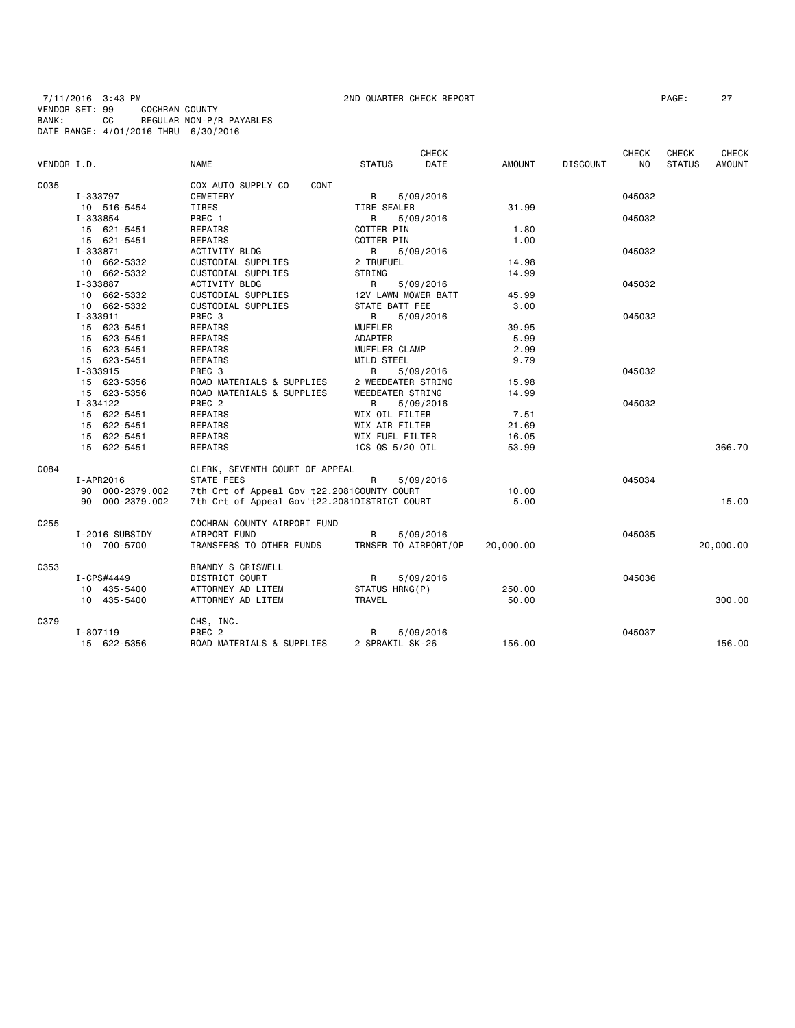7/11/2016 3:43 PM 2ND QUARTER CHECK REPORT
VENDOR SET: 99 COCHRAN COUNTY
BANK: CC REGULAR NON-P/R PAYABLES
DATE RANGE: 4/01/2016 THRU 6/30/2016

| VENDOR I.D. | NAME | STATUS | CHECK DATE | AMOUNT | DISCOUNT | CHECK NO | CHECK STATUS | CHECK AMOUNT |
|---|---|---|---|---|---|---|---|---|
| C035 | COX AUTO SUPPLY CO CONT | | | | | | | |
| I-333797 | CEMETERY | R | 5/09/2016 | | | 045032 | | |
| 10 516-5454 | TIRES | TIRE SEALER | | 31.99 | | | | |
| I-333854 | PREC 1 | R | 5/09/2016 | | | 045032 | | |
| 15 621-5451 | REPAIRS | COTTER PIN | | 1.80 | | | | |
| 15 621-5451 | REPAIRS | COTTER PIN | | 1.00 | | | | |
| I-333871 | ACTIVITY BLDG | R | 5/09/2016 | | | 045032 | | |
| 10 662-5332 | CUSTODIAL SUPPLIES | 2 TRUFUEL | | 14.98 | | | | |
| 10 662-5332 | CUSTODIAL SUPPLIES | STRING | | 14.99 | | | | |
| I-333887 | ACTIVITY BLDG | R | 5/09/2016 | | | 045032 | | |
| 10 662-5332 | CUSTODIAL SUPPLIES | 12V LAWN MOWER BATT | | 45.99 | | | | |
| 10 662-5332 | CUSTODIAL SUPPLIES | STATE BATT FEE | | 3.00 | | | | |
| I-333911 | PREC 3 | R | 5/09/2016 | | | 045032 | | |
| 15 623-5451 | REPAIRS | MUFFLER | | 39.95 | | | | |
| 15 623-5451 | REPAIRS | ADAPTER | | 5.99 | | | | |
| 15 623-5451 | REPAIRS | MUFFLER CLAMP | | 2.99 | | | | |
| 15 623-5451 | REPAIRS | MILD STEEL | | 9.79 | | | | |
| I-333915 | PREC 3 | R | 5/09/2016 | | | 045032 | | |
| 15 623-5356 | ROAD MATERIALS & SUPPLIES | 2 WEEDEATER STRING | | 15.98 | | | | |
| 15 623-5356 | ROAD MATERIALS & SUPPLIES | WEEDEATER STRING | | 14.99 | | | | |
| I-334122 | PREC 2 | R | 5/09/2016 | | | 045032 | | |
| 15 622-5451 | REPAIRS | WIX OIL FILTER | | 7.51 | | | | |
| 15 622-5451 | REPAIRS | WIX AIR FILTER | | 21.69 | | | | |
| 15 622-5451 | REPAIRS | WIX FUEL FILTER | | 16.05 | | | | |
| 15 622-5451 | REPAIRS | 1CS QS 5/20 OIL | | 53.99 | | | | 366.70 |
| C084 | CLERK, SEVENTH COURT OF APPEAL | | | | | | | |
| I-APR2016 | STATE FEES | R | 5/09/2016 | | | 045034 | | |
| 90 000-2379.002 | 7th Crt of Appeal Gov't22.2081 | COUNTY COURT | | 10.00 | | | | |
| 90 000-2379.002 | 7th Crt of Appeal Gov't22.2081 | DISTRICT COURT | | 5.00 | | | | 15.00 |
| C255 | COCHRAN COUNTY AIRPORT FUND | | | | | | | |
| I-2016 SUBSIDY | AIRPORT FUND | R | 5/09/2016 | | | 045035 | | |
| 10 700-5700 | TRANSFERS TO OTHER FUNDS | TRNSFR TO AIRPORT/OP | | 20,000.00 | | | | 20,000.00 |
| C353 | BRANDY S CRISWELL | | | | | | | |
| I-CPS#4449 | DISTRICT COURT | R | 5/09/2016 | | | 045036 | | |
| 10 435-5400 | ATTORNEY AD LITEM | STATUS HRNG(P) | | 250.00 | | | | |
| 10 435-5400 | ATTORNEY AD LITEM | TRAVEL | | 50.00 | | | | 300.00 |
| C379 | CHS, INC. | | | | | | | |
| I-807119 | PREC 2 | R | 5/09/2016 | | | 045037 | | |
| 15 622-5356 | ROAD MATERIALS & SUPPLIES | 2 SPRAKIL SK-26 | | 156.00 | | | | 156.00 |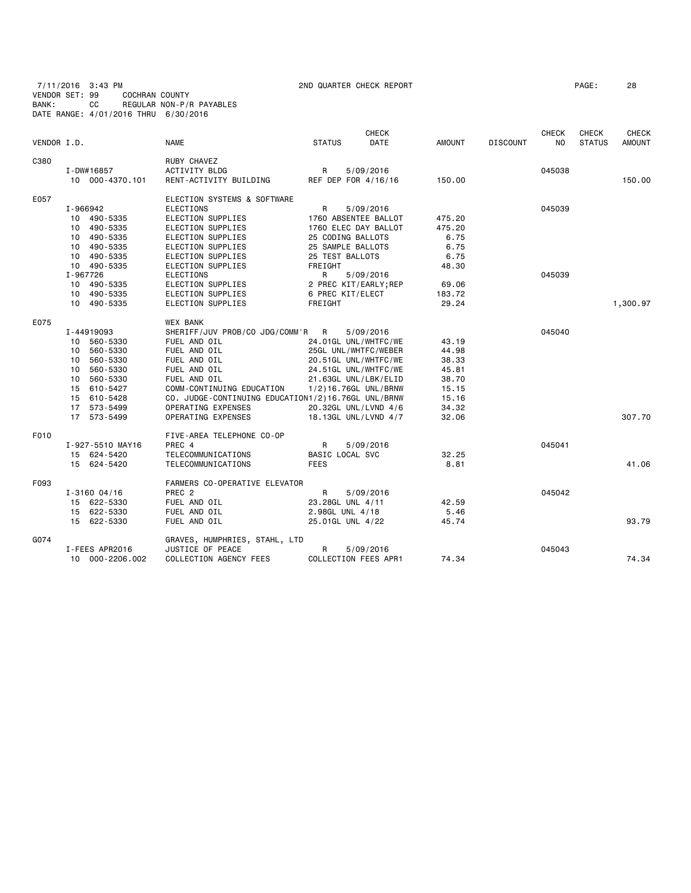7/11/2016 3:43 PM 2ND QUARTER CHECK REPORT PAGE: 28
VENDOR SET: 99 COCHRAN COUNTY
BANK: CC REGULAR NON-P/R PAYABLES
DATE RANGE: 4/01/2016 THRU 6/30/2016

| VENDOR I.D. | | NAME | STATUS | CHECK DATE | AMOUNT | DISCOUNT | CHECK NO | CHECK STATUS | CHECK AMOUNT |
|---|---|---|---|---|---|---|---|---|---|
| C380 | | RUBY CHAVEZ | | | | | | | |
| | I-DW#16857 | ACTIVITY BLDG | R | 5/09/2016 | | | 045038 | | |
| | 10 000-4370.101 | RENT-ACTIVITY BUILDING | REF DEP FOR 4/16/16 | | 150.00 | | | | 150.00 |
| E057 | | ELECTION SYSTEMS & SOFTWARE | | | | | | | |
| | I-966942 | ELECTIONS | R | 5/09/2016 | | | 045039 | | |
| | 10 490-5335 | ELECTION SUPPLIES | 1760 ABSENTEE BALLOT | | 475.20 | | | | |
| | 10 490-5335 | ELECTION SUPPLIES | 1760 ELEC DAY BALLOT | | 475.20 | | | | |
| | 10 490-5335 | ELECTION SUPPLIES | 25 CODING BALLOTS | | 6.75 | | | | |
| | 10 490-5335 | ELECTION SUPPLIES | 25 SAMPLE BALLOTS | | 6.75 | | | | |
| | 10 490-5335 | ELECTION SUPPLIES | 25 TEST BALLOTS | | 6.75 | | | | |
| | 10 490-5335 | ELECTION SUPPLIES | FREIGHT | | 48.30 | | | | |
| | I-967726 | ELECTIONS | R | 5/09/2016 | | | 045039 | | |
| | 10 490-5335 | ELECTION SUPPLIES | 2 PREC KIT/EARLY;REP | | 69.06 | | | | |
| | 10 490-5335 | ELECTION SUPPLIES | 6 PREC KIT/ELECT | | 183.72 | | | | |
| | 10 490-5335 | ELECTION SUPPLIES | FREIGHT | | 29.24 | | | | 1,300.97 |
| E075 | | WEX BANK | | | | | | | |
| | I-44919093 | SHERIFF/JUV PROB/CO JDG/COMM'R | R | 5/09/2016 | | | 045040 | | |
| | 10 560-5330 | FUEL AND OIL | 24.01GL UNL/WHTFC/WE | | 43.19 | | | | |
| | 10 560-5330 | FUEL AND OIL | 25GL UNL/WHTFC/WEBER | | 44.98 | | | | |
| | 10 560-5330 | FUEL AND OIL | 20.51GL UNL/WHTFC/WE | | 38.33 | | | | |
| | 10 560-5330 | FUEL AND OIL | 24.51GL UNL/WHTFC/WE | | 45.81 | | | | |
| | 10 560-5330 | FUEL AND OIL | 21.63GL UNL/LBK/ELID | | 38.70 | | | | |
| | 15 610-5427 | COMM-CONTINUING EDUCATION | 1/2)16.76GL UNL/BRNW | | 15.15 | | | | |
| | 15 610-5428 | CO. JUDGE-CONTINUING EDUCATION | 1/2)16.76GL UNL/BRNW | | 15.16 | | | | |
| | 17 573-5499 | OPERATING EXPENSES | 20.32GL UNL/LVND 4/6 | | 34.32 | | | | |
| | 17 573-5499 | OPERATING EXPENSES | 18.13GL UNL/LVND 4/7 | | 32.06 | | | | 307.70 |
| F010 | | FIVE-AREA TELEPHONE CO-OP | | | | | | | |
| | I-927-5510 MAY16 | PREC 4 | R | 5/09/2016 | | | 045041 | | |
| | 15 624-5420 | TELECOMMUNICATIONS | BASIC LOCAL SVC | | 32.25 | | | | |
| | 15 624-5420 | TELECOMMUNICATIONS | FEES | | 8.81 | | | | 41.06 |
| F093 | | FARMERS CO-OPERATIVE ELEVATOR | | | | | | | |
| | I-3160 04/16 | PREC 2 | R | 5/09/2016 | | | 045042 | | |
| | 15 622-5330 | FUEL AND OIL | 23.28GL UNL 4/11 | | 42.59 | | | | |
| | 15 622-5330 | FUEL AND OIL | 2.98GL UNL 4/18 | | 5.46 | | | | |
| | 15 622-5330 | FUEL AND OIL | 25.01GL UNL 4/22 | | 45.74 | | | | 93.79 |
| G074 | | GRAVES, HUMPHRIES, STAHL, LTD | | | | | | | |
| | I-FEES APR2016 | JUSTICE OF PEACE | R | 5/09/2016 | | | 045043 | | |
| | 10 000-2206.002 | COLLECTION AGENCY FEES | COLLECTION FEES APR1 | | 74.34 | | | | 74.34 |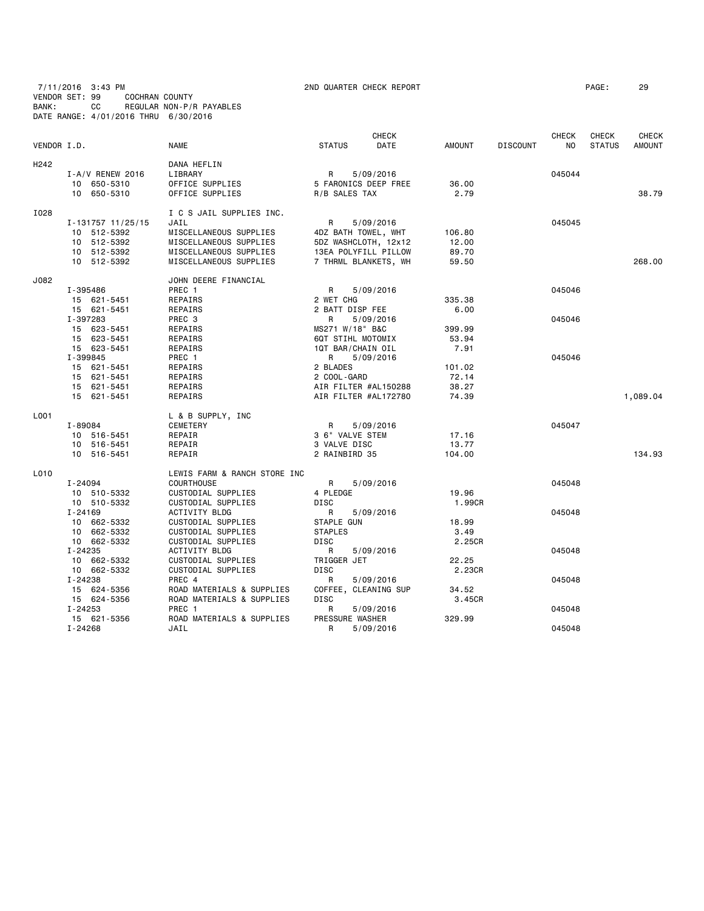7/11/2016 3:43 PM 2ND QUARTER CHECK REPORT PAGE: 29
VENDOR SET: 99 COCHRAN COUNTY
BANK: CC REGULAR NON-P/R PAYABLES
DATE RANGE: 4/01/2016 THRU 6/30/2016

| VENDOR I.D. | NAME | STATUS | CHECK DATE | AMOUNT | DISCOUNT | CHECK NO | CHECK STATUS | CHECK AMOUNT |
|---|---|---|---|---|---|---|---|---|
| H242 | DANA HEFLIN | | | | | | | |
| I-A/V RENEW 2016 | LIBRARY | R | 5/09/2016 | | | 045044 | | |
| 10 650-5310 | OFFICE SUPPLIES | 5 FARONICS DEEP FREE | | 36.00 | | | | |
| 10 650-5310 | OFFICE SUPPLIES | R/B SALES TAX | | 2.79 | | | | 38.79 |
| I028 | I C S JAIL SUPPLIES INC. | | | | | | | |
| I-131757 11/25/15 | JAIL | R | 5/09/2016 | | | 045045 | | |
| 10 512-5392 | MISCELLANEOUS SUPPLIES | 4DZ BATH TOWEL, WHT | | 106.80 | | | | |
| 10 512-5392 | MISCELLANEOUS SUPPLIES | 5DZ WASHCLOTH, 12x12 | | 12.00 | | | | |
| 10 512-5392 | MISCELLANEOUS SUPPLIES | 13EA POLYFILL PILLOW | | 89.70 | | | | |
| 10 512-5392 | MISCELLANEOUS SUPPLIES | 7 THRML BLANKETS, WH | | 59.50 | | | | 268.00 |
| J082 | JOHN DEERE FINANCIAL | | | | | | | |
| I-395486 | PREC 1 | R | 5/09/2016 | | | 045046 | | |
| 15 621-5451 | REPAIRS | 2 WET CHG | | 335.38 | | | | |
| 15 621-5451 | REPAIRS | 2 BATT DISP FEE | | 6.00 | | | | |
| I-397283 | PREC 3 | R | 5/09/2016 | | | 045046 | | |
| 15 623-5451 | REPAIRS | MS271 W/18" B&C | | 399.99 | | | | |
| 15 623-5451 | REPAIRS | 6QT STIHL MOTOMIX | | 53.94 | | | | |
| 15 623-5451 | REPAIRS | 1QT BAR/CHAIN OIL | | 7.91 | | | | |
| I-399845 | PREC 1 | R | 5/09/2016 | | | 045046 | | |
| 15 621-5451 | REPAIRS | 2 BLADES | | 101.02 | | | | |
| 15 621-5451 | REPAIRS | 2 COOL-GARD | | 72.14 | | | | |
| 15 621-5451 | REPAIRS | AIR FILTER #AL150288 | | 38.27 | | | | |
| 15 621-5451 | REPAIRS | AIR FILTER #AL172780 | | 74.39 | | | | 1,089.04 |
| L001 | L & B SUPPLY, INC | | | | | | | |
| I-89084 | CEMETERY | R | 5/09/2016 | | | 045047 | | |
| 10 516-5451 | REPAIR | 3 6" VALVE STEM | | 17.16 | | | | |
| 10 516-5451 | REPAIR | 3 VALVE DISC | | 13.77 | | | | |
| 10 516-5451 | REPAIR | 2 RAINBIRD 35 | | 104.00 | | | | 134.93 |
| L010 | LEWIS FARM & RANCH STORE INC | | | | | | | |
| I-24094 | COURTHOUSE | R | 5/09/2016 | | | 045048 | | |
| 10 510-5332 | CUSTODIAL SUPPLIES | 4 PLEDGE | | 19.96 | | | | |
| 10 510-5332 | CUSTODIAL SUPPLIES | DISC | | 1.99CR | | | | |
| I-24169 | ACTIVITY BLDG | R | 5/09/2016 | | | 045048 | | |
| 10 662-5332 | CUSTODIAL SUPPLIES | STAPLE GUN | | 18.99 | | | | |
| 10 662-5332 | CUSTODIAL SUPPLIES | STAPLES | | 3.49 | | | | |
| 10 662-5332 | CUSTODIAL SUPPLIES | DISC | | 2.25CR | | | | |
| I-24235 | ACTIVITY BLDG | R | 5/09/2016 | | | 045048 | | |
| 10 662-5332 | CUSTODIAL SUPPLIES | TRIGGER JET | | 22.25 | | | | |
| 10 662-5332 | CUSTODIAL SUPPLIES | DISC | | 2.23CR | | | | |
| I-24238 | PREC 4 | R | 5/09/2016 | | | 045048 | | |
| 15 624-5356 | ROAD MATERIALS & SUPPLIES | COFFEE, CLEANING SUP | | 34.52 | | | | |
| 15 624-5356 | ROAD MATERIALS & SUPPLIES | DISC | | 3.45CR | | | | |
| I-24253 | PREC 1 | R | 5/09/2016 | | | 045048 | | |
| 15 621-5356 | ROAD MATERIALS & SUPPLIES | PRESSURE WASHER | | 329.99 | | | | |
| I-24268 | JAIL | R | 5/09/2016 | | | 045048 | | |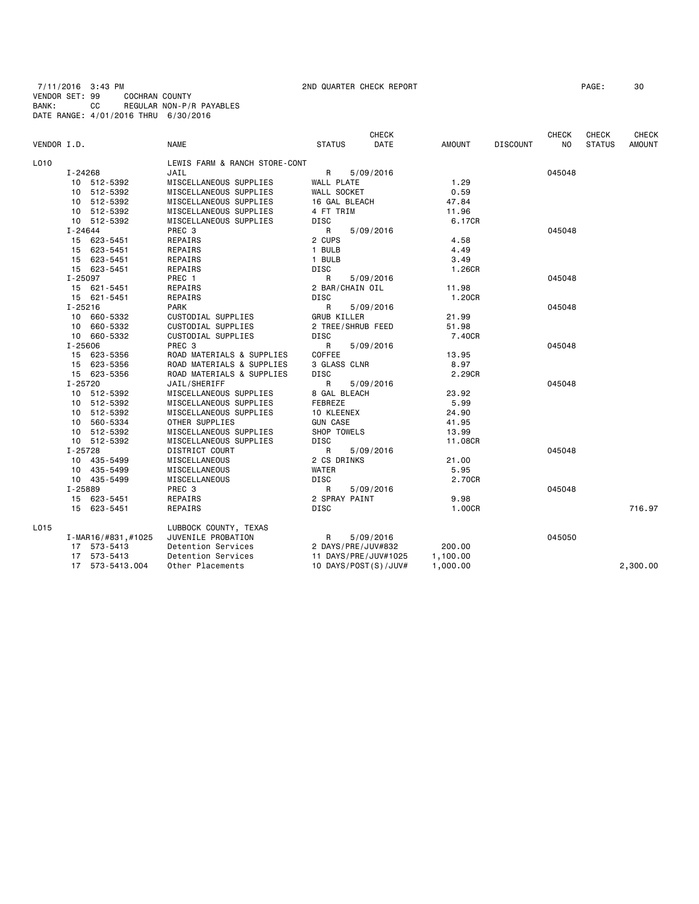7/11/2016 3:43 PM 2ND QUARTER CHECK REPORT
VENDOR SET: 99 COCHRAN COUNTY
BANK: CC REGULAR NON-P/R PAYABLES
DATE RANGE: 4/01/2016 THRU 6/30/2016

| VENDOR I.D. | NAME | STATUS | CHECK DATE | AMOUNT | DISCOUNT | CHECK NO | CHECK STATUS | CHECK AMOUNT |
|---|---|---|---|---|---|---|---|---|
| L010 | LEWIS FARM & RANCH STORE-CONT | | | | | | | |
| I-24268 | JAIL | R | 5/09/2016 | | | 045048 | | |
| 10 512-5392 | MISCELLANEOUS SUPPLIES | WALL PLATE | | 1.29 | | | | |
| 10 512-5392 | MISCELLANEOUS SUPPLIES | WALL SOCKET | | 0.59 | | | | |
| 10 512-5392 | MISCELLANEOUS SUPPLIES | 16 GAL BLEACH | | 47.84 | | | | |
| 10 512-5392 | MISCELLANEOUS SUPPLIES | 4 FT TRIM | | 11.96 | | | | |
| 10 512-5392 | MISCELLANEOUS SUPPLIES | DISC | | 6.17CR | | | | |
| I-24644 | PREC 3 | R | 5/09/2016 | | | 045048 | | |
| 15 623-5451 | REPAIRS | 2 CUPS | | 4.58 | | | | |
| 15 623-5451 | REPAIRS | 1 BULB | | 4.49 | | | | |
| 15 623-5451 | REPAIRS | 1 BULB | | 3.49 | | | | |
| 15 623-5451 | REPAIRS | DISC | | 1.26CR | | | | |
| I-25097 | PREC 1 | R | 5/09/2016 | | | 045048 | | |
| 15 621-5451 | REPAIRS | 2 BAR/CHAIN OIL | | 11.98 | | | | |
| 15 621-5451 | REPAIRS | DISC | | 1.20CR | | | | |
| I-25216 | PARK | R | 5/09/2016 | | | 045048 | | |
| 10 660-5332 | CUSTODIAL SUPPLIES | GRUB KILLER | | 21.99 | | | | |
| 10 660-5332 | CUSTODIAL SUPPLIES | 2 TREE/SHRUB FEED | | 51.98 | | | | |
| 10 660-5332 | CUSTODIAL SUPPLIES | DISC | | 7.40CR | | | | |
| I-25606 | PREC 3 | R | 5/09/2016 | | | 045048 | | |
| 15 623-5356 | ROAD MATERIALS & SUPPLIES | COFFEE | | 13.95 | | | | |
| 15 623-5356 | ROAD MATERIALS & SUPPLIES | 3 GLASS CLNR | | 8.97 | | | | |
| 15 623-5356 | ROAD MATERIALS & SUPPLIES | DISC | | 2.29CR | | | | |
| I-25720 | JAIL/SHERIFF | R | 5/09/2016 | | | 045048 | | |
| 10 512-5392 | MISCELLANEOUS SUPPLIES | 8 GAL BLEACH | | 23.92 | | | | |
| 10 512-5392 | MISCELLANEOUS SUPPLIES | FEBREZE | | 5.99 | | | | |
| 10 512-5392 | MISCELLANEOUS SUPPLIES | 10 KLEENEX | | 24.90 | | | | |
| 10 560-5334 | OTHER SUPPLIES | GUN CASE | | 41.95 | | | | |
| 10 512-5392 | MISCELLANEOUS SUPPLIES | SHOP TOWELS | | 13.99 | | | | |
| 10 512-5392 | MISCELLANEOUS SUPPLIES | DISC | | 11.08CR | | | | |
| I-25728 | DISTRICT COURT | R | 5/09/2016 | | | 045048 | | |
| 10 435-5499 | MISCELLANEOUS | 2 CS DRINKS | | 21.00 | | | | |
| 10 435-5499 | MISCELLANEOUS | WATER | | 5.95 | | | | |
| 10 435-5499 | MISCELLANEOUS | DISC | | 2.70CR | | | | |
| I-25889 | PREC 3 | R | 5/09/2016 | | | 045048 | | |
| 15 623-5451 | REPAIRS | 2 SPRAY PAINT | | 9.98 | | | | |
| 15 623-5451 | REPAIRS | DISC | | 1.00CR | | | | 716.97 |
| L015 | LUBBOCK COUNTY, TEXAS | | | | | | | |
| I-MAR16/#831,#1025 | JUVENILE PROBATION | R | 5/09/2016 | | | 045050 | | |
| 17 573-5413 | Detention Services | 2 DAYS/PRE/JUV#832 | | 200.00 | | | | |
| 17 573-5413 | Detention Services | 11 DAYS/PRE/JUV#1025 | | 1,100.00 | | | | |
| 17 573-5413.004 | Other Placements | 10 DAYS/POST(S)/JUV# | | 1,000.00 | | | | 2,300.00 |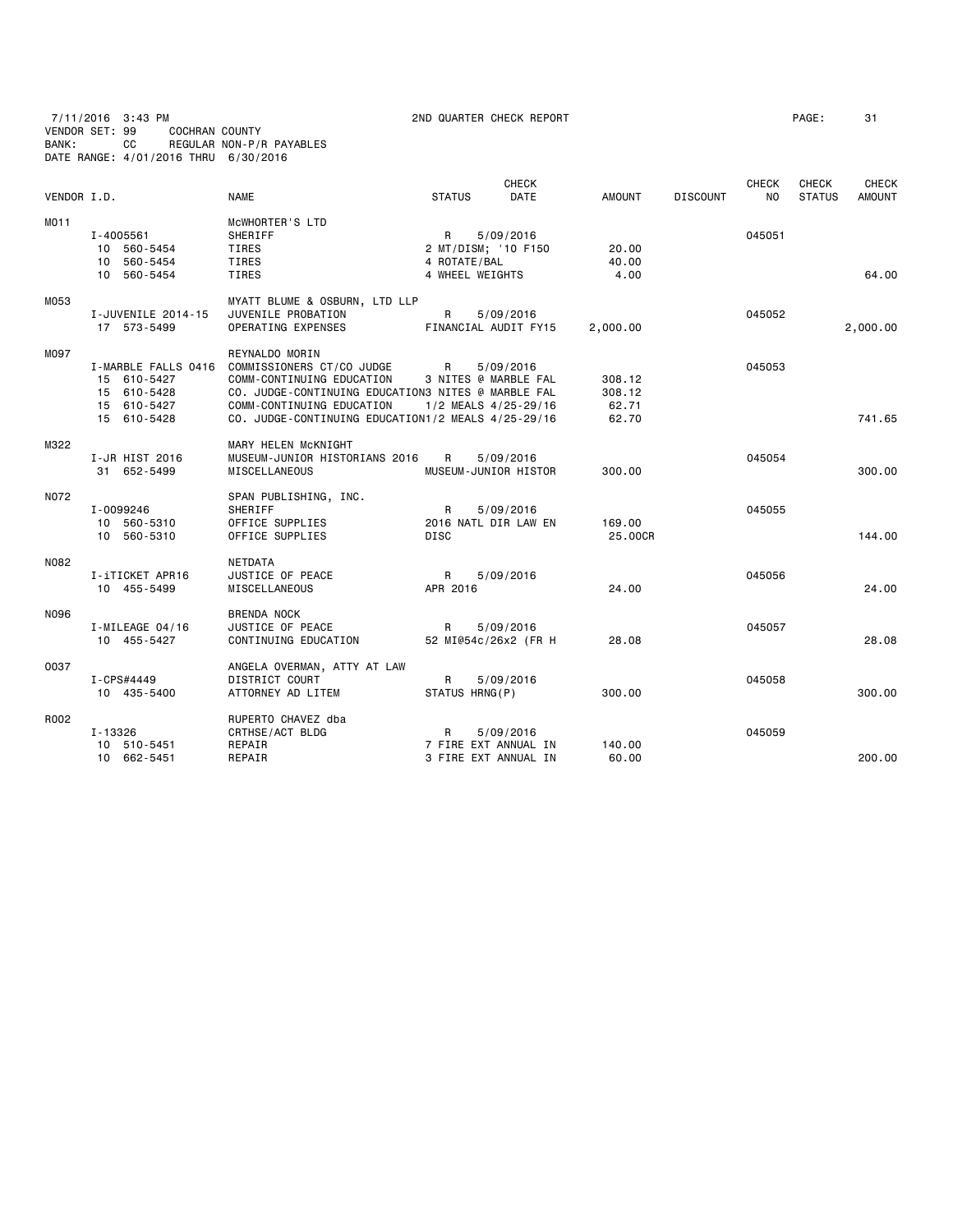7/11/2016 3:43 PM 2ND QUARTER CHECK REPORT

VENDOR SET: 99 COCHRAN COUNTY
BANK: CC REGULAR NON-P/R PAYABLES
DATE RANGE: 4/01/2016 THRU 6/30/2016

| VENDOR I.D. | NAME | STATUS | CHECK DATE | AMOUNT | DISCOUNT | CHECK NO | CHECK STATUS | CHECK AMOUNT |
|---|---|---|---|---|---|---|---|---|
| M011 | McWHORTER'S LTD | | | | | | | |
| I-4005561 | SHERIFF | R | 5/09/2016 | | | 045051 | | |
| 10 560-5454 | TIRES | 2 MT/DISM; '10 F150 | | 20.00 | | | | |
| 10 560-5454 | TIRES | 4 ROTATE/BAL | | 40.00 | | | | |
| 10 560-5454 | TIRES | 4 WHEEL WEIGHTS | | 4.00 | | | | 64.00 |
| M053 | MYATT BLUME & OSBURN, LTD LLP | | | | | | | |
| I-JUVENILE 2014-15 | JUVENILE PROBATION | R | 5/09/2016 | | | 045052 | | |
| 17 573-5499 | OPERATING EXPENSES | FINANCIAL AUDIT FY15 | | 2,000.00 | | | | 2,000.00 |
| M097 | REYNALDO MORIN | | | | | | | |
| I-MARBLE FALLS 0416 | COMMISSIONERS CT/CO JUDGE | R | 5/09/2016 | | | 045053 | | |
| 15 610-5427 | COMM-CONTINUING EDUCATION | 3 NITES @ MARBLE FAL | | 308.12 | | | | |
| 15 610-5428 | CO. JUDGE-CONTINUING EDUCATION | 3 NITES @ MARBLE FAL | | 308.12 | | | | |
| 15 610-5427 | COMM-CONTINUING EDUCATION | 1/2 MEALS 4/25-29/16 | | 62.71 | | | | |
| 15 610-5428 | CO. JUDGE-CONTINUING EDUCATION | 1/2 MEALS 4/25-29/16 | | 62.70 | | | | 741.65 |
| M322 | MARY HELEN McKNIGHT | | | | | | | |
| I-JR HIST 2016 | MUSEUM-JUNIOR HISTORIANS 2016 | R | 5/09/2016 | | | 045054 | | |
| 31 652-5499 | MISCELLANEOUS | MUSEUM-JUNIOR HISTOR | | 300.00 | | | | 300.00 |
| N072 | SPAN PUBLISHING, INC. | | | | | | | |
| I-0099246 | SHERIFF | R | 5/09/2016 | | | 045055 | | |
| 10 560-5310 | OFFICE SUPPLIES | 2016 NATL DIR LAW EN | | 169.00 | | | | |
| 10 560-5310 | OFFICE SUPPLIES | DISC | | 25.00CR | | | | 144.00 |
| N082 | NETDATA | | | | | | | |
| I-iTICKET APR16 | JUSTICE OF PEACE | R | 5/09/2016 | | | 045056 | | |
| 10 455-5499 | MISCELLANEOUS | APR 2016 | | 24.00 | | | | 24.00 |
| N096 | BRENDA NOCK | | | | | | | |
| I-MILEAGE 04/16 | JUSTICE OF PEACE | R | 5/09/2016 | | | 045057 | | |
| 10 455-5427 | CONTINUING EDUCATION | 52 MI@54c/26x2 (FR H | | 28.08 | | | | 28.08 |
| O037 | ANGELA OVERMAN, ATTY AT LAW | | | | | | | |
| I-CPS#4449 | DISTRICT COURT | R | 5/09/2016 | | | 045058 | | |
| 10 435-5400 | ATTORNEY AD LITEM | STATUS HRNG(P) | | 300.00 | | | | 300.00 |
| R002 | RUPERTO CHAVEZ dba | | | | | | | |
| I-13326 | CRTHSE/ACT BLDG | R | 5/09/2016 | | | 045059 | | |
| 10 510-5451 | REPAIR | 7 FIRE EXT ANNUAL IN | | 140.00 | | | | |
| 10 662-5451 | REPAIR | 3 FIRE EXT ANNUAL IN | | 60.00 | | | | 200.00 |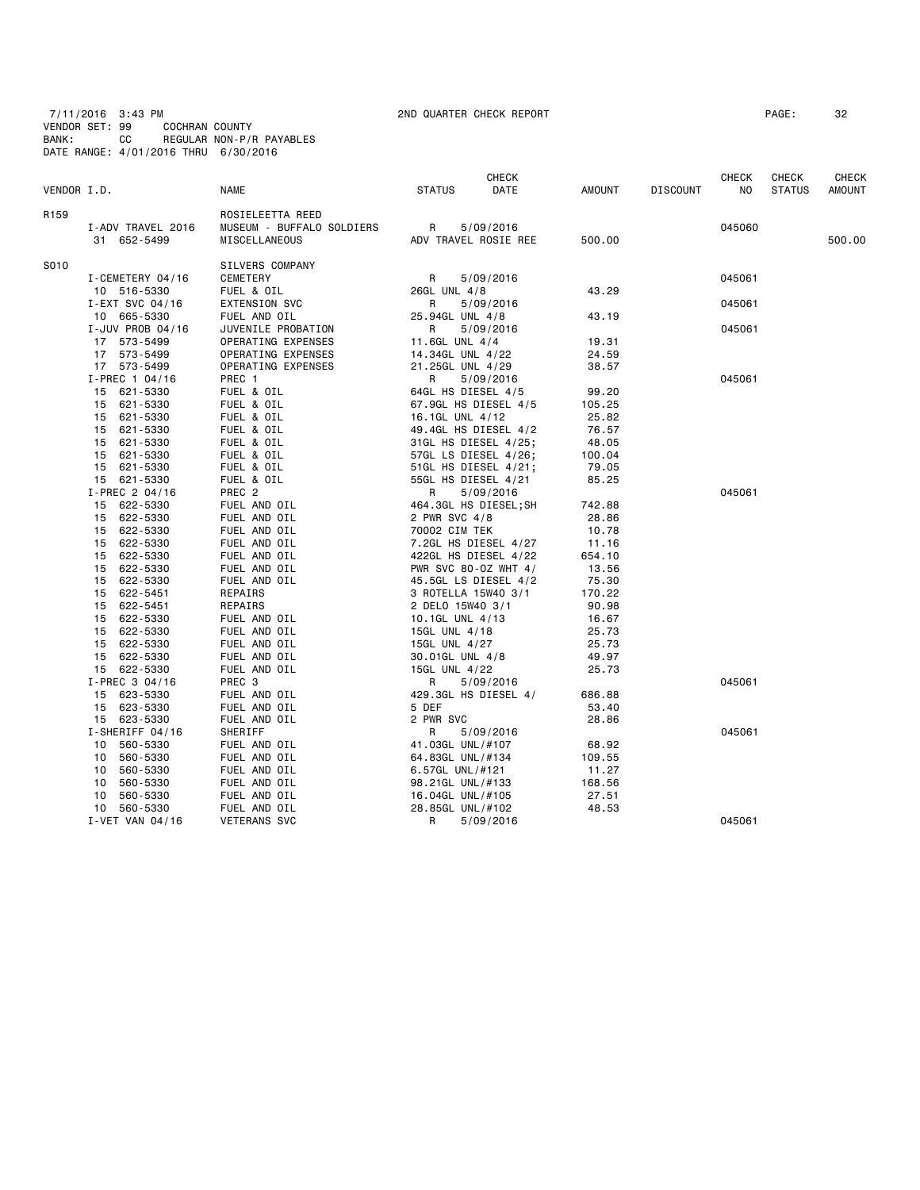7/11/2016 3:43 PM 2ND QUARTER CHECK REPORT
VENDOR SET: 99 COCHRAN COUNTY
BANK: CC REGULAR NON-P/R PAYABLES
DATE RANGE: 4/01/2016 THRU 6/30/2016

| VENDOR I.D. | NAME | STATUS | CHECK DATE | AMOUNT | DISCOUNT | CHECK NO | CHECK STATUS | CHECK AMOUNT |
|---|---|---|---|---|---|---|---|---|
| R159 | ROSIELEETTA REED | | | | | | | |
| I-ADV TRAVEL 2016 | MUSEUM - BUFFALO SOLDIERS | R | 5/09/2016 | | | 045060 | | |
| 31 652-5499 | MISCELLANEOUS | ADV TRAVEL ROSIE REE | | 500.00 | | | | 500.00 |
| S010 | SILVERS COMPANY | | | | | | | |
| I-CEMETERY 04/16 | CEMETERY | R | 5/09/2016 | | | 045061 | | |
| 10 516-5330 | FUEL & OIL | 26GL UNL 4/8 | | 43.29 | | | | |
| I-EXT SVC 04/16 | EXTENSION SVC | R | 5/09/2016 | | | 045061 | | |
| 10 665-5330 | FUEL AND OIL | 25.94GL UNL 4/8 | | 43.19 | | | | |
| I-JUV PROB 04/16 | JUVENILE PROBATION | R | 5/09/2016 | | | 045061 | | |
| 17 573-5499 | OPERATING EXPENSES | 11.6GL UNL 4/4 | | 19.31 | | | | |
| 17 573-5499 | OPERATING EXPENSES | 14.34GL UNL 4/22 | | 24.59 | | | | |
| 17 573-5499 | OPERATING EXPENSES | 21.25GL UNL 4/29 | | 38.57 | | | | |
| I-PREC 1 04/16 | PREC 1 | R | 5/09/2016 | | | 045061 | | |
| 15 621-5330 | FUEL & OIL | 64GL HS DIESEL 4/5 | | 99.20 | | | | |
| 15 621-5330 | FUEL & OIL | 67.9GL HS DIESEL 4/5 | | 105.25 | | | | |
| 15 621-5330 | FUEL & OIL | 16.1GL UNL 4/12 | | 25.82 | | | | |
| 15 621-5330 | FUEL & OIL | 49.4GL HS DIESEL 4/2 | | 76.57 | | | | |
| 15 621-5330 | FUEL & OIL | 31GL HS DIESEL 4/25; | | 48.05 | | | | |
| 15 621-5330 | FUEL & OIL | 57GL LS DIESEL 4/26; | | 100.04 | | | | |
| 15 621-5330 | FUEL & OIL | 51GL HS DIESEL 4/21; | | 79.05 | | | | |
| 15 621-5330 | FUEL & OIL | 55GL HS DIESEL 4/21 | | 85.25 | | | | |
| I-PREC 2 04/16 | PREC 2 | R | 5/09/2016 | | | 045061 | | |
| 15 622-5330 | FUEL AND OIL | 464.3GL HS DIESEL;SH | | 742.88 | | | | |
| 15 622-5330 | FUEL AND OIL | 2 PWR SVC 4/8 | | 28.86 | | | | |
| 15 622-5330 | FUEL AND OIL | 70002 CIM TEK | | 10.78 | | | | |
| 15 622-5330 | FUEL AND OIL | 7.2GL HS DIESEL 4/27 | | 11.16 | | | | |
| 15 622-5330 | FUEL AND OIL | 422GL HS DIESEL 4/22 | | 654.10 | | | | |
| 15 622-5330 | FUEL AND OIL | PWR SVC 80-OZ WHT 4/ | | 13.56 | | | | |
| 15 622-5330 | FUEL AND OIL | 45.5GL LS DIESEL 4/2 | | 75.30 | | | | |
| 15 622-5451 | REPAIRS | 3 ROTELLA 15W40 3/1 | | 170.22 | | | | |
| 15 622-5451 | REPAIRS | 2 DELO 15W40 3/1 | | 90.98 | | | | |
| 15 622-5330 | FUEL AND OIL | 10.1GL UNL 4/13 | | 16.67 | | | | |
| 15 622-5330 | FUEL AND OIL | 15GL UNL 4/18 | | 25.73 | | | | |
| 15 622-5330 | FUEL AND OIL | 15GL UNL 4/27 | | 25.73 | | | | |
| 15 622-5330 | FUEL AND OIL | 30.01GL UNL 4/8 | | 49.97 | | | | |
| 15 622-5330 | FUEL AND OIL | 15GL UNL 4/22 | | 25.73 | | | | |
| I-PREC 3 04/16 | PREC 3 | R | 5/09/2016 | | | 045061 | | |
| 15 623-5330 | FUEL AND OIL | 429.3GL HS DIESEL 4/ | | 686.88 | | | | |
| 15 623-5330 | FUEL AND OIL | 5 DEF | | 53.40 | | | | |
| 15 623-5330 | FUEL AND OIL | 2 PWR SVC | | 28.86 | | | | |
| I-SHERIFF 04/16 | SHERIFF | R | 5/09/2016 | | | 045061 | | |
| 10 560-5330 | FUEL AND OIL | 41.03GL UNL/#107 | | 68.92 | | | | |
| 10 560-5330 | FUEL AND OIL | 64.83GL UNL/#134 | | 109.55 | | | | |
| 10 560-5330 | FUEL AND OIL | 6.57GL UNL/#121 | | 11.27 | | | | |
| 10 560-5330 | FUEL AND OIL | 98.21GL UNL/#133 | | 168.56 | | | | |
| 10 560-5330 | FUEL AND OIL | 16.04GL UNL/#105 | | 27.51 | | | | |
| 10 560-5330 | FUEL AND OIL | 28.85GL UNL/#102 | | 48.53 | | | | |
| I-VET VAN 04/16 | VETERANS SVC | R | 5/09/2016 | | | 045061 | | |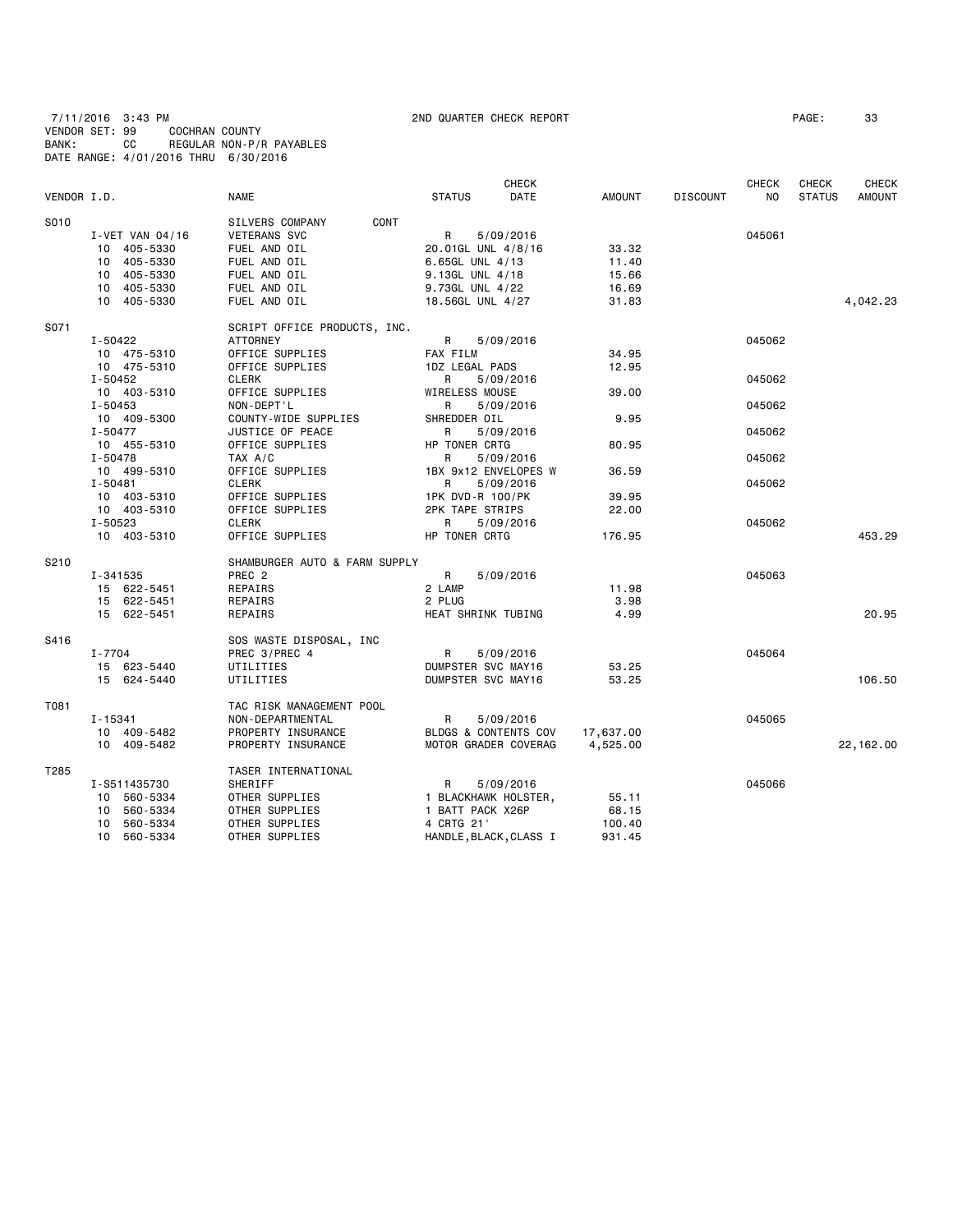7/11/2016 3:43 PM  2ND QUARTER CHECK REPORT
VENDOR SET: 99  COCHRAN COUNTY
BANK: CC  REGULAR NON-P/R PAYABLES
DATE RANGE: 4/01/2016 THRU 6/30/2016

| VENDOR I.D. | NAME | STATUS | CHECK DATE | AMOUNT | DISCOUNT | CHECK NO | CHECK STATUS | CHECK AMOUNT |
|---|---|---|---|---|---|---|---|---|
| S010 | SILVERS COMPANY CONT | | | | | | | |
| I-VET VAN 04/16 | VETERANS SVC | R | 5/09/2016 | | | 045061 | | |
| 10 405-5330 | FUEL AND OIL | 20.01GL UNL 4/8/16 | | 33.32 | | | | |
| 10 405-5330 | FUEL AND OIL | 6.65GL UNL 4/13 | | 11.40 | | | | |
| 10 405-5330 | FUEL AND OIL | 9.13GL UNL 4/18 | | 15.66 | | | | |
| 10 405-5330 | FUEL AND OIL | 9.73GL UNL 4/22 | | 16.69 | | | | |
| 10 405-5330 | FUEL AND OIL | 18.56GL UNL 4/27 | | 31.83 | | | | 4,042.23 |
| S071 | SCRIPT OFFICE PRODUCTS, INC. | | | | | | | |
| I-50422 | ATTORNEY | R | 5/09/2016 | | | 045062 | | |
| 10 475-5310 | OFFICE SUPPLIES | FAX FILM | | 34.95 | | | | |
| 10 475-5310 | OFFICE SUPPLIES | 1DZ LEGAL PADS | | 12.95 | | | | |
| I-50452 | CLERK | R | 5/09/2016 | | | 045062 | | |
| 10 403-5310 | OFFICE SUPPLIES | WIRELESS MOUSE | | 39.00 | | | | |
| I-50453 | NON-DEPT'L | R | 5/09/2016 | | | 045062 | | |
| 10 409-5300 | COUNTY-WIDE SUPPLIES | SHREDDER OIL | | 9.95 | | | | |
| I-50477 | JUSTICE OF PEACE | R | 5/09/2016 | | | 045062 | | |
| 10 455-5310 | OFFICE SUPPLIES | HP TONER CRTG | | 80.95 | | | | |
| I-50478 | TAX A/C | R | 5/09/2016 | | | 045062 | | |
| 10 499-5310 | OFFICE SUPPLIES | 1BX 9x12 ENVELOPES W | | 36.59 | | | | |
| I-50481 | CLERK | R | 5/09/2016 | | | 045062 | | |
| 10 403-5310 | OFFICE SUPPLIES | 1PK DVD-R 100/PK | | 39.95 | | | | |
| 10 403-5310 | OFFICE SUPPLIES | 2PK TAPE STRIPS | | 22.00 | | | | |
| I-50523 | CLERK | R | 5/09/2016 | | | 045062 | | |
| 10 403-5310 | OFFICE SUPPLIES | HP TONER CRTG | | 176.95 | | | | 453.29 |
| S210 | SHAMBURGER AUTO & FARM SUPPLY | | | | | | | |
| I-341535 | PREC 2 | R | 5/09/2016 | | | 045063 | | |
| 15 622-5451 | REPAIRS | 2 LAMP | | 11.98 | | | | |
| 15 622-5451 | REPAIRS | 2 PLUG | | 3.98 | | | | |
| 15 622-5451 | REPAIRS | HEAT SHRINK TUBING | | 4.99 | | | | 20.95 |
| S416 | SOS WASTE DISPOSAL, INC | | | | | | | |
| I-7704 | PREC 3/PREC 4 | R | 5/09/2016 | | | 045064 | | |
| 15 623-5440 | UTILITIES | DUMPSTER SVC MAY16 | | 53.25 | | | | |
| 15 624-5440 | UTILITIES | DUMPSTER SVC MAY16 | | 53.25 | | | | 106.50 |
| T081 | TAC RISK MANAGEMENT POOL | | | | | | | |
| I-15341 | NON-DEPARTMENTAL | R | 5/09/2016 | | | 045065 | | |
| 10 409-5482 | PROPERTY INSURANCE | BLDGS & CONTENTS COV | | 17,637.00 | | | | |
| 10 409-5482 | PROPERTY INSURANCE | MOTOR GRADER COVERAG | | 4,525.00 | | | | 22,162.00 |
| T285 | TASER INTERNATIONAL | | | | | | | |
| I-S511435730 | SHERIFF | R | 5/09/2016 | | | 045066 | | |
| 10 560-5334 | OTHER SUPPLIES | 1 BLACKHAWK HOLSTER, | | 55.11 | | | | |
| 10 560-5334 | OTHER SUPPLIES | 1 BATT PACK X26P | | 68.15 | | | | |
| 10 560-5334 | OTHER SUPPLIES | 4 CRTG 21' | | 100.40 | | | | |
| 10 560-5334 | OTHER SUPPLIES | HANDLE,BLACK,CLASS I | | 931.45 | | | | |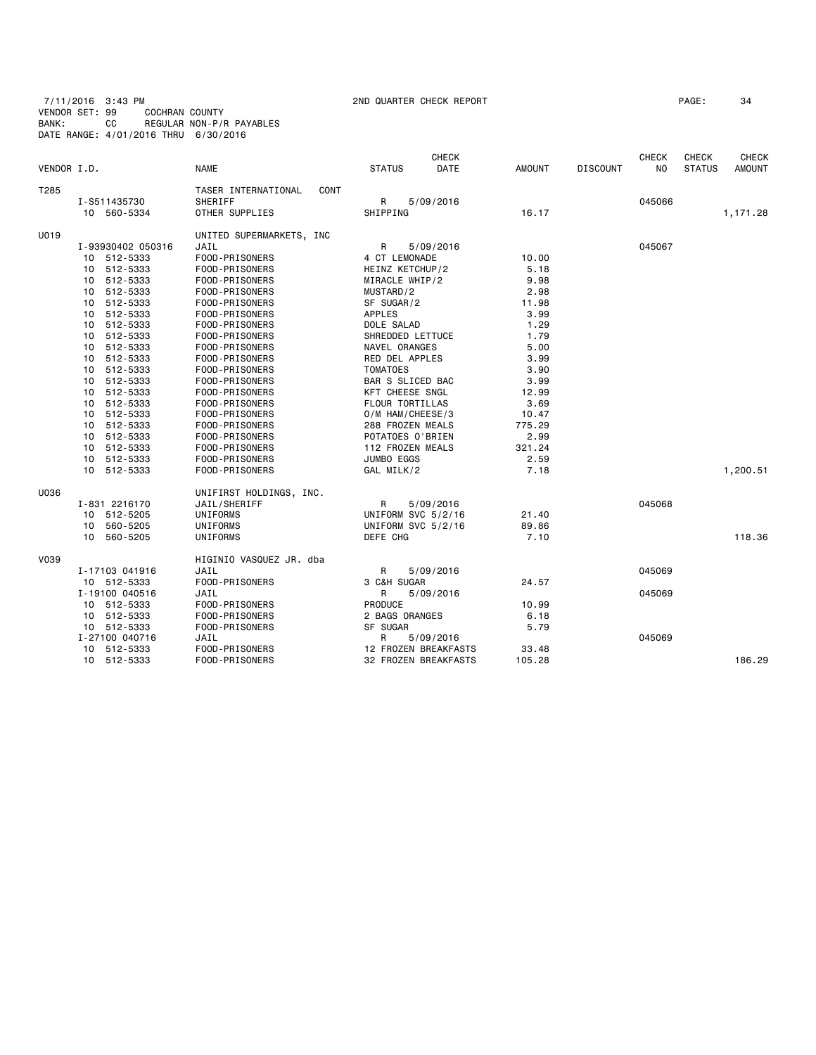7/11/2016 3:43 PM 2ND QUARTER CHECK REPORT
VENDOR SET: 99 COCHRAN COUNTY
BANK: CC REGULAR NON-P/R PAYABLES
DATE RANGE: 4/01/2016 THRU 6/30/2016

| VENDOR I.D. | NAME | STATUS | CHECK DATE | AMOUNT | DISCOUNT | CHECK NO | CHECK STATUS | CHECK AMOUNT |
|---|---|---|---|---|---|---|---|---|
| T285 | TASER INTERNATIONAL CONT | | | | | | | |
| I-S511435730 | SHERIFF | R | 5/09/2016 | | | 045066 | | |
| 10 560-5334 | OTHER SUPPLIES | SHIPPING | | 16.17 | | | | 1,171.28 |
| U019 | UNITED SUPERMARKETS, INC | | | | | | | |
| I-93930402 050316 | JAIL | R | 5/09/2016 | | | 045067 | | |
| 10 512-5333 | FOOD-PRISONERS | 4 CT LEMONADE | | 10.00 | | | | |
| 10 512-5333 | FOOD-PRISONERS | HEINZ KETCHUP/2 | | 5.18 | | | | |
| 10 512-5333 | FOOD-PRISONERS | MIRACLE WHIP/2 | | 9.98 | | | | |
| 10 512-5333 | FOOD-PRISONERS | MUSTARD/2 | | 2.98 | | | | |
| 10 512-5333 | FOOD-PRISONERS | SF SUGAR/2 | | 11.98 | | | | |
| 10 512-5333 | FOOD-PRISONERS | APPLES | | 3.99 | | | | |
| 10 512-5333 | FOOD-PRISONERS | DOLE SALAD | | 1.29 | | | | |
| 10 512-5333 | FOOD-PRISONERS | SHREDDED LETTUCE | | 1.79 | | | | |
| 10 512-5333 | FOOD-PRISONERS | NAVEL ORANGES | | 5.00 | | | | |
| 10 512-5333 | FOOD-PRISONERS | RED DEL APPLES | | 3.99 | | | | |
| 10 512-5333 | FOOD-PRISONERS | TOMATOES | | 3.90 | | | | |
| 10 512-5333 | FOOD-PRISONERS | BAR S SLICED BAC | | 3.99 | | | | |
| 10 512-5333 | FOOD-PRISONERS | KFT CHEESE SNGL | | 12.99 | | | | |
| 10 512-5333 | FOOD-PRISONERS | FLOUR TORTILLAS | | 3.69 | | | | |
| 10 512-5333 | FOOD-PRISONERS | O/M HAM/CHEESE/3 | | 10.47 | | | | |
| 10 512-5333 | FOOD-PRISONERS | 288 FROZEN MEALS | | 775.29 | | | | |
| 10 512-5333 | FOOD-PRISONERS | POTATOES O'BRIEN | | 2.99 | | | | |
| 10 512-5333 | FOOD-PRISONERS | 112 FROZEN MEALS | | 321.24 | | | | |
| 10 512-5333 | FOOD-PRISONERS | JUMBO EGGS | | 2.59 | | | | |
| 10 512-5333 | FOOD-PRISONERS | GAL MILK/2 | | 7.18 | | | | 1,200.51 |
| U036 | UNIFIRST HOLDINGS, INC. | | | | | | | |
| I-831 2216170 | JAIL/SHERIFF | R | 5/09/2016 | | | 045068 | | |
| 10 512-5205 | UNIFORMS | UNIFORM SVC 5/2/16 | | 21.40 | | | | |
| 10 560-5205 | UNIFORMS | UNIFORM SVC 5/2/16 | | 89.86 | | | | |
| 10 560-5205 | UNIFORMS | DEFE CHG | | 7.10 | | | | 118.36 |
| V039 | HIGINIO VASQUEZ JR. dba | | | | | | | |
| I-17103 041916 | JAIL | R | 5/09/2016 | | | 045069 | | |
| 10 512-5333 | FOOD-PRISONERS | 3 C&H SUGAR | | 24.57 | | | | |
| I-19100 040516 | JAIL | R | 5/09/2016 | | | 045069 | | |
| 10 512-5333 | FOOD-PRISONERS | PRODUCE | | 10.99 | | | | |
| 10 512-5333 | FOOD-PRISONERS | 2 BAGS ORANGES | | 6.18 | | | | |
| 10 512-5333 | FOOD-PRISONERS | SF SUGAR | | 5.79 | | | | |
| I-27100 040716 | JAIL | R | 5/09/2016 | | | 045069 | | |
| 10 512-5333 | FOOD-PRISONERS | 12 FROZEN BREAKFASTS | | 33.48 | | | | |
| 10 512-5333 | FOOD-PRISONERS | 32 FROZEN BREAKFASTS | | 105.28 | | | | 186.29 |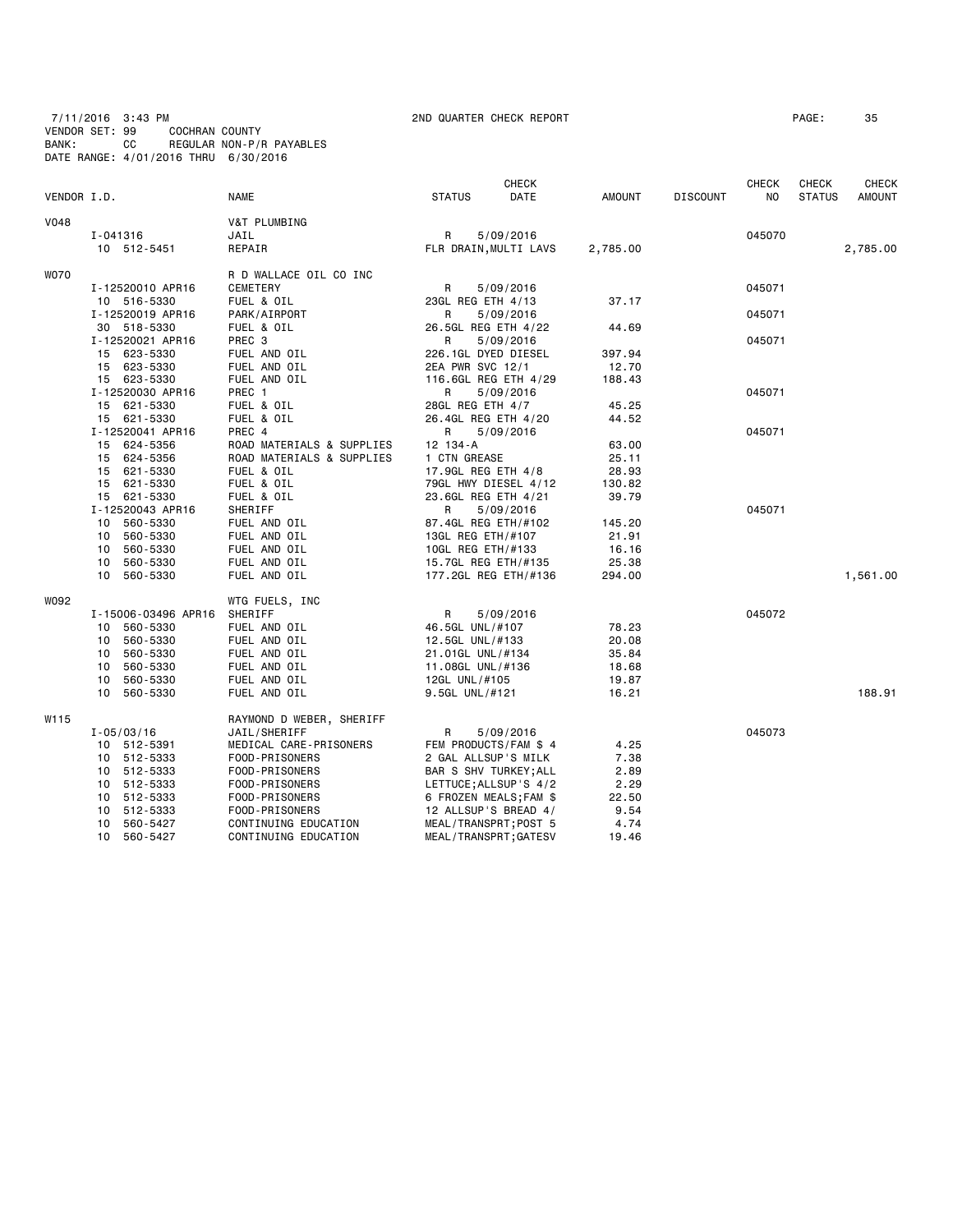7/11/2016 3:43 PM 2ND QUARTER CHECK REPORT
VENDOR SET: 99 COCHRAN COUNTY
BANK: CC REGULAR NON-P/R PAYABLES
DATE RANGE: 4/01/2016 THRU 6/30/2016

| VENDOR I.D. | NAME | STATUS | CHECK DATE | AMOUNT | DISCOUNT | CHECK NO | CHECK STATUS | CHECK AMOUNT |
|---|---|---|---|---|---|---|---|---|
| V048 | V&T PLUMBING | | | | | | | |
| I-041316 | JAIL | R | 5/09/2016 | | | 045070 | | |
| 10 512-5451 | REPAIR | FLR DRAIN,MULTI LAVS | | 2,785.00 | | | | 2,785.00 |
| W070 | R D WALLACE OIL CO INC | | | | | | | |
| I-12520010 APR16 | CEMETERY | R | 5/09/2016 | | | 045071 | | |
| 10 516-5330 | FUEL & OIL | 23GL REG ETH 4/13 | | 37.17 | | | | |
| I-12520019 APR16 | PARK/AIRPORT | R | 5/09/2016 | | | 045071 | | |
| 30 518-5330 | FUEL & OIL | 26.5GL REG ETH 4/22 | | 44.69 | | | | |
| I-12520021 APR16 | PREC 3 | R | 5/09/2016 | | | 045071 | | |
| 15 623-5330 | FUEL AND OIL | 226.1GL DYED DIESEL | | 397.94 | | | | |
| 15 623-5330 | FUEL AND OIL | 2EA PWR SVC 12/1 | | 12.70 | | | | |
| 15 623-5330 | FUEL AND OIL | 116.6GL REG ETH 4/29 | | 188.43 | | | | |
| I-12520030 APR16 | PREC 1 | R | 5/09/2016 | | | 045071 | | |
| 15 621-5330 | FUEL & OIL | 28GL REG ETH 4/7 | | 45.25 | | | | |
| 15 621-5330 | FUEL & OIL | 26.4GL REG ETH 4/20 | | 44.52 | | | | |
| I-12520041 APR16 | PREC 4 | R | 5/09/2016 | | | 045071 | | |
| 15 624-5356 | ROAD MATERIALS & SUPPLIES | 12 134-A | | 63.00 | | | | |
| 15 624-5356 | ROAD MATERIALS & SUPPLIES | 1 CTN GREASE | | 25.11 | | | | |
| 15 621-5330 | FUEL & OIL | 17.9GL REG ETH 4/8 | | 28.93 | | | | |
| 15 621-5330 | FUEL & OIL | 79GL HWY DIESEL 4/12 | | 130.82 | | | | |
| 15 621-5330 | FUEL & OIL | 23.6GL REG ETH 4/21 | | 39.79 | | | | |
| I-12520043 APR16 | SHERIFF | R | 5/09/2016 | | | 045071 | | |
| 10 560-5330 | FUEL AND OIL | 87.4GL REG ETH/#102 | | 145.20 | | | | |
| 10 560-5330 | FUEL AND OIL | 13GL REG ETH/#107 | | 21.91 | | | | |
| 10 560-5330 | FUEL AND OIL | 10GL REG ETH/#133 | | 16.16 | | | | |
| 10 560-5330 | FUEL AND OIL | 15.7GL REG ETH/#135 | | 25.38 | | | | |
| 10 560-5330 | FUEL AND OIL | 177.2GL REG ETH/#136 | | 294.00 | | | | 1,561.00 |
| W092 | WTG FUELS, INC | | | | | | | |
| I-15006-03496 APR16 | SHERIFF | R | 5/09/2016 | | | 045072 | | |
| 10 560-5330 | FUEL AND OIL | 46.5GL UNL/#107 | | 78.23 | | | | |
| 10 560-5330 | FUEL AND OIL | 12.5GL UNL/#133 | | 20.08 | | | | |
| 10 560-5330 | FUEL AND OIL | 21.01GL UNL/#134 | | 35.84 | | | | |
| 10 560-5330 | FUEL AND OIL | 11.08GL UNL/#136 | | 18.68 | | | | |
| 10 560-5330 | FUEL AND OIL | 12GL UNL/#105 | | 19.87 | | | | |
| 10 560-5330 | FUEL AND OIL | 9.5GL UNL/#121 | | 16.21 | | | | 188.91 |
| W115 | RAYMOND D WEBER, SHERIFF | | | | | | | |
| I-05/03/16 | JAIL/SHERIFF | R | 5/09/2016 | | | 045073 | | |
| 10 512-5391 | MEDICAL CARE-PRISONERS | FEM PRODUCTS/FAM $ 4 | | 4.25 | | | | |
| 10 512-5333 | FOOD-PRISONERS | 2 GAL ALLSUP'S MILK | | 7.38 | | | | |
| 10 512-5333 | FOOD-PRISONERS | BAR S SHV TURKEY;ALL | | 2.89 | | | | |
| 10 512-5333 | FOOD-PRISONERS | LETTUCE;ALLSUP'S 4/2 | | 2.29 | | | | |
| 10 512-5333 | FOOD-PRISONERS | 6 FROZEN MEALS;FAM $ | | 22.50 | | | | |
| 10 512-5333 | FOOD-PRISONERS | 12 ALLSUP'S BREAD 4/ | | 9.54 | | | | |
| 10 560-5427 | CONTINUING EDUCATION | MEAL/TRANSPRT;POST 5 | | 4.74 | | | | |
| 10 560-5427 | CONTINUING EDUCATION | MEAL/TRANSPRT;GATESV | | 19.46 | | | | |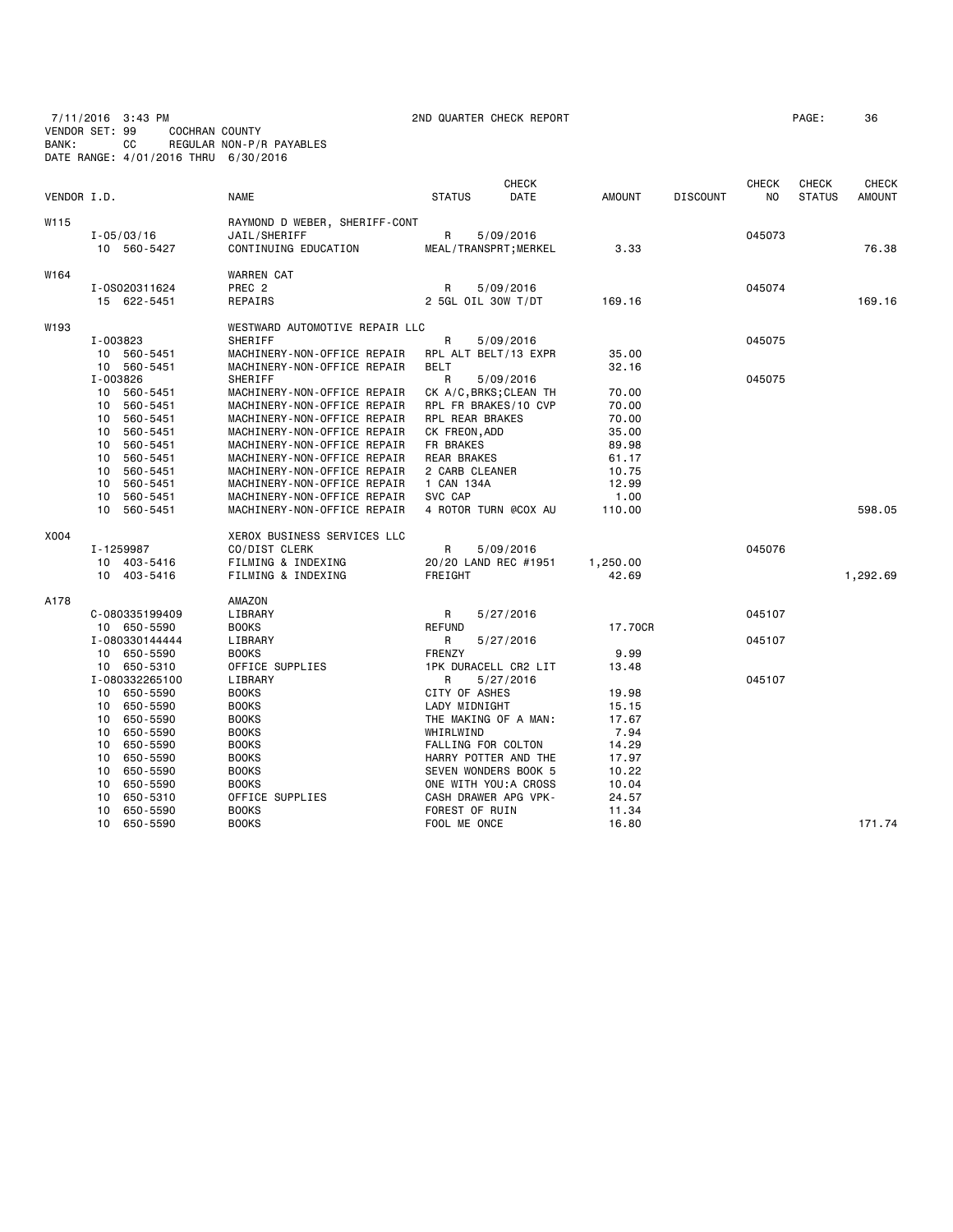7/11/2016 3:43 PM 2ND QUARTER CHECK REPORT PAGE: 36
VENDOR SET: 99 COCHRAN COUNTY
BANK: CC REGULAR NON-P/R PAYABLES
DATE RANGE: 4/01/2016 THRU 6/30/2016

| VENDOR I.D. | NAME | STATUS | CHECK DATE | AMOUNT | DISCOUNT | CHECK NO | CHECK STATUS | CHECK AMOUNT |
|---|---|---|---|---|---|---|---|---|
| W115 | RAYMOND D WEBER, SHERIFF-CONT | | | | | | | |
| I-05/03/16 | JAIL/SHERIFF | R | 5/09/2016 | | | 045073 | | |
| 10 560-5427 | CONTINUING EDUCATION | MEAL/TRANSPRT;MERKEL | | 3.33 | | | | 76.38 |
| W164 | WARREN CAT | | | | | | | |
| I-0S020311624 | PREC 2 | R | 5/09/2016 | | | 045074 | | |
| 15 622-5451 | REPAIRS | 2 5GL OIL 30W T/DT | | 169.16 | | | | 169.16 |
| W193 | WESTWARD AUTOMOTIVE REPAIR LLC | | | | | | | |
| I-003823 | SHERIFF | R | 5/09/2016 | | | 045075 | | |
| 10 560-5451 | MACHINERY-NON-OFFICE REPAIR | RPL ALT BELT/13 EXPR | | 35.00 | | | | |
| 10 560-5451 | MACHINERY-NON-OFFICE REPAIR | BELT | | 32.16 | | | | |
| I-003826 | SHERIFF | R | 5/09/2016 | | | 045075 | | |
| 10 560-5451 | MACHINERY-NON-OFFICE REPAIR | CK A/C,BRKS;CLEAN TH | | 70.00 | | | | |
| 10 560-5451 | MACHINERY-NON-OFFICE REPAIR | RPL FR BRAKES/10 CVP | | 70.00 | | | | |
| 10 560-5451 | MACHINERY-NON-OFFICE REPAIR | RPL REAR BRAKES | | 70.00 | | | | |
| 10 560-5451 | MACHINERY-NON-OFFICE REPAIR | CK FREON,ADD | | 35.00 | | | | |
| 10 560-5451 | MACHINERY-NON-OFFICE REPAIR | FR BRAKES | | 89.98 | | | | |
| 10 560-5451 | MACHINERY-NON-OFFICE REPAIR | REAR BRAKES | | 61.17 | | | | |
| 10 560-5451 | MACHINERY-NON-OFFICE REPAIR | 2 CARB CLEANER | | 10.75 | | | | |
| 10 560-5451 | MACHINERY-NON-OFFICE REPAIR | 1 CAN 134A | | 12.99 | | | | |
| 10 560-5451 | MACHINERY-NON-OFFICE REPAIR | SVC CAP | | 1.00 | | | | |
| 10 560-5451 | MACHINERY-NON-OFFICE REPAIR | 4 ROTOR TURN @COX AU | | 110.00 | | | | 598.05 |
| X004 | XEROX BUSINESS SERVICES LLC | | | | | | | |
| I-1259987 | CO/DIST CLERK | R | 5/09/2016 | | | 045076 | | |
| 10 403-5416 | FILMING & INDEXING | 20/20 LAND REC #1951 | | 1,250.00 | | | | |
| 10 403-5416 | FILMING & INDEXING | FREIGHT | | 42.69 | | | | 1,292.69 |
| A178 | AMAZON | | | | | | | |
| C-080335199409 | LIBRARY | R | 5/27/2016 | | | 045107 | | |
| 10 650-5590 | BOOKS | REFUND | | 17.70CR | | | | |
| I-080330144444 | LIBRARY | R | 5/27/2016 | | | 045107 | | |
| 10 650-5590 | BOOKS | FRENZY | | 9.99 | | | | |
| 10 650-5310 | OFFICE SUPPLIES | 1PK DURACELL CR2 LIT | | 13.48 | | | | |
| I-080332265100 | LIBRARY | R | 5/27/2016 | | | 045107 | | |
| 10 650-5590 | BOOKS | CITY OF ASHES | | 19.98 | | | | |
| 10 650-5590 | BOOKS | LADY MIDNIGHT | | 15.15 | | | | |
| 10 650-5590 | BOOKS | THE MAKING OF A MAN: | | 17.67 | | | | |
| 10 650-5590 | BOOKS | WHIRLWIND | | 7.94 | | | | |
| 10 650-5590 | BOOKS | FALLING FOR COLTON | | 14.29 | | | | |
| 10 650-5590 | BOOKS | HARRY POTTER AND THE | | 17.97 | | | | |
| 10 650-5590 | BOOKS | SEVEN WONDERS BOOK 5 | | 10.22 | | | | |
| 10 650-5590 | BOOKS | ONE WITH YOU:A CROSS | | 10.04 | | | | |
| 10 650-5310 | OFFICE SUPPLIES | CASH DRAWER APG VPK- | | 24.57 | | | | |
| 10 650-5590 | BOOKS | FOREST OF RUIN | | 11.34 | | | | |
| 10 650-5590 | BOOKS | FOOL ME ONCE | | 16.80 | | | | 171.74 |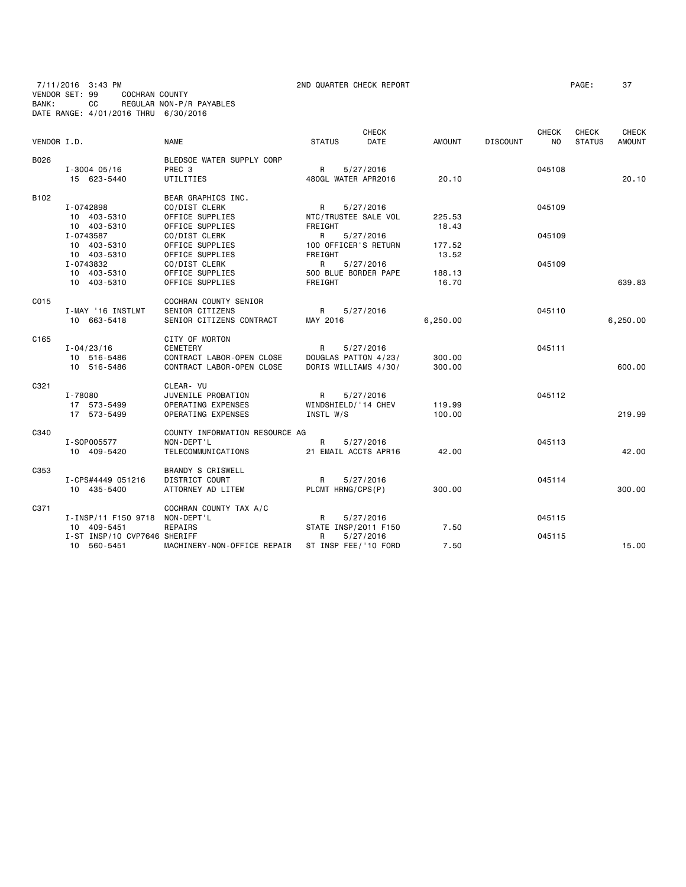7/11/2016 3:43 PM 2ND QUARTER CHECK REPORT
VENDOR SET: 99 COCHRAN COUNTY
BANK: CC REGULAR NON-P/R PAYABLES
DATE RANGE: 4/01/2016 THRU 6/30/2016

| VENDOR I.D. | NAME | STATUS | CHECK DATE | AMOUNT | DISCOUNT | CHECK NO | CHECK STATUS | CHECK AMOUNT |
|---|---|---|---|---|---|---|---|---|
| B026 | BLEDSOE WATER SUPPLY CORP | | | | | | | |
| I-3004 05/16 | PREC 3 | R | 5/27/2016 | | | 045108 | | |
| 15 623-5440 | UTILITIES | 480GL WATER APR2016 | | 20.10 | | | | 20.10 |
| B102 | BEAR GRAPHICS INC. | | | | | | | |
| I-0742898 | CO/DIST CLERK | R | 5/27/2016 | | | 045109 | | |
| 10 403-5310 | OFFICE SUPPLIES | NTC/TRUSTEE SALE VOL | | 225.53 | | | | |
| 10 403-5310 | OFFICE SUPPLIES | FREIGHT | | 18.43 | | | | |
| I-0743587 | CO/DIST CLERK | R | 5/27/2016 | | | 045109 | | |
| 10 403-5310 | OFFICE SUPPLIES | 100 OFFICER'S RETURN | | 177.52 | | | | |
| 10 403-5310 | OFFICE SUPPLIES | FREIGHT | | 13.52 | | | | |
| I-0743832 | CO/DIST CLERK | R | 5/27/2016 | | | 045109 | | |
| 10 403-5310 | OFFICE SUPPLIES | 500 BLUE BORDER PAPE | | 188.13 | | | | |
| 10 403-5310 | OFFICE SUPPLIES | FREIGHT | | 16.70 | | | | 639.83 |
| C015 | COCHRAN COUNTY SENIOR | | | | | | | |
| I-MAY '16 INSTLMT | SENIOR CITIZENS | R | 5/27/2016 | | | 045110 | | |
| 10 663-5418 | SENIOR CITIZENS CONTRACT | MAY 2016 | | 6,250.00 | | | | 6,250.00 |
| C165 | CITY OF MORTON | | | | | | | |
| I-04/23/16 | CEMETERY | R | 5/27/2016 | | | 045111 | | |
| 10 516-5486 | CONTRACT LABOR-OPEN CLOSE | DOUGLAS PATTON 4/23/ | | 300.00 | | | | |
| 10 516-5486 | CONTRACT LABOR-OPEN CLOSE | DORIS WILLIAMS 4/30/ | | 300.00 | | | | 600.00 |
| C321 | CLEAR- VU | | | | | | | |
| I-78080 | JUVENILE PROBATION | R | 5/27/2016 | | | 045112 | | |
| 17 573-5499 | OPERATING EXPENSES | WINDSHIELD/'14 CHEV | | 119.99 | | | | |
| 17 573-5499 | OPERATING EXPENSES | INSTL W/S | | 100.00 | | | | 219.99 |
| C340 | COUNTY INFORMATION RESOURCE AG | | | | | | | |
| I-SOP005577 | NON-DEPT'L | R | 5/27/2016 | | | 045113 | | |
| 10 409-5420 | TELECOMMUNICATIONS | 21 EMAIL ACCTS APR16 | | 42.00 | | | | 42.00 |
| C353 | BRANDY S CRISWELL | | | | | | | |
| I-CPS#4449 051216 | DISTRICT COURT | R | 5/27/2016 | | | 045114 | | |
| 10 435-5400 | ATTORNEY AD LITEM | PLCMT HRNG/CPS(P) | | 300.00 | | | | 300.00 |
| C371 | COCHRAN COUNTY TAX A/C | | | | | | | |
| I-INSP/11 F150 9718 | NON-DEPT'L | R | 5/27/2016 | | | 045115 | | |
| 10 409-5451 | REPAIRS | STATE INSP/2011 F150 | | 7.50 | | | | |
| I-ST INSP/10 CVP7646 | SHERIFF | R | 5/27/2016 | | | 045115 | | |
| 10 560-5451 | MACHINERY-NON-OFFICE REPAIR | ST INSP FEE/'10 FORD | | 7.50 | | | | 15.00 |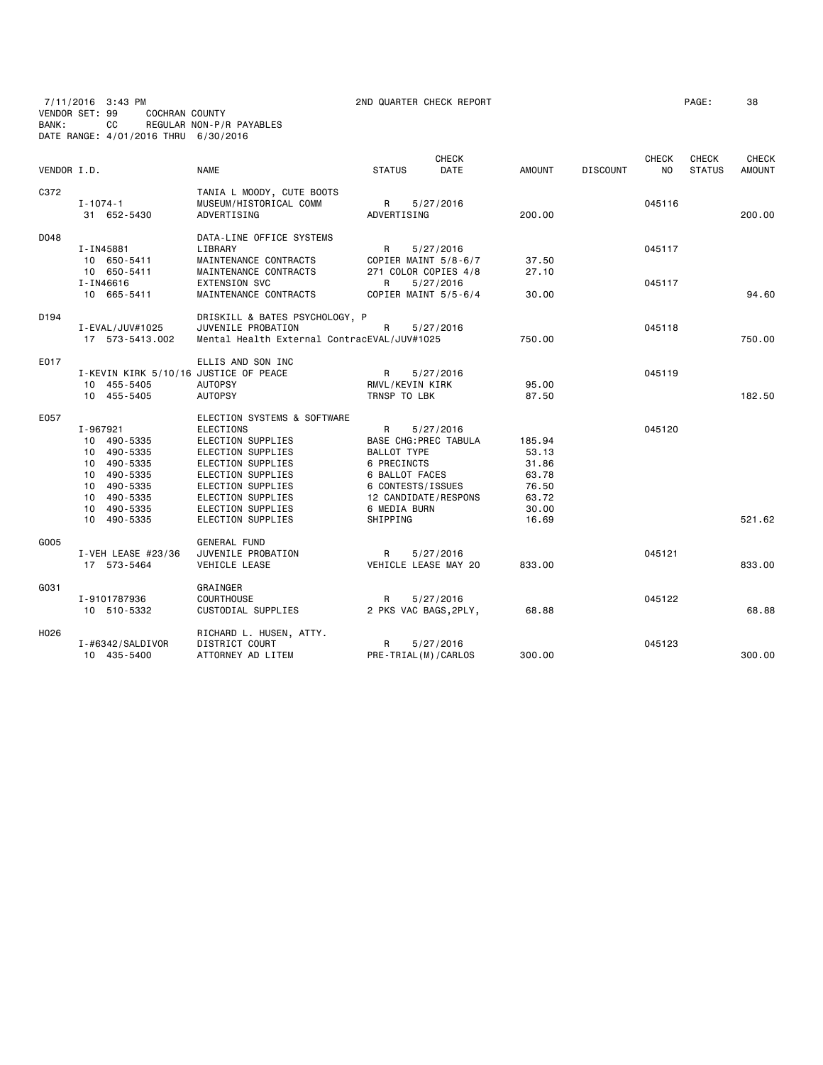7/11/2016 3:43 PM    2ND QUARTER CHECK REPORT
VENDOR SET: 99    COCHRAN COUNTY
BANK: CC    REGULAR NON-P/R PAYABLES
DATE RANGE: 4/01/2016 THRU 6/30/2016

| VENDOR I.D. | NAME | STATUS | CHECK DATE | AMOUNT | DISCOUNT | CHECK NO | CHECK STATUS | CHECK AMOUNT |
|---|---|---|---|---|---|---|---|---|
| C372 | TANIA L MOODY, CUTE BOOTS | | | | | | | |
| I-1074-1 | MUSEUM/HISTORICAL COMM | R | 5/27/2016 | | | 045116 | | |
| 31 652-5430 | ADVERTISING | ADVERTISING | | 200.00 | | | | 200.00 |
| D048 | DATA-LINE OFFICE SYSTEMS | | | | | | | |
| I-IN45881 | LIBRARY | R | 5/27/2016 | | | 045117 | | |
| 10 650-5411 | MAINTENANCE CONTRACTS | COPIER MAINT 5/8-6/7 | | 37.50 | | | | |
| 10 650-5411 | MAINTENANCE CONTRACTS | 271 COLOR COPIES 4/8 | | 27.10 | | | | |
| I-IN46616 | EXTENSION SVC | R | 5/27/2016 | | | 045117 | | |
| 10 665-5411 | MAINTENANCE CONTRACTS | COPIER MAINT 5/5-6/4 | | 30.00 | | | | 94.60 |
| D194 | DRISKILL & BATES PSYCHOLOGY, P | | | | | | | |
| I-EVAL/JUV#1025 | JUVENILE PROBATION | R | 5/27/2016 | | | 045118 | | |
| 17 573-5413.002 | Mental Health External ContracEVAL/JUV#1025 | | | 750.00 | | | | 750.00 |
| E017 | ELLIS AND SON INC | | | | | | | |
| I-KEVIN KIRK 5/10/16 | JUSTICE OF PEACE | R | 5/27/2016 | | | 045119 | | |
| 10 455-5405 | AUTOPSY | RMVL/KEVIN KIRK | | 95.00 | | | | |
| 10 455-5405 | AUTOPSY | TRNSP TO LBK | | 87.50 | | | | 182.50 |
| E057 | ELECTION SYSTEMS & SOFTWARE | | | | | | | |
| I-967921 | ELECTIONS | R | 5/27/2016 | | | 045120 | | |
| 10 490-5335 | ELECTION SUPPLIES | BASE CHG:PREC TABULA | | 185.94 | | | | |
| 10 490-5335 | ELECTION SUPPLIES | BALLOT TYPE | | 53.13 | | | | |
| 10 490-5335 | ELECTION SUPPLIES | 6 PRECINCTS | | 31.86 | | | | |
| 10 490-5335 | ELECTION SUPPLIES | 6 BALLOT FACES | | 63.78 | | | | |
| 10 490-5335 | ELECTION SUPPLIES | 6 CONTESTS/ISSUES | | 76.50 | | | | |
| 10 490-5335 | ELECTION SUPPLIES | 12 CANDIDATE/RESPONS | | 63.72 | | | | |
| 10 490-5335 | ELECTION SUPPLIES | 6 MEDIA BURN | | 30.00 | | | | |
| 10 490-5335 | ELECTION SUPPLIES | SHIPPING | | 16.69 | | | | 521.62 |
| G005 | GENERAL FUND | | | | | | | |
| I-VEH LEASE #23/36 | JUVENILE PROBATION | R | 5/27/2016 | | | 045121 | | |
| 17 573-5464 | VEHICLE LEASE | VEHICLE LEASE MAY 20 | | 833.00 | | | | 833.00 |
| G031 | GRAINGER | | | | | | | |
| I-9101787936 | COURTHOUSE | R | 5/27/2016 | | | 045122 | | |
| 10 510-5332 | CUSTODIAL SUPPLIES | 2 PKS VAC BAGS,2PLY, | | 68.88 | | | | 68.88 |
| H026 | RICHARD L. HUSEN, ATTY. | | | | | | | |
| I-#6342/SALDIVOR | DISTRICT COURT | R | 5/27/2016 | | | 045123 | | |
| 10 435-5400 | ATTORNEY AD LITEM | PRE-TRIAL(M)/CARLOS | | 300.00 | | | | 300.00 |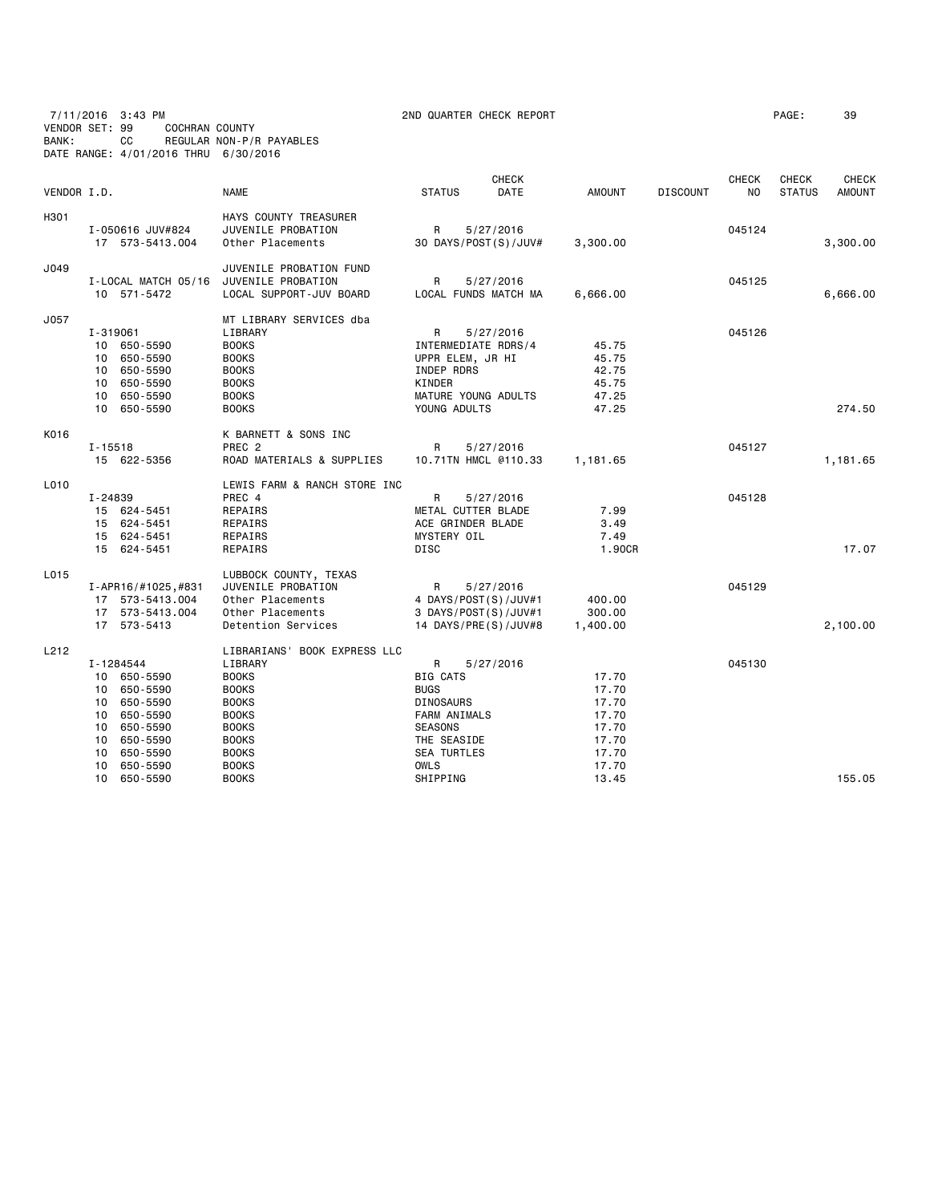7/11/2016 3:43 PM 2ND QUARTER CHECK REPORT PAGE: 39
VENDOR SET: 99 COCHRAN COUNTY
BANK: CC REGULAR NON-P/R PAYABLES
DATE RANGE: 4/01/2016 THRU 6/30/2016

| VENDOR I.D. | NAME | STATUS | CHECK DATE | AMOUNT | DISCOUNT | CHECK NO | CHECK STATUS | CHECK AMOUNT |
|---|---|---|---|---|---|---|---|---|
| H301 | HAYS COUNTY TREASURER | | | | | | | |
| I-050616 JUV#824 | JUVENILE PROBATION | R | 5/27/2016 | | | 045124 | | |
| 17 573-5413.004 | Other Placements | 30 DAYS/POST(S)/JUV# | | 3,300.00 | | | | 3,300.00 |
| J049 | JUVENILE PROBATION FUND | | | | | | | |
| I-LOCAL MATCH 05/16 | JUVENILE PROBATION | R | 5/27/2016 | | | 045125 | | |
| 10 571-5472 | LOCAL SUPPORT-JUV BOARD | LOCAL FUNDS MATCH MA | | 6,666.00 | | | | 6,666.00 |
| J057 | MT LIBRARY SERVICES dba | | | | | | | |
| I-319061 | LIBRARY | R | 5/27/2016 | | | 045126 | | |
| 10 650-5590 | BOOKS | INTERMEDIATE RDRS/4 | | 45.75 | | | | |
| 10 650-5590 | BOOKS | UPPR ELEM, JR HI | | 45.75 | | | | |
| 10 650-5590 | BOOKS | INDEP RDRS | | 42.75 | | | | |
| 10 650-5590 | BOOKS | KINDER | | 45.75 | | | | |
| 10 650-5590 | BOOKS | MATURE YOUNG ADULTS | | 47.25 | | | | |
| 10 650-5590 | BOOKS | YOUNG ADULTS | | 47.25 | | | | 274.50 |
| K016 | K BARNETT & SONS INC | | | | | | | |
| I-15518 | PREC 2 | R | 5/27/2016 | | | 045127 | | |
| 15 622-5356 | ROAD MATERIALS & SUPPLIES | 10.71TN HMCL @110.33 | | 1,181.65 | | | | 1,181.65 |
| L010 | LEWIS FARM & RANCH STORE INC | | | | | | | |
| I-24839 | PREC 4 | R | 5/27/2016 | | | 045128 | | |
| 15 624-5451 | REPAIRS | METAL CUTTER BLADE | | 7.99 | | | | |
| 15 624-5451 | REPAIRS | ACE GRINDER BLADE | | 3.49 | | | | |
| 15 624-5451 | REPAIRS | MYSTERY OIL | | 7.49 | | | | |
| 15 624-5451 | REPAIRS | DISC | | 1.90CR | | | | 17.07 |
| L015 | LUBBOCK COUNTY, TEXAS | | | | | | | |
| I-APR16/#1025,#831 | JUVENILE PROBATION | R | 5/27/2016 | | | 045129 | | |
| 17 573-5413.004 | Other Placements | 4 DAYS/POST(S)/JUV#1 | | 400.00 | | | | |
| 17 573-5413.004 | Other Placements | 3 DAYS/POST(S)/JUV#1 | | 300.00 | | | | |
| 17 573-5413 | Detention Services | 14 DAYS/PRE(S)/JUV#8 | | 1,400.00 | | | | 2,100.00 |
| L212 | LIBRARIANS' BOOK EXPRESS LLC | | | | | | | |
| I-1284544 | LIBRARY | R | 5/27/2016 | | | 045130 | | |
| 10 650-5590 | BOOKS | BIG CATS | | 17.70 | | | | |
| 10 650-5590 | BOOKS | BUGS | | 17.70 | | | | |
| 10 650-5590 | BOOKS | DINOSAURS | | 17.70 | | | | |
| 10 650-5590 | BOOKS | FARM ANIMALS | | 17.70 | | | | |
| 10 650-5590 | BOOKS | SEASONS | | 17.70 | | | | |
| 10 650-5590 | BOOKS | THE SEASIDE | | 17.70 | | | | |
| 10 650-5590 | BOOKS | SEA TURTLES | | 17.70 | | | | |
| 10 650-5590 | BOOKS | OWLS | | 17.70 | | | | |
| 10 650-5590 | BOOKS | SHIPPING | | 13.45 | | | | 155.05 |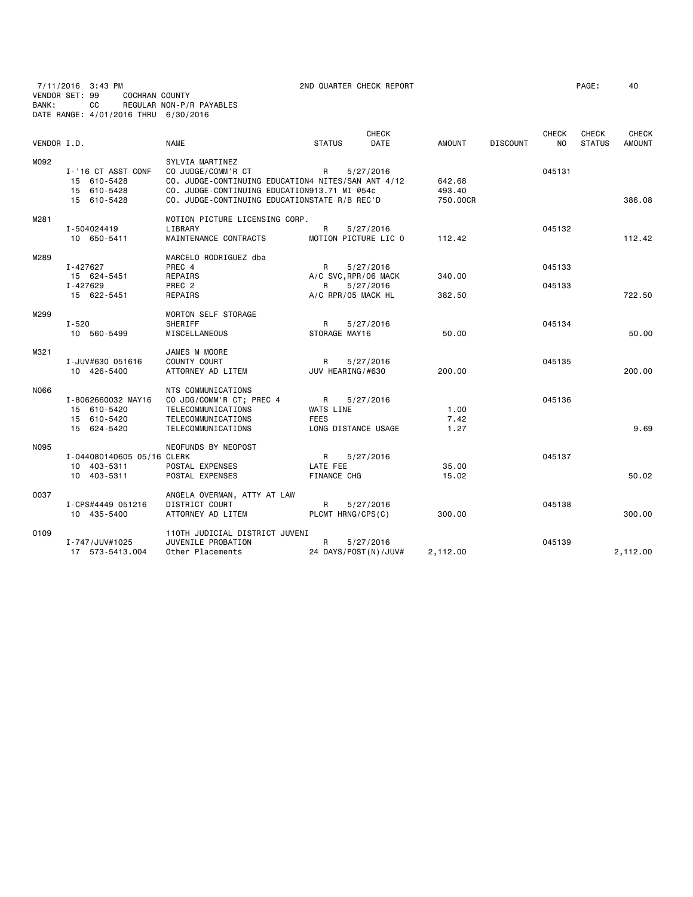7/11/2016 3:43 PM 2ND QUARTER CHECK REPORT PAGE: 40
VENDOR SET: 99 COCHRAN COUNTY
BANK: CC REGULAR NON-P/R PAYABLES
DATE RANGE: 4/01/2016 THRU 6/30/2016

| VENDOR I.D. | NAME | STATUS | CHECK DATE | AMOUNT | DISCOUNT | CHECK NO | CHECK STATUS | CHECK AMOUNT |
|---|---|---|---|---|---|---|---|---|
| M092 | SYLVIA MARTINEZ | | | | | | | |
| I-'16 CT ASST CONF | CO JUDGE/COMM'R CT | R | 5/27/2016 | | | 045131 | | |
| 15 610-5428 | CO. JUDGE-CONTINUING EDUCATION4 NITES/SAN ANT 4/12 | | | 642.68 | | | | |
| 15 610-5428 | CO. JUDGE-CONTINUING EDUCATION913.71 MI @54c | | | 493.40 | | | | |
| 15 610-5428 | CO. JUDGE-CONTINUING EDUCATIONSTATE R/B REC'D | | | 750.00CR | | | | 386.08 |
| M281 | MOTION PICTURE LICENSING CORP. | | | | | | | |
| I-504024419 | LIBRARY | R | 5/27/2016 | | | 045132 | | |
| 10 650-5411 | MAINTENANCE CONTRACTS | MOTION PICTURE LIC O | | 112.42 | | | | 112.42 |
| M289 | MARCELO RODRIGUEZ dba | | | | | | | |
| I-427627 | PREC 4 | R | 5/27/2016 | | | 045133 | | |
| 15 624-5451 | REPAIRS | A/C SVC,RPR/06 MACK | | 340.00 | | | | |
| I-427629 | PREC 2 | R | 5/27/2016 | | | 045133 | | |
| 15 622-5451 | REPAIRS | A/C RPR/05 MACK HL | | 382.50 | | | | 722.50 |
| M299 | MORTON SELF STORAGE | | | | | | | |
| I-520 | SHERIFF | R | 5/27/2016 | | | 045134 | | |
| 10 560-5499 | MISCELLANEOUS | STORAGE MAY16 | | 50.00 | | | | 50.00 |
| M321 | JAMES M MOORE | | | | | | | |
| I-JUV#630 051616 | COUNTY COURT | R | 5/27/2016 | | | 045135 | | |
| 10 426-5400 | ATTORNEY AD LITEM | JUV HEARING/#630 | | 200.00 | | | | 200.00 |
| N066 | NTS COMMUNICATIONS | | | | | | | |
| I-8062660032 MAY16 | CO JDG/COMM'R CT; PREC 4 | R | 5/27/2016 | | | 045136 | | |
| 15 610-5420 | TELECOMMUNICATIONS | WATS LINE | | 1.00 | | | | |
| 15 610-5420 | TELECOMMUNICATIONS | FEES | | 7.42 | | | | |
| 15 624-5420 | TELECOMMUNICATIONS | LONG DISTANCE USAGE | | 1.27 | | | | 9.69 |
| N095 | NEOFUNDS BY NEOPOST | | | | | | | |
| I-044080140605 05/16 | CLERK | R | 5/27/2016 | | | 045137 | | |
| 10 403-5311 | POSTAL EXPENSES | LATE FEE | | 35.00 | | | | |
| 10 403-5311 | POSTAL EXPENSES | FINANCE CHG | | 15.02 | | | | 50.02 |
| O037 | ANGELA OVERMAN, ATTY AT LAW | | | | | | | |
| I-CPS#4449 051216 | DISTRICT COURT | R | 5/27/2016 | | | 045138 | | |
| 10 435-5400 | ATTORNEY AD LITEM | PLCMT HRNG/CPS(C) | | 300.00 | | | | 300.00 |
| O109 | 110TH JUDICIAL DISTRICT JUVENI | | | | | | | |
| I-747/JUV#1025 | JUVENILE PROBATION | R | 5/27/2016 | | | 045139 | | |
| 17 573-5413.004 | Other Placements | 24 DAYS/POST(N)/JUV# | | 2,112.00 | | | | 2,112.00 |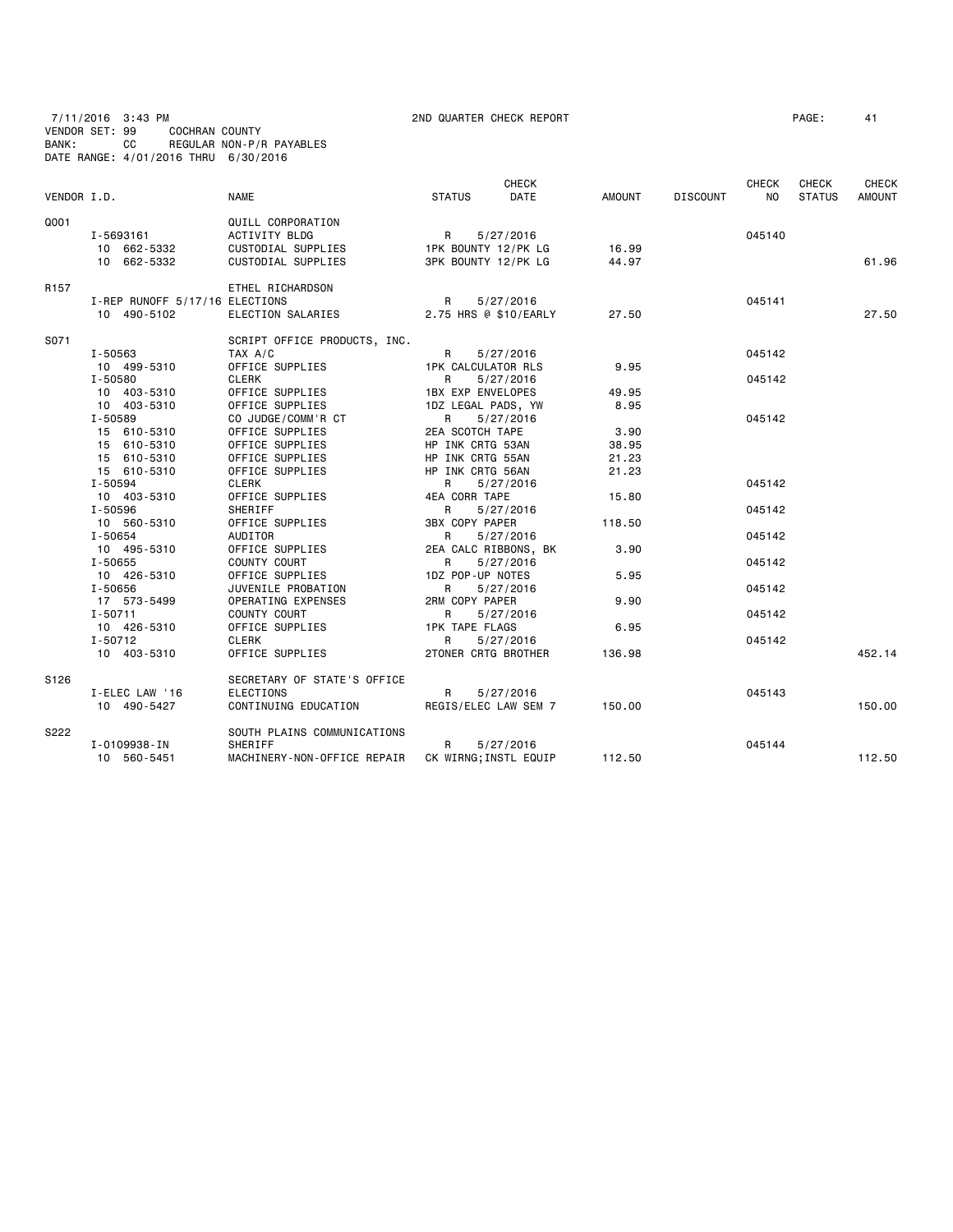7/11/2016 3:43 PM 2ND QUARTER CHECK REPORT PAGE: 41
VENDOR SET: 99 COCHRAN COUNTY
BANK: CC REGULAR NON-P/R PAYABLES
DATE RANGE: 4/01/2016 THRU 6/30/2016

| VENDOR I.D. | NAME | STATUS | CHECK DATE | AMOUNT | DISCOUNT | CHECK NO | CHECK STATUS | CHECK AMOUNT |
|---|---|---|---|---|---|---|---|---|
| Q001 | QUILL CORPORATION | | | | | | | |
| I-5693161 | ACTIVITY BLDG | R | 5/27/2016 | | | 045140 | | |
| 10 662-5332 | CUSTODIAL SUPPLIES | 1PK BOUNTY 12/PK LG | | 16.99 | | | | |
| 10 662-5332 | CUSTODIAL SUPPLIES | 3PK BOUNTY 12/PK LG | | 44.97 | | | | 61.96 |
| R157 | ETHEL RICHARDSON | | | | | | | |
| I-REP RUNOFF 5/17/16 | ELECTIONS | R | 5/27/2016 | | | 045141 | | |
| 10 490-5102 | ELECTION SALARIES | 2.75 HRS @ $10/EARLY | | 27.50 | | | | 27.50 |
| S071 | SCRIPT OFFICE PRODUCTS, INC. | | | | | | | |
| I-50563 | TAX A/C | R | 5/27/2016 | | | 045142 | | |
| 10 499-5310 | OFFICE SUPPLIES | 1PK CALCULATOR RLS | | 9.95 | | | | |
| I-50580 | CLERK | R | 5/27/2016 | | | 045142 | | |
| 10 403-5310 | OFFICE SUPPLIES | 1BX EXP ENVELOPES | | 49.95 | | | | |
| 10 403-5310 | OFFICE SUPPLIES | 1DZ LEGAL PADS, YW | | 8.95 | | | | |
| I-50589 | CO JUDGE/COMM'R CT | R | 5/27/2016 | | | 045142 | | |
| 15 610-5310 | OFFICE SUPPLIES | 2EA SCOTCH TAPE | | 3.90 | | | | |
| 15 610-5310 | OFFICE SUPPLIES | HP INK CRTG 53AN | | 38.95 | | | | |
| 15 610-5310 | OFFICE SUPPLIES | HP INK CRTG 55AN | | 21.23 | | | | |
| 15 610-5310 | OFFICE SUPPLIES | HP INK CRTG 56AN | | 21.23 | | | | |
| I-50594 | CLERK | R | 5/27/2016 | | | 045142 | | |
| 10 403-5310 | OFFICE SUPPLIES | 4EA CORR TAPE | | 15.80 | | | | |
| I-50596 | SHERIFF | R | 5/27/2016 | | | 045142 | | |
| 10 560-5310 | OFFICE SUPPLIES | 3BX COPY PAPER | | 118.50 | | | | |
| I-50654 | AUDITOR | R | 5/27/2016 | | | 045142 | | |
| 10 495-5310 | OFFICE SUPPLIES | 2EA CALC RIBBONS, BK | | 3.90 | | | | |
| I-50655 | COUNTY COURT | R | 5/27/2016 | | | 045142 | | |
| 10 426-5310 | OFFICE SUPPLIES | 1DZ POP-UP NOTES | | 5.95 | | | | |
| I-50656 | JUVENILE PROBATION | R | 5/27/2016 | | | 045142 | | |
| 17 573-5499 | OPERATING EXPENSES | 2RM COPY PAPER | | 9.90 | | | | |
| I-50711 | COUNTY COURT | R | 5/27/2016 | | | 045142 | | |
| 10 426-5310 | OFFICE SUPPLIES | 1PK TAPE FLAGS | | 6.95 | | | | |
| I-50712 | CLERK | R | 5/27/2016 | | | 045142 | | |
| 10 403-5310 | OFFICE SUPPLIES | 2TONER CRTG BROTHER | | 136.98 | | | | 452.14 |
| S126 | SECRETARY OF STATE'S OFFICE | | | | | | | |
| I-ELEC LAW '16 | ELECTIONS | R | 5/27/2016 | | | 045143 | | |
| 10 490-5427 | CONTINUING EDUCATION | REGIS/ELEC LAW SEM 7 | | 150.00 | | | | 150.00 |
| S222 | SOUTH PLAINS COMMUNICATIONS | | | | | | | |
| I-0109938-IN | SHERIFF | R | 5/27/2016 | | | 045144 | | |
| 10 560-5451 | MACHINERY-NON-OFFICE REPAIR | CK WIRNG;INSTL EQUIP | | 112.50 | | | | 112.50 |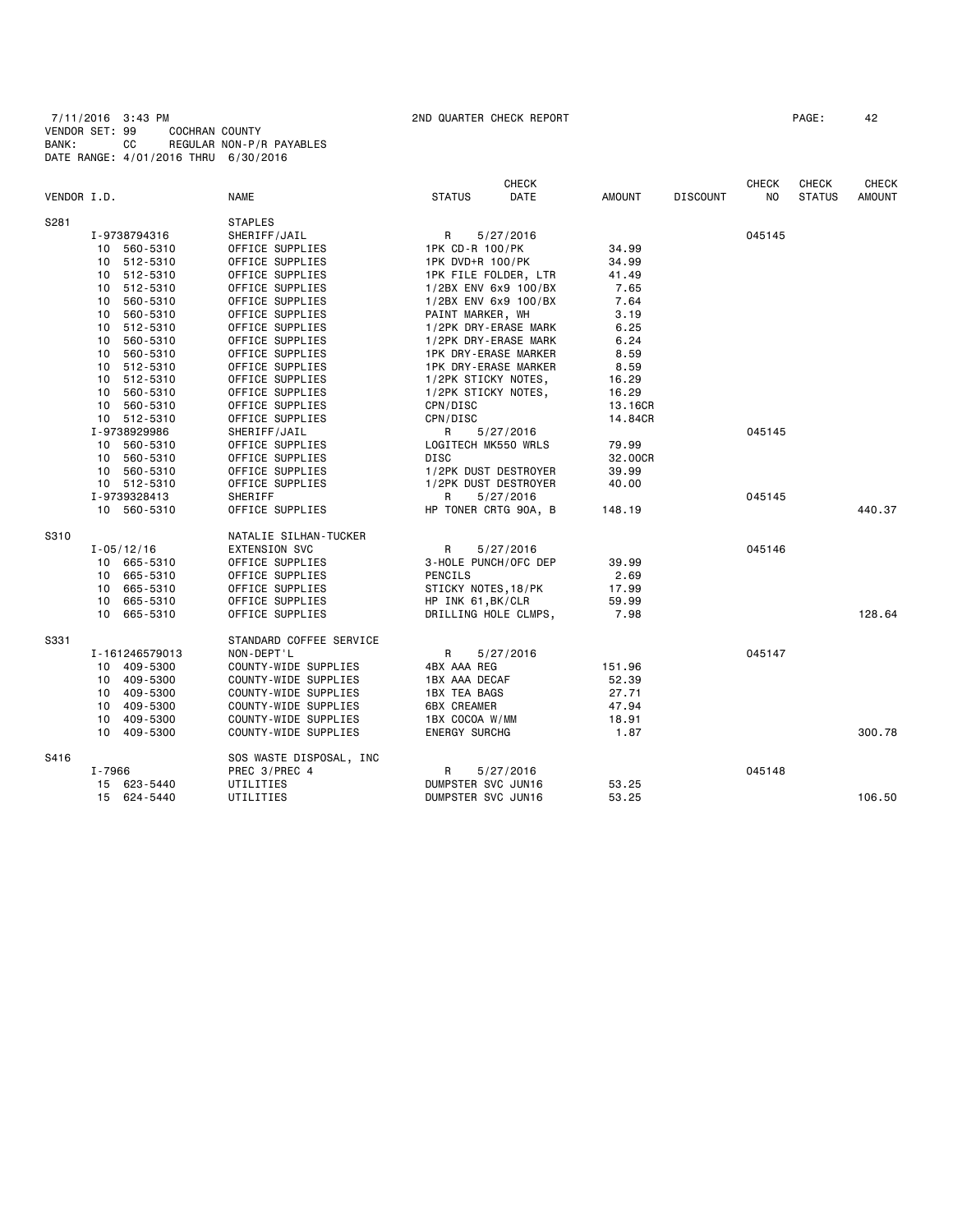7/11/2016 3:43 PM 2ND QUARTER CHECK REPORT PAGE: 42
VENDOR SET: 99 COCHRAN COUNTY
BANK: CC REGULAR NON-P/R PAYABLES
DATE RANGE: 4/01/2016 THRU 6/30/2016

| VENDOR I.D. | NAME | STATUS | CHECK DATE | AMOUNT | DISCOUNT | CHECK NO | CHECK STATUS | CHECK AMOUNT |
|---|---|---|---|---|---|---|---|---|
| S281 | STAPLES | | | | | | | |
| I-9738794316 | SHERIFF/JAIL | R | 5/27/2016 | | | 045145 | | |
| 10 560-5310 | OFFICE SUPPLIES | 1PK CD-R 100/PK | | 34.99 | | | | |
| 10 512-5310 | OFFICE SUPPLIES | 1PK DVD+R 100/PK | | 34.99 | | | | |
| 10 512-5310 | OFFICE SUPPLIES | 1PK FILE FOLDER, LTR | | 41.49 | | | | |
| 10 512-5310 | OFFICE SUPPLIES | 1/2BX ENV 6x9 100/BX | | 7.65 | | | | |
| 10 560-5310 | OFFICE SUPPLIES | 1/2BX ENV 6x9 100/BX | | 7.64 | | | | |
| 10 560-5310 | OFFICE SUPPLIES | PAINT MARKER, WH | | 3.19 | | | | |
| 10 512-5310 | OFFICE SUPPLIES | 1/2PK DRY-ERASE MARK | | 6.25 | | | | |
| 10 560-5310 | OFFICE SUPPLIES | 1/2PK DRY-ERASE MARK | | 6.24 | | | | |
| 10 560-5310 | OFFICE SUPPLIES | 1PK DRY-ERASE MARKER | | 8.59 | | | | |
| 10 512-5310 | OFFICE SUPPLIES | 1PK DRY-ERASE MARKER | | 8.59 | | | | |
| 10 512-5310 | OFFICE SUPPLIES | 1/2PK STICKY NOTES, | | 16.29 | | | | |
| 10 560-5310 | OFFICE SUPPLIES | 1/2PK STICKY NOTES, | | 16.29 | | | | |
| 10 560-5310 | OFFICE SUPPLIES | CPN/DISC | | 13.16CR | | | | |
| 10 512-5310 | OFFICE SUPPLIES | CPN/DISC | | 14.84CR | | | | |
| I-9738929986 | SHERIFF/JAIL | R | 5/27/2016 | | | 045145 | | |
| 10 560-5310 | OFFICE SUPPLIES | LOGITECH MK550 WRLS | | 79.99 | | | | |
| 10 560-5310 | OFFICE SUPPLIES | DISC | | 32.00CR | | | | |
| 10 560-5310 | OFFICE SUPPLIES | 1/2PK DUST DESTROYER | | 39.99 | | | | |
| 10 512-5310 | OFFICE SUPPLIES | 1/2PK DUST DESTROYER | | 40.00 | | | | |
| I-9739328413 | SHERIFF | R | 5/27/2016 | | | 045145 | | |
| 10 560-5310 | OFFICE SUPPLIES | HP TONER CRTG 90A, B | | 148.19 | | | | 440.37 |
| S310 | NATALIE SILHAN-TUCKER | | | | | | | |
| I-05/12/16 | EXTENSION SVC | R | 5/27/2016 | | | 045146 | | |
| 10 665-5310 | OFFICE SUPPLIES | 3-HOLE PUNCH/OFC DEP | | 39.99 | | | | |
| 10 665-5310 | OFFICE SUPPLIES | PENCILS | | 2.69 | | | | |
| 10 665-5310 | OFFICE SUPPLIES | STICKY NOTES,18/PK | | 17.99 | | | | |
| 10 665-5310 | OFFICE SUPPLIES | HP INK 61,BK/CLR | | 59.99 | | | | |
| 10 665-5310 | OFFICE SUPPLIES | DRILLING HOLE CLMPS, | | 7.98 | | | | 128.64 |
| S331 | STANDARD COFFEE SERVICE | | | | | | | |
| I-161246579013 | NON-DEPT'L | R | 5/27/2016 | | | 045147 | | |
| 10 409-5300 | COUNTY-WIDE SUPPLIES | 4BX AAA REG | | 151.96 | | | | |
| 10 409-5300 | COUNTY-WIDE SUPPLIES | 1BX AAA DECAF | | 52.39 | | | | |
| 10 409-5300 | COUNTY-WIDE SUPPLIES | 1BX TEA BAGS | | 27.71 | | | | |
| 10 409-5300 | COUNTY-WIDE SUPPLIES | 6BX CREAMER | | 47.94 | | | | |
| 10 409-5300 | COUNTY-WIDE SUPPLIES | 1BX COCOA W/MM | | 18.91 | | | | |
| 10 409-5300 | COUNTY-WIDE SUPPLIES | ENERGY SURCHG | | 1.87 | | | | 300.78 |
| S416 | SOS WASTE DISPOSAL, INC | | | | | | | |
| I-7966 | PREC 3/PREC 4 | R | 5/27/2016 | | | 045148 | | |
| 15 623-5440 | UTILITIES | DUMPSTER SVC JUN16 | | 53.25 | | | | |
| 15 624-5440 | UTILITIES | DUMPSTER SVC JUN16 | | 53.25 | | | | 106.50 |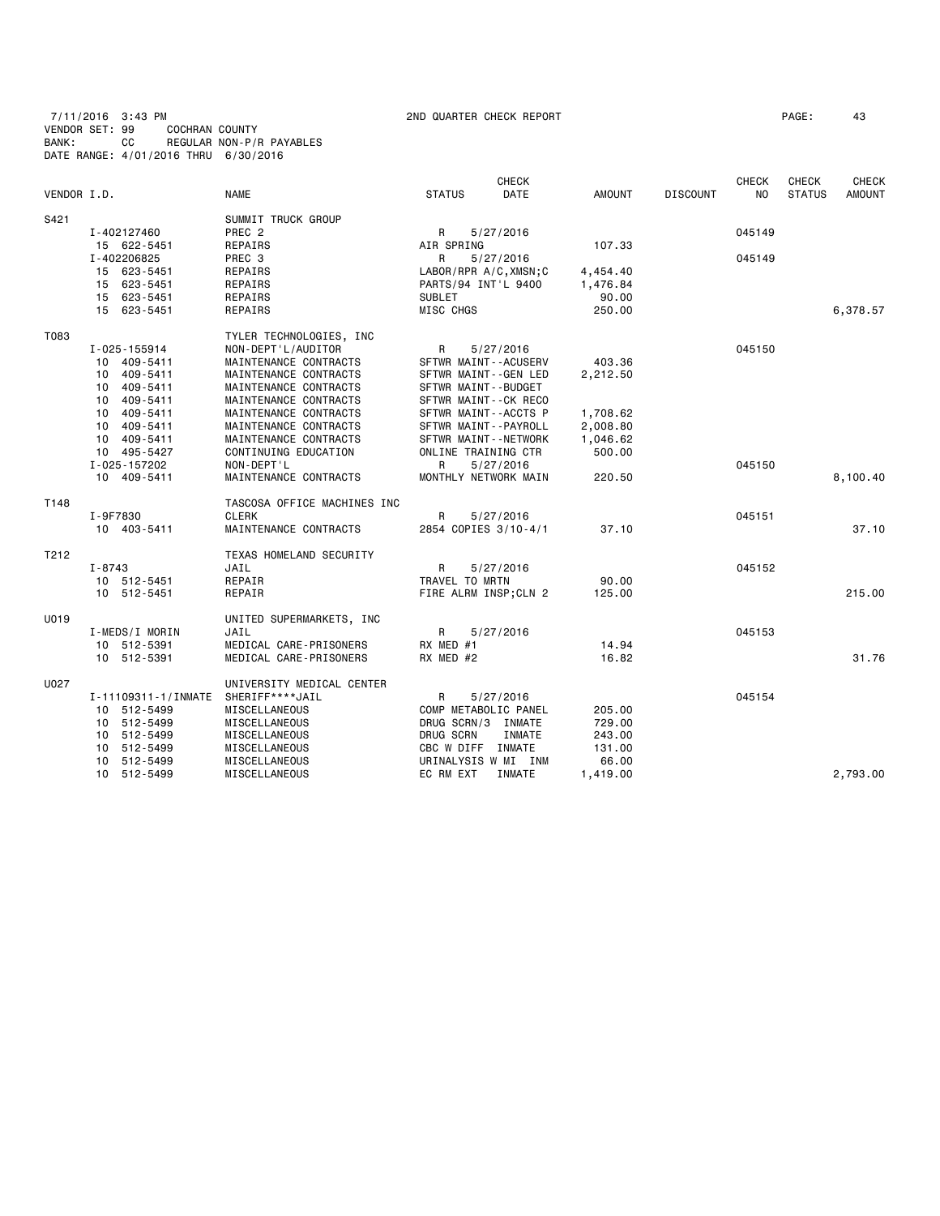7/11/2016 3:43 PM 2ND QUARTER CHECK REPORT PAGE: 43
VENDOR SET: 99 COCHRAN COUNTY
BANK: CC REGULAR NON-P/R PAYABLES
DATE RANGE: 4/01/2016 THRU 6/30/2016

| VENDOR I.D. | NAME | STATUS | CHECK DATE | AMOUNT | DISCOUNT | CHECK NO | CHECK STATUS | CHECK AMOUNT |
|---|---|---|---|---|---|---|---|---|
| S421 | SUMMIT TRUCK GROUP | | | | | | | |
| I-402127460 | PREC 2 | R | 5/27/2016 | | | 045149 | | |
| 15 622-5451 | REPAIRS | AIR SPRING | | 107.33 | | | | |
| I-402206825 | PREC 3 | R | 5/27/2016 | | | 045149 | | |
| 15 623-5451 | REPAIRS | LABOR/RPR A/C,XMSN;C | | 4,454.40 | | | | |
| 15 623-5451 | REPAIRS | PARTS/94 INT'L 9400 | | 1,476.84 | | | | |
| 15 623-5451 | REPAIRS | SUBLET | | 90.00 | | | | |
| 15 623-5451 | REPAIRS | MISC CHGS | | 250.00 | | | | 6,378.57 |
| T083 | TYLER TECHNOLOGIES, INC | | | | | | | |
| I-025-155914 | NON-DEPT'L/AUDITOR | R | 5/27/2016 | | | 045150 | | |
| 10 409-5411 | MAINTENANCE CONTRACTS | SFTWR MAINT--ACUSERV | | 403.36 | | | | |
| 10 409-5411 | MAINTENANCE CONTRACTS | SFTWR MAINT--GEN LED | | 2,212.50 | | | | |
| 10 409-5411 | MAINTENANCE CONTRACTS | SFTWR MAINT--BUDGET | | | | | | |
| 10 409-5411 | MAINTENANCE CONTRACTS | SFTWR MAINT--CK RECO | | | | | | |
| 10 409-5411 | MAINTENANCE CONTRACTS | SFTWR MAINT--ACCTS P | | 1,708.62 | | | | |
| 10 409-5411 | MAINTENANCE CONTRACTS | SFTWR MAINT--PAYROLL | | 2,008.80 | | | | |
| 10 409-5411 | MAINTENANCE CONTRACTS | SFTWR MAINT--NETWORK | | 1,046.62 | | | | |
| 10 495-5427 | CONTINUING EDUCATION | ONLINE TRAINING CTR | | 500.00 | | | | |
| I-025-157202 | NON-DEPT'L | R | 5/27/2016 | | | 045150 | | |
| 10 409-5411 | MAINTENANCE CONTRACTS | MONTHLY NETWORK MAIN | | 220.50 | | | | 8,100.40 |
| T148 | TASCOSA OFFICE MACHINES INC | | | | | | | |
| I-9F7830 | CLERK | R | 5/27/2016 | | | 045151 | | |
| 10 403-5411 | MAINTENANCE CONTRACTS | 2854 COPIES 3/10-4/1 | | 37.10 | | | | 37.10 |
| T212 | TEXAS HOMELAND SECURITY | | | | | | | |
| I-8743 | JAIL | R | 5/27/2016 | | | 045152 | | |
| 10 512-5451 | REPAIR | TRAVEL TO MRTN | | 90.00 | | | | |
| 10 512-5451 | REPAIR | FIRE ALRM INSP;CLN 2 | | 125.00 | | | | 215.00 |
| U019 | UNITED SUPERMARKETS, INC | | | | | | | |
| I-MEDS/I MORIN | JAIL | R | 5/27/2016 | | | 045153 | | |
| 10 512-5391 | MEDICAL CARE-PRISONERS | RX MED #1 | | 14.94 | | | | |
| 10 512-5391 | MEDICAL CARE-PRISONERS | RX MED #2 | | 16.82 | | | | 31.76 |
| U027 | UNIVERSITY MEDICAL CENTER | | | | | | | |
| I-11109311-1/INMATE | SHERIFF****JAIL | R | 5/27/2016 | | | 045154 | | |
| 10 512-5499 | MISCELLANEOUS | COMP METABOLIC PANEL | | 205.00 | | | | |
| 10 512-5499 | MISCELLANEOUS | DRUG SCRN/3 INMATE | | 729.00 | | | | |
| 10 512-5499 | MISCELLANEOUS | DRUG SCRN INMATE | | 243.00 | | | | |
| 10 512-5499 | MISCELLANEOUS | CBC W DIFF INMATE | | 131.00 | | | | |
| 10 512-5499 | MISCELLANEOUS | URINALYSIS W MI INM | | 66.00 | | | | |
| 10 512-5499 | MISCELLANEOUS | EC RM EXT INMATE | | 1,419.00 | | | | 2,793.00 |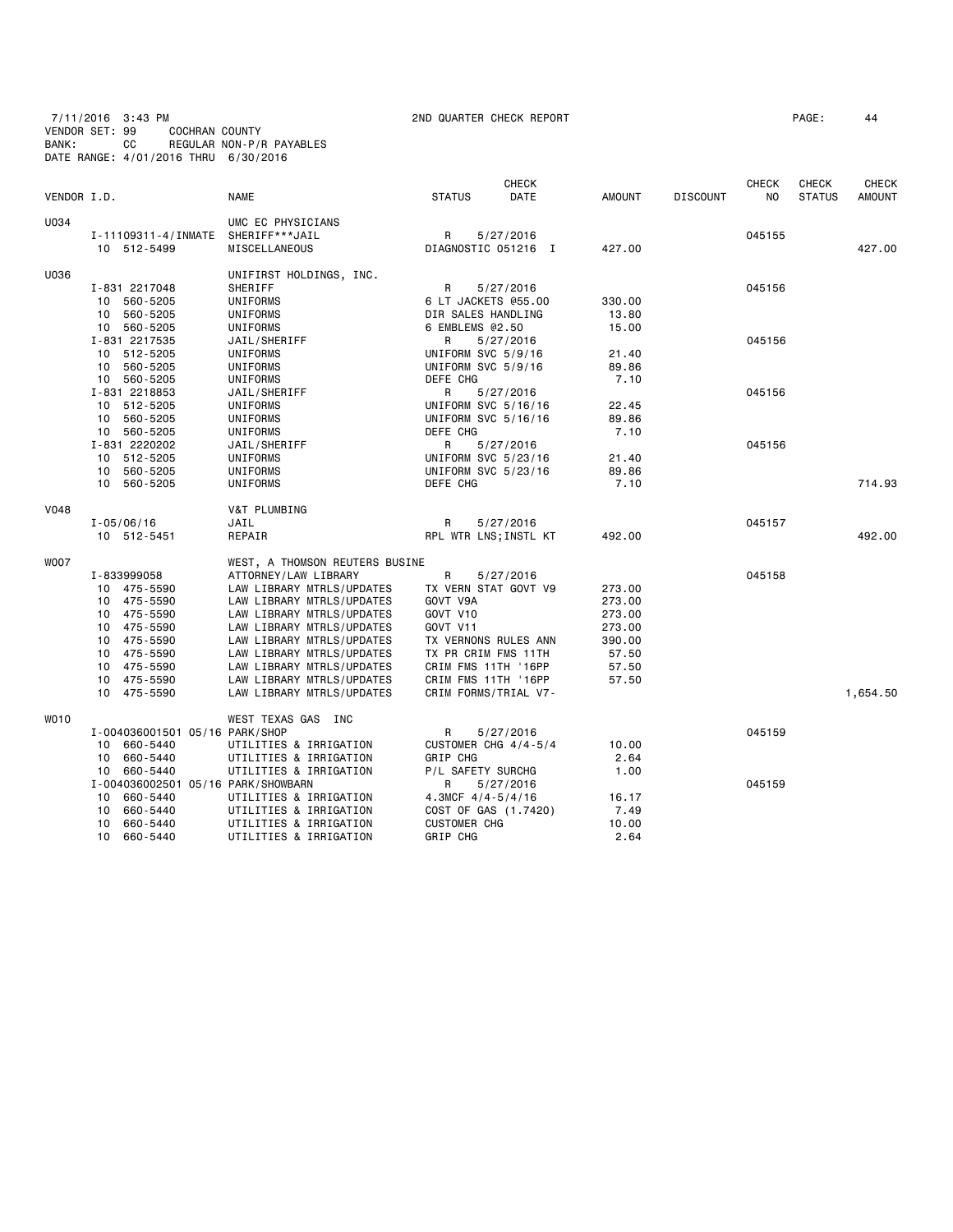7/11/2016 3:43 PM 2ND QUARTER CHECK REPORT PAGE: 44
VENDOR SET: 99 COCHRAN COUNTY
BANK: CC REGULAR NON-P/R PAYABLES
DATE RANGE: 4/01/2016 THRU 6/30/2016

| VENDOR I.D. | | NAME | STATUS | CHECK DATE | AMOUNT | DISCOUNT | CHECK NO | CHECK STATUS | CHECK AMOUNT |
|---|---|---|---|---|---|---|---|---|---|
| U034 | | UMC EC PHYSICIANS | | | | | | | |
| | I-11109311-4/INMATE | SHERIFF***JAIL | R | 5/27/2016 | | | 045155 | | |
| | 10 512-5499 | MISCELLANEOUS | DIAGNOSTIC 051216 I | | 427.00 | | | | 427.00 |
| U036 | | UNIFIRST HOLDINGS, INC. | | | | | | | |
| | I-831 2217048 | SHERIFF | R | 5/27/2016 | | | 045156 | | |
| | 10 560-5205 | UNIFORMS | 6 LT JACKETS @55.00 | | 330.00 | | | | |
| | 10 560-5205 | UNIFORMS | DIR SALES HANDLING | | 13.80 | | | | |
| | 10 560-5205 | UNIFORMS | 6 EMBLEMS @2.50 | | 15.00 | | | | |
| | I-831 2217535 | JAIL/SHERIFF | R | 5/27/2016 | | | 045156 | | |
| | 10 512-5205 | UNIFORMS | UNIFORM SVC 5/9/16 | | 21.40 | | | | |
| | 10 560-5205 | UNIFORMS | UNIFORM SVC 5/9/16 | | 89.86 | | | | |
| | 10 560-5205 | UNIFORMS | DEFE CHG | | 7.10 | | | | |
| | I-831 2218853 | JAIL/SHERIFF | R | 5/27/2016 | | | 045156 | | |
| | 10 512-5205 | UNIFORMS | UNIFORM SVC 5/16/16 | | 22.45 | | | | |
| | 10 560-5205 | UNIFORMS | UNIFORM SVC 5/16/16 | | 89.86 | | | | |
| | 10 560-5205 | UNIFORMS | DEFE CHG | | 7.10 | | | | |
| | I-831 2220202 | JAIL/SHERIFF | R | 5/27/2016 | | | 045156 | | |
| | 10 512-5205 | UNIFORMS | UNIFORM SVC 5/23/16 | | 21.40 | | | | |
| | 10 560-5205 | UNIFORMS | UNIFORM SVC 5/23/16 | | 89.86 | | | | |
| | 10 560-5205 | UNIFORMS | DEFE CHG | | 7.10 | | | | 714.93 |
| V048 | | V&T PLUMBING | | | | | | | |
| | I-05/06/16 | JAIL | R | 5/27/2016 | | | 045157 | | |
| | 10 512-5451 | REPAIR | RPL WTR LNS;INSTL KT | | 492.00 | | | | 492.00 |
| W007 | | WEST, A THOMSON REUTERS BUSINE | | | | | | | |
| | I-833999058 | ATTORNEY/LAW LIBRARY | R | 5/27/2016 | | | 045158 | | |
| | 10 475-5590 | LAW LIBRARY MTRLS/UPDATES | TX VERN STAT GOVT V9 | | 273.00 | | | | |
| | 10 475-5590 | LAW LIBRARY MTRLS/UPDATES | GOVT V9A | | 273.00 | | | | |
| | 10 475-5590 | LAW LIBRARY MTRLS/UPDATES | GOVT V10 | | 273.00 | | | | |
| | 10 475-5590 | LAW LIBRARY MTRLS/UPDATES | GOVT V11 | | 273.00 | | | | |
| | 10 475-5590 | LAW LIBRARY MTRLS/UPDATES | TX VERNONS RULES ANN | | 390.00 | | | | |
| | 10 475-5590 | LAW LIBRARY MTRLS/UPDATES | TX PR CRIM FMS 11TH | | 57.50 | | | | |
| | 10 475-5590 | LAW LIBRARY MTRLS/UPDATES | CRIM FMS 11TH '16PP | | 57.50 | | | | |
| | 10 475-5590 | LAW LIBRARY MTRLS/UPDATES | CRIM FMS 11TH '16PP | | 57.50 | | | | |
| | 10 475-5590 | LAW LIBRARY MTRLS/UPDATES | CRIM FORMS/TRIAL V7- | | | | | | 1,654.50 |
| W010 | | WEST TEXAS GAS INC | | | | | | | |
| | I-004036001501 05/16 | PARK/SHOP | R | 5/27/2016 | | | 045159 | | |
| | 10 660-5440 | UTILITIES & IRRIGATION | CUSTOMER CHG 4/4-5/4 | | 10.00 | | | | |
| | 10 660-5440 | UTILITIES & IRRIGATION | GRIP CHG | | 2.64 | | | | |
| | 10 660-5440 | UTILITIES & IRRIGATION | P/L SAFETY SURCHG | | 1.00 | | | | |
| | I-004036002501 05/16 | PARK/SHOWBARN | R | 5/27/2016 | | | 045159 | | |
| | 10 660-5440 | UTILITIES & IRRIGATION | 4.3MCF 4/4-5/4/16 | | 16.17 | | | | |
| | 10 660-5440 | UTILITIES & IRRIGATION | COST OF GAS (1.7420) | | 7.49 | | | | |
| | 10 660-5440 | UTILITIES & IRRIGATION | CUSTOMER CHG | | 10.00 | | | | |
| | 10 660-5440 | UTILITIES & IRRIGATION | GRIP CHG | | 2.64 | | | | |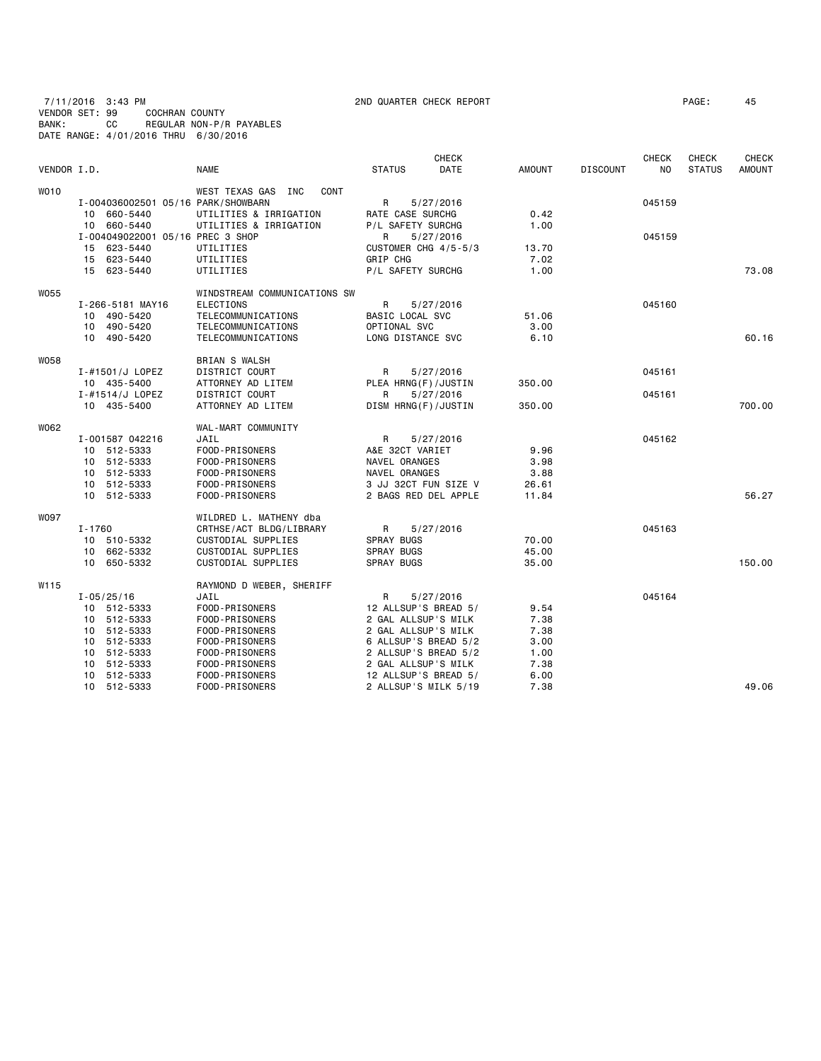7/11/2016 3:43 PM  
VENDOR SET: 99  COCHRAN COUNTY  
BANK: CC  REGULAR NON-P/R PAYABLES  
DATE RANGE: 4/01/2016 THRU 6/30/2016

2ND QUARTER CHECK REPORT

| VENDOR I.D. | NAME | STATUS | CHECK DATE | AMOUNT | DISCOUNT | CHECK NO | CHECK STATUS | CHECK AMOUNT |
|---|---|---|---|---|---|---|---|---|
| W010 | WEST TEXAS GAS INC CONT | | | | | | | |
| I-004036002501 05/16 PARK/SHOWBARN | | R | 5/27/2016 | | | 045159 | | |
| 10 660-5440 | UTILITIES & IRRIGATION | RATE CASE SURCHG | | 0.42 | | | | |
| 10 660-5440 | UTILITIES & IRRIGATION | P/L SAFETY SURCHG | | 1.00 | | | | |
| I-004049022001 05/16 PREC 3 SHOP | | R | 5/27/2016 | | | 045159 | | |
| 15 623-5440 | UTILITIES | CUSTOMER CHG 4/5-5/3 | | 13.70 | | | | |
| 15 623-5440 | UTILITIES | GRIP CHG | | 7.02 | | | | |
| 15 623-5440 | UTILITIES | P/L SAFETY SURCHG | | 1.00 | | | | 73.08 |
| W055 | WINDSTREAM COMMUNICATIONS SW | | | | | | | |
| I-266-5181 MAY16 | ELECTIONS | R | 5/27/2016 | | | 045160 | | |
| 10 490-5420 | TELECOMMUNICATIONS | BASIC LOCAL SVC | | 51.06 | | | | |
| 10 490-5420 | TELECOMMUNICATIONS | OPTIONAL SVC | | 3.00 | | | | |
| 10 490-5420 | TELECOMMUNICATIONS | LONG DISTANCE SVC | | 6.10 | | | | 60.16 |
| W058 | BRIAN S WALSH | | | | | | | |
| I-#1501/J LOPEZ | DISTRICT COURT | R | 5/27/2016 | | | 045161 | | |
| 10 435-5400 | ATTORNEY AD LITEM | PLEA HRNG(F)/JUSTIN | | 350.00 | | | | |
| I-#1514/J LOPEZ | DISTRICT COURT | R | 5/27/2016 | | | 045161 | | |
| 10 435-5400 | ATTORNEY AD LITEM | DISM HRNG(F)/JUSTIN | | 350.00 | | | | 700.00 |
| W062 | WAL-MART COMMUNITY | | | | | | | |
| I-001587 042216 | JAIL | R | 5/27/2016 | | | 045162 | | |
| 10 512-5333 | FOOD-PRISONERS | A&E 32CT VARIET | | 9.96 | | | | |
| 10 512-5333 | FOOD-PRISONERS | NAVEL ORANGES | | 3.98 | | | | |
| 10 512-5333 | FOOD-PRISONERS | NAVEL ORANGES | | 3.88 | | | | |
| 10 512-5333 | FOOD-PRISONERS | 3 JJ 32CT FUN SIZE V | | 26.61 | | | | |
| 10 512-5333 | FOOD-PRISONERS | 2 BAGS RED DEL APPLE | | 11.84 | | | | 56.27 |
| W097 | WILDRED L. MATHENY dba | | | | | | | |
| I-1760 | CRTHSE/ACT BLDG/LIBRARY | R | 5/27/2016 | | | 045163 | | |
| 10 510-5332 | CUSTODIAL SUPPLIES | SPRAY BUGS | | 70.00 | | | | |
| 10 662-5332 | CUSTODIAL SUPPLIES | SPRAY BUGS | | 45.00 | | | | |
| 10 650-5332 | CUSTODIAL SUPPLIES | SPRAY BUGS | | 35.00 | | | | 150.00 |
| W115 | RAYMOND D WEBER, SHERIFF | | | | | | | |
| I-05/25/16 | JAIL | R | 5/27/2016 | | | 045164 | | |
| 10 512-5333 | FOOD-PRISONERS | 12 ALLSUP'S BREAD 5/ | | 9.54 | | | | |
| 10 512-5333 | FOOD-PRISONERS | 2 GAL ALLSUP'S MILK | | 7.38 | | | | |
| 10 512-5333 | FOOD-PRISONERS | 2 GAL ALLSUP'S MILK | | 7.38 | | | | |
| 10 512-5333 | FOOD-PRISONERS | 6 ALLSUP'S BREAD 5/2 | | 3.00 | | | | |
| 10 512-5333 | FOOD-PRISONERS | 2 ALLSUP'S BREAD 5/2 | | 1.00 | | | | |
| 10 512-5333 | FOOD-PRISONERS | 2 GAL ALLSUP'S MILK | | 7.38 | | | | |
| 10 512-5333 | FOOD-PRISONERS | 12 ALLSUP'S BREAD 5/ | | 6.00 | | | | |
| 10 512-5333 | FOOD-PRISONERS | 2 ALLSUP'S MILK 5/19 | | 7.38 | | | | 49.06 |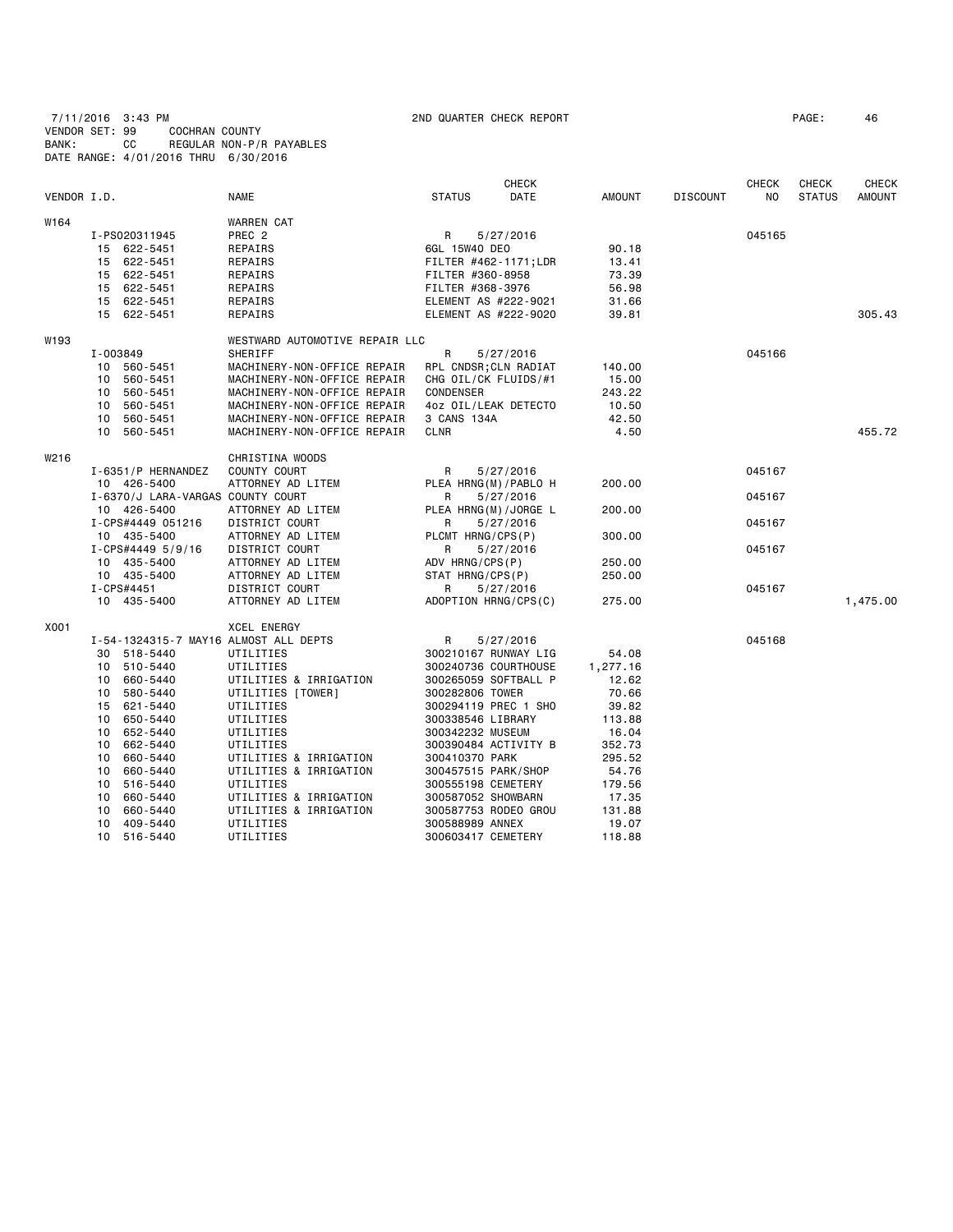7/11/2016 3:43 PM
2ND QUARTER CHECK REPORT
VENDOR SET: 99 COCHRAN COUNTY
BANK: CC REGULAR NON-P/R PAYABLES
DATE RANGE: 4/01/2016 THRU 6/30/2016

| VENDOR I.D. | | NAME | STATUS | CHECK DATE | AMOUNT | DISCOUNT | CHECK NO | CHECK STATUS | CHECK AMOUNT |
|---|---|---|---|---|---|---|---|---|---|
| W164 | | WARREN CAT | | | | | | | |
| | I-PS020311945 | PREC 2 | R | 5/27/2016 | | | 045165 | | |
| | 15 622-5451 | REPAIRS | 6GL 15W40 DEO | | 90.18 | | | | |
| | 15 622-5451 | REPAIRS | FILTER #462-1171;LDR | | 13.41 | | | | |
| | 15 622-5451 | REPAIRS | FILTER #360-8958 | | 73.39 | | | | |
| | 15 622-5451 | REPAIRS | FILTER #368-3976 | | 56.98 | | | | |
| | 15 622-5451 | REPAIRS | ELEMENT AS #222-9021 | | 31.66 | | | | |
| | 15 622-5451 | REPAIRS | ELEMENT AS #222-9020 | | 39.81 | | | | 305.43 |
| W193 | | WESTWARD AUTOMOTIVE REPAIR LLC | | | | | | | |
| | I-003849 | SHERIFF | R | 5/27/2016 | | | 045166 | | |
| | 10 560-5451 | MACHINERY-NON-OFFICE REPAIR | RPL CNDSR;CLN RADIAT | | 140.00 | | | | |
| | 10 560-5451 | MACHINERY-NON-OFFICE REPAIR | CHG OIL/CK FLUIDS/#1 | | 15.00 | | | | |
| | 10 560-5451 | MACHINERY-NON-OFFICE REPAIR | CONDENSER | | 243.22 | | | | |
| | 10 560-5451 | MACHINERY-NON-OFFICE REPAIR | 4oz OIL/LEAK DETECTO | | 10.50 | | | | |
| | 10 560-5451 | MACHINERY-NON-OFFICE REPAIR | 3 CANS 134A | | 42.50 | | | | |
| | 10 560-5451 | MACHINERY-NON-OFFICE REPAIR | CLNR | | 4.50 | | | | 455.72 |
| W216 | | CHRISTINA WOODS | | | | | | | |
| | I-6351/P HERNANDEZ | COUNTY COURT | R | 5/27/2016 | | | 045167 | | |
| | 10 426-5400 | ATTORNEY AD LITEM | PLEA HRNG(M)/PABLO H | | 200.00 | | | | |
| | I-6370/J LARA-VARGAS | COUNTY COURT | R | 5/27/2016 | | | 045167 | | |
| | 10 426-5400 | ATTORNEY AD LITEM | PLEA HRNG(M)/JORGE L | | 200.00 | | | | |
| | I-CPS#4449 051216 | DISTRICT COURT | R | 5/27/2016 | | | 045167 | | |
| | 10 435-5400 | ATTORNEY AD LITEM | PLCMT HRNG/CPS(P) | | 300.00 | | | | |
| | I-CPS#4449 5/9/16 | DISTRICT COURT | R | 5/27/2016 | | | 045167 | | |
| | 10 435-5400 | ATTORNEY AD LITEM | ADV HRNG/CPS(P) | | 250.00 | | | | |
| | 10 435-5400 | ATTORNEY AD LITEM | STAT HRNG/CPS(P) | | 250.00 | | | | |
| | I-CPS#4451 | DISTRICT COURT | R | 5/27/2016 | | | 045167 | | |
| | 10 435-5400 | ATTORNEY AD LITEM | ADOPTION HRNG/CPS(C) | | 275.00 | | | | 1,475.00 |
| X001 | | XCEL ENERGY | | | | | | | |
| | I-54-1324315-7 MAY16 | ALMOST ALL DEPTS | R | 5/27/2016 | | | 045168 | | |
| | 30 518-5440 | UTILITIES | 300210167 RUNWAY LIG | | 54.08 | | | | |
| | 10 510-5440 | UTILITIES | 300240736 COURTHOUSE | | 1,277.16 | | | | |
| | 10 660-5440 | UTILITIES & IRRIGATION | 300265059 SOFTBALL P | | 12.62 | | | | |
| | 10 580-5440 | UTILITIES [TOWER] | 300282806 TOWER | | 70.66 | | | | |
| | 15 621-5440 | UTILITIES | 300294119 PREC 1 SHO | | 39.82 | | | | |
| | 10 650-5440 | UTILITIES | 300338546 LIBRARY | | 113.88 | | | | |
| | 10 652-5440 | UTILITIES | 300342232 MUSEUM | | 16.04 | | | | |
| | 10 662-5440 | UTILITIES | 300390484 ACTIVITY B | | 352.73 | | | | |
| | 10 660-5440 | UTILITIES & IRRIGATION | 300410370 PARK | | 295.52 | | | | |
| | 10 660-5440 | UTILITIES & IRRIGATION | 300457515 PARK/SHOP | | 54.76 | | | | |
| | 10 516-5440 | UTILITIES | 300555198 CEMETERY | | 179.56 | | | | |
| | 10 660-5440 | UTILITIES & IRRIGATION | 300587052 SHOWBARN | | 17.35 | | | | |
| | 10 660-5440 | UTILITIES & IRRIGATION | 300587753 RODEO GROU | | 131.88 | | | | |
| | 10 409-5440 | UTILITIES | 300588989 ANNEX | | 19.07 | | | | |
| | 10 516-5440 | UTILITIES | 300603417 CEMETERY | | 118.88 | | | | |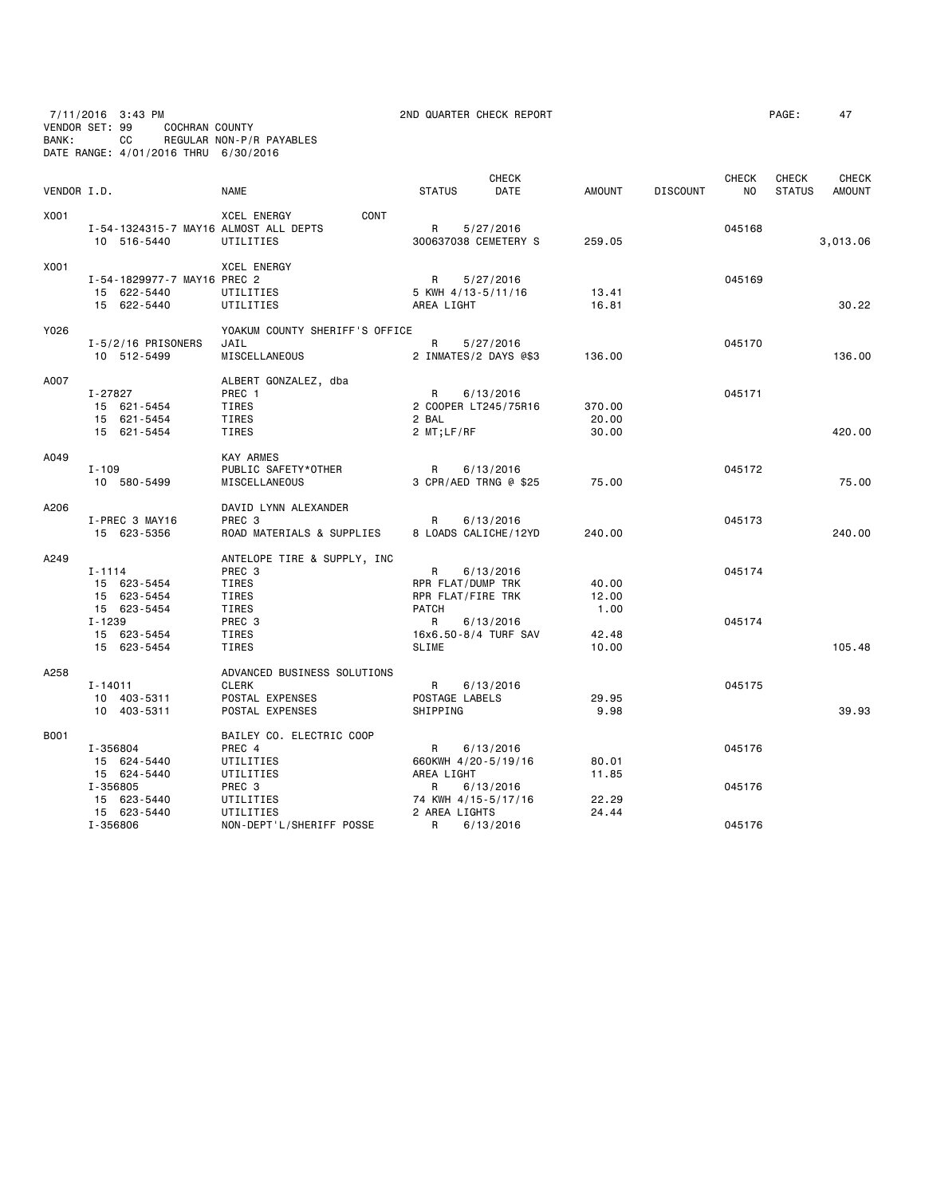7/11/2016 3:43 PM 2ND QUARTER CHECK REPORT PAGE: 47
VENDOR SET: 99 COCHRAN COUNTY
BANK: CC REGULAR NON-P/R PAYABLES
DATE RANGE: 4/01/2016 THRU 6/30/2016

| VENDOR I.D. | NAME | STATUS | CHECK DATE | AMOUNT | DISCOUNT | CHECK NO | CHECK STATUS | CHECK AMOUNT |
|---|---|---|---|---|---|---|---|---|
| X001 | XCEL ENERGY CONT | | | | | | | |
| I-54-1324315-7 MAY16 | ALMOST ALL DEPTS | R | 5/27/2016 | | | 045168 | | |
| 10 516-5440 | UTILITIES | 300637038 CEMETERY S | | 259.05 | | | | 3,013.06 |
| X001 | XCEL ENERGY | | | | | | | |
| I-54-1829977-7 MAY16 | PREC 2 | R | 5/27/2016 | | | 045169 | | |
| 15 622-5440 | UTILITIES | 5 KWH 4/13-5/11/16 | | 13.41 | | | | |
| 15 622-5440 | UTILITIES | AREA LIGHT | | 16.81 | | | | 30.22 |
| Y026 | YOAKUM COUNTY SHERIFF'S OFFICE | | | | | | | |
| I-5/2/16 PRISONERS | JAIL | R | 5/27/2016 | | | 045170 | | |
| 10 512-5499 | MISCELLANEOUS | 2 INMATES/2 DAYS @$3 | | 136.00 | | | | 136.00 |
| A007 | ALBERT GONZALEZ, dba | | | | | | | |
| I-27827 | PREC 1 | R | 6/13/2016 | | | 045171 | | |
| 15 621-5454 | TIRES | 2 COOPER LT245/75R16 | | 370.00 | | | | |
| 15 621-5454 | TIRES | 2 BAL | | 20.00 | | | | |
| 15 621-5454 | TIRES | 2 MT;LF/RF | | 30.00 | | | | 420.00 |
| A049 | KAY ARMES | | | | | | | |
| I-109 | PUBLIC SAFETY*OTHER | R | 6/13/2016 | | | 045172 | | |
| 10 580-5499 | MISCELLANEOUS | 3 CPR/AED TRNG @ $25 | | 75.00 | | | | 75.00 |
| A206 | DAVID LYNN ALEXANDER | | | | | | | |
| I-PREC 3 MAY16 | PREC 3 | R | 6/13/2016 | | | 045173 | | |
| 15 623-5356 | ROAD MATERIALS & SUPPLIES | 8 LOADS CALICHE/12YD | | 240.00 | | | | 240.00 |
| A249 | ANTELOPE TIRE & SUPPLY, INC | | | | | | | |
| I-1114 | PREC 3 | R | 6/13/2016 | | | 045174 | | |
| 15 623-5454 | TIRES | RPR FLAT/DUMP TRK | | 40.00 | | | | |
| 15 623-5454 | TIRES | RPR FLAT/FIRE TRK | | 12.00 | | | | |
| 15 623-5454 | TIRES | PATCH | | 1.00 | | | | |
| I-1239 | PREC 3 | R | 6/13/2016 | | | 045174 | | |
| 15 623-5454 | TIRES | 16x6.50-8/4 TURF SAV | | 42.48 | | | | |
| 15 623-5454 | TIRES | SLIME | | 10.00 | | | | 105.48 |
| A258 | ADVANCED BUSINESS SOLUTIONS | | | | | | | |
| I-14011 | CLERK | R | 6/13/2016 | | | 045175 | | |
| 10 403-5311 | POSTAL EXPENSES | POSTAGE LABELS | | 29.95 | | | | |
| 10 403-5311 | POSTAL EXPENSES | SHIPPING | | 9.98 | | | | 39.93 |
| B001 | BAILEY CO. ELECTRIC COOP | | | | | | | |
| I-356804 | PREC 4 | R | 6/13/2016 | | | 045176 | | |
| 15 624-5440 | UTILITIES | 660KWH 4/20-5/19/16 | | 80.01 | | | | |
| 15 624-5440 | UTILITIES | AREA LIGHT | | 11.85 | | | | |
| I-356805 | PREC 3 | R | 6/13/2016 | | | 045176 | | |
| 15 623-5440 | UTILITIES | 74 KWH 4/15-5/17/16 | | 22.29 | | | | |
| 15 623-5440 | UTILITIES | 2 AREA LIGHTS | | 24.44 | | | | |
| I-356806 | NON-DEPT'L/SHERIFF POSSE | R | 6/13/2016 | | | 045176 | | |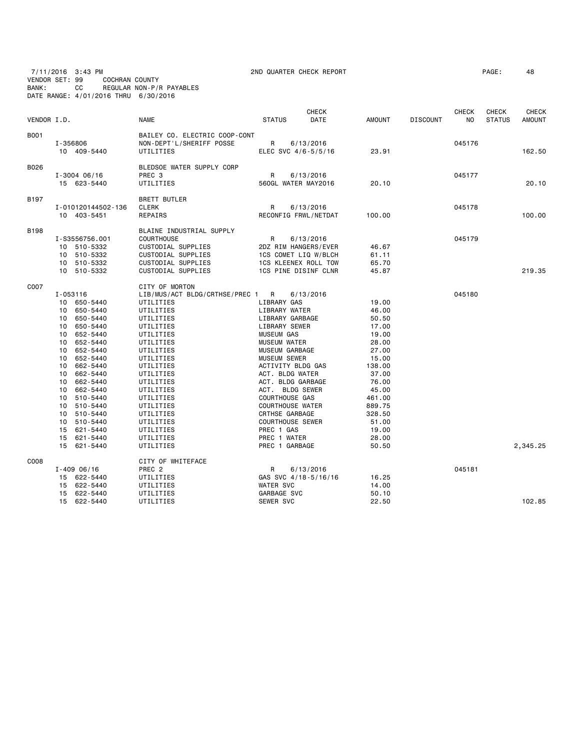7/11/2016 3:43 PM 2ND QUARTER CHECK REPORT PAGE: 48
VENDOR SET: 99 COCHRAN COUNTY
BANK: CC REGULAR NON-P/R PAYABLES
DATE RANGE: 4/01/2016 THRU 6/30/2016

| VENDOR I.D. | NAME | STATUS | CHECK DATE | AMOUNT | DISCOUNT | CHECK NO | CHECK STATUS | CHECK AMOUNT |
|---|---|---|---|---|---|---|---|---|
| B001 | BAILEY CO. ELECTRIC COOP-CONT | | | | | | | |
| I-356806 | NON-DEPT'L/SHERIFF POSSE | R | 6/13/2016 | | | 045176 | | |
| 10 409-5440 | UTILITIES | ELEC SVC 4/6-5/5/16 | | 23.91 | | | | 162.50 |
| B026 | BLEDSOE WATER SUPPLY CORP | | | | | | | |
| I-3004 06/16 | PREC 3 | R | 6/13/2016 | | | 045177 | | |
| 15 623-5440 | UTILITIES | 560GL WATER MAY2016 | | 20.10 | | | | 20.10 |
| B197 | BRETT BUTLER | | | | | | | |
| I-010120144502-136 | CLERK | R | 6/13/2016 | | | 045178 | | |
| 10 403-5451 | REPAIRS | RECONFIG FRWL/NETDAT | | 100.00 | | | | 100.00 |
| B198 | BLAINE INDUSTRIAL SUPPLY | | | | | | | |
| I-S3556756.001 | COURTHOUSE | R | 6/13/2016 | | | 045179 | | |
| 10 510-5332 | CUSTODIAL SUPPLIES | 2DZ RIM HANGERS/EVER | | 46.67 | | | | |
| 10 510-5332 | CUSTODIAL SUPPLIES | 1CS COMET LIQ W/BLCH | | 61.11 | | | | |
| 10 510-5332 | CUSTODIAL SUPPLIES | 1CS KLEENEX ROLL TOW | | 65.70 | | | | |
| 10 510-5332 | CUSTODIAL SUPPLIES | 1CS PINE DISINF CLNR | | 45.87 | | | | 219.35 |
| C007 | CITY OF MORTON | | | | | | | |
| I-053116 | LIB/MUS/ACT BLDG/CRTHSE/PREC 1 | R | 6/13/2016 | | | 045180 | | |
| 10 650-5440 | UTILITIES | LIBRARY GAS | | 19.00 | | | | |
| 10 650-5440 | UTILITIES | LIBRARY WATER | | 46.00 | | | | |
| 10 650-5440 | UTILITIES | LIBRARY GARBAGE | | 50.50 | | | | |
| 10 650-5440 | UTILITIES | LIBRARY SEWER | | 17.00 | | | | |
| 10 652-5440 | UTILITIES | MUSEUM GAS | | 19.00 | | | | |
| 10 652-5440 | UTILITIES | MUSEUM WATER | | 28.00 | | | | |
| 10 652-5440 | UTILITIES | MUSEUM GARBAGE | | 27.00 | | | | |
| 10 652-5440 | UTILITIES | MUSEUM SEWER | | 15.00 | | | | |
| 10 662-5440 | UTILITIES | ACTIVITY BLDG GAS | | 138.00 | | | | |
| 10 662-5440 | UTILITIES | ACT. BLDG WATER | | 37.00 | | | | |
| 10 662-5440 | UTILITIES | ACT. BLDG GARBAGE | | 76.00 | | | | |
| 10 662-5440 | UTILITIES | ACT. BLDG SEWER | | 45.00 | | | | |
| 10 510-5440 | UTILITIES | COURTHOUSE GAS | | 461.00 | | | | |
| 10 510-5440 | UTILITIES | COURTHOUSE WATER | | 889.75 | | | | |
| 10 510-5440 | UTILITIES | CRTHSE GARBAGE | | 328.50 | | | | |
| 10 510-5440 | UTILITIES | COURTHOUSE SEWER | | 51.00 | | | | |
| 15 621-5440 | UTILITIES | PREC 1 GAS | | 19.00 | | | | |
| 15 621-5440 | UTILITIES | PREC 1 WATER | | 28.00 | | | | |
| 15 621-5440 | UTILITIES | PREC 1 GARBAGE | | 50.50 | | | | 2,345.25 |
| C008 | CITY OF WHITEFACE | | | | | | | |
| I-409 06/16 | PREC 2 | R | 6/13/2016 | | | 045181 | | |
| 15 622-5440 | UTILITIES | GAS SVC 4/18-5/16/16 | | 16.25 | | | | |
| 15 622-5440 | UTILITIES | WATER SVC | | 14.00 | | | | |
| 15 622-5440 | UTILITIES | GARBAGE SVC | | 50.10 | | | | |
| 15 622-5440 | UTILITIES | SEWER SVC | | 22.50 | | | | 102.85 |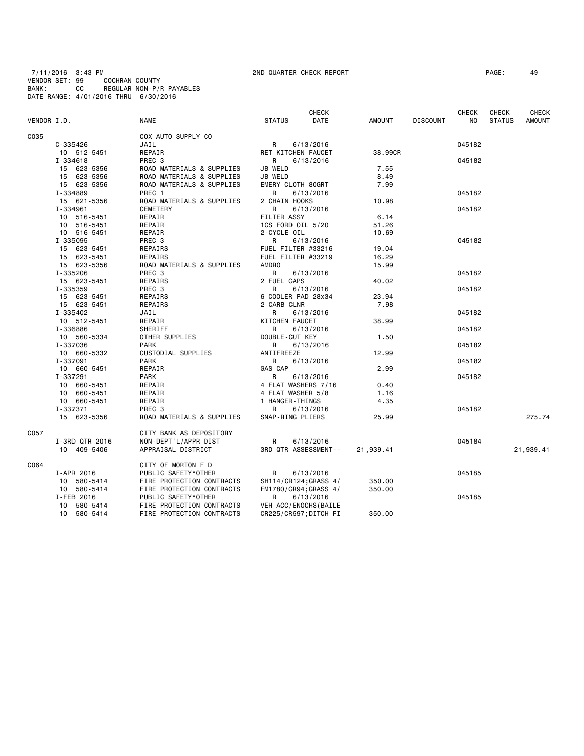7/11/2016 3:43 PM 2ND QUARTER CHECK REPORT PAGE: 49
VENDOR SET: 99 COCHRAN COUNTY
BANK: CC REGULAR NON-P/R PAYABLES
DATE RANGE: 4/01/2016 THRU 6/30/2016

| VENDOR I.D. | NAME | STATUS | CHECK DATE | AMOUNT | DISCOUNT | CHECK NO | CHECK STATUS | CHECK AMOUNT |
|---|---|---|---|---|---|---|---|---|
| C035 | COX AUTO SUPPLY CO | | | | | | | |
| C-335426 | JAIL | R | 6/13/2016 | | | 045182 | | |
| 10 512-5451 | REPAIR | RET KITCHEN FAUCET | | 38.99CR | | | | |
| I-334618 | PREC 3 | R | 6/13/2016 | | | 045182 | | |
| 15 623-5356 | ROAD MATERIALS & SUPPLIES | JB WELD | | 7.55 | | | | |
| 15 623-5356 | ROAD MATERIALS & SUPPLIES | JB WELD | | 8.49 | | | | |
| 15 623-5356 | ROAD MATERIALS & SUPPLIES | EMERY CLOTH 80GRT | | 7.99 | | | | |
| I-334889 | PREC 1 | R | 6/13/2016 | | | 045182 | | |
| 15 621-5356 | ROAD MATERIALS & SUPPLIES | 2 CHAIN HOOKS | | 10.98 | | | | |
| I-334961 | CEMETERY | R | 6/13/2016 | | | 045182 | | |
| 10 516-5451 | REPAIR | FILTER ASSY | | 6.14 | | | | |
| 10 516-5451 | REPAIR | 1CS FORD OIL 5/20 | | 51.26 | | | | |
| 10 516-5451 | REPAIR | 2-CYCLE OIL | | 10.69 | | | | |
| I-335095 | PREC 3 | R | 6/13/2016 | | | 045182 | | |
| 15 623-5451 | REPAIRS | FUEL FILTER #33216 | | 19.04 | | | | |
| 15 623-5451 | REPAIRS | FUEL FILTER #33219 | | 16.29 | | | | |
| 15 623-5356 | ROAD MATERIALS & SUPPLIES | AMDRO | | 15.99 | | | | |
| I-335206 | PREC 3 | R | 6/13/2016 | | | 045182 | | |
| 15 623-5451 | REPAIRS | 2 FUEL CAPS | | 40.02 | | | | |
| I-335359 | PREC 3 | R | 6/13/2016 | | | 045182 | | |
| 15 623-5451 | REPAIRS | 6 COOLER PAD 28x34 | | 23.94 | | | | |
| 15 623-5451 | REPAIRS | 2 CARB CLNR | | 7.98 | | | | |
| I-335402 | JAIL | R | 6/13/2016 | | | 045182 | | |
| 10 512-5451 | REPAIR | KITCHEN FAUCET | | 38.99 | | | | |
| I-336886 | SHERIFF | R | 6/13/2016 | | | 045182 | | |
| 10 560-5334 | OTHER SUPPLIES | DOUBLE-CUT KEY | | 1.50 | | | | |
| I-337036 | PARK | R | 6/13/2016 | | | 045182 | | |
| 10 660-5332 | CUSTODIAL SUPPLIES | ANTIFREEZE | | 12.99 | | | | |
| I-337091 | PARK | R | 6/13/2016 | | | 045182 | | |
| 10 660-5451 | REPAIR | GAS CAP | | 2.99 | | | | |
| I-337291 | PARK | R | 6/13/2016 | | | 045182 | | |
| 10 660-5451 | REPAIR | 4 FLAT WASHERS 7/16 | | 0.40 | | | | |
| 10 660-5451 | REPAIR | 4 FLAT WASHER 5/8 | | 1.16 | | | | |
| 10 660-5451 | REPAIR | 1 HANGER-THINGS | | 4.35 | | | | |
| I-337371 | PREC 3 | R | 6/13/2016 | | | 045182 | | |
| 15 623-5356 | ROAD MATERIALS & SUPPLIES | SNAP-RING PLIERS | | 25.99 | | | | 275.74 |
| C057 | CITY BANK AS DEPOSITORY | | | | | | | |
| I-3RD QTR 2016 | NON-DEPT'L/APPR DIST | R | 6/13/2016 | | | 045184 | | |
| 10 409-5406 | APPRAISAL DISTRICT | 3RD QTR ASSESSMENT-- | | 21,939.41 | | | | 21,939.41 |
| C064 | CITY OF MORTON F D | | | | | | | |
| I-APR 2016 | PUBLIC SAFETY*OTHER | R | 6/13/2016 | | | 045185 | | |
| 10 580-5414 | FIRE PROTECTION CONTRACTS | SH114/CR124;GRASS 4/ | | 350.00 | | | | |
| 10 580-5414 | FIRE PROTECTION CONTRACTS | FM1780/CR94;GRASS 4/ | | 350.00 | | | | |
| I-FEB 2016 | PUBLIC SAFETY*OTHER | R | 6/13/2016 | | | 045185 | | |
| 10 580-5414 | FIRE PROTECTION CONTRACTS | VEH ACC/ENOCHS(BAILE | | | | | | |
| 10 580-5414 | FIRE PROTECTION CONTRACTS | CR225/CR597;DITCH FI | | 350.00 | | | | |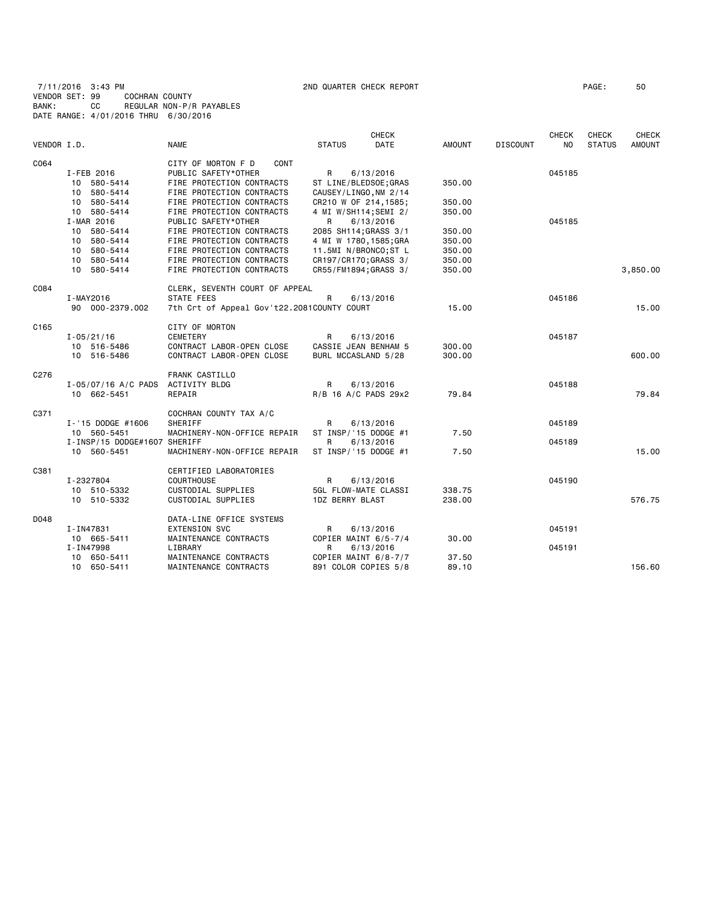7/11/2016 3:43 PM 2ND QUARTER CHECK REPORT PAGE: 50
VENDOR SET: 99 COCHRAN COUNTY
BANK: CC REGULAR NON-P/R PAYABLES
DATE RANGE: 4/01/2016 THRU 6/30/2016

| VENDOR I.D. | NAME | STATUS | CHECK DATE | AMOUNT | DISCOUNT | CHECK NO | CHECK STATUS | CHECK AMOUNT |
|---|---|---|---|---|---|---|---|---|
| C064 | CITY OF MORTON F D CONT | | | | | | | |
| I-FEB 2016 | PUBLIC SAFETY*OTHER | R | 6/13/2016 | | | 045185 | | |
| 10 580-5414 | FIRE PROTECTION CONTRACTS | ST LINE/BLEDSOE;GRAS | | 350.00 | | | | |
| 10 580-5414 | FIRE PROTECTION CONTRACTS | CAUSEY/LINGO,NM 2/14 | | | | | | |
| 10 580-5414 | FIRE PROTECTION CONTRACTS | CR210 W OF 214,1585; | | 350.00 | | | | |
| 10 580-5414 | FIRE PROTECTION CONTRACTS | 4 MI W/SH114;SEMI 2/ | | 350.00 | | | | |
| I-MAR 2016 | PUBLIC SAFETY*OTHER | R | 6/13/2016 | | | 045185 | | |
| 10 580-5414 | FIRE PROTECTION CONTRACTS | 2085 SH114;GRASS 3/1 | | 350.00 | | | | |
| 10 580-5414 | FIRE PROTECTION CONTRACTS | 4 MI W 1780,1585;GRA | | 350.00 | | | | |
| 10 580-5414 | FIRE PROTECTION CONTRACTS | 11.5MI N/BRONCO;ST L | | 350.00 | | | | |
| 10 580-5414 | FIRE PROTECTION CONTRACTS | CR197/CR170;GRASS 3/ | | 350.00 | | | | |
| 10 580-5414 | FIRE PROTECTION CONTRACTS | CR55/FM1894;GRASS 3/ | | 350.00 | | | | 3,850.00 |
| C084 | CLERK, SEVENTH COURT OF APPEAL | | | | | | | |
| I-MAY2016 | STATE FEES | R | 6/13/2016 | | | 045186 | | |
| 90 000-2379.002 | 7th Crt of Appeal Gov't22.2081 | COUNTY COURT | | 15.00 | | | | 15.00 |
| C165 | CITY OF MORTON | | | | | | | |
| I-05/21/16 | CEMETERY | R | 6/13/2016 | | | 045187 | | |
| 10 516-5486 | CONTRACT LABOR-OPEN CLOSE | CASSIE JEAN BENHAM 5 | | 300.00 | | | | |
| 10 516-5486 | CONTRACT LABOR-OPEN CLOSE | BURL MCCASLAND 5/28 | | 300.00 | | | | 600.00 |
| C276 | FRANK CASTILLO | | | | | | | |
| I-05/07/16 A/C PADS | ACTIVITY BLDG | R | 6/13/2016 | | | 045188 | | |
| 10 662-5451 | REPAIR | R/B 16 A/C PADS 29x2 | | 79.84 | | | | 79.84 |
| C371 | COCHRAN COUNTY TAX A/C | | | | | | | |
| I-'15 DODGE #1606 | SHERIFF | R | 6/13/2016 | | | 045189 | | |
| 10 560-5451 | MACHINERY-NON-OFFICE REPAIR | ST INSP/'15 DODGE #1 | | 7.50 | | | | |
| I-INSP/15 DODGE#1607 | SHERIFF | R | 6/13/2016 | | | 045189 | | |
| 10 560-5451 | MACHINERY-NON-OFFICE REPAIR | ST INSP/'15 DODGE #1 | | 7.50 | | | | 15.00 |
| C381 | CERTIFIED LABORATORIES | | | | | | | |
| I-2327804 | COURTHOUSE | R | 6/13/2016 | | | 045190 | | |
| 10 510-5332 | CUSTODIAL SUPPLIES | 5GL FLOW-MATE CLASSI | | 338.75 | | | | |
| 10 510-5332 | CUSTODIAL SUPPLIES | 1DZ BERRY BLAST | | 238.00 | | | | 576.75 |
| D048 | DATA-LINE OFFICE SYSTEMS | | | | | | | |
| I-IN47831 | EXTENSION SVC | R | 6/13/2016 | | | 045191 | | |
| 10 665-5411 | MAINTENANCE CONTRACTS | COPIER MAINT 6/5-7/4 | | 30.00 | | | | |
| I-IN47998 | LIBRARY | R | 6/13/2016 | | | 045191 | | |
| 10 650-5411 | MAINTENANCE CONTRACTS | COPIER MAINT 6/8-7/7 | | 37.50 | | | | |
| 10 650-5411 | MAINTENANCE CONTRACTS | 891 COLOR COPIES 5/8 | | 89.10 | | | | 156.60 |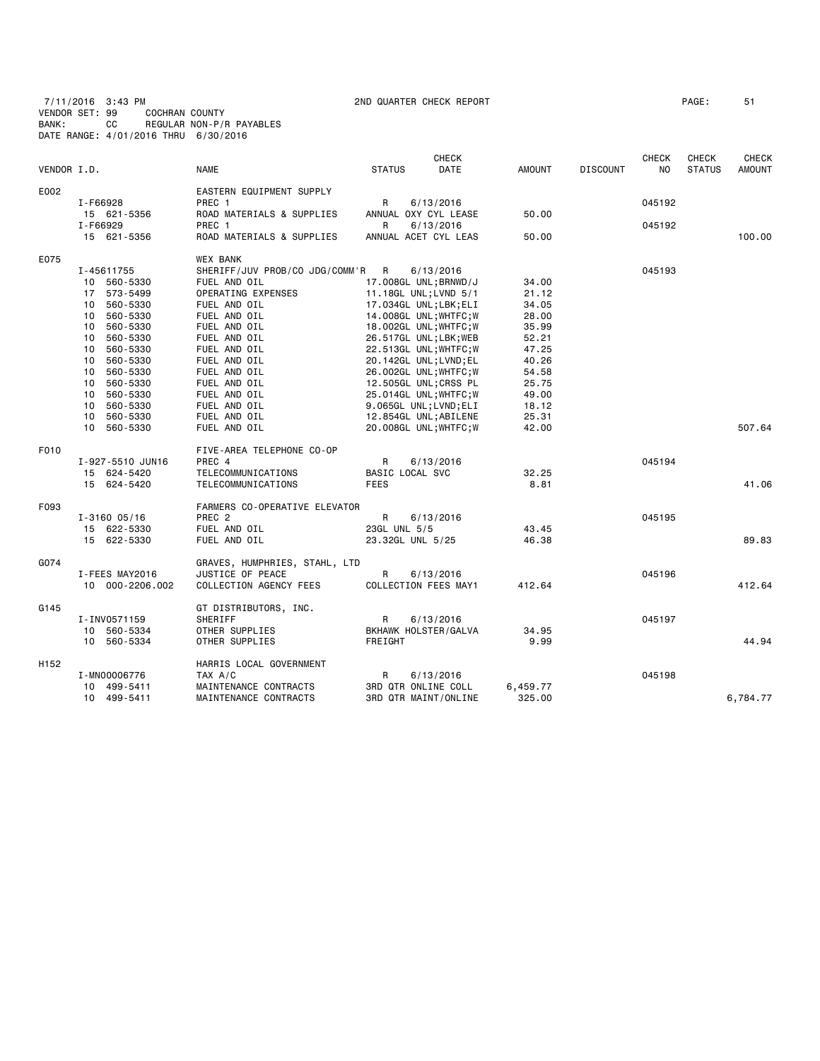7/11/2016 3:43 PM 2ND QUARTER CHECK REPORT PAGE: 51
VENDOR SET: 99 COCHRAN COUNTY
BANK: CC REGULAR NON-P/R PAYABLES
DATE RANGE: 4/01/2016 THRU 6/30/2016

| VENDOR I.D. | NAME | STATUS | CHECK DATE | AMOUNT | DISCOUNT | CHECK NO | CHECK STATUS | CHECK AMOUNT |
|---|---|---|---|---|---|---|---|---|
| E002 | EASTERN EQUIPMENT SUPPLY | | | | | | | |
| I-F66928 | PREC 1 | R | 6/13/2016 | | | 045192 | | |
| 15 621-5356 | ROAD MATERIALS & SUPPLIES | ANNUAL OXY CYL LEASE | | 50.00 | | | | |
| I-F66929 | PREC 1 | R | 6/13/2016 | | | 045192 | | |
| 15 621-5356 | ROAD MATERIALS & SUPPLIES | ANNUAL ACET CYL LEAS | | 50.00 | | | | 100.00 |
| E075 | WEX BANK | | | | | | | |
| I-45611755 | SHERIFF/JUV PROB/CO JDG/COMM'R | R | 6/13/2016 | | | 045193 | | |
| 10 560-5330 | FUEL AND OIL | 17.008GL UNL;BRNWD/J | | 34.00 | | | | |
| 17 573-5499 | OPERATING EXPENSES | 11.18GL UNL;LVND 5/1 | | 21.12 | | | | |
| 10 560-5330 | FUEL AND OIL | 17.034GL UNL;LBK;ELI | | 34.05 | | | | |
| 10 560-5330 | FUEL AND OIL | 14.008GL UNL;WHTFC;W | | 28.00 | | | | |
| 10 560-5330 | FUEL AND OIL | 18.002GL UNL;WHTFC;W | | 35.99 | | | | |
| 10 560-5330 | FUEL AND OIL | 26.517GL UNL;LBK;WEB | | 52.21 | | | | |
| 10 560-5330 | FUEL AND OIL | 22.513GL UNL;WHTFC;W | | 47.25 | | | | |
| 10 560-5330 | FUEL AND OIL | 20.142GL UNL;LVND;EL | | 40.26 | | | | |
| 10 560-5330 | FUEL AND OIL | 26.002GL UNL;WHTFC;W | | 54.58 | | | | |
| 10 560-5330 | FUEL AND OIL | 12.505GL UNL;CRSS PL | | 25.75 | | | | |
| 10 560-5330 | FUEL AND OIL | 25.014GL UNL;WHTFC;W | | 49.00 | | | | |
| 10 560-5330 | FUEL AND OIL | 9.065GL UNL;LVND;ELI | | 18.12 | | | | |
| 10 560-5330 | FUEL AND OIL | 12.854GL UNL;ABILENE | | 25.31 | | | | |
| 10 560-5330 | FUEL AND OIL | 20.008GL UNL;WHTFC;W | | 42.00 | | | | 507.64 |
| F010 | FIVE-AREA TELEPHONE CO-OP | | | | | | | |
| I-927-5510 JUN16 | PREC 4 | R | 6/13/2016 | | | 045194 | | |
| 15 624-5420 | TELECOMMUNICATIONS | BASIC LOCAL SVC | | 32.25 | | | | |
| 15 624-5420 | TELECOMMUNICATIONS | FEES | | 8.81 | | | | 41.06 |
| F093 | FARMERS CO-OPERATIVE ELEVATOR | | | | | | | |
| I-3160 05/16 | PREC 2 | R | 6/13/2016 | | | 045195 | | |
| 15 622-5330 | FUEL AND OIL | 23GL UNL 5/5 | | 43.45 | | | | |
| 15 622-5330 | FUEL AND OIL | 23.32GL UNL 5/25 | | 46.38 | | | | 89.83 |
| G074 | GRAVES, HUMPHRIES, STAHL, LTD | | | | | | | |
| I-FEES MAY2016 | JUSTICE OF PEACE | R | 6/13/2016 | | | 045196 | | |
| 10 000-2206.002 | COLLECTION AGENCY FEES | COLLECTION FEES MAY1 | | 412.64 | | | | 412.64 |
| G145 | GT DISTRIBUTORS, INC. | | | | | | | |
| I-INV0571159 | SHERIFF | R | 6/13/2016 | | | 045197 | | |
| 10 560-5334 | OTHER SUPPLIES | BKHAWK HOLSTER/GALVA | | 34.95 | | | | |
| 10 560-5334 | OTHER SUPPLIES | FREIGHT | | 9.99 | | | | 44.94 |
| H152 | HARRIS LOCAL GOVERNMENT | | | | | | | |
| I-MN00006776 | TAX A/C | R | 6/13/2016 | | | 045198 | | |
| 10 499-5411 | MAINTENANCE CONTRACTS | 3RD QTR ONLINE COLL | | 6,459.77 | | | | |
| 10 499-5411 | MAINTENANCE CONTRACTS | 3RD QTR MAINT/ONLINE | | 325.00 | | | | 6,784.77 |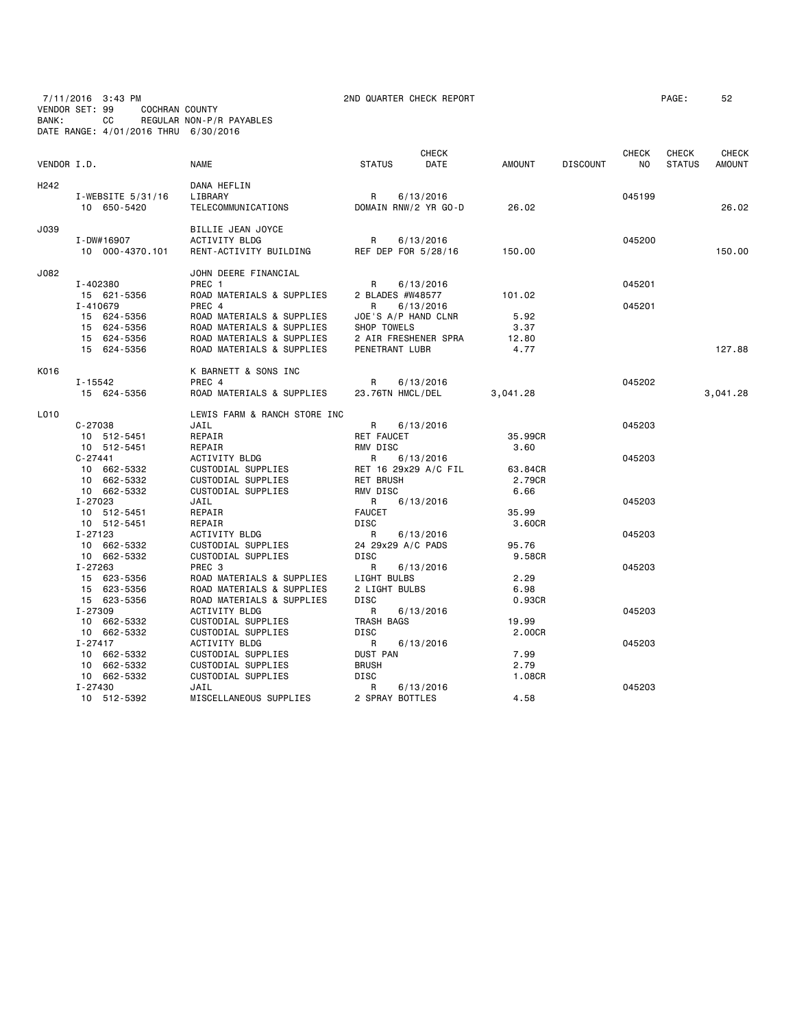7/11/2016 3:43 PM 2ND QUARTER CHECK REPORT PAGE: 52
VENDOR SET: 99 COCHRAN COUNTY
BANK: CC REGULAR NON-P/R PAYABLES
DATE RANGE: 4/01/2016 THRU 6/30/2016

| VENDOR I.D. | NAME | STATUS | CHECK DATE | AMOUNT | DISCOUNT | CHECK NO | CHECK STATUS | CHECK AMOUNT |
|---|---|---|---|---|---|---|---|---|
| H242 | DANA HEFLIN | | | | | | | |
| I-WEBSITE 5/31/16 | LIBRARY | R | 6/13/2016 | | | 045199 | | |
| 10 650-5420 | TELECOMMUNICATIONS | DOMAIN RNW/2 YR GO-D | | 26.02 | | | | 26.02 |
| J039 | BILLIE JEAN JOYCE | | | | | | | |
| I-DW#16907 | ACTIVITY BLDG | R | 6/13/2016 | | | 045200 | | |
| 10 000-4370.101 | RENT-ACTIVITY BUILDING | REF DEP FOR 5/28/16 | | 150.00 | | | | 150.00 |
| J082 | JOHN DEERE FINANCIAL | | | | | | | |
| I-402380 | PREC 1 | R | 6/13/2016 | | | 045201 | | |
| 15 621-5356 | ROAD MATERIALS & SUPPLIES | 2 BLADES #W48577 | | 101.02 | | | | |
| I-410679 | PREC 4 | R | 6/13/2016 | | | 045201 | | |
| 15 624-5356 | ROAD MATERIALS & SUPPLIES | JOE'S A/P HAND CLNR | | 5.92 | | | | |
| 15 624-5356 | ROAD MATERIALS & SUPPLIES | SHOP TOWELS | | 3.37 | | | | |
| 15 624-5356 | ROAD MATERIALS & SUPPLIES | 2 AIR FRESHENER SPRA | | 12.80 | | | | |
| 15 624-5356 | ROAD MATERIALS & SUPPLIES | PENETRANT LUBR | | 4.77 | | | | 127.88 |
| K016 | K BARNETT & SONS INC | | | | | | | |
| I-15542 | PREC 4 | R | 6/13/2016 | | | 045202 | | |
| 15 624-5356 | ROAD MATERIALS & SUPPLIES | 23.76TN HMCL/DEL | | 3,041.28 | | | | 3,041.28 |
| L010 | LEWIS FARM & RANCH STORE INC | | | | | | | |
| C-27038 | JAIL | R | 6/13/2016 | | | 045203 | | |
| 10 512-5451 | REPAIR | RET FAUCET | | 35.99CR | | | | |
| 10 512-5451 | REPAIR | RMV DISC | | 3.60 | | | | |
| C-27441 | ACTIVITY BLDG | R | 6/13/2016 | | | 045203 | | |
| 10 662-5332 | CUSTODIAL SUPPLIES | RET 16 29x29 A/C FIL | | 63.84CR | | | | |
| 10 662-5332 | CUSTODIAL SUPPLIES | RET BRUSH | | 2.79CR | | | | |
| 10 662-5332 | CUSTODIAL SUPPLIES | RMV DISC | | 6.66 | | | | |
| I-27023 | JAIL | R | 6/13/2016 | | | 045203 | | |
| 10 512-5451 | REPAIR | FAUCET | | 35.99 | | | | |
| 10 512-5451 | REPAIR | DISC | | 3.60CR | | | | |
| I-27123 | ACTIVITY BLDG | R | 6/13/2016 | | | 045203 | | |
| 10 662-5332 | CUSTODIAL SUPPLIES | 24 29x29 A/C PADS | | 95.76 | | | | |
| 10 662-5332 | CUSTODIAL SUPPLIES | DISC | | 9.58CR | | | | |
| I-27263 | PREC 3 | R | 6/13/2016 | | | 045203 | | |
| 15 623-5356 | ROAD MATERIALS & SUPPLIES | LIGHT BULBS | | 2.29 | | | | |
| 15 623-5356 | ROAD MATERIALS & SUPPLIES | 2 LIGHT BULBS | | 6.98 | | | | |
| 15 623-5356 | ROAD MATERIALS & SUPPLIES | DISC | | 0.93CR | | | | |
| I-27309 | ACTIVITY BLDG | R | 6/13/2016 | | | 045203 | | |
| 10 662-5332 | CUSTODIAL SUPPLIES | TRASH BAGS | | 19.99 | | | | |
| 10 662-5332 | CUSTODIAL SUPPLIES | DISC | | 2.00CR | | | | |
| I-27417 | ACTIVITY BLDG | R | 6/13/2016 | | | 045203 | | |
| 10 662-5332 | CUSTODIAL SUPPLIES | DUST PAN | | 7.99 | | | | |
| 10 662-5332 | CUSTODIAL SUPPLIES | BRUSH | | 2.79 | | | | |
| 10 662-5332 | CUSTODIAL SUPPLIES | DISC | | 1.08CR | | | | |
| I-27430 | JAIL | R | 6/13/2016 | | | 045203 | | |
| 10 512-5392 | MISCELLANEOUS SUPPLIES | 2 SPRAY BOTTLES | | 4.58 | | | | |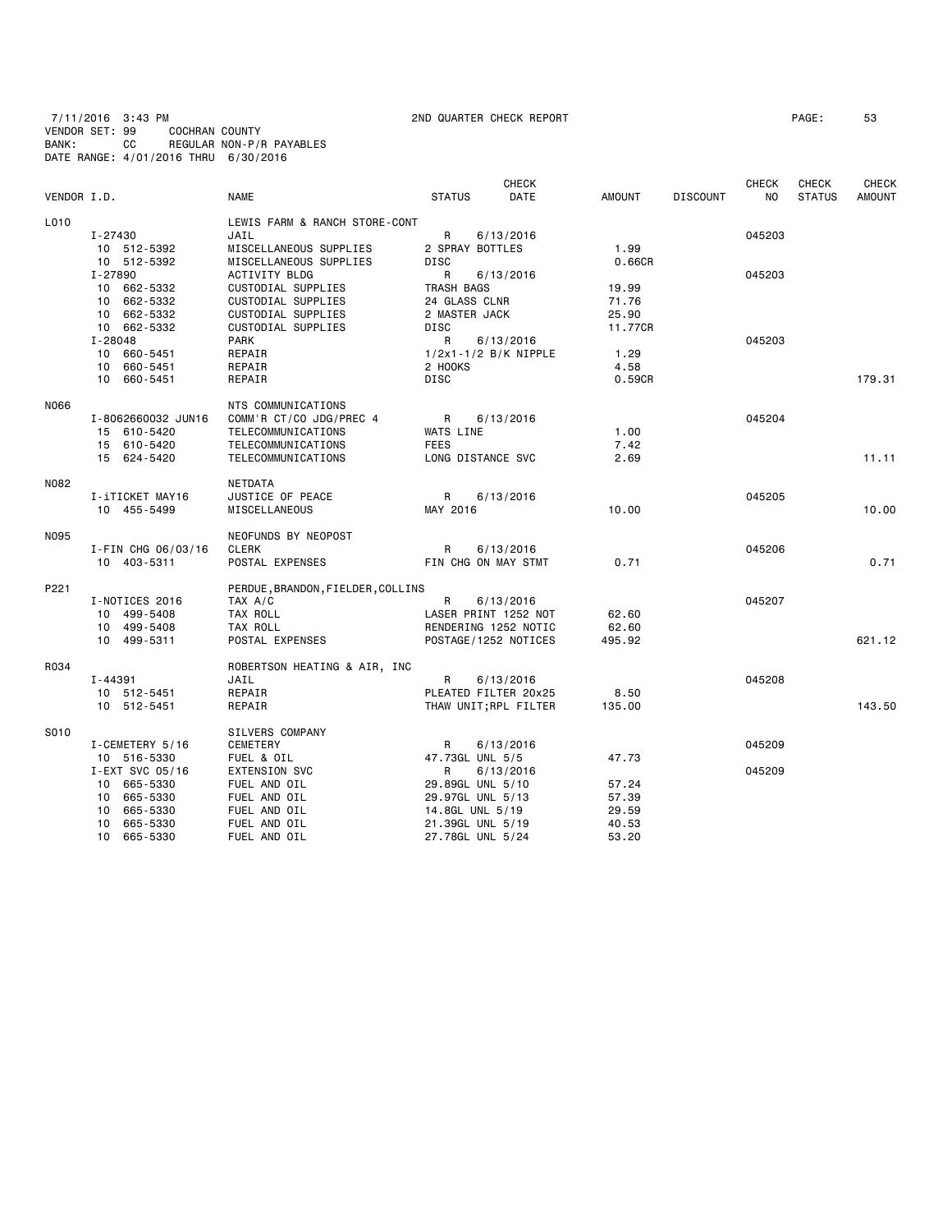7/11/2016 3:43 PM  2ND QUARTER CHECK REPORT  
VENDOR SET: 99  COCHRAN COUNTY  
BANK: CC  REGULAR NON-P/R PAYABLES  
DATE RANGE: 4/01/2016 THRU 6/30/2016

| VENDOR I.D. | NAME | STATUS | CHECK DATE | AMOUNT | DISCOUNT | CHECK NO | CHECK STATUS | CHECK AMOUNT |
|---|---|---|---|---|---|---|---|---|
| L010 | LEWIS FARM & RANCH STORE-CONT | | | | | | | |
| I-27430 | JAIL | R | 6/13/2016 | | | 045203 | | |
| 10 512-5392 | MISCELLANEOUS SUPPLIES | 2 SPRAY BOTTLES | | 1.99 | | | | |
| 10 512-5392 | MISCELLANEOUS SUPPLIES | DISC | | 0.66CR | | | | |
| I-27890 | ACTIVITY BLDG | R | 6/13/2016 | | | 045203 | | |
| 10 662-5332 | CUSTODIAL SUPPLIES | TRASH BAGS | | 19.99 | | | | |
| 10 662-5332 | CUSTODIAL SUPPLIES | 24 GLASS CLNR | | 71.76 | | | | |
| 10 662-5332 | CUSTODIAL SUPPLIES | 2 MASTER JACK | | 25.90 | | | | |
| 10 662-5332 | CUSTODIAL SUPPLIES | DISC | | 11.77CR | | | | |
| I-28048 | PARK | R | 6/13/2016 | | | 045203 | | |
| 10 660-5451 | REPAIR | 1/2x1-1/2 B/K NIPPLE | | 1.29 | | | | |
| 10 660-5451 | REPAIR | 2 HOOKS | | 4.58 | | | | |
| 10 660-5451 | REPAIR | DISC | | 0.59CR | | | | 179.31 |
| N066 | NTS COMMUNICATIONS | | | | | | | |
| I-8062660032 JUN16 | COMM'R CT/CO JDG/PREC 4 | R | 6/13/2016 | | | 045204 | | |
| 15 610-5420 | TELECOMMUNICATIONS | WATS LINE | | 1.00 | | | | |
| 15 610-5420 | TELECOMMUNICATIONS | FEES | | 7.42 | | | | |
| 15 624-5420 | TELECOMMUNICATIONS | LONG DISTANCE SVC | | 2.69 | | | | 11.11 |
| N082 | NETDATA | | | | | | | |
| I-iTICKET MAY16 | JUSTICE OF PEACE | R | 6/13/2016 | | | 045205 | | |
| 10 455-5499 | MISCELLANEOUS | MAY 2016 | | 10.00 | | | | 10.00 |
| N095 | NEOFUNDS BY NEOPOST | | | | | | | |
| I-FIN CHG 06/03/16 | CLERK | R | 6/13/2016 | | | 045206 | | |
| 10 403-5311 | POSTAL EXPENSES | FIN CHG ON MAY STMT | | 0.71 | | | | 0.71 |
| P221 | PERDUE,BRANDON,FIELDER,COLLINS | | | | | | | |
| I-NOTICES 2016 | TAX A/C | R | 6/13/2016 | | | 045207 | | |
| 10 499-5408 | TAX ROLL | LASER PRINT 1252 NOT | | 62.60 | | | | |
| 10 499-5408 | TAX ROLL | RENDERING 1252 NOTIC | | 62.60 | | | | |
| 10 499-5311 | POSTAL EXPENSES | POSTAGE/1252 NOTICES | | 495.92 | | | | 621.12 |
| R034 | ROBERTSON HEATING & AIR, INC | | | | | | | |
| I-44391 | JAIL | R | 6/13/2016 | | | 045208 | | |
| 10 512-5451 | REPAIR | PLEATED FILTER 20x25 | | 8.50 | | | | |
| 10 512-5451 | REPAIR | THAW UNIT;RPL FILTER | | 135.00 | | | | 143.50 |
| S010 | SILVERS COMPANY | | | | | | | |
| I-CEMETERY 5/16 | CEMETERY | R | 6/13/2016 | | | 045209 | | |
| 10 516-5330 | FUEL & OIL | 47.73GL UNL 5/5 | | 47.73 | | | | |
| I-EXT SVC 05/16 | EXTENSION SVC | R | 6/13/2016 | | | 045209 | | |
| 10 665-5330 | FUEL AND OIL | 29.89GL UNL 5/10 | | 57.24 | | | | |
| 10 665-5330 | FUEL AND OIL | 29.97GL UNL 5/13 | | 57.39 | | | | |
| 10 665-5330 | FUEL AND OIL | 14.8GL UNL 5/19 | | 29.59 | | | | |
| 10 665-5330 | FUEL AND OIL | 21.39GL UNL 5/19 | | 40.53 | | | | |
| 10 665-5330 | FUEL AND OIL | 27.78GL UNL 5/24 | | 53.20 | | | | |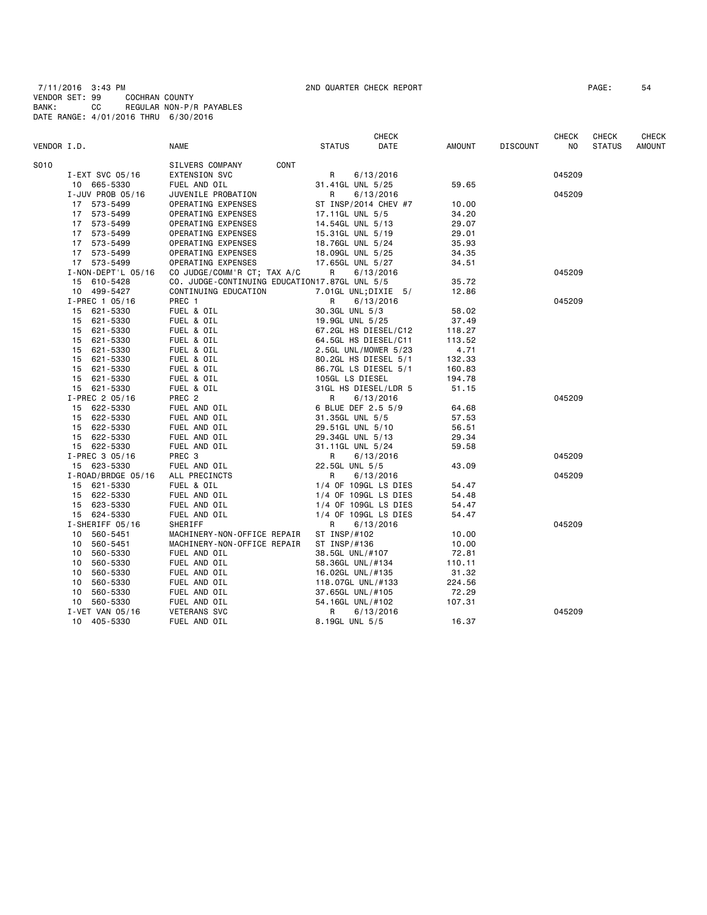7/11/2016 3:43 PM 2ND QUARTER CHECK REPORT
VENDOR SET: 99 COCHRAN COUNTY
BANK: CC REGULAR NON-P/R PAYABLES
DATE RANGE: 4/01/2016 THRU 6/30/2016

| VENDOR I.D. | NAME | STATUS | CHECK DATE | AMOUNT | DISCOUNT | CHECK NO | CHECK STATUS | CHECK AMOUNT |
|---|---|---|---|---|---|---|---|---|
| S010 | SILVERS COMPANY CONT | | | | | | | |
| I-EXT SVC 05/16 | EXTENSION SVC | R | 6/13/2016 | | | 045209 | | |
| 10 665-5330 | FUEL AND OIL | 31.41GL UNL 5/25 | | 59.65 | | | | |
| I-JUV PROB 05/16 | JUVENILE PROBATION | R | 6/13/2016 | | | 045209 | | |
| 17 573-5499 | OPERATING EXPENSES | ST INSP/2014 CHEV #7 | | 10.00 | | | | |
| 17 573-5499 | OPERATING EXPENSES | 17.11GL UNL 5/5 | | 34.20 | | | | |
| 17 573-5499 | OPERATING EXPENSES | 14.54GL UNL 5/13 | | 29.07 | | | | |
| 17 573-5499 | OPERATING EXPENSES | 15.31GL UNL 5/19 | | 29.01 | | | | |
| 17 573-5499 | OPERATING EXPENSES | 18.76GL UNL 5/24 | | 35.93 | | | | |
| 17 573-5499 | OPERATING EXPENSES | 18.09GL UNL 5/25 | | 34.35 | | | | |
| 17 573-5499 | OPERATING EXPENSES | 17.65GL UNL 5/27 | | 34.51 | | | | |
| I-NON-DEPT'L 05/16 | CO JUDGE/COMM'R CT; TAX A/C | R | 6/13/2016 | | | 045209 | | |
| 15 610-5428 | CO. JUDGE-CONTINUING EDUCATION | 17.87GL UNL 5/5 | | 35.72 | | | | |
| 10 499-5427 | CONTINUING EDUCATION | 7.01GL UNL;DIXIE 5/ | | 12.86 | | | | |
| I-PREC 1 05/16 | PREC 1 | R | 6/13/2016 | | | 045209 | | |
| 15 621-5330 | FUEL & OIL | 30.3GL UNL 5/3 | | 58.02 | | | | |
| 15 621-5330 | FUEL & OIL | 19.9GL UNL 5/25 | | 37.49 | | | | |
| 15 621-5330 | FUEL & OIL | 67.2GL HS DIESEL/C12 | | 118.27 | | | | |
| 15 621-5330 | FUEL & OIL | 64.5GL HS DIESEL/C11 | | 113.52 | | | | |
| 15 621-5330 | FUEL & OIL | 2.5GL UNL/MOWER 5/23 | | 4.71 | | | | |
| 15 621-5330 | FUEL & OIL | 80.2GL HS DIESEL 5/1 | | 132.33 | | | | |
| 15 621-5330 | FUEL & OIL | 86.7GL LS DIESEL 5/1 | | 160.83 | | | | |
| 15 621-5330 | FUEL & OIL | 105GL LS DIESEL | | 194.78 | | | | |
| 15 621-5330 | FUEL & OIL | 31GL HS DIESEL/LDR 5 | | 51.15 | | | | |
| I-PREC 2 05/16 | PREC 2 | R | 6/13/2016 | | | 045209 | | |
| 15 622-5330 | FUEL AND OIL | 6 BLUE DEF 2.5 5/9 | | 64.68 | | | | |
| 15 622-5330 | FUEL AND OIL | 31.35GL UNL 5/5 | | 57.53 | | | | |
| 15 622-5330 | FUEL AND OIL | 29.51GL UNL 5/10 | | 56.51 | | | | |
| 15 622-5330 | FUEL AND OIL | 29.34GL UNL 5/13 | | 29.34 | | | | |
| 15 622-5330 | FUEL AND OIL | 31.11GL UNL 5/24 | | 59.58 | | | | |
| I-PREC 3 05/16 | PREC 3 | R | 6/13/2016 | | | 045209 | | |
| 15 623-5330 | FUEL AND OIL | 22.5GL UNL 5/5 | | 43.09 | | | | |
| I-ROAD/BRDGE 05/16 | ALL PRECINCTS | R | 6/13/2016 | | | 045209 | | |
| 15 621-5330 | FUEL & OIL | 1/4 OF 109GL LS DIES | | 54.47 | | | | |
| 15 622-5330 | FUEL AND OIL | 1/4 OF 109GL LS DIES | | 54.48 | | | | |
| 15 623-5330 | FUEL AND OIL | 1/4 OF 109GL LS DIES | | 54.47 | | | | |
| 15 624-5330 | FUEL AND OIL | 1/4 OF 109GL LS DIES | | 54.47 | | | | |
| I-SHERIFF 05/16 | SHERIFF | R | 6/13/2016 | | | 045209 | | |
| 10 560-5451 | MACHINERY-NON-OFFICE REPAIR | ST INSP/#102 | | 10.00 | | | | |
| 10 560-5451 | MACHINERY-NON-OFFICE REPAIR | ST INSP/#136 | | 10.00 | | | | |
| 10 560-5330 | FUEL AND OIL | 38.5GL UNL/#107 | | 72.81 | | | | |
| 10 560-5330 | FUEL AND OIL | 58.36GL UNL/#134 | | 110.11 | | | | |
| 10 560-5330 | FUEL AND OIL | 16.02GL UNL/#135 | | 31.32 | | | | |
| 10 560-5330 | FUEL AND OIL | 118.07GL UNL/#133 | | 224.56 | | | | |
| 10 560-5330 | FUEL AND OIL | 37.65GL UNL/#105 | | 72.29 | | | | |
| 10 560-5330 | FUEL AND OIL | 54.16GL UNL/#102 | | 107.31 | | | | |
| I-VET VAN 05/16 | VETERANS SVC | R | 6/13/2016 | | | 045209 | | |
| 10 405-5330 | FUEL AND OIL | 8.19GL UNL 5/5 | | 16.37 | | | | |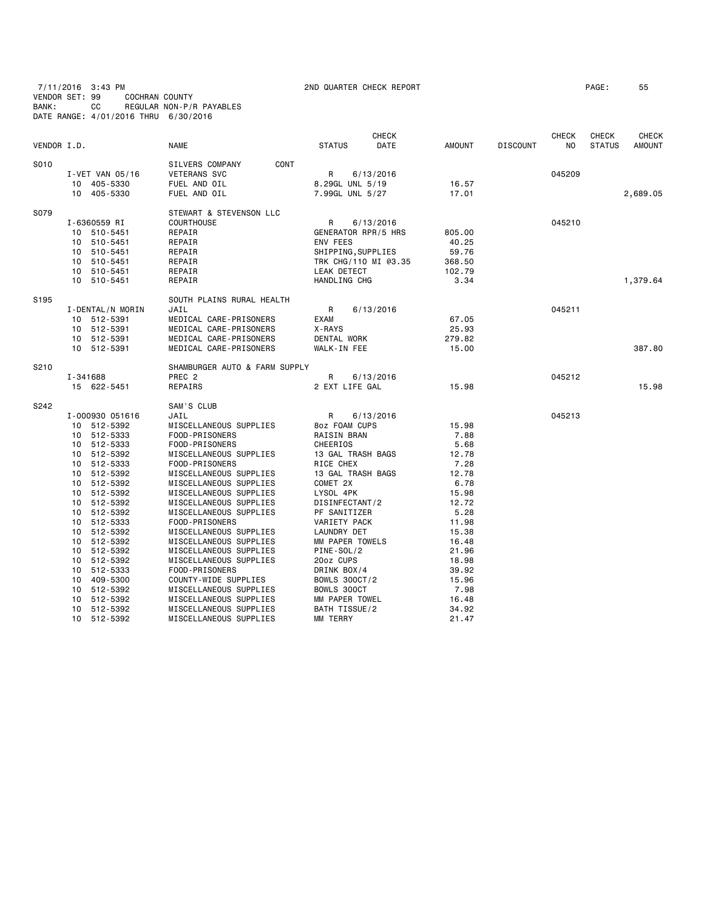7/11/2016 3:43 PM 2ND QUARTER CHECK REPORT PAGE: 55
VENDOR SET: 99 COCHRAN COUNTY
BANK: CC REGULAR NON-P/R PAYABLES
DATE RANGE: 4/01/2016 THRU 6/30/2016

| VENDOR I.D. | NAME | STATUS | CHECK DATE | AMOUNT | DISCOUNT | CHECK NO | CHECK STATUS | CHECK AMOUNT |
|---|---|---|---|---|---|---|---|---|
| S010 | SILVERS COMPANY CONT | | | | | | | |
| I-VET VAN 05/16 | VETERANS SVC | R | 6/13/2016 | | | 045209 | | |
| 10 405-5330 | FUEL AND OIL | 8.29GL UNL 5/19 | | 16.57 | | | | |
| 10 405-5330 | FUEL AND OIL | 7.99GL UNL 5/27 | | 17.01 | | | | 2,689.05 |
| S079 | STEWART & STEVENSON LLC | | | | | | | |
| I-6360559 RI | COURTHOUSE | R | 6/13/2016 | | | 045210 | | |
| 10 510-5451 | REPAIR | GENERATOR RPR/5 HRS | | 805.00 | | | | |
| 10 510-5451 | REPAIR | ENV FEES | | 40.25 | | | | |
| 10 510-5451 | REPAIR | SHIPPING,SUPPLIES | | 59.76 | | | | |
| 10 510-5451 | REPAIR | TRK CHG/110 MI @3.35 | | 368.50 | | | | |
| 10 510-5451 | REPAIR | LEAK DETECT | | 102.79 | | | | |
| 10 510-5451 | REPAIR | HANDLING CHG | | 3.34 | | | | 1,379.64 |
| S195 | SOUTH PLAINS RURAL HEALTH | | | | | | | |
| I-DENTAL/N MORIN | JAIL | R | 6/13/2016 | | | 045211 | | |
| 10 512-5391 | MEDICAL CARE-PRISONERS | EXAM | | 67.05 | | | | |
| 10 512-5391 | MEDICAL CARE-PRISONERS | X-RAYS | | 25.93 | | | | |
| 10 512-5391 | MEDICAL CARE-PRISONERS | DENTAL WORK | | 279.82 | | | | |
| 10 512-5391 | MEDICAL CARE-PRISONERS | WALK-IN FEE | | 15.00 | | | | 387.80 |
| S210 | SHAMBURGER AUTO & FARM SUPPLY | | | | | | | |
| I-341688 | PREC 2 | R | 6/13/2016 | | | 045212 | | |
| 15 622-5451 | REPAIRS | 2 EXT LIFE GAL | | 15.98 | | | | 15.98 |
| S242 | SAM'S CLUB | | | | | | | |
| I-000930 051616 | JAIL | R | 6/13/2016 | | | 045213 | | |
| 10 512-5392 | MISCELLANEOUS SUPPLIES | 8oz FOAM CUPS | | 15.98 | | | | |
| 10 512-5333 | FOOD-PRISONERS | RAISIN BRAN | | 7.88 | | | | |
| 10 512-5333 | FOOD-PRISONERS | CHEERIOS | | 5.68 | | | | |
| 10 512-5392 | MISCELLANEOUS SUPPLIES | 13 GAL TRASH BAGS | | 12.78 | | | | |
| 10 512-5333 | FOOD-PRISONERS | RICE CHEX | | 7.28 | | | | |
| 10 512-5392 | MISCELLANEOUS SUPPLIES | 13 GAL TRASH BAGS | | 12.78 | | | | |
| 10 512-5392 | MISCELLANEOUS SUPPLIES | COMET 2X | | 6.78 | | | | |
| 10 512-5392 | MISCELLANEOUS SUPPLIES | LYSOL 4PK | | 15.98 | | | | |
| 10 512-5392 | MISCELLANEOUS SUPPLIES | DISINFECTANT/2 | | 12.72 | | | | |
| 10 512-5392 | MISCELLANEOUS SUPPLIES | PF SANITIZER | | 5.28 | | | | |
| 10 512-5333 | FOOD-PRISONERS | VARIETY PACK | | 11.98 | | | | |
| 10 512-5392 | MISCELLANEOUS SUPPLIES | LAUNDRY DET | | 15.38 | | | | |
| 10 512-5392 | MISCELLANEOUS SUPPLIES | MM PAPER TOWELS | | 16.48 | | | | |
| 10 512-5392 | MISCELLANEOUS SUPPLIES | PINE-SOL/2 | | 21.96 | | | | |
| 10 512-5392 | MISCELLANEOUS SUPPLIES | 20oz CUPS | | 18.98 | | | | |
| 10 512-5333 | FOOD-PRISONERS | DRINK BOX/4 | | 39.92 | | | | |
| 10 409-5300 | COUNTY-WIDE SUPPLIES | BOWLS 300CT/2 | | 15.96 | | | | |
| 10 512-5392 | MISCELLANEOUS SUPPLIES | BOWLS 300CT | | 7.98 | | | | |
| 10 512-5392 | MISCELLANEOUS SUPPLIES | MM PAPER TOWEL | | 16.48 | | | | |
| 10 512-5392 | MISCELLANEOUS SUPPLIES | BATH TISSUE/2 | | 34.92 | | | | |
| 10 512-5392 | MISCELLANEOUS SUPPLIES | MM TERRY | | 21.47 | | | | |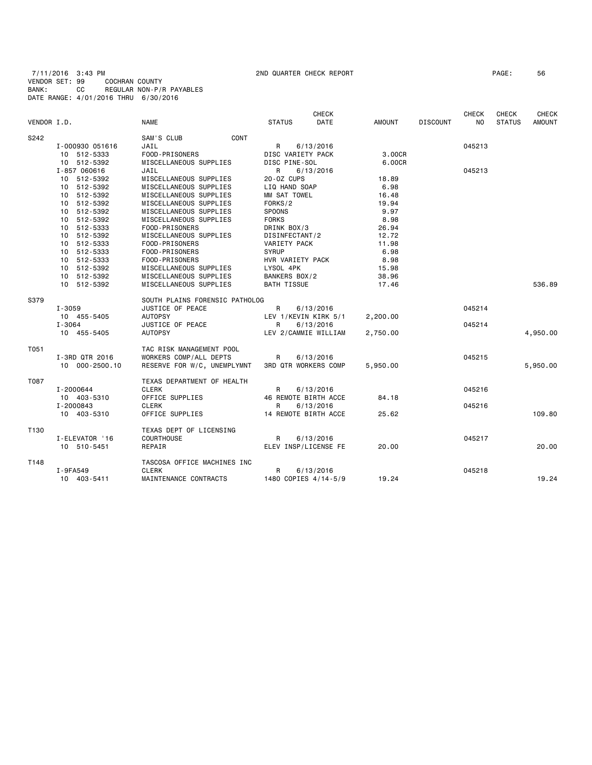7/11/2016 3:43 PM 2ND QUARTER CHECK REPORT PAGE: 56
VENDOR SET: 99 COCHRAN COUNTY
BANK: CC REGULAR NON-P/R PAYABLES
DATE RANGE: 4/01/2016 THRU 6/30/2016

| VENDOR I.D. | NAME | STATUS | CHECK DATE | AMOUNT | DISCOUNT | CHECK NO | CHECK STATUS | CHECK AMOUNT |
|---|---|---|---|---|---|---|---|---|
| S242 | SAM'S CLUB CONT | | | | | | | |
| I-000930 051616 | JAIL | R | 6/13/2016 | | | 045213 | | |
| 10 512-5333 | FOOD-PRISONERS | DISC VARIETY PACK | | 3.00CR | | | | |
| 10 512-5392 | MISCELLANEOUS SUPPLIES | DISC PINE-SOL | | 6.00CR | | | | |
| I-857 060616 | JAIL | R | 6/13/2016 | | | 045213 | | |
| 10 512-5392 | MISCELLANEOUS SUPPLIES | 20-OZ CUPS | | 18.89 | | | | |
| 10 512-5392 | MISCELLANEOUS SUPPLIES | LIQ HAND SOAP | | 6.98 | | | | |
| 10 512-5392 | MISCELLANEOUS SUPPLIES | MM SAT TOWEL | | 16.48 | | | | |
| 10 512-5392 | MISCELLANEOUS SUPPLIES | FORKS/2 | | 19.94 | | | | |
| 10 512-5392 | MISCELLANEOUS SUPPLIES | SPOONS | | 9.97 | | | | |
| 10 512-5392 | MISCELLANEOUS SUPPLIES | FORKS | | 8.98 | | | | |
| 10 512-5333 | FOOD-PRISONERS | DRINK BOX/3 | | 26.94 | | | | |
| 10 512-5392 | MISCELLANEOUS SUPPLIES | DISINFECTANT/2 | | 12.72 | | | | |
| 10 512-5333 | FOOD-PRISONERS | VARIETY PACK | | 11.98 | | | | |
| 10 512-5333 | FOOD-PRISONERS | SYRUP | | 6.98 | | | | |
| 10 512-5333 | FOOD-PRISONERS | HVR VARIETY PACK | | 8.98 | | | | |
| 10 512-5392 | MISCELLANEOUS SUPPLIES | LYSOL 4PK | | 15.98 | | | | |
| 10 512-5392 | MISCELLANEOUS SUPPLIES | BANKERS BOX/2 | | 38.96 | | | | |
| 10 512-5392 | MISCELLANEOUS SUPPLIES | BATH TISSUE | | 17.46 | | | | 536.89 |
| S379 | SOUTH PLAINS FORENSIC PATHOLOG | | | | | | | |
| I-3059 | JUSTICE OF PEACE | R | 6/13/2016 | | | 045214 | | |
| 10 455-5405 | AUTOPSY | LEV 1/KEVIN KIRK 5/1 | | 2,200.00 | | | | |
| I-3064 | JUSTICE OF PEACE | R | 6/13/2016 | | | 045214 | | |
| 10 455-5405 | AUTOPSY | LEV 2/CAMMIE WILLIAM | | 2,750.00 | | | | 4,950.00 |
| T051 | TAC RISK MANAGEMENT POOL | | | | | | | |
| I-3RD QTR 2016 | WORKERS COMP/ALL DEPTS | R | 6/13/2016 | | | 045215 | | |
| 10 000-2500.10 | RESERVE FOR W/C, UNEMPLYMNT | 3RD QTR WORKERS COMP | | 5,950.00 | | | | 5,950.00 |
| T087 | TEXAS DEPARTMENT OF HEALTH | | | | | | | |
| I-2000644 | CLERK | R | 6/13/2016 | | | 045216 | | |
| 10 403-5310 | OFFICE SUPPLIES | 46 REMOTE BIRTH ACCE | | 84.18 | | | | |
| I-2000843 | CLERK | R | 6/13/2016 | | | 045216 | | |
| 10 403-5310 | OFFICE SUPPLIES | 14 REMOTE BIRTH ACCE | | 25.62 | | | | 109.80 |
| T130 | TEXAS DEPT OF LICENSING | | | | | | | |
| I-ELEVATOR '16 | COURTHOUSE | R | 6/13/2016 | | | 045217 | | |
| 10 510-5451 | REPAIR | ELEV INSP/LICENSE FE | | 20.00 | | | | 20.00 |
| T148 | TASCOSA OFFICE MACHINES INC | | | | | | | |
| I-9FA549 | CLERK | R | 6/13/2016 | | | 045218 | | |
| 10 403-5411 | MAINTENANCE CONTRACTS | 1480 COPIES 4/14-5/9 | | 19.24 | | | | 19.24 |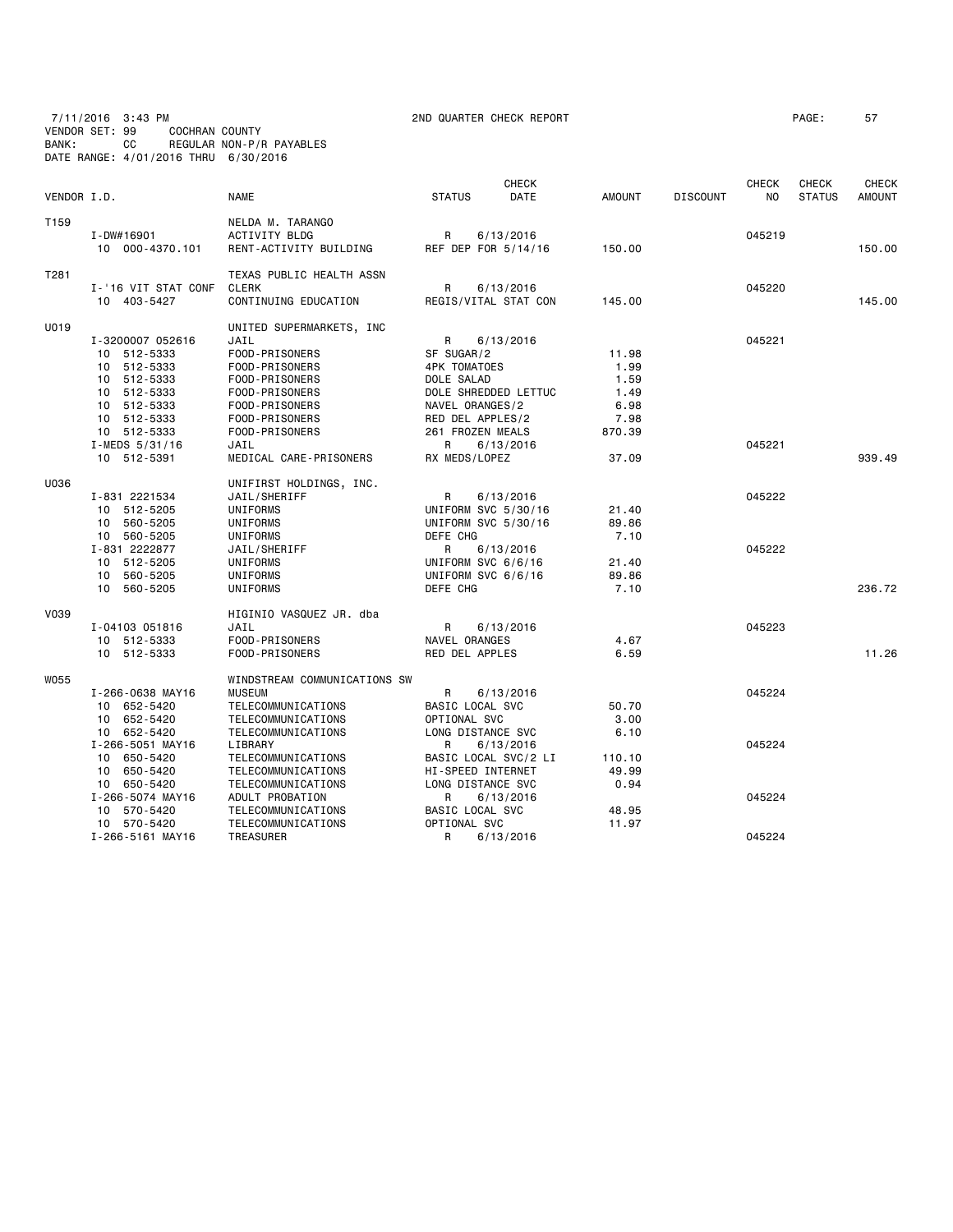7/11/2016 3:43 PM 2ND QUARTER CHECK REPORT PAGE: 57
VENDOR SET: 99 COCHRAN COUNTY
BANK: CC REGULAR NON-P/R PAYABLES
DATE RANGE: 4/01/2016 THRU 6/30/2016

| VENDOR I.D. | | NAME | STATUS | CHECK DATE | AMOUNT | DISCOUNT | CHECK NO | CHECK STATUS | CHECK AMOUNT |
|---|---|---|---|---|---|---|---|---|---|
| T159 | | NELDA M. TARANGO | | | | | | | |
| | I-DW#16901 | ACTIVITY BLDG | R | 6/13/2016 | | | 045219 | | |
| | 10 000-4370.101 | RENT-ACTIVITY BUILDING | REF DEP FOR 5/14/16 | | 150.00 | | | | 150.00 |
| T281 | | TEXAS PUBLIC HEALTH ASSN | | | | | | | |
| | I-'16 VIT STAT CONF | CLERK | R | 6/13/2016 | | | 045220 | | |
| | 10 403-5427 | CONTINUING EDUCATION | REGIS/VITAL STAT CON | | 145.00 | | | | 145.00 |
| U019 | | UNITED SUPERMARKETS, INC | | | | | | | |
| | I-3200007 052616 | JAIL | R | 6/13/2016 | | | 045221 | | |
| | 10 512-5333 | FOOD-PRISONERS | SF SUGAR/2 | | 11.98 | | | | |
| | 10 512-5333 | FOOD-PRISONERS | 4PK TOMATOES | | 1.99 | | | | |
| | 10 512-5333 | FOOD-PRISONERS | DOLE SALAD | | 1.59 | | | | |
| | 10 512-5333 | FOOD-PRISONERS | DOLE SHREDDED LETTUC | | 1.49 | | | | |
| | 10 512-5333 | FOOD-PRISONERS | NAVEL ORANGES/2 | | 6.98 | | | | |
| | 10 512-5333 | FOOD-PRISONERS | RED DEL APPLES/2 | | 7.98 | | | | |
| | 10 512-5333 | FOOD-PRISONERS | 261 FROZEN MEALS | | 870.39 | | | | |
| | I-MEDS 5/31/16 | JAIL | R | 6/13/2016 | | | 045221 | | |
| | 10 512-5391 | MEDICAL CARE-PRISONERS | RX MEDS/LOPEZ | | 37.09 | | | | 939.49 |
| U036 | | UNIFIRST HOLDINGS, INC. | | | | | | | |
| | I-831 2221534 | JAIL/SHERIFF | R | 6/13/2016 | | | 045222 | | |
| | 10 512-5205 | UNIFORMS | UNIFORM SVC 5/30/16 | | 21.40 | | | | |
| | 10 560-5205 | UNIFORMS | UNIFORM SVC 5/30/16 | | 89.86 | | | | |
| | 10 560-5205 | UNIFORMS | DEFE CHG | | 7.10 | | | | |
| | I-831 2222877 | JAIL/SHERIFF | R | 6/13/2016 | | | 045222 | | |
| | 10 512-5205 | UNIFORMS | UNIFORM SVC 6/6/16 | | 21.40 | | | | |
| | 10 560-5205 | UNIFORMS | UNIFORM SVC 6/6/16 | | 89.86 | | | | |
| | 10 560-5205 | UNIFORMS | DEFE CHG | | 7.10 | | | | 236.72 |
| V039 | | HIGINIO VASQUEZ JR. dba | | | | | | | |
| | I-04103 051816 | JAIL | R | 6/13/2016 | | | 045223 | | |
| | 10 512-5333 | FOOD-PRISONERS | NAVEL ORANGES | | 4.67 | | | | |
| | 10 512-5333 | FOOD-PRISONERS | RED DEL APPLES | | 6.59 | | | | 11.26 |
| W055 | | WINDSTREAM COMMUNICATIONS SW | | | | | | | |
| | I-266-0638 MAY16 | MUSEUM | R | 6/13/2016 | | | 045224 | | |
| | 10 652-5420 | TELECOMMUNICATIONS | BASIC LOCAL SVC | | 50.70 | | | | |
| | 10 652-5420 | TELECOMMUNICATIONS | OPTIONAL SVC | | 3.00 | | | | |
| | 10 652-5420 | TELECOMMUNICATIONS | LONG DISTANCE SVC | | 6.10 | | | | |
| | I-266-5051 MAY16 | LIBRARY | R | 6/13/2016 | | | 045224 | | |
| | 10 650-5420 | TELECOMMUNICATIONS | BASIC LOCAL SVC/2 LI | | 110.10 | | | | |
| | 10 650-5420 | TELECOMMUNICATIONS | HI-SPEED INTERNET | | 49.99 | | | | |
| | 10 650-5420 | TELECOMMUNICATIONS | LONG DISTANCE SVC | | 0.94 | | | | |
| | I-266-5074 MAY16 | ADULT PROBATION | R | 6/13/2016 | | | 045224 | | |
| | 10 570-5420 | TELECOMMUNICATIONS | BASIC LOCAL SVC | | 48.95 | | | | |
| | 10 570-5420 | TELECOMMUNICATIONS | OPTIONAL SVC | | 11.97 | | | | |
| | I-266-5161 MAY16 | TREASURER | R | 6/13/2016 | | | 045224 | | |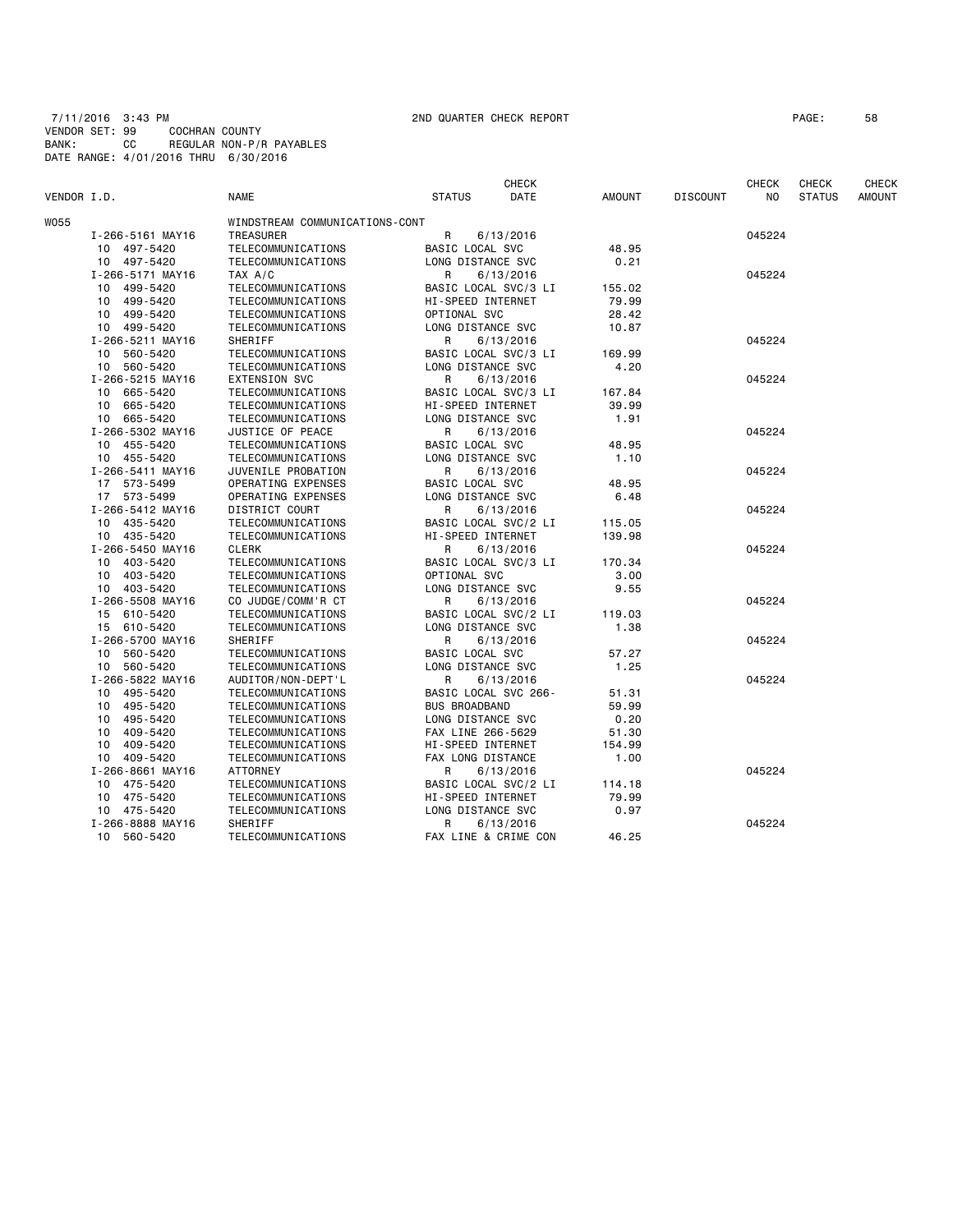7/11/2016 3:43 PM 2ND QUARTER CHECK REPORT PAGE: 58
VENDOR SET: 99 COCHRAN COUNTY
BANK: CC REGULAR NON-P/R PAYABLES
DATE RANGE: 4/01/2016 THRU 6/30/2016

| VENDOR I.D. | NAME | STATUS | CHECK DATE | AMOUNT | DISCOUNT | CHECK NO | CHECK STATUS | CHECK AMOUNT |
|---|---|---|---|---|---|---|---|---|
| W055 | WINDSTREAM COMMUNICATIONS-CONT | | | | | | | |
| I-266-5161 MAY16 | TREASURER | R | 6/13/2016 | | | 045224 | | |
| 10 497-5420 | TELECOMMUNICATIONS | BASIC LOCAL SVC | | 48.95 | | | | |
| 10 497-5420 | TELECOMMUNICATIONS | LONG DISTANCE SVC | | 0.21 | | | | |
| I-266-5171 MAY16 | TAX A/C | R | 6/13/2016 | | | 045224 | | |
| 10 499-5420 | TELECOMMUNICATIONS | BASIC LOCAL SVC/3 LI | | 155.02 | | | | |
| 10 499-5420 | TELECOMMUNICATIONS | HI-SPEED INTERNET | | 79.99 | | | | |
| 10 499-5420 | TELECOMMUNICATIONS | OPTIONAL SVC | | 28.42 | | | | |
| 10 499-5420 | TELECOMMUNICATIONS | LONG DISTANCE SVC | | 10.87 | | | | |
| I-266-5211 MAY16 | SHERIFF | R | 6/13/2016 | | | 045224 | | |
| 10 560-5420 | TELECOMMUNICATIONS | BASIC LOCAL SVC/3 LI | | 169.99 | | | | |
| 10 560-5420 | TELECOMMUNICATIONS | LONG DISTANCE SVC | | 4.20 | | | | |
| I-266-5215 MAY16 | EXTENSION SVC | R | 6/13/2016 | | | 045224 | | |
| 10 665-5420 | TELECOMMUNICATIONS | BASIC LOCAL SVC/3 LI | | 167.84 | | | | |
| 10 665-5420 | TELECOMMUNICATIONS | HI-SPEED INTERNET | | 39.99 | | | | |
| 10 665-5420 | TELECOMMUNICATIONS | LONG DISTANCE SVC | | 1.91 | | | | |
| I-266-5302 MAY16 | JUSTICE OF PEACE | R | 6/13/2016 | | | 045224 | | |
| 10 455-5420 | TELECOMMUNICATIONS | BASIC LOCAL SVC | | 48.95 | | | | |
| 10 455-5420 | TELECOMMUNICATIONS | LONG DISTANCE SVC | | 1.10 | | | | |
| I-266-5411 MAY16 | JUVENILE PROBATION | R | 6/13/2016 | | | 045224 | | |
| 17 573-5499 | OPERATING EXPENSES | BASIC LOCAL SVC | | 48.95 | | | | |
| 17 573-5499 | OPERATING EXPENSES | LONG DISTANCE SVC | | 6.48 | | | | |
| I-266-5412 MAY16 | DISTRICT COURT | R | 6/13/2016 | | | 045224 | | |
| 10 435-5420 | TELECOMMUNICATIONS | BASIC LOCAL SVC/2 LI | | 115.05 | | | | |
| 10 435-5420 | TELECOMMUNICATIONS | HI-SPEED INTERNET | | 139.98 | | | | |
| I-266-5450 MAY16 | CLERK | R | 6/13/2016 | | | 045224 | | |
| 10 403-5420 | TELECOMMUNICATIONS | BASIC LOCAL SVC/3 LI | | 170.34 | | | | |
| 10 403-5420 | TELECOMMUNICATIONS | OPTIONAL SVC | | 3.00 | | | | |
| 10 403-5420 | TELECOMMUNICATIONS | LONG DISTANCE SVC | | 9.55 | | | | |
| I-266-5508 MAY16 | CO JUDGE/COMM'R CT | R | 6/13/2016 | | | 045224 | | |
| 15 610-5420 | TELECOMMUNICATIONS | BASIC LOCAL SVC/2 LI | | 119.03 | | | | |
| 15 610-5420 | TELECOMMUNICATIONS | LONG DISTANCE SVC | | 1.38 | | | | |
| I-266-5700 MAY16 | SHERIFF | R | 6/13/2016 | | | 045224 | | |
| 10 560-5420 | TELECOMMUNICATIONS | BASIC LOCAL SVC | | 57.27 | | | | |
| 10 560-5420 | TELECOMMUNICATIONS | LONG DISTANCE SVC | | 1.25 | | | | |
| I-266-5822 MAY16 | AUDITOR/NON-DEPT'L | R | 6/13/2016 | | | 045224 | | |
| 10 495-5420 | TELECOMMUNICATIONS | BASIC LOCAL SVC 266- | | 51.31 | | | | |
| 10 495-5420 | TELECOMMUNICATIONS | BUS BROADBAND | | 59.99 | | | | |
| 10 495-5420 | TELECOMMUNICATIONS | LONG DISTANCE SVC | | 0.20 | | | | |
| 10 409-5420 | TELECOMMUNICATIONS | FAX LINE 266-5629 | | 51.30 | | | | |
| 10 409-5420 | TELECOMMUNICATIONS | HI-SPEED INTERNET | | 154.99 | | | | |
| 10 409-5420 | TELECOMMUNICATIONS | FAX LONG DISTANCE | | 1.00 | | | | |
| I-266-8661 MAY16 | ATTORNEY | R | 6/13/2016 | | | 045224 | | |
| 10 475-5420 | TELECOMMUNICATIONS | BASIC LOCAL SVC/2 LI | | 114.18 | | | | |
| 10 475-5420 | TELECOMMUNICATIONS | HI-SPEED INTERNET | | 79.99 | | | | |
| 10 475-5420 | TELECOMMUNICATIONS | LONG DISTANCE SVC | | 0.97 | | | | |
| I-266-8888 MAY16 | SHERIFF | R | 6/13/2016 | | | 045224 | | |
| 10 560-5420 | TELECOMMUNICATIONS | FAX LINE & CRIME CON | | 46.25 | | | | |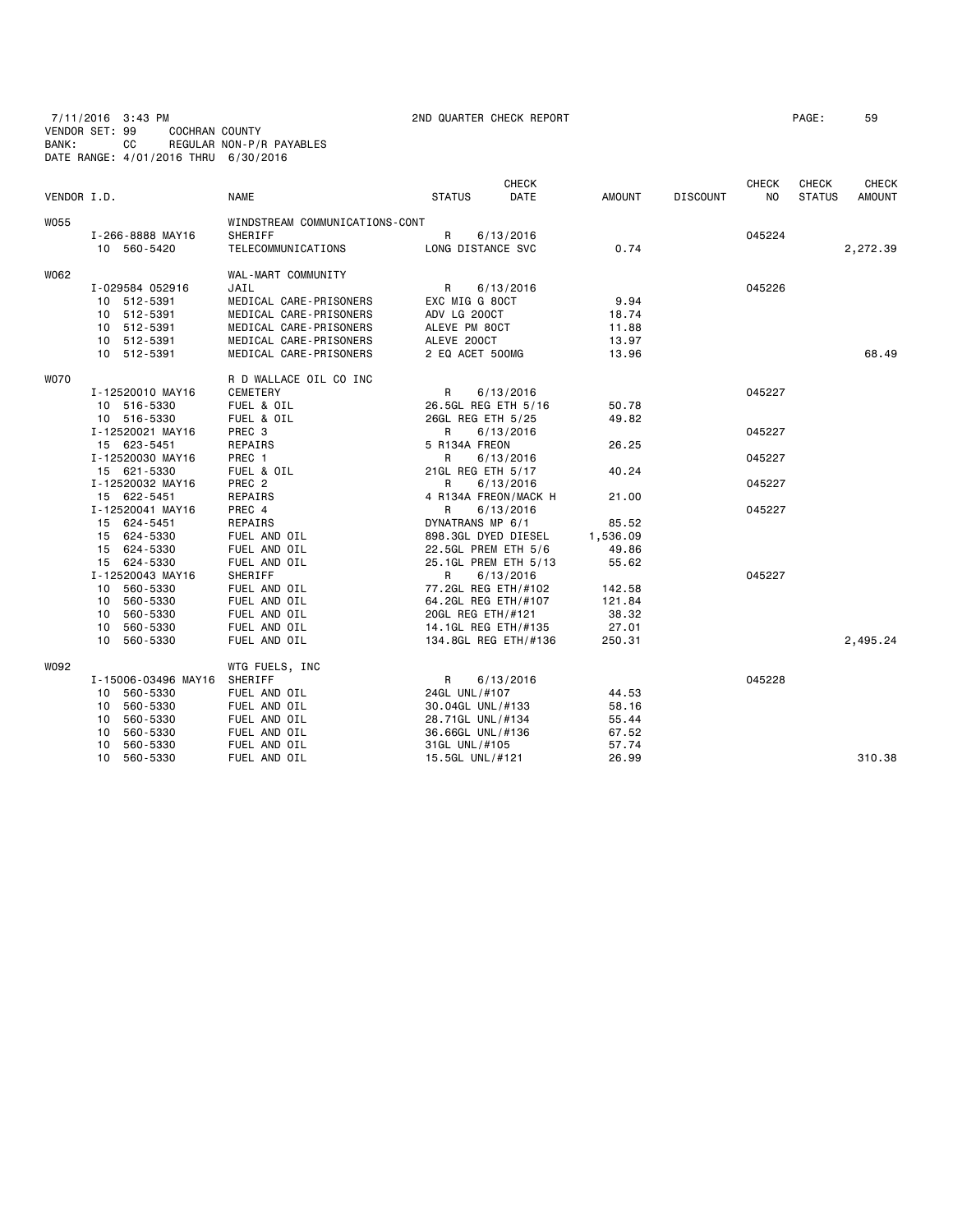7/11/2016 3:43 PM    2ND QUARTER CHECK REPORT    PAGE: 59

VENDOR SET: 99    COCHRAN COUNTY
BANK: CC    REGULAR NON-P/R PAYABLES
DATE RANGE: 4/01/2016 THRU 6/30/2016

| VENDOR I.D. | NAME | STATUS | CHECK DATE | AMOUNT | DISCOUNT | CHECK NO | CHECK STATUS | CHECK AMOUNT |
|---|---|---|---|---|---|---|---|---|
| W055 | WINDSTREAM COMMUNICATIONS-CONT | | | | | | | |
| I-266-8888 MAY16 | SHERIFF | R | 6/13/2016 | | | 045224 | | |
| 10 560-5420 | TELECOMMUNICATIONS | LONG DISTANCE SVC | | 0.74 | | | | 2,272.39 |
| W062 | WAL-MART COMMUNITY | | | | | | | |
| I-029584 052916 | JAIL | R | 6/13/2016 | | | 045226 | | |
| 10 512-5391 | MEDICAL CARE-PRISONERS | EXC MIG G 80CT | | 9.94 | | | | |
| 10 512-5391 | MEDICAL CARE-PRISONERS | ADV LG 200CT | | 18.74 | | | | |
| 10 512-5391 | MEDICAL CARE-PRISONERS | ALEVE PM 80CT | | 11.88 | | | | |
| 10 512-5391 | MEDICAL CARE-PRISONERS | ALEVE 200CT | | 13.97 | | | | |
| 10 512-5391 | MEDICAL CARE-PRISONERS | 2 EQ ACET 500MG | | 13.96 | | | | 68.49 |
| W070 | R D WALLACE OIL CO INC | | | | | | | |
| I-12520010 MAY16 | CEMETERY | R | 6/13/2016 | | | 045227 | | |
| 10 516-5330 | FUEL & OIL | 26.5GL REG ETH 5/16 | | 50.78 | | | | |
| 10 516-5330 | FUEL & OIL | 26GL REG ETH 5/25 | | 49.82 | | | | |
| I-12520021 MAY16 | PREC 3 | R | 6/13/2016 | | | 045227 | | |
| 15 623-5451 | REPAIRS | 5 R134A FREON | | 26.25 | | | | |
| I-12520030 MAY16 | PREC 1 | R | 6/13/2016 | | | 045227 | | |
| 15 621-5330 | FUEL & OIL | 21GL REG ETH 5/17 | | 40.24 | | | | |
| I-12520032 MAY16 | PREC 2 | R | 6/13/2016 | | | 045227 | | |
| 15 622-5451 | REPAIRS | 4 R134A FREON/MACK H | | 21.00 | | | | |
| I-12520041 MAY16 | PREC 4 | R | 6/13/2016 | | | 045227 | | |
| 15 624-5451 | REPAIRS | DYNATRANS MP 6/1 | | 85.52 | | | | |
| 15 624-5330 | FUEL AND OIL | 898.3GL DYED DIESEL | | 1,536.09 | | | | |
| 15 624-5330 | FUEL AND OIL | 22.5GL PREM ETH 5/6 | | 49.86 | | | | |
| 15 624-5330 | FUEL AND OIL | 25.1GL PREM ETH 5/13 | | 55.62 | | | | |
| I-12520043 MAY16 | SHERIFF | R | 6/13/2016 | | | 045227 | | |
| 10 560-5330 | FUEL AND OIL | 77.2GL REG ETH/#102 | | 142.58 | | | | |
| 10 560-5330 | FUEL AND OIL | 64.2GL REG ETH/#107 | | 121.84 | | | | |
| 10 560-5330 | FUEL AND OIL | 20GL REG ETH/#121 | | 38.32 | | | | |
| 10 560-5330 | FUEL AND OIL | 14.1GL REG ETH/#135 | | 27.01 | | | | |
| 10 560-5330 | FUEL AND OIL | 134.8GL REG ETH/#136 | | 250.31 | | | | 2,495.24 |
| W092 | WTG FUELS, INC | | | | | | | |
| I-15006-03496 MAY16 | SHERIFF | R | 6/13/2016 | | | 045228 | | |
| 10 560-5330 | FUEL AND OIL | 24GL UNL/#107 | | 44.53 | | | | |
| 10 560-5330 | FUEL AND OIL | 30.04GL UNL/#133 | | 58.16 | | | | |
| 10 560-5330 | FUEL AND OIL | 28.71GL UNL/#134 | | 55.44 | | | | |
| 10 560-5330 | FUEL AND OIL | 36.66GL UNL/#136 | | 67.52 | | | | |
| 10 560-5330 | FUEL AND OIL | 31GL UNL/#105 | | 57.74 | | | | |
| 10 560-5330 | FUEL AND OIL | 15.5GL UNL/#121 | | 26.99 | | | | 310.38 |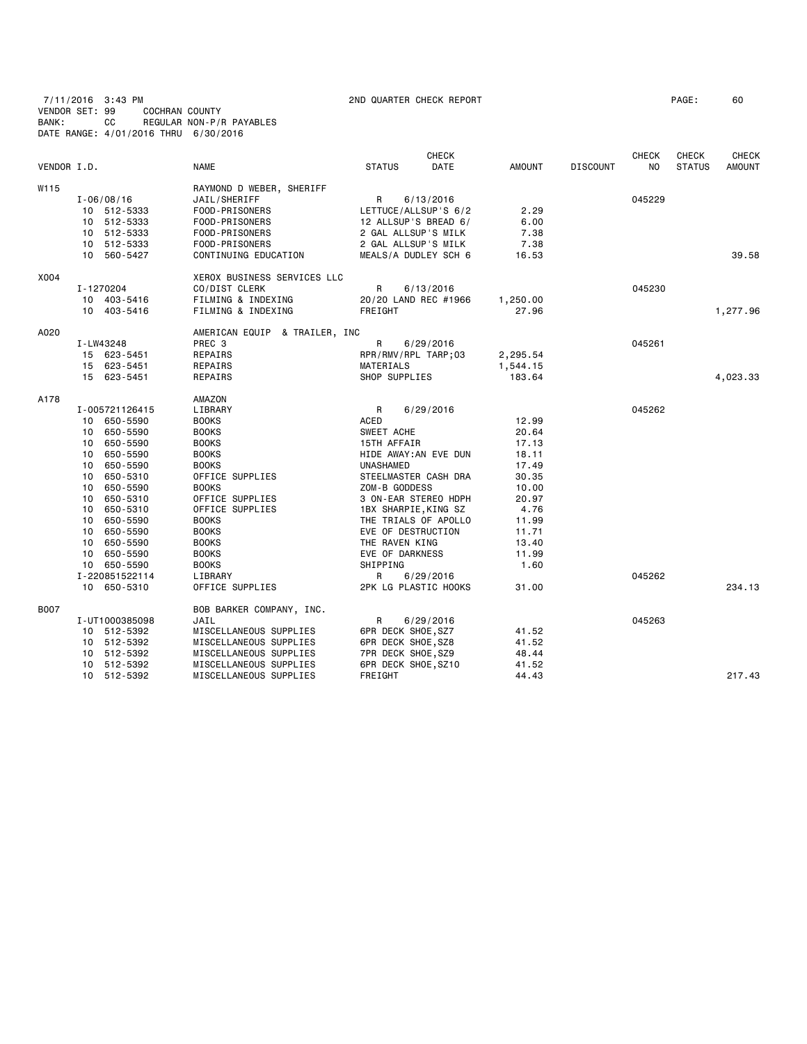7/11/2016 3:43 PM
VENDOR SET: 99 COCHRAN COUNTY
BANK: CC REGULAR NON-P/R PAYABLES
DATE RANGE: 4/01/2016 THRU 6/30/2016

2ND QUARTER CHECK REPORT

| VENDOR I.D. | | NAME | STATUS | CHECK DATE | AMOUNT | DISCOUNT | CHECK NO | CHECK STATUS | CHECK AMOUNT |
|---|---|---|---|---|---|---|---|---|---|
| W115 | | RAYMOND D WEBER, SHERIFF | | | | | | | |
| | I-06/08/16 | JAIL/SHERIFF | R | 6/13/2016 | | | 045229 | | |
| | 10 512-5333 | FOOD-PRISONERS | LETTUCE/ALLSUP'S 6/2 | | 2.29 | | | | |
| | 10 512-5333 | FOOD-PRISONERS | 12 ALLSUP'S BREAD 6/ | | 6.00 | | | | |
| | 10 512-5333 | FOOD-PRISONERS | 2 GAL ALLSUP'S MILK | | 7.38 | | | | |
| | 10 512-5333 | FOOD-PRISONERS | 2 GAL ALLSUP'S MILK | | 7.38 | | | | |
| | 10 560-5427 | CONTINUING EDUCATION | MEALS/A DUDLEY SCH 6 | | 16.53 | | | | 39.58 |
| X004 | | XEROX BUSINESS SERVICES LLC | | | | | | | |
| | I-1270204 | CO/DIST CLERK | R | 6/13/2016 | | | 045230 | | |
| | 10 403-5416 | FILMING & INDEXING | 20/20 LAND REC #1966 | | 1,250.00 | | | | |
| | 10 403-5416 | FILMING & INDEXING | FREIGHT | | 27.96 | | | | 1,277.96 |
| A020 | | AMERICAN EQUIP & TRAILER, INC | | | | | | | |
| | I-LW43248 | PREC 3 | R | 6/29/2016 | | | 045261 | | |
| | 15 623-5451 | REPAIRS | RPR/RMV/RPL TARP;03 | | 2,295.54 | | | | |
| | 15 623-5451 | REPAIRS | MATERIALS | | 1,544.15 | | | | |
| | 15 623-5451 | REPAIRS | SHOP SUPPLIES | | 183.64 | | | | 4,023.33 |
| A178 | | AMAZON | | | | | | | |
| | I-005721126415 | LIBRARY | R | 6/29/2016 | | | 045262 | | |
| | 10 650-5590 | BOOKS | ACED | | 12.99 | | | | |
| | 10 650-5590 | BOOKS | SWEET ACHE | | 20.64 | | | | |
| | 10 650-5590 | BOOKS | 15TH AFFAIR | | 17.13 | | | | |
| | 10 650-5590 | BOOKS | HIDE AWAY:AN EVE DUN | | 18.11 | | | | |
| | 10 650-5590 | BOOKS | UNASHAMED | | 17.49 | | | | |
| | 10 650-5310 | OFFICE SUPPLIES | STEELMASTER CASH DRA | | 30.35 | | | | |
| | 10 650-5590 | BOOKS | ZOM-B GODDESS | | 10.00 | | | | |
| | 10 650-5310 | OFFICE SUPPLIES | 3 ON-EAR STEREO HDPH | | 20.97 | | | | |
| | 10 650-5310 | OFFICE SUPPLIES | 1BX SHARPIE,KING SZ | | 4.76 | | | | |
| | 10 650-5590 | BOOKS | THE TRIALS OF APOLLO | | 11.99 | | | | |
| | 10 650-5590 | BOOKS | EVE OF DESTRUCTION | | 11.71 | | | | |
| | 10 650-5590 | BOOKS | THE RAVEN KING | | 13.40 | | | | |
| | 10 650-5590 | BOOKS | EVE OF DARKNESS | | 11.99 | | | | |
| | 10 650-5590 | BOOKS | SHIPPING | | 1.60 | | | | |
| | I-220851522114 | LIBRARY | R | 6/29/2016 | | | 045262 | | |
| | 10 650-5310 | OFFICE SUPPLIES | 2PK LG PLASTIC HOOKS | | 31.00 | | | | 234.13 |
| B007 | | BOB BARKER COMPANY, INC. | | | | | | | |
| | I-UT1000385098 | JAIL | R | 6/29/2016 | | | 045263 | | |
| | 10 512-5392 | MISCELLANEOUS SUPPLIES | 6PR DECK SHOE,SZ7 | | 41.52 | | | | |
| | 10 512-5392 | MISCELLANEOUS SUPPLIES | 6PR DECK SHOE,SZ8 | | 41.52 | | | | |
| | 10 512-5392 | MISCELLANEOUS SUPPLIES | 7PR DECK SHOE,SZ9 | | 48.44 | | | | |
| | 10 512-5392 | MISCELLANEOUS SUPPLIES | 6PR DECK SHOE,SZ10 | | 41.52 | | | | |
| | 10 512-5392 | MISCELLANEOUS SUPPLIES | FREIGHT | | 44.43 | | | | 217.43 |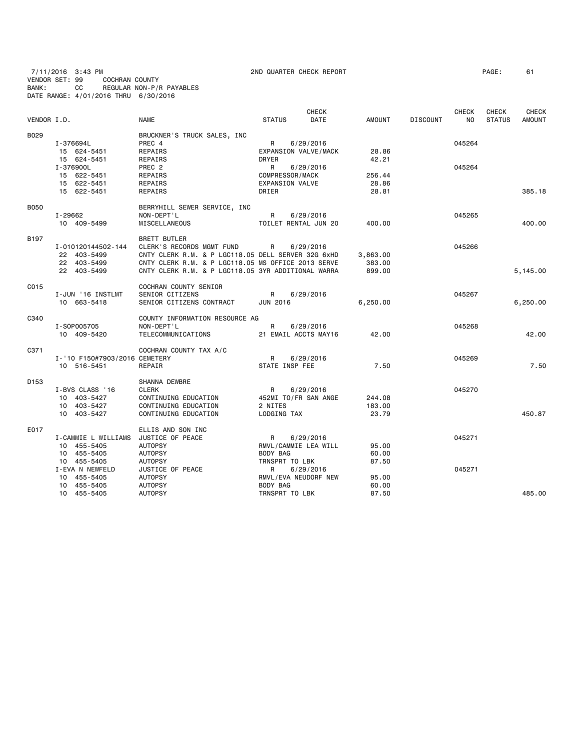7/11/2016 3:43 PM 2ND QUARTER CHECK REPORT PAGE: 61
VENDOR SET: 99 COCHRAN COUNTY
BANK: CC REGULAR NON-P/R PAYABLES
DATE RANGE: 4/01/2016 THRU 6/30/2016

| VENDOR I.D. | NAME | STATUS | CHECK DATE | AMOUNT | DISCOUNT | CHECK NO | CHECK STATUS | CHECK AMOUNT |
|---|---|---|---|---|---|---|---|---|
| B029 | BRUCKNER'S TRUCK SALES, INC | | | | | | | |
| I-376694L | PREC 4 | R | 6/29/2016 | | | 045264 | | |
| 15 624-5451 | REPAIRS | EXPANSION VALVE/MACK | | 28.86 | | | | |
| 15 624-5451 | REPAIRS | DRYER | | 42.21 | | | | |
| I-376900L | PREC 2 | R | 6/29/2016 | | | 045264 | | |
| 15 622-5451 | REPAIRS | COMPRESSOR/MACK | | 256.44 | | | | |
| 15 622-5451 | REPAIRS | EXPANSION VALVE | | 28.86 | | | | |
| 15 622-5451 | REPAIRS | DRIER | | 28.81 | | | | 385.18 |
| B050 | BERRYHILL SEWER SERVICE, INC | | | | | | | |
| I-29662 | NON-DEPT'L | R | 6/29/2016 | | | 045265 | | |
| 10 409-5499 | MISCELLANEOUS | TOILET RENTAL JUN 20 | | 400.00 | | | | 400.00 |
| B197 | BRETT BUTLER | | | | | | | |
| I-010120144502-144 | CLERK'S RECORDS MGMT FUND | R | 6/29/2016 | | | 045266 | | |
| 22 403-5499 | CNTY CLERK R.M. & P LGC118.05 DELL SERVER 32G 6xHD | | | 3,863.00 | | | | |
| 22 403-5499 | CNTY CLERK R.M. & P LGC118.05 MS OFFICE 2013 SERVE | | | 383.00 | | | | |
| 22 403-5499 | CNTY CLERK R.M. & P LGC118.05 3YR ADDITIONAL WARRA | | | 899.00 | | | | 5,145.00 |
| C015 | COCHRAN COUNTY SENIOR | | | | | | | |
| I-JUN '16 INSTLMT | SENIOR CITIZENS | R | 6/29/2016 | | | 045267 | | |
| 10 663-5418 | SENIOR CITIZENS CONTRACT | JUN 2016 | | 6,250.00 | | | | 6,250.00 |
| C340 | COUNTY INFORMATION RESOURCE AG | | | | | | | |
| I-SOP005705 | NON-DEPT'L | R | 6/29/2016 | | | 045268 | | |
| 10 409-5420 | TELECOMMUNICATIONS | 21 EMAIL ACCTS MAY16 | | 42.00 | | | | 42.00 |
| C371 | COCHRAN COUNTY TAX A/C | | | | | | | |
| I-'10 F150#7903/2016 | CEMETERY | R | 6/29/2016 | | | 045269 | | |
| 10 516-5451 | REPAIR | STATE INSP FEE | | 7.50 | | | | 7.50 |
| D153 | SHANNA DEWBRE | | | | | | | |
| I-BVS CLASS '16 | CLERK | R | 6/29/2016 | | | 045270 | | |
| 10 403-5427 | CONTINUING EDUCATION | 452MI TO/FR SAN ANGE | | 244.08 | | | | |
| 10 403-5427 | CONTINUING EDUCATION | 2 NITES | | 183.00 | | | | |
| 10 403-5427 | CONTINUING EDUCATION | LODGING TAX | | 23.79 | | | | 450.87 |
| E017 | ELLIS AND SON INC | | | | | | | |
| I-CAMMIE L WILLIAMS | JUSTICE OF PEACE | R | 6/29/2016 | | | 045271 | | |
| 10 455-5405 | AUTOPSY | RMVL/CAMMIE LEA WILL | | 95.00 | | | | |
| 10 455-5405 | AUTOPSY | BODY BAG | | 60.00 | | | | |
| 10 455-5405 | AUTOPSY | TRNSPRT TO LBK | | 87.50 | | | | |
| I-EVA N NEWFELD | JUSTICE OF PEACE | R | 6/29/2016 | | | 045271 | | |
| 10 455-5405 | AUTOPSY | RMVL/EVA NEUDORF NEW | | 95.00 | | | | |
| 10 455-5405 | AUTOPSY | BODY BAG | | 60.00 | | | | |
| 10 455-5405 | AUTOPSY | TRNSPRT TO LBK | | 87.50 | | | | 485.00 |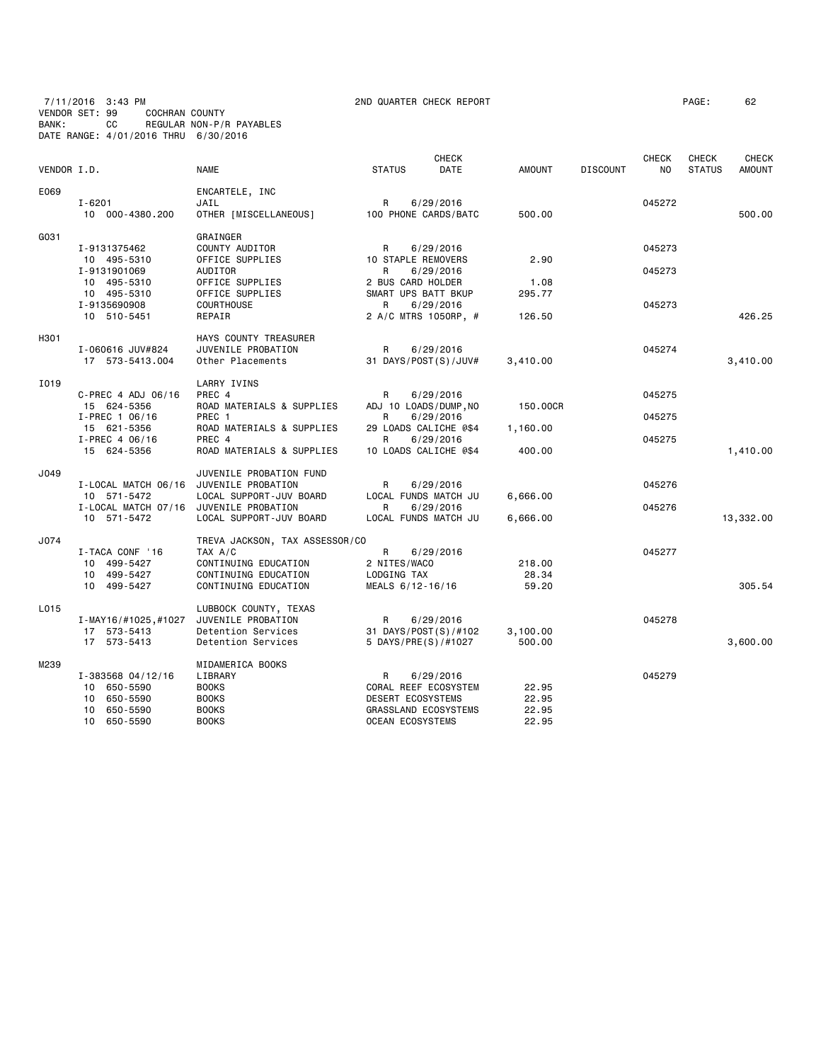7/11/2016 3:43 PM 2ND QUARTER CHECK REPORT
VENDOR SET: 99 COCHRAN COUNTY
BANK: CC REGULAR NON-P/R PAYABLES
DATE RANGE: 4/01/2016 THRU 6/30/2016

| VENDOR I.D. | NAME | STATUS | CHECK DATE | AMOUNT | DISCOUNT | CHECK NO | CHECK STATUS | CHECK AMOUNT |
|---|---|---|---|---|---|---|---|---|
| E069 | ENCARTELE, INC | | | | | | | |
| I-6201 | JAIL | R | 6/29/2016 | | | 045272 | | |
| 10 000-4380.200 | OTHER [MISCELLANEOUS] | 100 PHONE CARDS/BATC | | 500.00 | | | | 500.00 |
| G031 | GRAINGER | | | | | | | |
| I-9131375462 | COUNTY AUDITOR | R | 6/29/2016 | | | 045273 | | |
| 10 495-5310 | OFFICE SUPPLIES | 10 STAPLE REMOVERS | | 2.90 | | | | |
| I-9131901069 | AUDITOR | R | 6/29/2016 | | | 045273 | | |
| 10 495-5310 | OFFICE SUPPLIES | 2 BUS CARD HOLDER | | 1.08 | | | | |
| 10 495-5310 | OFFICE SUPPLIES | SMART UPS BATT BKUP | | 295.77 | | | | |
| I-9135690908 | COURTHOUSE | R | 6/29/2016 | | | 045273 | | |
| 10 510-5451 | REPAIR | 2 A/C MTRS 1050RP, # | | 126.50 | | | | 426.25 |
| H301 | HAYS COUNTY TREASURER | | | | | | | |
| I-060616 JUV#824 | JUVENILE PROBATION | R | 6/29/2016 | | | 045274 | | |
| 17 573-5413.004 | Other Placements | 31 DAYS/POST(S)/JUV# | | 3,410.00 | | | | 3,410.00 |
| I019 | LARRY IVINS | | | | | | | |
| C-PREC 4 ADJ 06/16 | PREC 4 | R | 6/29/2016 | | | 045275 | | |
| 15 624-5356 | ROAD MATERIALS & SUPPLIES | ADJ 10 LOADS/DUMP,NO | | 150.00CR | | | | |
| I-PREC 1 06/16 | PREC 1 | R | 6/29/2016 | | | 045275 | | |
| 15 621-5356 | ROAD MATERIALS & SUPPLIES | 29 LOADS CALICHE @$4 | | 1,160.00 | | | | |
| I-PREC 4 06/16 | PREC 4 | R | 6/29/2016 | | | 045275 | | |
| 15 624-5356 | ROAD MATERIALS & SUPPLIES | 10 LOADS CALICHE @$4 | | 400.00 | | | | 1,410.00 |
| J049 | JUVENILE PROBATION FUND | | | | | | | |
| I-LOCAL MATCH 06/16 | JUVENILE PROBATION | R | 6/29/2016 | | | 045276 | | |
| 10 571-5472 | LOCAL SUPPORT-JUV BOARD | LOCAL FUNDS MATCH JU | | 6,666.00 | | | | |
| I-LOCAL MATCH 07/16 | JUVENILE PROBATION | R | 6/29/2016 | | | 045276 | | |
| 10 571-5472 | LOCAL SUPPORT-JUV BOARD | LOCAL FUNDS MATCH JU | | 6,666.00 | | | | 13,332.00 |
| J074 | TREVA JACKSON, TAX ASSESSOR/CO | | | | | | | |
| I-TACA CONF '16 | TAX A/C | R | 6/29/2016 | | | 045277 | | |
| 10 499-5427 | CONTINUING EDUCATION | 2 NITES/WACO | | 218.00 | | | | |
| 10 499-5427 | CONTINUING EDUCATION | LODGING TAX | | 28.34 | | | | |
| 10 499-5427 | CONTINUING EDUCATION | MEALS 6/12-16/16 | | 59.20 | | | | 305.54 |
| L015 | LUBBOCK COUNTY, TEXAS | | | | | | | |
| I-MAY16/#1025,#1027 | JUVENILE PROBATION | R | 6/29/2016 | | | 045278 | | |
| 17 573-5413 | Detention Services | 31 DAYS/POST(S)/#102 | | 3,100.00 | | | | |
| 17 573-5413 | Detention Services | 5 DAYS/PRE(S)/#1027 | | 500.00 | | | | 3,600.00 |
| M239 | MIDAMERICA BOOKS | | | | | | | |
| I-383568 04/12/16 | LIBRARY | R | 6/29/2016 | | | 045279 | | |
| 10 650-5590 | BOOKS | CORAL REEF ECOSYSTEM | | 22.95 | | | | |
| 10 650-5590 | BOOKS | DESERT ECOSYSTEMS | | 22.95 | | | | |
| 10 650-5590 | BOOKS | GRASSLAND ECOSYSTEMS | | 22.95 | | | | |
| 10 650-5590 | BOOKS | OCEAN ECOSYSTEMS | | 22.95 | | | | |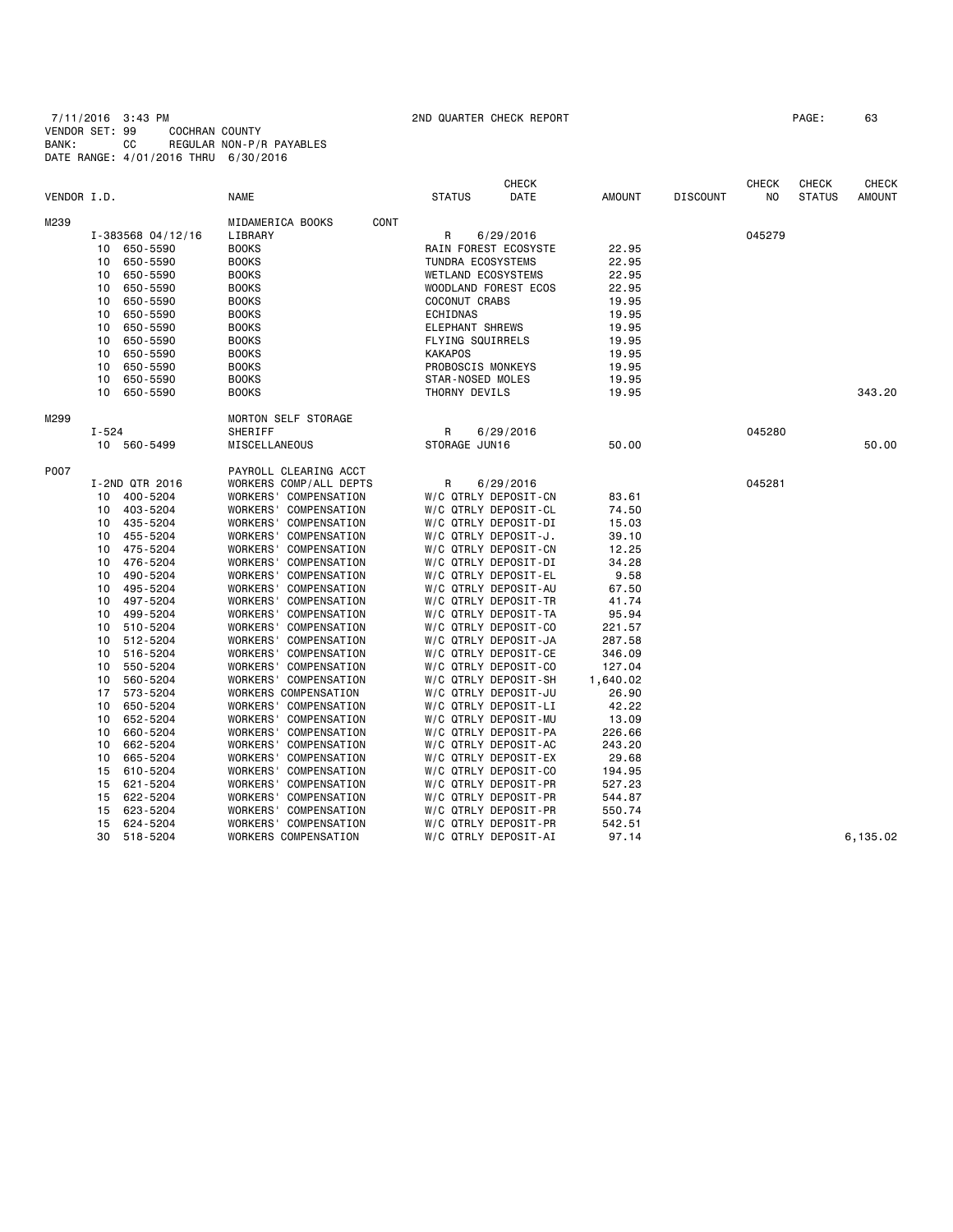7/11/2016 3:43 PM 2ND QUARTER CHECK REPORT PAGE: 63
VENDOR SET: 99 COCHRAN COUNTY
BANK: CC REGULAR NON-P/R PAYABLES
DATE RANGE: 4/01/2016 THRU 6/30/2016

| VENDOR I.D. | | NAME | STATUS | CHECK DATE | AMOUNT | DISCOUNT | CHECK NO | CHECK STATUS | CHECK AMOUNT |
|---|---|---|---|---|---|---|---|---|---|
| M239 | | MIDAMERICA BOOKS CONT | | | | | | | |
| | I-383568 04/12/16 | LIBRARY | R | 6/29/2016 | | | 045279 | | |
| | 10 650-5590 | BOOKS | RAIN FOREST ECOSYSTE | | 22.95 | | | | |
| | 10 650-5590 | BOOKS | TUNDRA ECOSYSTEMS | | 22.95 | | | | |
| | 10 650-5590 | BOOKS | WETLAND ECOSYSTEMS | | 22.95 | | | | |
| | 10 650-5590 | BOOKS | WOODLAND FOREST ECOS | | 22.95 | | | | |
| | 10 650-5590 | BOOKS | COCONUT CRABS | | 19.95 | | | | |
| | 10 650-5590 | BOOKS | ECHIDNAS | | 19.95 | | | | |
| | 10 650-5590 | BOOKS | ELEPHANT SHREWS | | 19.95 | | | | |
| | 10 650-5590 | BOOKS | FLYING SQUIRRELS | | 19.95 | | | | |
| | 10 650-5590 | BOOKS | KAKAPOS | | 19.95 | | | | |
| | 10 650-5590 | BOOKS | PROBOSCIS MONKEYS | | 19.95 | | | | |
| | 10 650-5590 | BOOKS | STAR-NOSED MOLES | | 19.95 | | | | |
| | 10 650-5590 | BOOKS | THORNY DEVILS | | 19.95 | | | | 343.20 |
| M299 | | MORTON SELF STORAGE | | | | | | | |
| | I-524 | SHERIFF | R | 6/29/2016 | | | 045280 | | |
| | 10 560-5499 | MISCELLANEOUS | STORAGE JUN16 | | 50.00 | | | | 50.00 |
| P007 | | PAYROLL CLEARING ACCT | | | | | | | |
| | I-2ND QTR 2016 | WORKERS COMP/ALL DEPTS | R | 6/29/2016 | | | 045281 | | |
| | 10 400-5204 | WORKERS' COMPENSATION | W/C QTRLY DEPOSIT-CN | | 83.61 | | | | |
| | 10 403-5204 | WORKERS' COMPENSATION | W/C QTRLY DEPOSIT-CL | | 74.50 | | | | |
| | 10 435-5204 | WORKERS' COMPENSATION | W/C QTRLY DEPOSIT-DI | | 15.03 | | | | |
| | 10 455-5204 | WORKERS' COMPENSATION | W/C QTRLY DEPOSIT-J. | | 39.10 | | | | |
| | 10 475-5204 | WORKERS' COMPENSATION | W/C QTRLY DEPOSIT-CN | | 12.25 | | | | |
| | 10 476-5204 | WORKERS' COMPENSATION | W/C QTRLY DEPOSIT-DI | | 34.28 | | | | |
| | 10 490-5204 | WORKERS' COMPENSATION | W/C QTRLY DEPOSIT-EL | | 9.58 | | | | |
| | 10 495-5204 | WORKERS' COMPENSATION | W/C QTRLY DEPOSIT-AU | | 67.50 | | | | |
| | 10 497-5204 | WORKERS' COMPENSATION | W/C QTRLY DEPOSIT-TR | | 41.74 | | | | |
| | 10 499-5204 | WORKERS' COMPENSATION | W/C QTRLY DEPOSIT-TA | | 95.94 | | | | |
| | 10 510-5204 | WORKERS' COMPENSATION | W/C QTRLY DEPOSIT-CO | | 221.57 | | | | |
| | 10 512-5204 | WORKERS' COMPENSATION | W/C QTRLY DEPOSIT-JA | | 287.58 | | | | |
| | 10 516-5204 | WORKERS' COMPENSATION | W/C QTRLY DEPOSIT-CE | | 346.09 | | | | |
| | 10 550-5204 | WORKERS' COMPENSATION | W/C QTRLY DEPOSIT-CO | | 127.04 | | | | |
| | 10 560-5204 | WORKERS' COMPENSATION | W/C QTRLY DEPOSIT-SH | | 1,640.02 | | | | |
| | 17 573-5204 | WORKERS COMPENSATION | W/C QTRLY DEPOSIT-JU | | 26.90 | | | | |
| | 10 650-5204 | WORKERS' COMPENSATION | W/C QTRLY DEPOSIT-LI | | 42.22 | | | | |
| | 10 652-5204 | WORKERS' COMPENSATION | W/C QTRLY DEPOSIT-MU | | 13.09 | | | | |
| | 10 660-5204 | WORKERS' COMPENSATION | W/C QTRLY DEPOSIT-PA | | 226.66 | | | | |
| | 10 662-5204 | WORKERS' COMPENSATION | W/C QTRLY DEPOSIT-AC | | 243.20 | | | | |
| | 10 665-5204 | WORKERS' COMPENSATION | W/C QTRLY DEPOSIT-EX | | 29.68 | | | | |
| | 15 610-5204 | WORKERS' COMPENSATION | W/C QTRLY DEPOSIT-CO | | 194.95 | | | | |
| | 15 621-5204 | WORKERS' COMPENSATION | W/C QTRLY DEPOSIT-PR | | 527.23 | | | | |
| | 15 622-5204 | WORKERS' COMPENSATION | W/C QTRLY DEPOSIT-PR | | 544.87 | | | | |
| | 15 623-5204 | WORKERS' COMPENSATION | W/C QTRLY DEPOSIT-PR | | 550.74 | | | | |
| | 15 624-5204 | WORKERS' COMPENSATION | W/C QTRLY DEPOSIT-PR | | 542.51 | | | | |
| | 30 518-5204 | WORKERS COMPENSATION | W/C QTRLY DEPOSIT-AI | | 97.14 | | | | 6,135.02 |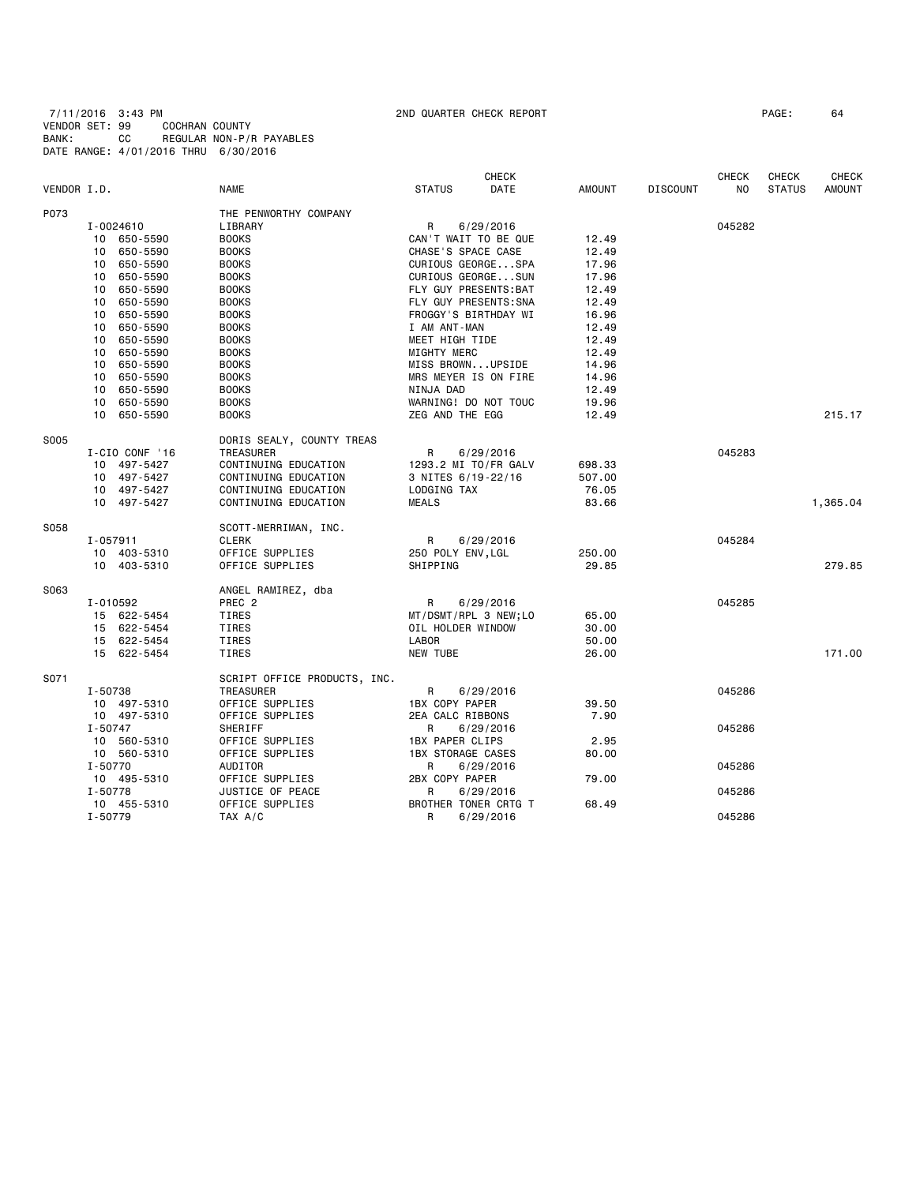7/11/2016 3:43 PM 2ND QUARTER CHECK REPORT PAGE: 64
VENDOR SET: 99 COCHRAN COUNTY
BANK: CC REGULAR NON-P/R PAYABLES
DATE RANGE: 4/01/2016 THRU 6/30/2016

| VENDOR I.D. | NAME | STATUS | CHECK DATE | AMOUNT | DISCOUNT | CHECK NO | CHECK STATUS | CHECK AMOUNT |
|---|---|---|---|---|---|---|---|---|
| P073 | THE PENWORTHY COMPANY | | | | | | | |
| I-0024610 | LIBRARY | R | 6/29/2016 | | | 045282 | | |
| 10 650-5590 | BOOKS | CAN'T WAIT TO BE QUE | | 12.49 | | | | |
| 10 650-5590 | BOOKS | CHASE'S SPACE CASE | | 12.49 | | | | |
| 10 650-5590 | BOOKS | CURIOUS GEORGE...SPA | | 17.96 | | | | |
| 10 650-5590 | BOOKS | CURIOUS GEORGE...SUN | | 17.96 | | | | |
| 10 650-5590 | BOOKS | FLY GUY PRESENTS:BAT | | 12.49 | | | | |
| 10 650-5590 | BOOKS | FLY GUY PRESENTS:SNA | | 12.49 | | | | |
| 10 650-5590 | BOOKS | FROGGY'S BIRTHDAY WI | | 16.96 | | | | |
| 10 650-5590 | BOOKS | I AM ANT-MAN | | 12.49 | | | | |
| 10 650-5590 | BOOKS | MEET HIGH TIDE | | 12.49 | | | | |
| 10 650-5590 | BOOKS | MIGHTY MERC | | 12.49 | | | | |
| 10 650-5590 | BOOKS | MISS BROWN...UPSIDE | | 14.96 | | | | |
| 10 650-5590 | BOOKS | MRS MEYER IS ON FIRE | | 14.96 | | | | |
| 10 650-5590 | BOOKS | NINJA DAD | | 12.49 | | | | |
| 10 650-5590 | BOOKS | WARNING! DO NOT TOUC | | 19.96 | | | | |
| 10 650-5590 | BOOKS | ZEG AND THE EGG | | 12.49 | | | | 215.17 |
| S005 | DORIS SEALY, COUNTY TREAS | | | | | | | |
| I-CIO CONF '16 | TREASURER | R | 6/29/2016 | | | 045283 | | |
| 10 497-5427 | CONTINUING EDUCATION | 1293.2 MI TO/FR GALV | | 698.33 | | | | |
| 10 497-5427 | CONTINUING EDUCATION | 3 NITES 6/19-22/16 | | 507.00 | | | | |
| 10 497-5427 | CONTINUING EDUCATION | LODGING TAX | | 76.05 | | | | |
| 10 497-5427 | CONTINUING EDUCATION | MEALS | | 83.66 | | | | 1,365.04 |
| S058 | SCOTT-MERRIMAN, INC. | | | | | | | |
| I-057911 | CLERK | R | 6/29/2016 | | | 045284 | | |
| 10 403-5310 | OFFICE SUPPLIES | 250 POLY ENV,LGL | | 250.00 | | | | |
| 10 403-5310 | OFFICE SUPPLIES | SHIPPING | | 29.85 | | | | 279.85 |
| S063 | ANGEL RAMIREZ, dba | | | | | | | |
| I-010592 | PREC 2 | R | 6/29/2016 | | | 045285 | | |
| 15 622-5454 | TIRES | MT/DSMT/RPL 3 NEW;LO | | 65.00 | | | | |
| 15 622-5454 | TIRES | OIL HOLDER WINDOW | | 30.00 | | | | |
| 15 622-5454 | TIRES | LABOR | | 50.00 | | | | |
| 15 622-5454 | TIRES | NEW TUBE | | 26.00 | | | | 171.00 |
| S071 | SCRIPT OFFICE PRODUCTS, INC. | | | | | | | |
| I-50738 | TREASURER | R | 6/29/2016 | | | 045286 | | |
| 10 497-5310 | OFFICE SUPPLIES | 1BX COPY PAPER | | 39.50 | | | | |
| 10 497-5310 | OFFICE SUPPLIES | 2EA CALC RIBBONS | | 7.90 | | | | |
| I-50747 | SHERIFF | R | 6/29/2016 | | | 045286 | | |
| 10 560-5310 | OFFICE SUPPLIES | 1BX PAPER CLIPS | | 2.95 | | | | |
| 10 560-5310 | OFFICE SUPPLIES | 1BX STORAGE CASES | | 80.00 | | | | |
| I-50770 | AUDITOR | R | 6/29/2016 | | | 045286 | | |
| 10 495-5310 | OFFICE SUPPLIES | 2BX COPY PAPER | | 79.00 | | | | |
| I-50778 | JUSTICE OF PEACE | R | 6/29/2016 | | | 045286 | | |
| 10 455-5310 | OFFICE SUPPLIES | BROTHER TONER CRTG T | | 68.49 | | | | |
| I-50779 | TAX A/C | R | 6/29/2016 | | | 045286 | | |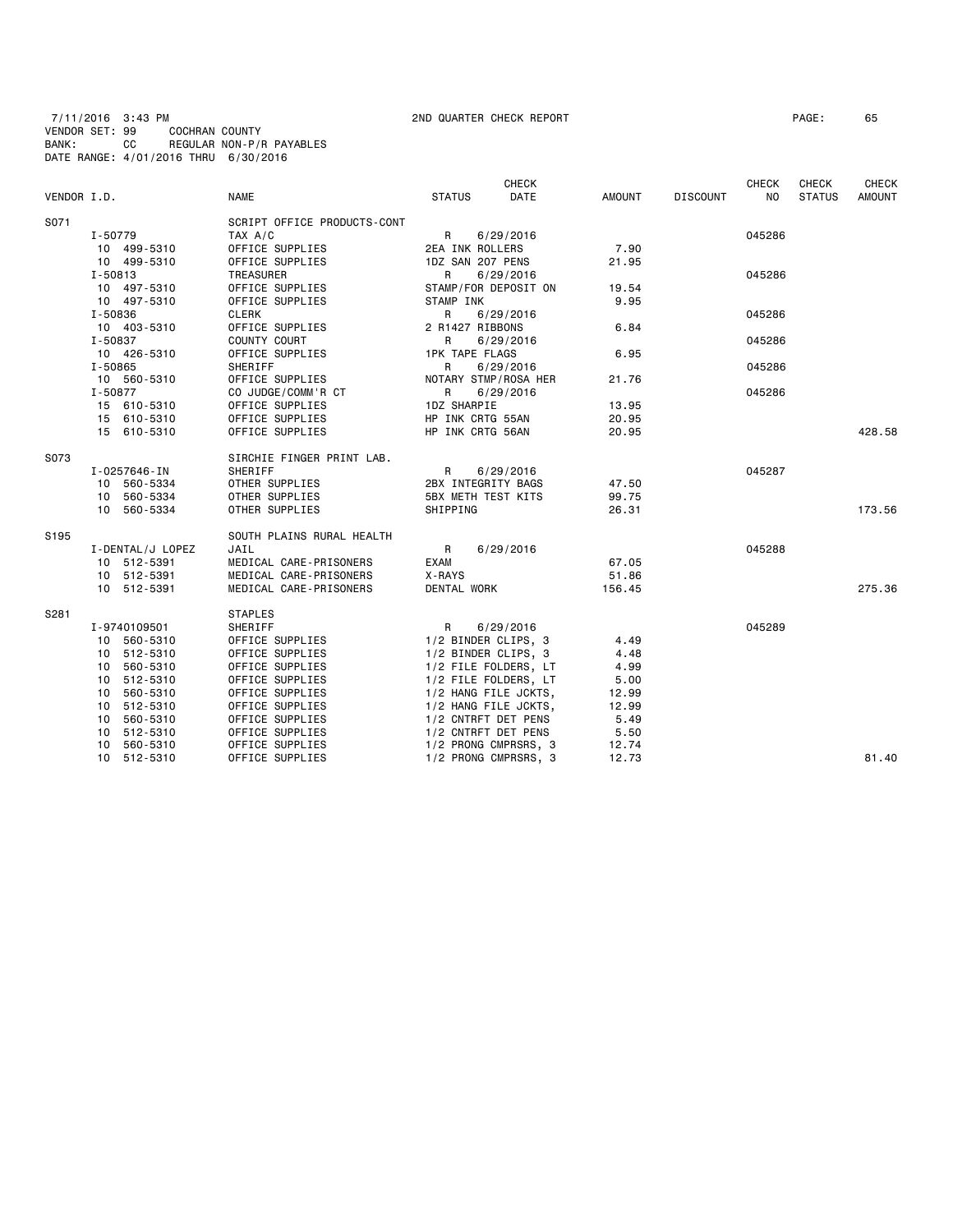7/11/2016 3:43 PM 2ND QUARTER CHECK REPORT PAGE: 65
VENDOR SET: 99 COCHRAN COUNTY
BANK: CC REGULAR NON-P/R PAYABLES
DATE RANGE: 4/01/2016 THRU 6/30/2016

| VENDOR I.D. | NAME | STATUS | CHECK DATE | AMOUNT | DISCOUNT | CHECK NO | CHECK STATUS | CHECK AMOUNT |
|---|---|---|---|---|---|---|---|---|
| S071 | SCRIPT OFFICE PRODUCTS-CONT | | | | | | | |
| I-50779 | TAX A/C | R | 6/29/2016 | | | 045286 | | |
| 10 499-5310 | OFFICE SUPPLIES | 2EA INK ROLLERS | | 7.90 | | | | |
| 10 499-5310 | OFFICE SUPPLIES | 1DZ SAN 207 PENS | | 21.95 | | | | |
| I-50813 | TREASURER | R | 6/29/2016 | | | 045286 | | |
| 10 497-5310 | OFFICE SUPPLIES | STAMP/FOR DEPOSIT ON | | 19.54 | | | | |
| 10 497-5310 | OFFICE SUPPLIES | STAMP INK | | 9.95 | | | | |
| I-50836 | CLERK | R | 6/29/2016 | | | 045286 | | |
| 10 403-5310 | OFFICE SUPPLIES | 2 R1427 RIBBONS | | 6.84 | | | | |
| I-50837 | COUNTY COURT | R | 6/29/2016 | | | 045286 | | |
| 10 426-5310 | OFFICE SUPPLIES | 1PK TAPE FLAGS | | 6.95 | | | | |
| I-50865 | SHERIFF | R | 6/29/2016 | | | 045286 | | |
| 10 560-5310 | OFFICE SUPPLIES | NOTARY STMP/ROSA HER | | 21.76 | | | | |
| I-50877 | CO JUDGE/COMM'R CT | R | 6/29/2016 | | | 045286 | | |
| 15 610-5310 | OFFICE SUPPLIES | 1DZ SHARPIE | | 13.95 | | | | |
| 15 610-5310 | OFFICE SUPPLIES | HP INK CRTG 55AN | | 20.95 | | | | |
| 15 610-5310 | OFFICE SUPPLIES | HP INK CRTG 56AN | | 20.95 | | | | 428.58 |
| S073 | SIRCHIE FINGER PRINT LAB. | | | | | | | |
| I-0257646-IN | SHERIFF | R | 6/29/2016 | | | 045287 | | |
| 10 560-5334 | OTHER SUPPLIES | 2BX INTEGRITY BAGS | | 47.50 | | | | |
| 10 560-5334 | OTHER SUPPLIES | 5BX METH TEST KITS | | 99.75 | | | | |
| 10 560-5334 | OTHER SUPPLIES | SHIPPING | | 26.31 | | | | 173.56 |
| S195 | SOUTH PLAINS RURAL HEALTH | | | | | | | |
| I-DENTAL/J LOPEZ | JAIL | R | 6/29/2016 | | | 045288 | | |
| 10 512-5391 | MEDICAL CARE-PRISONERS | EXAM | | 67.05 | | | | |
| 10 512-5391 | MEDICAL CARE-PRISONERS | X-RAYS | | 51.86 | | | | |
| 10 512-5391 | MEDICAL CARE-PRISONERS | DENTAL WORK | | 156.45 | | | | 275.36 |
| S281 | STAPLES | | | | | | | |
| I-9740109501 | SHERIFF | R | 6/29/2016 | | | 045289 | | |
| 10 560-5310 | OFFICE SUPPLIES | 1/2 BINDER CLIPS, 3 | | 4.49 | | | | |
| 10 512-5310 | OFFICE SUPPLIES | 1/2 BINDER CLIPS, 3 | | 4.48 | | | | |
| 10 560-5310 | OFFICE SUPPLIES | 1/2 FILE FOLDERS, LT | | 4.99 | | | | |
| 10 512-5310 | OFFICE SUPPLIES | 1/2 FILE FOLDERS, LT | | 5.00 | | | | |
| 10 560-5310 | OFFICE SUPPLIES | 1/2 HANG FILE JCKTS, | | 12.99 | | | | |
| 10 512-5310 | OFFICE SUPPLIES | 1/2 HANG FILE JCKTS, | | 12.99 | | | | |
| 10 560-5310 | OFFICE SUPPLIES | 1/2 CNTRFT DET PENS | | 5.49 | | | | |
| 10 512-5310 | OFFICE SUPPLIES | 1/2 CNTRFT DET PENS | | 5.50 | | | | |
| 10 560-5310 | OFFICE SUPPLIES | 1/2 PRONG CMPRSRS, 3 | | 12.74 | | | | |
| 10 512-5310 | OFFICE SUPPLIES | 1/2 PRONG CMPRSRS, 3 | | 12.73 | | | | 81.40 |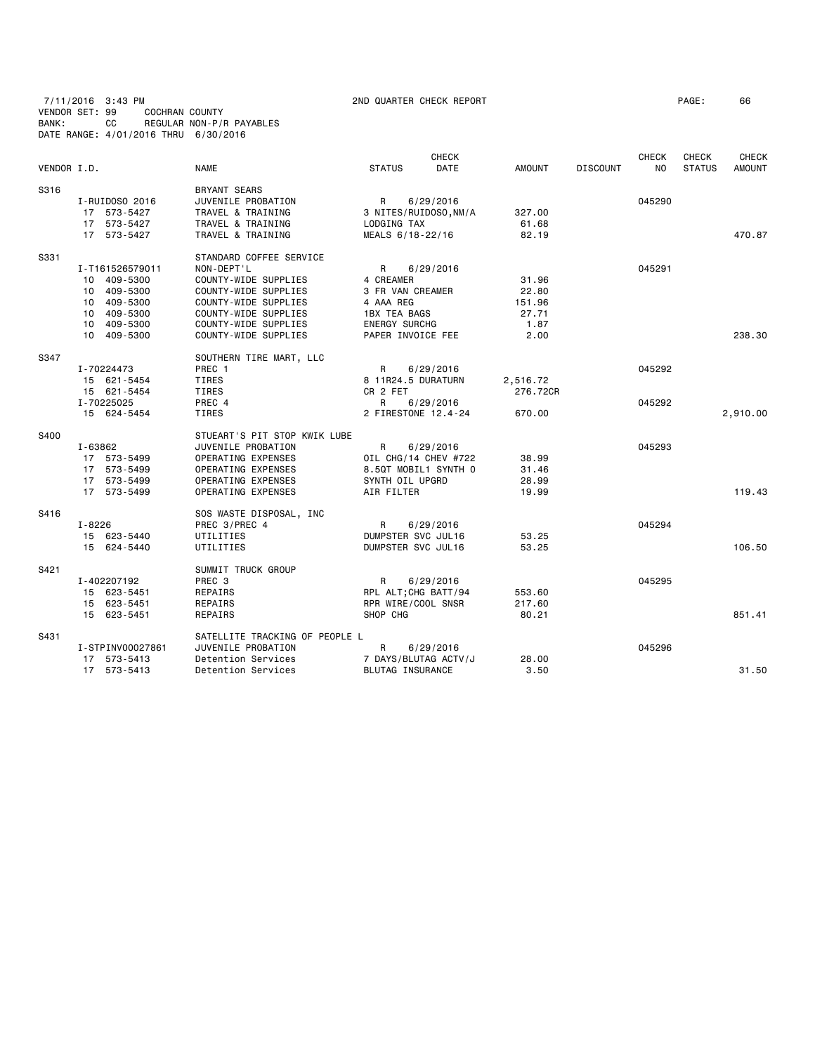7/11/2016 3:43 PM 2ND QUARTER CHECK REPORT PAGE: 66
VENDOR SET: 99 COCHRAN COUNTY
BANK: CC REGULAR NON-P/R PAYABLES
DATE RANGE: 4/01/2016 THRU 6/30/2016

| VENDOR I.D. | | NAME | STATUS | CHECK DATE | AMOUNT | DISCOUNT | CHECK NO | CHECK STATUS | CHECK AMOUNT |
|---|---|---|---|---|---|---|---|---|---|
| S316 | | BRYANT SEARS | | | | | | | |
| | I-RUIDOSO 2016 | JUVENILE PROBATION | R | 6/29/2016 | | | 045290 | | |
| | 17 573-5427 | TRAVEL & TRAINING | 3 NITES/RUIDOSO,NM/A | | 327.00 | | | | |
| | 17 573-5427 | TRAVEL & TRAINING | LODGING TAX | | 61.68 | | | | |
| | 17 573-5427 | TRAVEL & TRAINING | MEALS 6/18-22/16 | | 82.19 | | | | 470.87 |
| S331 | | STANDARD COFFEE SERVICE | | | | | | | |
| | I-T161526579011 | NON-DEPT'L | R | 6/29/2016 | | | 045291 | | |
| | 10 409-5300 | COUNTY-WIDE SUPPLIES | 4 CREAMER | | 31.96 | | | | |
| | 10 409-5300 | COUNTY-WIDE SUPPLIES | 3 FR VAN CREAMER | | 22.80 | | | | |
| | 10 409-5300 | COUNTY-WIDE SUPPLIES | 4 AAA REG | | 151.96 | | | | |
| | 10 409-5300 | COUNTY-WIDE SUPPLIES | 1BX TEA BAGS | | 27.71 | | | | |
| | 10 409-5300 | COUNTY-WIDE SUPPLIES | ENERGY SURCHG | | 1.87 | | | | |
| | 10 409-5300 | COUNTY-WIDE SUPPLIES | PAPER INVOICE FEE | | 2.00 | | | | 238.30 |
| S347 | | SOUTHERN TIRE MART, LLC | | | | | | | |
| | I-70224473 | PREC 1 | R | 6/29/2016 | | | 045292 | | |
| | 15 621-5454 | TIRES | 8 11R24.5 DURATURN | | 2,516.72 | | | | |
| | 15 621-5454 | TIRES | CR 2 FET | | 276.72CR | | | | |
| | I-70225025 | PREC 4 | R | 6/29/2016 | | | 045292 | | |
| | 15 624-5454 | TIRES | 2 FIRESTONE 12.4-24 | | 670.00 | | | | 2,910.00 |
| S400 | | STUEART'S PIT STOP KWIK LUBE | | | | | | | |
| | I-63862 | JUVENILE PROBATION | R | 6/29/2016 | | | 045293 | | |
| | 17 573-5499 | OPERATING EXPENSES | OIL CHG/14 CHEV #722 | | 38.99 | | | | |
| | 17 573-5499 | OPERATING EXPENSES | 8.5QT MOBIL1 SYNTH O | | 31.46 | | | | |
| | 17 573-5499 | OPERATING EXPENSES | SYNTH OIL UPGRD | | 28.99 | | | | |
| | 17 573-5499 | OPERATING EXPENSES | AIR FILTER | | 19.99 | | | | 119.43 |
| S416 | | SOS WASTE DISPOSAL, INC | | | | | | | |
| | I-8226 | PREC 3/PREC 4 | R | 6/29/2016 | | | 045294 | | |
| | 15 623-5440 | UTILITIES | DUMPSTER SVC JUL16 | | 53.25 | | | | |
| | 15 624-5440 | UTILITIES | DUMPSTER SVC JUL16 | | 53.25 | | | | 106.50 |
| S421 | | SUMMIT TRUCK GROUP | | | | | | | |
| | I-402207192 | PREC 3 | R | 6/29/2016 | | | 045295 | | |
| | 15 623-5451 | REPAIRS | RPL ALT;CHG BATT/94 | | 553.60 | | | | |
| | 15 623-5451 | REPAIRS | RPR WIRE/COOL SNSR | | 217.60 | | | | |
| | 15 623-5451 | REPAIRS | SHOP CHG | | 80.21 | | | | 851.41 |
| S431 | | SATELLITE TRACKING OF PEOPLE L | | | | | | | |
| | I-STPINV00027861 | JUVENILE PROBATION | R | 6/29/2016 | | | 045296 | | |
| | 17 573-5413 | Detention Services | 7 DAYS/BLUTAG ACTV/J | | 28.00 | | | | |
| | 17 573-5413 | Detention Services | BLUTAG INSURANCE | | 3.50 | | | | 31.50 |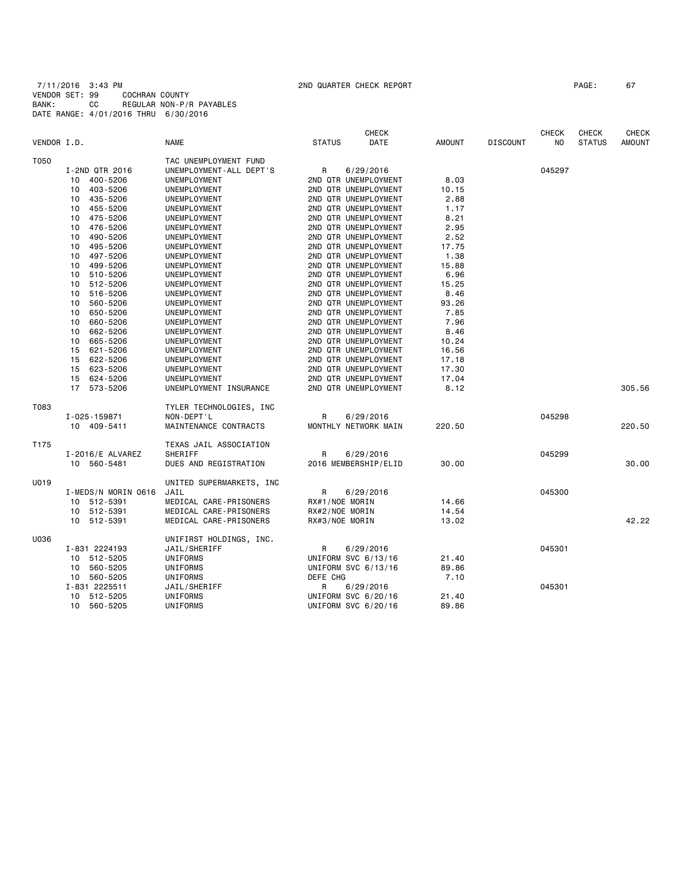7/11/2016 3:43 PM 2ND QUARTER CHECK REPORT PAGE: 67
VENDOR SET: 99 COCHRAN COUNTY
BANK: CC REGULAR NON-P/R PAYABLES
DATE RANGE: 4/01/2016 THRU 6/30/2016

| VENDOR I.D. | NAME | STATUS | CHECK DATE | AMOUNT | DISCOUNT | CHECK NO | CHECK STATUS | CHECK AMOUNT |
|---|---|---|---|---|---|---|---|---|
| T050 | TAC UNEMPLOYMENT FUND | | | | | | | |
| I-2ND QTR 2016 | UNEMPLOYMENT-ALL DEPT'S | R | 6/29/2016 | | | 045297 | | |
| 10 400-5206 | UNEMPLOYMENT | 2ND QTR UNEMPLOYMENT | | 8.03 | | | | |
| 10 403-5206 | UNEMPLOYMENT | 2ND QTR UNEMPLOYMENT | | 10.15 | | | | |
| 10 435-5206 | UNEMPLOYMENT | 2ND QTR UNEMPLOYMENT | | 2.88 | | | | |
| 10 455-5206 | UNEMPLOYMENT | 2ND QTR UNEMPLOYMENT | | 1.17 | | | | |
| 10 475-5206 | UNEMPLOYMENT | 2ND QTR UNEMPLOYMENT | | 8.21 | | | | |
| 10 476-5206 | UNEMPLOYMENT | 2ND QTR UNEMPLOYMENT | | 2.95 | | | | |
| 10 490-5206 | UNEMPLOYMENT | 2ND QTR UNEMPLOYMENT | | 2.52 | | | | |
| 10 495-5206 | UNEMPLOYMENT | 2ND QTR UNEMPLOYMENT | | 17.75 | | | | |
| 10 497-5206 | UNEMPLOYMENT | 2ND QTR UNEMPLOYMENT | | 1.38 | | | | |
| 10 499-5206 | UNEMPLOYMENT | 2ND QTR UNEMPLOYMENT | | 15.88 | | | | |
| 10 510-5206 | UNEMPLOYMENT | 2ND QTR UNEMPLOYMENT | | 6.96 | | | | |
| 10 512-5206 | UNEMPLOYMENT | 2ND QTR UNEMPLOYMENT | | 15.25 | | | | |
| 10 516-5206 | UNEMPLOYMENT | 2ND QTR UNEMPLOYMENT | | 8.46 | | | | |
| 10 560-5206 | UNEMPLOYMENT | 2ND QTR UNEMPLOYMENT | | 93.26 | | | | |
| 10 650-5206 | UNEMPLOYMENT | 2ND QTR UNEMPLOYMENT | | 7.85 | | | | |
| 10 660-5206 | UNEMPLOYMENT | 2ND QTR UNEMPLOYMENT | | 7.96 | | | | |
| 10 662-5206 | UNEMPLOYMENT | 2ND QTR UNEMPLOYMENT | | 8.46 | | | | |
| 10 665-5206 | UNEMPLOYMENT | 2ND QTR UNEMPLOYMENT | | 10.24 | | | | |
| 15 621-5206 | UNEMPLOYMENT | 2ND QTR UNEMPLOYMENT | | 16.56 | | | | |
| 15 622-5206 | UNEMPLOYMENT | 2ND QTR UNEMPLOYMENT | | 17.18 | | | | |
| 15 623-5206 | UNEMPLOYMENT | 2ND QTR UNEMPLOYMENT | | 17.30 | | | | |
| 15 624-5206 | UNEMPLOYMENT | 2ND QTR UNEMPLOYMENT | | 17.04 | | | | |
| 17 573-5206 | UNEMPLOYMENT INSURANCE | 2ND QTR UNEMPLOYMENT | | 8.12 | | | | 305.56 |
| T083 | TYLER TECHNOLOGIES, INC | | | | | | | |
| I-025-159871 | NON-DEPT'L | R | 6/29/2016 | | | 045298 | | |
| 10 409-5411 | MAINTENANCE CONTRACTS | MONTHLY NETWORK MAIN | | 220.50 | | | | 220.50 |
| T175 | TEXAS JAIL ASSOCIATION | | | | | | | |
| I-2016/E ALVAREZ | SHERIFF | R | 6/29/2016 | | | 045299 | | |
| 10 560-5481 | DUES AND REGISTRATION | 2016 MEMBERSHIP/ELID | | 30.00 | | | | 30.00 |
| U019 | UNITED SUPERMARKETS, INC | | | | | | | |
| I-MEDS/N MORIN 0616 | JAIL | R | 6/29/2016 | | | 045300 | | |
| 10 512-5391 | MEDICAL CARE-PRISONERS | RX#1/NOE MORIN | | 14.66 | | | | |
| 10 512-5391 | MEDICAL CARE-PRISONERS | RX#2/NOE MORIN | | 14.54 | | | | |
| 10 512-5391 | MEDICAL CARE-PRISONERS | RX#3/NOE MORIN | | 13.02 | | | | 42.22 |
| U036 | UNIFIRST HOLDINGS, INC. | | | | | | | |
| I-831 2224193 | JAIL/SHERIFF | R | 6/29/2016 | | | 045301 | | |
| 10 512-5205 | UNIFORMS | UNIFORM SVC 6/13/16 | | 21.40 | | | | |
| 10 560-5205 | UNIFORMS | UNIFORM SVC 6/13/16 | | 89.86 | | | | |
| 10 560-5205 | UNIFORMS | DEFE CHG | | 7.10 | | | | |
| I-831 2225511 | JAIL/SHERIFF | R | 6/29/2016 | | | 045301 | | |
| 10 512-5205 | UNIFORMS | UNIFORM SVC 6/20/16 | | 21.40 | | | | |
| 10 560-5205 | UNIFORMS | UNIFORM SVC 6/20/16 | | 89.86 | | | | |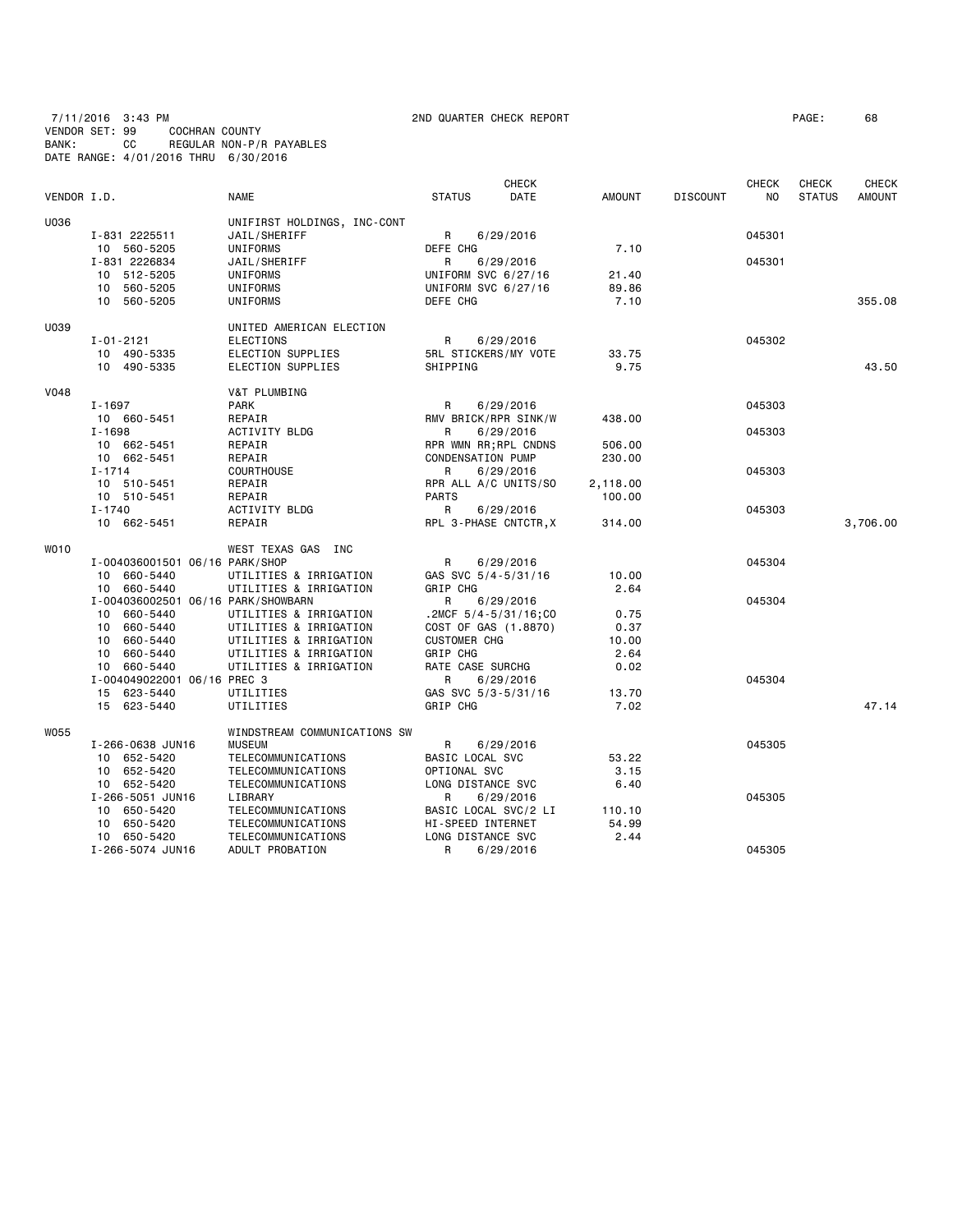7/11/2016 3:43 PM 2ND QUARTER CHECK REPORT
VENDOR SET: 99 COCHRAN COUNTY
BANK: CC REGULAR NON-P/R PAYABLES
DATE RANGE: 4/01/2016 THRU 6/30/2016

| VENDOR I.D. | | NAME | STATUS | CHECK DATE | AMOUNT | DISCOUNT | CHECK NO | CHECK STATUS | CHECK AMOUNT |
|---|---|---|---|---|---|---|---|---|---|
| U036 | | UNIFIRST HOLDINGS, INC-CONT | | | | | | | |
| | I-831 2225511 | JAIL/SHERIFF | R | 6/29/2016 | | | 045301 | | |
| | 10 560-5205 | UNIFORMS | DEFE CHG | | 7.10 | | | | |
| | I-831 2226834 | JAIL/SHERIFF | R | 6/29/2016 | | | 045301 | | |
| | 10 512-5205 | UNIFORMS | UNIFORM SVC 6/27/16 | | 21.40 | | | | |
| | 10 560-5205 | UNIFORMS | UNIFORM SVC 6/27/16 | | 89.86 | | | | |
| | 10 560-5205 | UNIFORMS | DEFE CHG | | 7.10 | | | | 355.08 |
| U039 | | UNITED AMERICAN ELECTION | | | | | | | |
| | I-01-2121 | ELECTIONS | R | 6/29/2016 | | | 045302 | | |
| | 10 490-5335 | ELECTION SUPPLIES | 5RL STICKERS/MY VOTE | | 33.75 | | | | |
| | 10 490-5335 | ELECTION SUPPLIES | SHIPPING | | 9.75 | | | | 43.50 |
| V048 | | V&T PLUMBING | | | | | | | |
| | I-1697 | PARK | R | 6/29/2016 | | | 045303 | | |
| | 10 660-5451 | REPAIR | RMV BRICK/RPR SINK/W | | 438.00 | | | | |
| | I-1698 | ACTIVITY BLDG | R | 6/29/2016 | | | 045303 | | |
| | 10 662-5451 | REPAIR | RPR WMN RR;RPL CNDNS | | 506.00 | | | | |
| | 10 662-5451 | REPAIR | CONDENSATION PUMP | | 230.00 | | | | |
| | I-1714 | COURTHOUSE | R | 6/29/2016 | | | 045303 | | |
| | 10 510-5451 | REPAIR | RPR ALL A/C UNITS/SO | | 2,118.00 | | | | |
| | 10 510-5451 | REPAIR | PARTS | | 100.00 | | | | |
| | I-1740 | ACTIVITY BLDG | R | 6/29/2016 | | | 045303 | | |
| | 10 662-5451 | REPAIR | RPL 3-PHASE CNTCTR,X | | 314.00 | | | | 3,706.00 |
| W010 | | WEST TEXAS GAS INC | | | | | | | |
| | I-004036001501 06/16 | PARK/SHOP | R | 6/29/2016 | | | 045304 | | |
| | 10 660-5440 | UTILITIES & IRRIGATION | GAS SVC 5/4-5/31/16 | | 10.00 | | | | |
| | 10 660-5440 | UTILITIES & IRRIGATION | GRIP CHG | | 2.64 | | | | |
| | I-004036002501 06/16 | PARK/SHOWBARN | R | 6/29/2016 | | | 045304 | | |
| | 10 660-5440 | UTILITIES & IRRIGATION | .2MCF 5/4-5/31/16;CO | | 0.75 | | | | |
| | 10 660-5440 | UTILITIES & IRRIGATION | COST OF GAS (1.8870) | | 0.37 | | | | |
| | 10 660-5440 | UTILITIES & IRRIGATION | CUSTOMER CHG | | 10.00 | | | | |
| | 10 660-5440 | UTILITIES & IRRIGATION | GRIP CHG | | 2.64 | | | | |
| | 10 660-5440 | UTILITIES & IRRIGATION | RATE CASE SURCHG | | 0.02 | | | | |
| | I-004049022001 06/16 | PREC 3 | R | 6/29/2016 | | | 045304 | | |
| | 15 623-5440 | UTILITIES | GAS SVC 5/3-5/31/16 | | 13.70 | | | | |
| | 15 623-5440 | UTILITIES | GRIP CHG | | 7.02 | | | | 47.14 |
| W055 | | WINDSTREAM COMMUNICATIONS SW | | | | | | | |
| | I-266-0638 JUN16 | MUSEUM | R | 6/29/2016 | | | 045305 | | |
| | 10 652-5420 | TELECOMMUNICATIONS | BASIC LOCAL SVC | | 53.22 | | | | |
| | 10 652-5420 | TELECOMMUNICATIONS | OPTIONAL SVC | | 3.15 | | | | |
| | 10 652-5420 | TELECOMMUNICATIONS | LONG DISTANCE SVC | | 6.40 | | | | |
| | I-266-5051 JUN16 | LIBRARY | R | 6/29/2016 | | | 045305 | | |
| | 10 650-5420 | TELECOMMUNICATIONS | BASIC LOCAL SVC/2 LI | | 110.10 | | | | |
| | 10 650-5420 | TELECOMMUNICATIONS | HI-SPEED INTERNET | | 54.99 | | | | |
| | 10 650-5420 | TELECOMMUNICATIONS | LONG DISTANCE SVC | | 2.44 | | | | |
| | I-266-5074 JUN16 | ADULT PROBATION | R | 6/29/2016 | | | 045305 | | |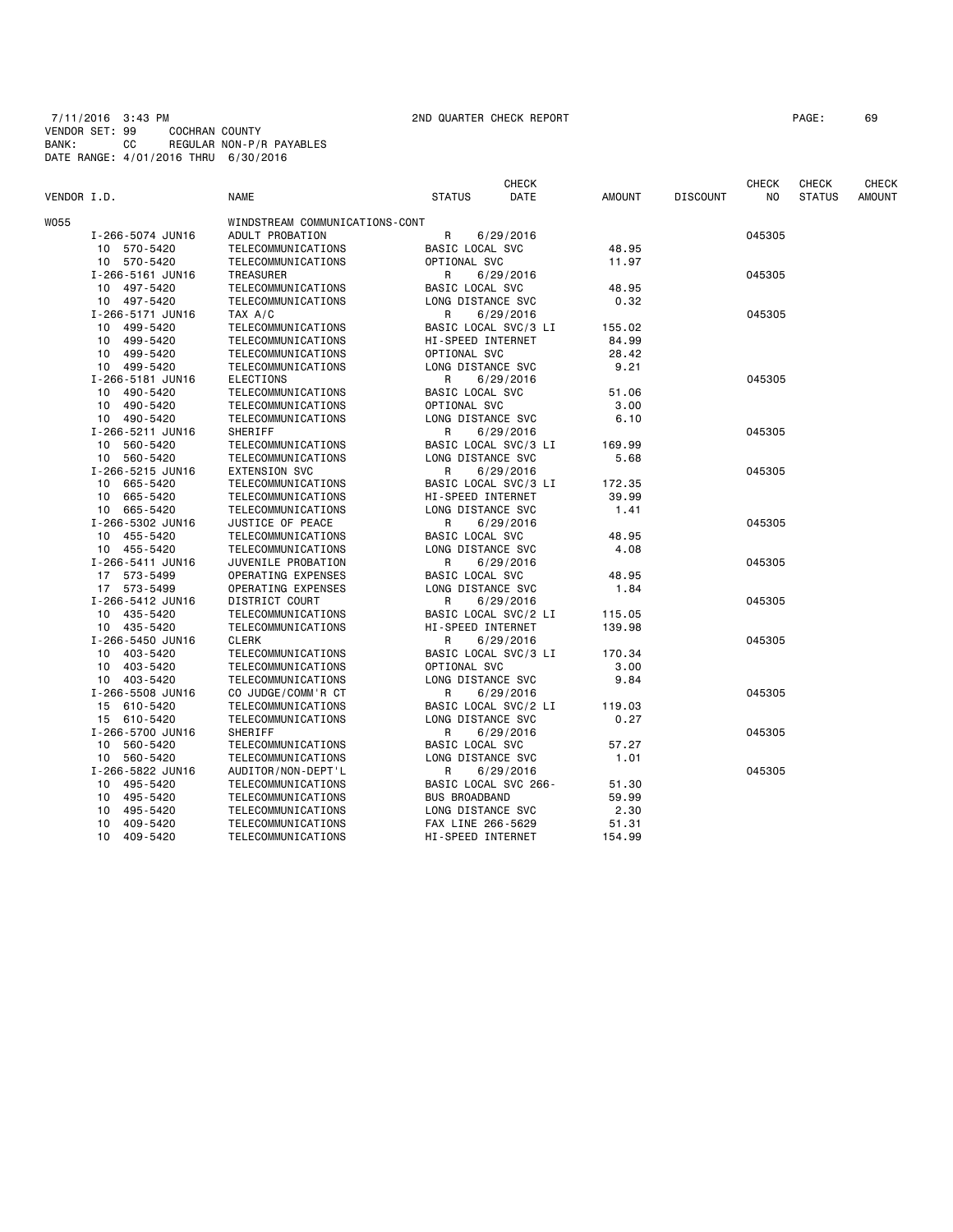7/11/2016 3:43 PM 2ND QUARTER CHECK REPORT PAGE: 69
VENDOR SET: 99 COCHRAN COUNTY
BANK: CC REGULAR NON-P/R PAYABLES
DATE RANGE: 4/01/2016 THRU 6/30/2016

| VENDOR I.D. | NAME | STATUS | CHECK DATE | AMOUNT | DISCOUNT | CHECK NO | CHECK STATUS | CHECK AMOUNT |
|---|---|---|---|---|---|---|---|---|
| W055 | WINDSTREAM COMMUNICATIONS-CONT | | | | | | | |
| I-266-5074 JUN16 | ADULT PROBATION | R | 6/29/2016 | | | 045305 | | |
| 10 570-5420 | TELECOMMUNICATIONS | BASIC LOCAL SVC | | 48.95 | | | | |
| 10 570-5420 | TELECOMMUNICATIONS | OPTIONAL SVC | | 11.97 | | | | |
| I-266-5161 JUN16 | TREASURER | R | 6/29/2016 | | | 045305 | | |
| 10 497-5420 | TELECOMMUNICATIONS | BASIC LOCAL SVC | | 48.95 | | | | |
| 10 497-5420 | TELECOMMUNICATIONS | LONG DISTANCE SVC | | 0.32 | | | | |
| I-266-5171 JUN16 | TAX A/C | R | 6/29/2016 | | | 045305 | | |
| 10 499-5420 | TELECOMMUNICATIONS | BASIC LOCAL SVC/3 LI | | 155.02 | | | | |
| 10 499-5420 | TELECOMMUNICATIONS | HI-SPEED INTERNET | | 84.99 | | | | |
| 10 499-5420 | TELECOMMUNICATIONS | OPTIONAL SVC | | 28.42 | | | | |
| 10 499-5420 | TELECOMMUNICATIONS | LONG DISTANCE SVC | | 9.21 | | | | |
| I-266-5181 JUN16 | ELECTIONS | R | 6/29/2016 | | | 045305 | | |
| 10 490-5420 | TELECOMMUNICATIONS | BASIC LOCAL SVC | | 51.06 | | | | |
| 10 490-5420 | TELECOMMUNICATIONS | OPTIONAL SVC | | 3.00 | | | | |
| 10 490-5420 | TELECOMMUNICATIONS | LONG DISTANCE SVC | | 6.10 | | | | |
| I-266-5211 JUN16 | SHERIFF | R | 6/29/2016 | | | 045305 | | |
| 10 560-5420 | TELECOMMUNICATIONS | BASIC LOCAL SVC/3 LI | | 169.99 | | | | |
| 10 560-5420 | TELECOMMUNICATIONS | LONG DISTANCE SVC | | 5.68 | | | | |
| I-266-5215 JUN16 | EXTENSION SVC | R | 6/29/2016 | | | 045305 | | |
| 10 665-5420 | TELECOMMUNICATIONS | BASIC LOCAL SVC/3 LI | | 172.35 | | | | |
| 10 665-5420 | TELECOMMUNICATIONS | HI-SPEED INTERNET | | 39.99 | | | | |
| 10 665-5420 | TELECOMMUNICATIONS | LONG DISTANCE SVC | | 1.41 | | | | |
| I-266-5302 JUN16 | JUSTICE OF PEACE | R | 6/29/2016 | | | 045305 | | |
| 10 455-5420 | TELECOMMUNICATIONS | BASIC LOCAL SVC | | 48.95 | | | | |
| 10 455-5420 | TELECOMMUNICATIONS | LONG DISTANCE SVC | | 4.08 | | | | |
| I-266-5411 JUN16 | JUVENILE PROBATION | R | 6/29/2016 | | | 045305 | | |
| 17 573-5499 | OPERATING EXPENSES | BASIC LOCAL SVC | | 48.95 | | | | |
| 17 573-5499 | OPERATING EXPENSES | LONG DISTANCE SVC | | 1.84 | | | | |
| I-266-5412 JUN16 | DISTRICT COURT | R | 6/29/2016 | | | 045305 | | |
| 10 435-5420 | TELECOMMUNICATIONS | BASIC LOCAL SVC/2 LI | | 115.05 | | | | |
| 10 435-5420 | TELECOMMUNICATIONS | HI-SPEED INTERNET | | 139.98 | | | | |
| I-266-5450 JUN16 | CLERK | R | 6/29/2016 | | | 045305 | | |
| 10 403-5420 | TELECOMMUNICATIONS | BASIC LOCAL SVC/3 LI | | 170.34 | | | | |
| 10 403-5420 | TELECOMMUNICATIONS | OPTIONAL SVC | | 3.00 | | | | |
| 10 403-5420 | TELECOMMUNICATIONS | LONG DISTANCE SVC | | 9.84 | | | | |
| I-266-5508 JUN16 | CO JUDGE/COMM'R CT | R | 6/29/2016 | | | 045305 | | |
| 15 610-5420 | TELECOMMUNICATIONS | BASIC LOCAL SVC/2 LI | | 119.03 | | | | |
| 15 610-5420 | TELECOMMUNICATIONS | LONG DISTANCE SVC | | 0.27 | | | | |
| I-266-5700 JUN16 | SHERIFF | R | 6/29/2016 | | | 045305 | | |
| 10 560-5420 | TELECOMMUNICATIONS | BASIC LOCAL SVC | | 57.27 | | | | |
| 10 560-5420 | TELECOMMUNICATIONS | LONG DISTANCE SVC | | 1.01 | | | | |
| I-266-5822 JUN16 | AUDITOR/NON-DEPT'L | R | 6/29/2016 | | | 045305 | | |
| 10 495-5420 | TELECOMMUNICATIONS | BASIC LOCAL SVC 266- | | 51.30 | | | | |
| 10 495-5420 | TELECOMMUNICATIONS | BUS BROADBAND | | 59.99 | | | | |
| 10 495-5420 | TELECOMMUNICATIONS | LONG DISTANCE SVC | | 2.30 | | | | |
| 10 409-5420 | TELECOMMUNICATIONS | FAX LINE 266-5629 | | 51.31 | | | | |
| 10 409-5420 | TELECOMMUNICATIONS | HI-SPEED INTERNET | | 154.99 | | | | |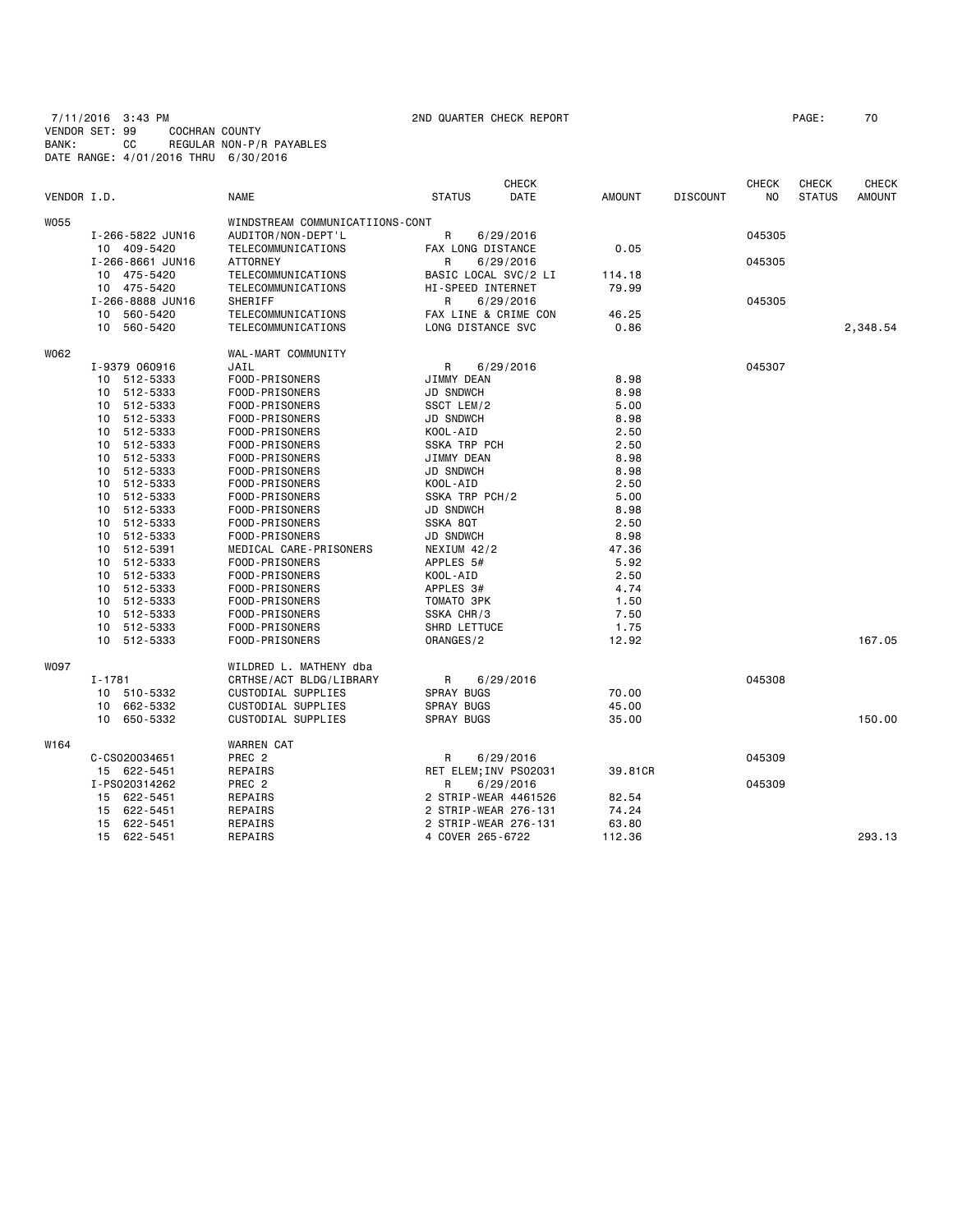7/11/2016 3:43 PM 2ND QUARTER CHECK REPORT PAGE: 70
VENDOR SET: 99 COCHRAN COUNTY
BANK: CC REGULAR NON-P/R PAYABLES
DATE RANGE: 4/01/2016 THRU 6/30/2016

| VENDOR I.D. | NAME | STATUS | CHECK DATE | AMOUNT | DISCOUNT | CHECK NO | CHECK STATUS | CHECK AMOUNT |
|---|---|---|---|---|---|---|---|---|
| W055 | WINDSTREAM COMMUNICATIIONS-CONT | | | | | | | |
| I-266-5822 JUN16 | AUDITOR/NON-DEPT'L | R | 6/29/2016 | | | 045305 | | |
| 10 409-5420 | TELECOMMUNICATIONS | FAX LONG DISTANCE | | 0.05 | | | | |
| I-266-8661 JUN16 | ATTORNEY | R | 6/29/2016 | | | 045305 | | |
| 10 475-5420 | TELECOMMUNICATIONS | BASIC LOCAL SVC/2 LI | | 114.18 | | | | |
| 10 475-5420 | TELECOMMUNICATIONS | HI-SPEED INTERNET | | 79.99 | | | | |
| I-266-8888 JUN16 | SHERIFF | R | 6/29/2016 | | | 045305 | | |
| 10 560-5420 | TELECOMMUNICATIONS | FAX LINE & CRIME CON | | 46.25 | | | | |
| 10 560-5420 | TELECOMMUNICATIONS | LONG DISTANCE SVC | | 0.86 | | | | 2,348.54 |
| W062 | WAL-MART COMMUNITY | | | | | | | |
| I-9379 060916 | JAIL | R | 6/29/2016 | | | 045307 | | |
| 10 512-5333 | FOOD-PRISONERS | JIMMY DEAN | | 8.98 | | | | |
| 10 512-5333 | FOOD-PRISONERS | JD SNDWCH | | 8.98 | | | | |
| 10 512-5333 | FOOD-PRISONERS | SSCT LEM/2 | | 5.00 | | | | |
| 10 512-5333 | FOOD-PRISONERS | JD SNDWCH | | 8.98 | | | | |
| 10 512-5333 | FOOD-PRISONERS | KOOL-AID | | 2.50 | | | | |
| 10 512-5333 | FOOD-PRISONERS | SSKA TRP PCH | | 2.50 | | | | |
| 10 512-5333 | FOOD-PRISONERS | JIMMY DEAN | | 8.98 | | | | |
| 10 512-5333 | FOOD-PRISONERS | JD SNDWCH | | 8.98 | | | | |
| 10 512-5333 | FOOD-PRISONERS | KOOL-AID | | 2.50 | | | | |
| 10 512-5333 | FOOD-PRISONERS | SSKA TRP PCH/2 | | 5.00 | | | | |
| 10 512-5333 | FOOD-PRISONERS | JD SNDWCH | | 8.98 | | | | |
| 10 512-5333 | FOOD-PRISONERS | SSKA 8QT | | 2.50 | | | | |
| 10 512-5333 | FOOD-PRISONERS | JD SNDWCH | | 8.98 | | | | |
| 10 512-5391 | MEDICAL CARE-PRISONERS | NEXIUM 42/2 | | 47.36 | | | | |
| 10 512-5333 | FOOD-PRISONERS | APPLES 5# | | 5.92 | | | | |
| 10 512-5333 | FOOD-PRISONERS | KOOL-AID | | 2.50 | | | | |
| 10 512-5333 | FOOD-PRISONERS | APPLES 3# | | 4.74 | | | | |
| 10 512-5333 | FOOD-PRISONERS | TOMATO 3PK | | 1.50 | | | | |
| 10 512-5333 | FOOD-PRISONERS | SSKA CHR/3 | | 7.50 | | | | |
| 10 512-5333 | FOOD-PRISONERS | SHRD LETTUCE | | 1.75 | | | | |
| 10 512-5333 | FOOD-PRISONERS | ORANGES/2 | | 12.92 | | | | 167.05 |
| W097 | WILDRED L. MATHENY dba | | | | | | | |
| I-1781 | CRTHSE/ACT BLDG/LIBRARY | R | 6/29/2016 | | | 045308 | | |
| 10 510-5332 | CUSTODIAL SUPPLIES | SPRAY BUGS | | 70.00 | | | | |
| 10 662-5332 | CUSTODIAL SUPPLIES | SPRAY BUGS | | 45.00 | | | | |
| 10 650-5332 | CUSTODIAL SUPPLIES | SPRAY BUGS | | 35.00 | | | | 150.00 |
| W164 | WARREN CAT | | | | | | | |
| C-CS020034651 | PREC 2 | R | 6/29/2016 | | | 045309 | | |
| 15 622-5451 | REPAIRS | RET ELEM;INV PS02031 | | 39.81CR | | | | |
| I-PS020314262 | PREC 2 | R | 6/29/2016 | | | 045309 | | |
| 15 622-5451 | REPAIRS | 2 STRIP-WEAR 4461526 | | 82.54 | | | | |
| 15 622-5451 | REPAIRS | 2 STRIP-WEAR 276-131 | | 74.24 | | | | |
| 15 622-5451 | REPAIRS | 2 STRIP-WEAR 276-131 | | 63.80 | | | | |
| 15 622-5451 | REPAIRS | 4 COVER 265-6722 | | 112.36 | | | | 293.13 |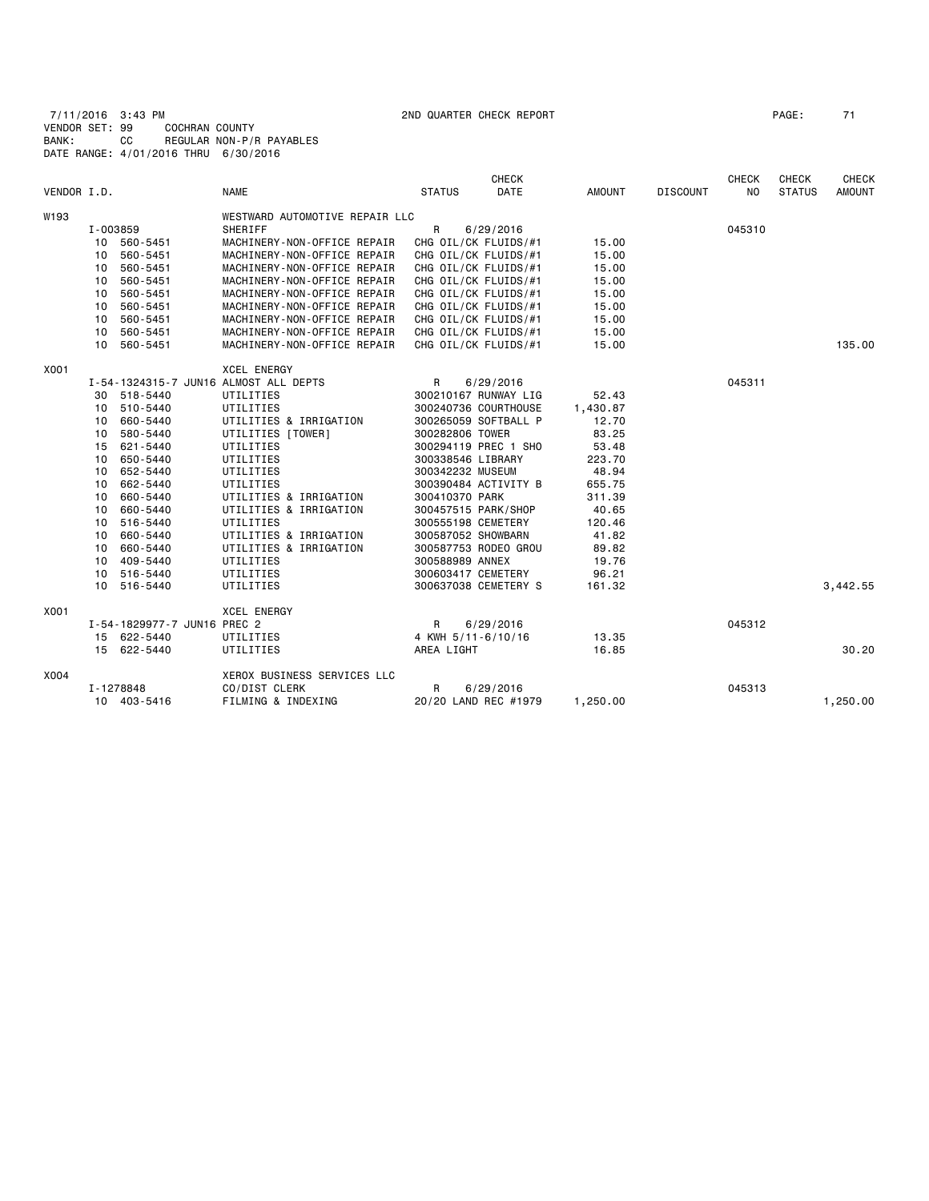7/11/2016 3:43 PM 2ND QUARTER CHECK REPORT PAGE: 71
VENDOR SET: 99 COCHRAN COUNTY
BANK: CC REGULAR NON-P/R PAYABLES
DATE RANGE: 4/01/2016 THRU 6/30/2016

| VENDOR I.D. | | NAME | STATUS | CHECK DATE | AMOUNT | DISCOUNT | CHECK NO | CHECK STATUS | CHECK AMOUNT |
|---|---|---|---|---|---|---|---|---|---|
| W193 | | WESTWARD AUTOMOTIVE REPAIR LLC | | | | | | | |
| | I-003859 | SHERIFF | R | 6/29/2016 | | | 045310 | | |
| | 10 560-5451 | MACHINERY-NON-OFFICE REPAIR | CHG OIL/CK FLUIDS/#1 | | 15.00 | | | | |
| | 10 560-5451 | MACHINERY-NON-OFFICE REPAIR | CHG OIL/CK FLUIDS/#1 | | 15.00 | | | | |
| | 10 560-5451 | MACHINERY-NON-OFFICE REPAIR | CHG OIL/CK FLUIDS/#1 | | 15.00 | | | | |
| | 10 560-5451 | MACHINERY-NON-OFFICE REPAIR | CHG OIL/CK FLUIDS/#1 | | 15.00 | | | | |
| | 10 560-5451 | MACHINERY-NON-OFFICE REPAIR | CHG OIL/CK FLUIDS/#1 | | 15.00 | | | | |
| | 10 560-5451 | MACHINERY-NON-OFFICE REPAIR | CHG OIL/CK FLUIDS/#1 | | 15.00 | | | | |
| | 10 560-5451 | MACHINERY-NON-OFFICE REPAIR | CHG OIL/CK FLUIDS/#1 | | 15.00 | | | | |
| | 10 560-5451 | MACHINERY-NON-OFFICE REPAIR | CHG OIL/CK FLUIDS/#1 | | 15.00 | | | | |
| | 10 560-5451 | MACHINERY-NON-OFFICE REPAIR | CHG OIL/CK FLUIDS/#1 | | 15.00 | | | | 135.00 |
| X001 | | XCEL ENERGY | | | | | | | |
| | I-54-1324315-7 JUN16 | ALMOST ALL DEPTS | R | 6/29/2016 | | | 045311 | | |
| | 30 518-5440 | UTILITIES | 300210167 RUNWAY LIG | | 52.43 | | | | |
| | 10 510-5440 | UTILITIES | 300240736 COURTHOUSE | | 1,430.87 | | | | |
| | 10 660-5440 | UTILITIES & IRRIGATION | 300265059 SOFTBALL P | | 12.70 | | | | |
| | 10 580-5440 | UTILITIES [TOWER] | 300282806 TOWER | | 83.25 | | | | |
| | 15 621-5440 | UTILITIES | 300294119 PREC 1 SHO | | 53.48 | | | | |
| | 10 650-5440 | UTILITIES | 300338546 LIBRARY | | 223.70 | | | | |
| | 10 652-5440 | UTILITIES | 300342232 MUSEUM | | 48.94 | | | | |
| | 10 662-5440 | UTILITIES | 300390484 ACTIVITY B | | 655.75 | | | | |
| | 10 660-5440 | UTILITIES & IRRIGATION | 300410370 PARK | | 311.39 | | | | |
| | 10 660-5440 | UTILITIES & IRRIGATION | 300457515 PARK/SHOP | | 40.65 | | | | |
| | 10 516-5440 | UTILITIES | 300555198 CEMETERY | | 120.46 | | | | |
| | 10 660-5440 | UTILITIES & IRRIGATION | 300587052 SHOWBARN | | 41.82 | | | | |
| | 10 660-5440 | UTILITIES & IRRIGATION | 300587753 RODEO GROU | | 89.82 | | | | |
| | 10 409-5440 | UTILITIES | 300588989 ANNEX | | 19.76 | | | | |
| | 10 516-5440 | UTILITIES | 300603417 CEMETERY | | 96.21 | | | | |
| | 10 516-5440 | UTILITIES | 300637038 CEMETERY S | | 161.32 | | | | 3,442.55 |
| X001 | | XCEL ENERGY | | | | | | | |
| | I-54-1829977-7 JUN16 | PREC 2 | R | 6/29/2016 | | | 045312 | | |
| | 15 622-5440 | UTILITIES | 4 KWH 5/11-6/10/16 | | 13.35 | | | | |
| | 15 622-5440 | UTILITIES | AREA LIGHT | | 16.85 | | | | 30.20 |
| X004 | | XEROX BUSINESS SERVICES LLC | | | | | | | |
| | I-1278848 | CO/DIST CLERK | R | 6/29/2016 | | | 045313 | | |
| | 10 403-5416 | FILMING & INDEXING | 20/20 LAND REC #1979 | | 1,250.00 | | | | 1,250.00 |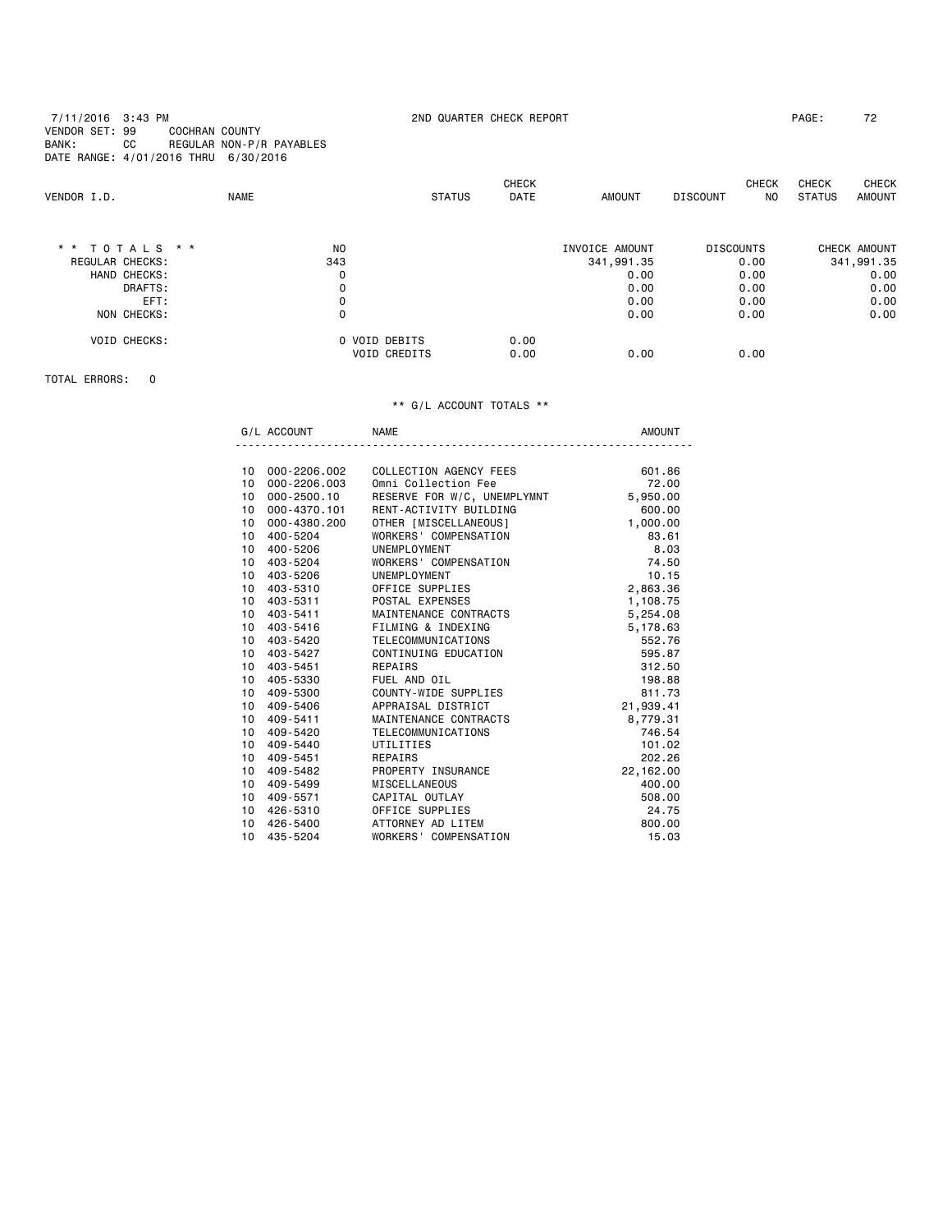7/11/2016 3:43 PM 2ND QUARTER CHECK REPORT

VENDOR SET: 99 COCHRAN COUNTY
BANK: CC REGULAR NON-P/R PAYABLES
DATE RANGE: 4/01/2016 THRU 6/30/2016

| VENDOR I.D. | NAME | STATUS | CHECK DATE | AMOUNT | DISCOUNT | CHECK NO | CHECK STATUS | CHECK AMOUNT |
|---|---|---|---|---|---|---|---|---|

| * * T O T A L S * * | NO | | | INVOICE AMOUNT | DISCOUNTS | CHECK AMOUNT |
|---|---|---|---|---|---|---|
| REGULAR CHECKS: | 343 | | | 341,991.35 | 0.00 | 341,991.35 |
| HAND CHECKS: | 0 | | | 0.00 | 0.00 | 0.00 |
| DRAFTS: | 0 | | | 0.00 | 0.00 | 0.00 |
| EFT: | 0 | | | 0.00 | 0.00 | 0.00 |
| NON CHECKS: | 0 | | | 0.00 | 0.00 | 0.00 |
| VOID CHECKS: | 0 | VOID DEBITS | 0.00 | | | |
| | | VOID CREDITS | 0.00 | 0.00 | 0.00 | |

TOTAL ERRORS: 0

** G/L ACCOUNT TOTALS **

| | G/L ACCOUNT | NAME | AMOUNT |
|---|---|---|---|
| 10 | 000-2206.002 | COLLECTION AGENCY FEES | 601.86 |
| 10 | 000-2206.003 | Omni Collection Fee | 72.00 |
| 10 | 000-2500.10 | RESERVE FOR W/C, UNEMPLYMNT | 5,950.00 |
| 10 | 000-4370.101 | RENT-ACTIVITY BUILDING | 600.00 |
| 10 | 000-4380.200 | OTHER [MISCELLANEOUS] | 1,000.00 |
| 10 | 400-5204 | WORKERS' COMPENSATION | 83.61 |
| 10 | 400-5206 | UNEMPLOYMENT | 8.03 |
| 10 | 403-5204 | WORKERS' COMPENSATION | 74.50 |
| 10 | 403-5206 | UNEMPLOYMENT | 10.15 |
| 10 | 403-5310 | OFFICE SUPPLIES | 2,863.36 |
| 10 | 403-5311 | POSTAL EXPENSES | 1,108.75 |
| 10 | 403-5411 | MAINTENANCE CONTRACTS | 5,254.08 |
| 10 | 403-5416 | FILMING & INDEXING | 5,178.63 |
| 10 | 403-5420 | TELECOMMUNICATIONS | 552.76 |
| 10 | 403-5427 | CONTINUING EDUCATION | 595.87 |
| 10 | 403-5451 | REPAIRS | 312.50 |
| 10 | 405-5330 | FUEL AND OIL | 198.88 |
| 10 | 409-5300 | COUNTY-WIDE SUPPLIES | 811.73 |
| 10 | 409-5406 | APPRAISAL DISTRICT | 21,939.41 |
| 10 | 409-5411 | MAINTENANCE CONTRACTS | 8,779.31 |
| 10 | 409-5420 | TELECOMMUNICATIONS | 746.54 |
| 10 | 409-5440 | UTILITIES | 101.02 |
| 10 | 409-5451 | REPAIRS | 202.26 |
| 10 | 409-5482 | PROPERTY INSURANCE | 22,162.00 |
| 10 | 409-5499 | MISCELLANEOUS | 400.00 |
| 10 | 409-5571 | CAPITAL OUTLAY | 508.00 |
| 10 | 426-5310 | OFFICE SUPPLIES | 24.75 |
| 10 | 426-5400 | ATTORNEY AD LITEM | 800.00 |
| 10 | 435-5204 | WORKERS' COMPENSATION | 15.03 |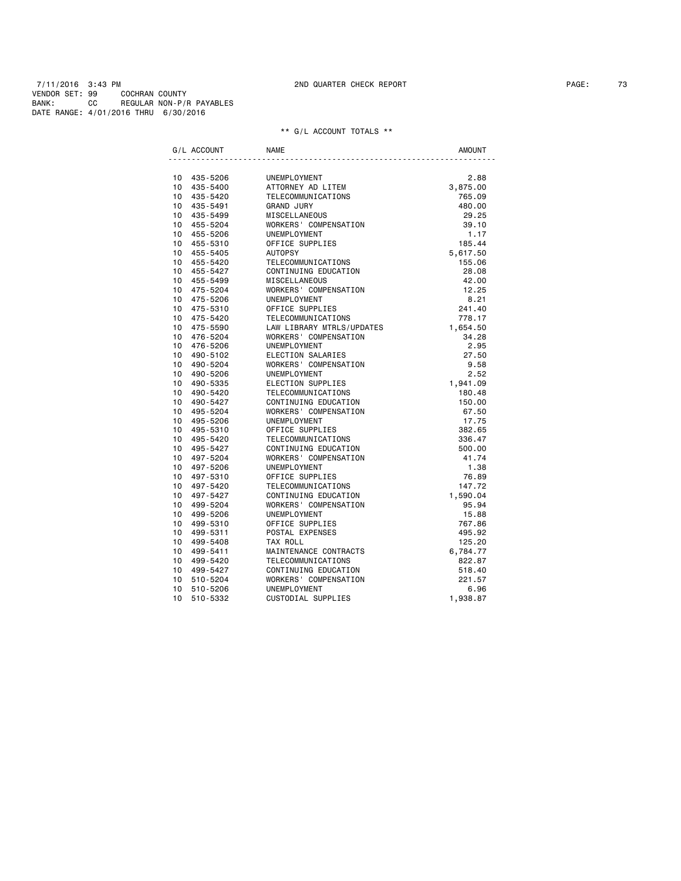7/11/2016 3:43 PM 2ND QUARTER CHECK REPORT

VENDOR SET: 99 COCHRAN COUNTY
BANK: CC REGULAR NON-P/R PAYABLES
DATE RANGE: 4/01/2016 THRU 6/30/2016

** G/L ACCOUNT TOTALS **

| G/L ACCOUNT | NAME | AMOUNT |
|---|---|---|
| 10 435-5206 | UNEMPLOYMENT | 2.88 |
| 10 435-5400 | ATTORNEY AD LITEM | 3,875.00 |
| 10 435-5420 | TELECOMMUNICATIONS | 765.09 |
| 10 435-5491 | GRAND JURY | 480.00 |
| 10 435-5499 | MISCELLANEOUS | 29.25 |
| 10 455-5204 | WORKERS' COMPENSATION | 39.10 |
| 10 455-5206 | UNEMPLOYMENT | 1.17 |
| 10 455-5310 | OFFICE SUPPLIES | 185.44 |
| 10 455-5405 | AUTOPSY | 5,617.50 |
| 10 455-5420 | TELECOMMUNICATIONS | 155.06 |
| 10 455-5427 | CONTINUING EDUCATION | 28.08 |
| 10 455-5499 | MISCELLANEOUS | 42.00 |
| 10 475-5204 | WORKERS' COMPENSATION | 12.25 |
| 10 475-5206 | UNEMPLOYMENT | 8.21 |
| 10 475-5310 | OFFICE SUPPLIES | 241.40 |
| 10 475-5420 | TELECOMMUNICATIONS | 778.17 |
| 10 475-5590 | LAW LIBRARY MTRLS/UPDATES | 1,654.50 |
| 10 476-5204 | WORKERS' COMPENSATION | 34.28 |
| 10 476-5206 | UNEMPLOYMENT | 2.95 |
| 10 490-5102 | ELECTION SALARIES | 27.50 |
| 10 490-5204 | WORKERS' COMPENSATION | 9.58 |
| 10 490-5206 | UNEMPLOYMENT | 2.52 |
| 10 490-5335 | ELECTION SUPPLIES | 1,941.09 |
| 10 490-5420 | TELECOMMUNICATIONS | 180.48 |
| 10 490-5427 | CONTINUING EDUCATION | 150.00 |
| 10 495-5204 | WORKERS' COMPENSATION | 67.50 |
| 10 495-5206 | UNEMPLOYMENT | 17.75 |
| 10 495-5310 | OFFICE SUPPLIES | 382.65 |
| 10 495-5420 | TELECOMMUNICATIONS | 336.47 |
| 10 495-5427 | CONTINUING EDUCATION | 500.00 |
| 10 497-5204 | WORKERS' COMPENSATION | 41.74 |
| 10 497-5206 | UNEMPLOYMENT | 1.38 |
| 10 497-5310 | OFFICE SUPPLIES | 76.89 |
| 10 497-5420 | TELECOMMUNICATIONS | 147.72 |
| 10 497-5427 | CONTINUING EDUCATION | 1,590.04 |
| 10 499-5204 | WORKERS' COMPENSATION | 95.94 |
| 10 499-5206 | UNEMPLOYMENT | 15.88 |
| 10 499-5310 | OFFICE SUPPLIES | 767.86 |
| 10 499-5311 | POSTAL EXPENSES | 495.92 |
| 10 499-5408 | TAX ROLL | 125.20 |
| 10 499-5411 | MAINTENANCE CONTRACTS | 6,784.77 |
| 10 499-5420 | TELECOMMUNICATIONS | 822.87 |
| 10 499-5427 | CONTINUING EDUCATION | 518.40 |
| 10 510-5204 | WORKERS' COMPENSATION | 221.57 |
| 10 510-5206 | UNEMPLOYMENT | 6.96 |
| 10 510-5332 | CUSTODIAL SUPPLIES | 1,938.87 |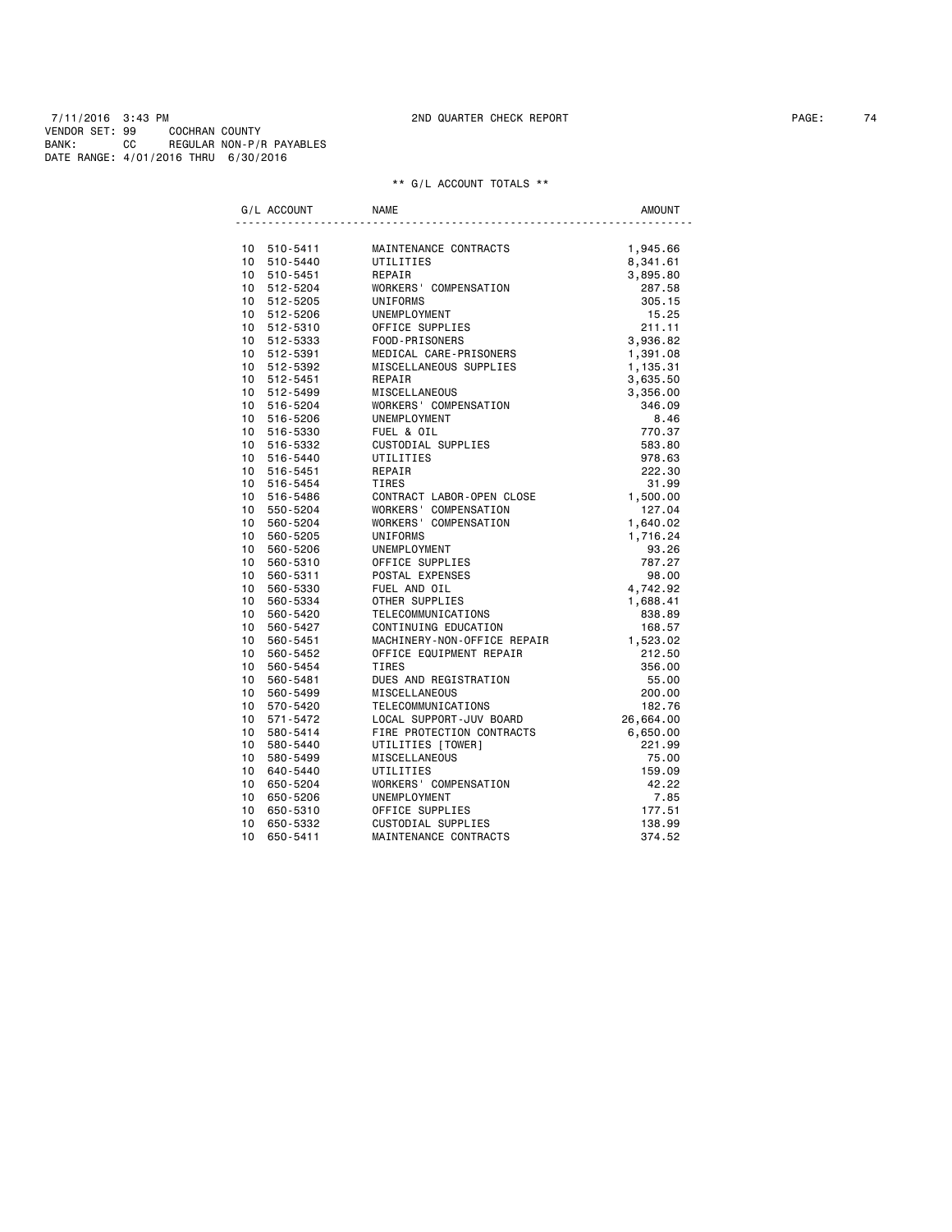7/11/2016 3:43 PM 2ND QUARTER CHECK REPORT

VENDOR SET: 99 COCHRAN COUNTY
BANK: CC REGULAR NON-P/R PAYABLES
DATE RANGE: 4/01/2016 THRU 6/30/2016

** G/L ACCOUNT TOTALS **

| G/L ACCOUNT | NAME | AMOUNT |
|---|---|---|
| 10 510-5411 | MAINTENANCE CONTRACTS | 1,945.66 |
| 10 510-5440 | UTILITIES | 8,341.61 |
| 10 510-5451 | REPAIR | 3,895.80 |
| 10 512-5204 | WORKERS' COMPENSATION | 287.58 |
| 10 512-5205 | UNIFORMS | 305.15 |
| 10 512-5206 | UNEMPLOYMENT | 15.25 |
| 10 512-5310 | OFFICE SUPPLIES | 211.11 |
| 10 512-5333 | FOOD-PRISONERS | 3,936.82 |
| 10 512-5391 | MEDICAL CARE-PRISONERS | 1,391.08 |
| 10 512-5392 | MISCELLANEOUS SUPPLIES | 1,135.31 |
| 10 512-5451 | REPAIR | 3,635.50 |
| 10 512-5499 | MISCELLANEOUS | 3,356.00 |
| 10 516-5204 | WORKERS' COMPENSATION | 346.09 |
| 10 516-5206 | UNEMPLOYMENT | 8.46 |
| 10 516-5330 | FUEL & OIL | 770.37 |
| 10 516-5332 | CUSTODIAL SUPPLIES | 583.80 |
| 10 516-5440 | UTILITIES | 978.63 |
| 10 516-5451 | REPAIR | 222.30 |
| 10 516-5454 | TIRES | 31.99 |
| 10 516-5486 | CONTRACT LABOR-OPEN CLOSE | 1,500.00 |
| 10 550-5204 | WORKERS' COMPENSATION | 127.04 |
| 10 560-5204 | WORKERS' COMPENSATION | 1,640.02 |
| 10 560-5205 | UNIFORMS | 1,716.24 |
| 10 560-5206 | UNEMPLOYMENT | 93.26 |
| 10 560-5310 | OFFICE SUPPLIES | 787.27 |
| 10 560-5311 | POSTAL EXPENSES | 98.00 |
| 10 560-5330 | FUEL AND OIL | 4,742.92 |
| 10 560-5334 | OTHER SUPPLIES | 1,688.41 |
| 10 560-5420 | TELECOMMUNICATIONS | 838.89 |
| 10 560-5427 | CONTINUING EDUCATION | 168.57 |
| 10 560-5451 | MACHINERY-NON-OFFICE REPAIR | 1,523.02 |
| 10 560-5452 | OFFICE EQUIPMENT REPAIR | 212.50 |
| 10 560-5454 | TIRES | 356.00 |
| 10 560-5481 | DUES AND REGISTRATION | 55.00 |
| 10 560-5499 | MISCELLANEOUS | 200.00 |
| 10 570-5420 | TELECOMMUNICATIONS | 182.76 |
| 10 571-5472 | LOCAL SUPPORT-JUV BOARD | 26,664.00 |
| 10 580-5414 | FIRE PROTECTION CONTRACTS | 6,650.00 |
| 10 580-5440 | UTILITIES [TOWER] | 221.99 |
| 10 580-5499 | MISCELLANEOUS | 75.00 |
| 10 640-5440 | UTILITIES | 159.09 |
| 10 650-5204 | WORKERS' COMPENSATION | 42.22 |
| 10 650-5206 | UNEMPLOYMENT | 7.85 |
| 10 650-5310 | OFFICE SUPPLIES | 177.51 |
| 10 650-5332 | CUSTODIAL SUPPLIES | 138.99 |
| 10 650-5411 | MAINTENANCE CONTRACTS | 374.52 |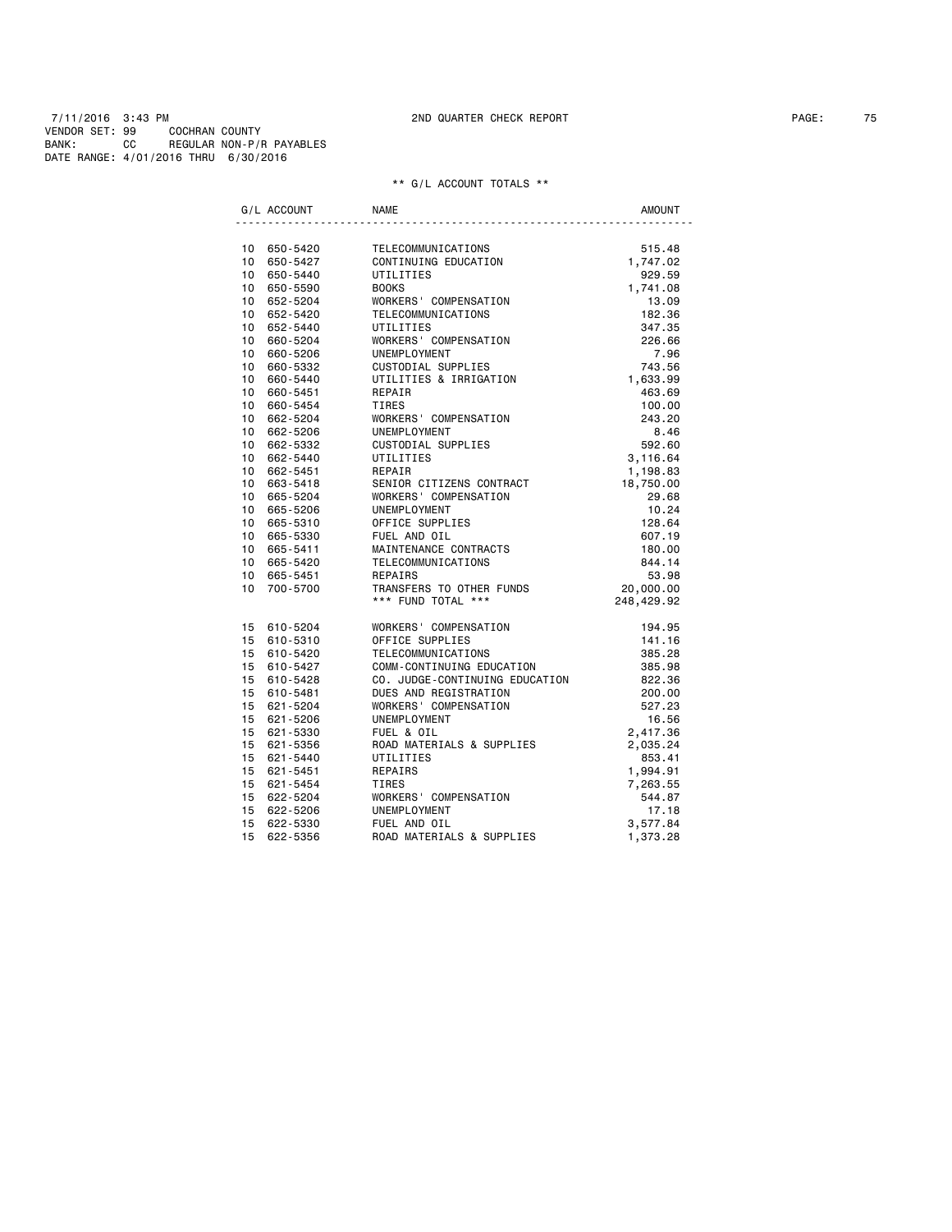7/11/2016 3:43 PM 2ND QUARTER CHECK REPORT

VENDOR SET: 99 COCHRAN COUNTY
BANK: CC REGULAR NON-P/R PAYABLES
DATE RANGE: 4/01/2016 THRU 6/30/2016

** G/L ACCOUNT TOTALS **

| G/L ACCOUNT | | NAME | AMOUNT |
|---|---|---|---|
| 10 | 650-5420 | TELECOMMUNICATIONS | 515.48 |
| 10 | 650-5427 | CONTINUING EDUCATION | 1,747.02 |
| 10 | 650-5440 | UTILITIES | 929.59 |
| 10 | 650-5590 | BOOKS | 1,741.08 |
| 10 | 652-5204 | WORKERS' COMPENSATION | 13.09 |
| 10 | 652-5420 | TELECOMMUNICATIONS | 182.36 |
| 10 | 652-5440 | UTILITIES | 347.35 |
| 10 | 660-5204 | WORKERS' COMPENSATION | 226.66 |
| 10 | 660-5206 | UNEMPLOYMENT | 7.96 |
| 10 | 660-5332 | CUSTODIAL SUPPLIES | 743.56 |
| 10 | 660-5440 | UTILITIES & IRRIGATION | 1,633.99 |
| 10 | 660-5451 | REPAIR | 463.69 |
| 10 | 660-5454 | TIRES | 100.00 |
| 10 | 662-5204 | WORKERS' COMPENSATION | 243.20 |
| 10 | 662-5206 | UNEMPLOYMENT | 8.46 |
| 10 | 662-5332 | CUSTODIAL SUPPLIES | 592.60 |
| 10 | 662-5440 | UTILITIES | 3,116.64 |
| 10 | 662-5451 | REPAIR | 1,198.83 |
| 10 | 663-5418 | SENIOR CITIZENS CONTRACT | 18,750.00 |
| 10 | 665-5204 | WORKERS' COMPENSATION | 29.68 |
| 10 | 665-5206 | UNEMPLOYMENT | 10.24 |
| 10 | 665-5310 | OFFICE SUPPLIES | 128.64 |
| 10 | 665-5330 | FUEL AND OIL | 607.19 |
| 10 | 665-5411 | MAINTENANCE CONTRACTS | 180.00 |
| 10 | 665-5420 | TELECOMMUNICATIONS | 844.14 |
| 10 | 665-5451 | REPAIRS | 53.98 |
| 10 | 700-5700 | TRANSFERS TO OTHER FUNDS | 20,000.00 |
| | | *** FUND TOTAL *** | 248,429.92 |
| 15 | 610-5204 | WORKERS' COMPENSATION | 194.95 |
| 15 | 610-5310 | OFFICE SUPPLIES | 141.16 |
| 15 | 610-5420 | TELECOMMUNICATIONS | 385.28 |
| 15 | 610-5427 | COMM-CONTINUING EDUCATION | 385.98 |
| 15 | 610-5428 | CO. JUDGE-CONTINUING EDUCATION | 822.36 |
| 15 | 610-5481 | DUES AND REGISTRATION | 200.00 |
| 15 | 621-5204 | WORKERS' COMPENSATION | 527.23 |
| 15 | 621-5206 | UNEMPLOYMENT | 16.56 |
| 15 | 621-5330 | FUEL & OIL | 2,417.36 |
| 15 | 621-5356 | ROAD MATERIALS & SUPPLIES | 2,035.24 |
| 15 | 621-5440 | UTILITIES | 853.41 |
| 15 | 621-5451 | REPAIRS | 1,994.91 |
| 15 | 621-5454 | TIRES | 7,263.55 |
| 15 | 622-5204 | WORKERS' COMPENSATION | 544.87 |
| 15 | 622-5206 | UNEMPLOYMENT | 17.18 |
| 15 | 622-5330 | FUEL AND OIL | 3,577.84 |
| 15 | 622-5356 | ROAD MATERIALS & SUPPLIES | 1,373.28 |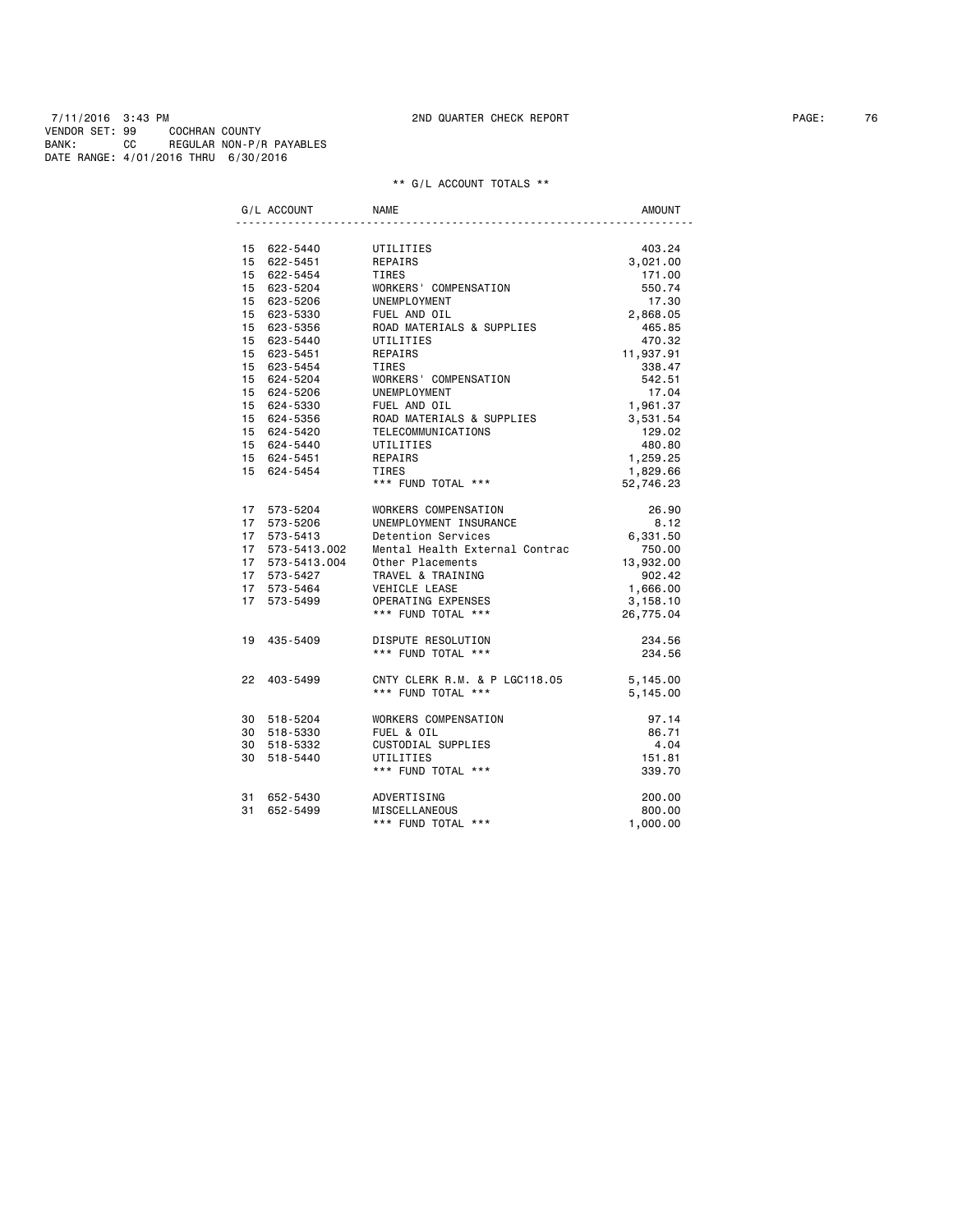7/11/2016 3:43 PM 2ND QUARTER CHECK REPORT
VENDOR SET: 99 COCHRAN COUNTY
BANK: CC REGULAR NON-P/R PAYABLES
DATE RANGE: 4/01/2016 THRU 6/30/2016

** G/L ACCOUNT TOTALS **

| G/L ACCOUNT | NAME | AMOUNT |
|---|---|---|
| 15 622-5440 | UTILITIES | 403.24 |
| 15 622-5451 | REPAIRS | 3,021.00 |
| 15 622-5454 | TIRES | 171.00 |
| 15 623-5204 | WORKERS' COMPENSATION | 550.74 |
| 15 623-5206 | UNEMPLOYMENT | 17.30 |
| 15 623-5330 | FUEL AND OIL | 2,868.05 |
| 15 623-5356 | ROAD MATERIALS & SUPPLIES | 465.85 |
| 15 623-5440 | UTILITIES | 470.32 |
| 15 623-5451 | REPAIRS | 11,937.91 |
| 15 623-5454 | TIRES | 338.47 |
| 15 624-5204 | WORKERS' COMPENSATION | 542.51 |
| 15 624-5206 | UNEMPLOYMENT | 17.04 |
| 15 624-5330 | FUEL AND OIL | 1,961.37 |
| 15 624-5356 | ROAD MATERIALS & SUPPLIES | 3,531.54 |
| 15 624-5420 | TELECOMMUNICATIONS | 129.02 |
| 15 624-5440 | UTILITIES | 480.80 |
| 15 624-5451 | REPAIRS | 1,259.25 |
| 15 624-5454 | TIRES | 1,829.66 |
| | *** FUND TOTAL *** | 52,746.23 |
| 17 573-5204 | WORKERS COMPENSATION | 26.90 |
| 17 573-5206 | UNEMPLOYMENT INSURANCE | 8.12 |
| 17 573-5413 | Detention Services | 6,331.50 |
| 17 573-5413.002 | Mental Health External Contrac | 750.00 |
| 17 573-5413.004 | Other Placements | 13,932.00 |
| 17 573-5427 | TRAVEL & TRAINING | 902.42 |
| 17 573-5464 | VEHICLE LEASE | 1,666.00 |
| 17 573-5499 | OPERATING EXPENSES | 3,158.10 |
| | *** FUND TOTAL *** | 26,775.04 |
| 19 435-5409 | DISPUTE RESOLUTION | 234.56 |
| | *** FUND TOTAL *** | 234.56 |
| 22 403-5499 | CNTY CLERK R.M. & P LGC118.05 | 5,145.00 |
| | *** FUND TOTAL *** | 5,145.00 |
| 30 518-5204 | WORKERS COMPENSATION | 97.14 |
| 30 518-5330 | FUEL & OIL | 86.71 |
| 30 518-5332 | CUSTODIAL SUPPLIES | 4.04 |
| 30 518-5440 | UTILITIES | 151.81 |
| | *** FUND TOTAL *** | 339.70 |
| 31 652-5430 | ADVERTISING | 200.00 |
| 31 652-5499 | MISCELLANEOUS | 800.00 |
| | *** FUND TOTAL *** | 1,000.00 |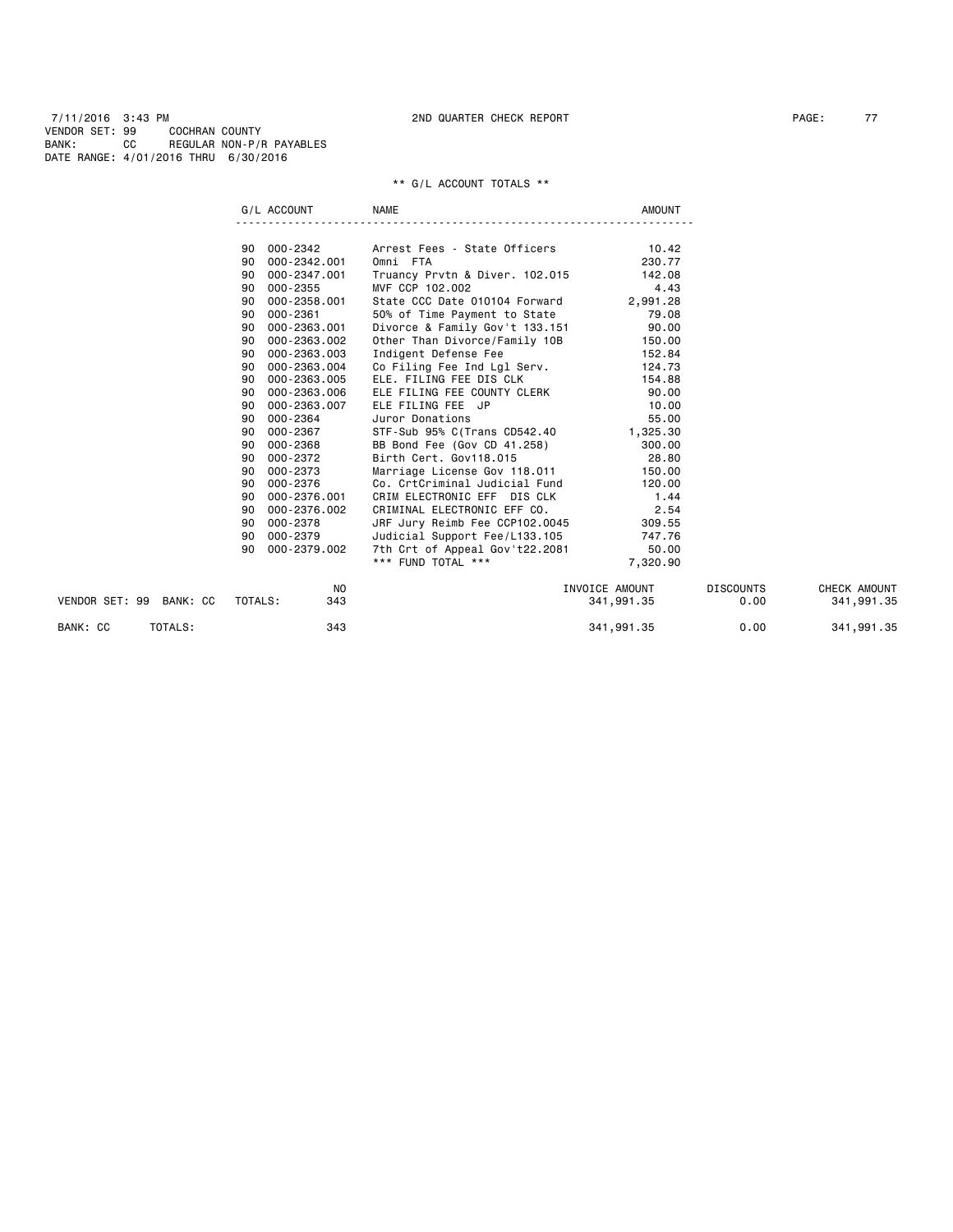7/11/2016 3:43 PM 2ND QUARTER CHECK REPORT
VENDOR SET: 99 COCHRAN COUNTY
BANK: CC REGULAR NON-P/R PAYABLES
DATE RANGE: 4/01/2016 THRU 6/30/2016

** G/L ACCOUNT TOTALS **

| | G/L ACCOUNT | NAME | AMOUNT |
|---|---|---|---|
| 90 | 000-2342 | Arrest Fees - State Officers | 10.42 |
| 90 | 000-2342.001 | Omni FTA | 230.77 |
| 90 | 000-2347.001 | Truancy Prvtn & Diver. 102.015 | 142.08 |
| 90 | 000-2355 | MVF CCP 102.002 | 4.43 |
| 90 | 000-2358.001 | State CCC Date 010104 Forward | 2,991.28 |
| 90 | 000-2361 | 50% of Time Payment to State | 79.08 |
| 90 | 000-2363.001 | Divorce & Family Gov't 133.151 | 90.00 |
| 90 | 000-2363.002 | Other Than Divorce/Family 10B | 150.00 |
| 90 | 000-2363.003 | Indigent Defense Fee | 152.84 |
| 90 | 000-2363.004 | Co Filing Fee Ind Lgl Serv. | 124.73 |
| 90 | 000-2363.005 | ELE. FILING FEE DIS CLK | 154.88 |
| 90 | 000-2363.006 | ELE FILING FEE COUNTY CLERK | 90.00 |
| 90 | 000-2363.007 | ELE FILING FEE JP | 10.00 |
| 90 | 000-2364 | Juror Donations | 55.00 |
| 90 | 000-2367 | STF-Sub 95% C(Trans CD542.40 | 1,325.30 |
| 90 | 000-2368 | BB Bond Fee (Gov CD 41.258) | 300.00 |
| 90 | 000-2372 | Birth Cert. Gov118.015 | 28.80 |
| 90 | 000-2373 | Marriage License Gov 118.011 | 150.00 |
| 90 | 000-2376 | Co. CrtCriminal Judicial Fund | 120.00 |
| 90 | 000-2376.001 | CRIM ELECTRONIC EFF DIS CLK | 1.44 |
| 90 | 000-2376.002 | CRIMINAL ELECTRONIC EFF CO. | 2.54 |
| 90 | 000-2378 | JRF Jury Reimb Fee CCP102.0045 | 309.55 |
| 90 | 000-2379 | Judicial Support Fee/L133.105 | 747.76 |
| 90 | 000-2379.002 | 7th Crt of Appeal Gov't22.2081 | 50.00 |
| | | *** FUND TOTAL *** | 7,320.90 |

| | | NO | INVOICE AMOUNT | DISCOUNTS | CHECK AMOUNT |
|---|---|---|---|---|---|
| VENDOR SET: 99 BANK: CC | TOTALS: | 343 | 341,991.35 | 0.00 | 341,991.35 |
| BANK: CC | TOTALS: | 343 | 341,991.35 | 0.00 | 341,991.35 |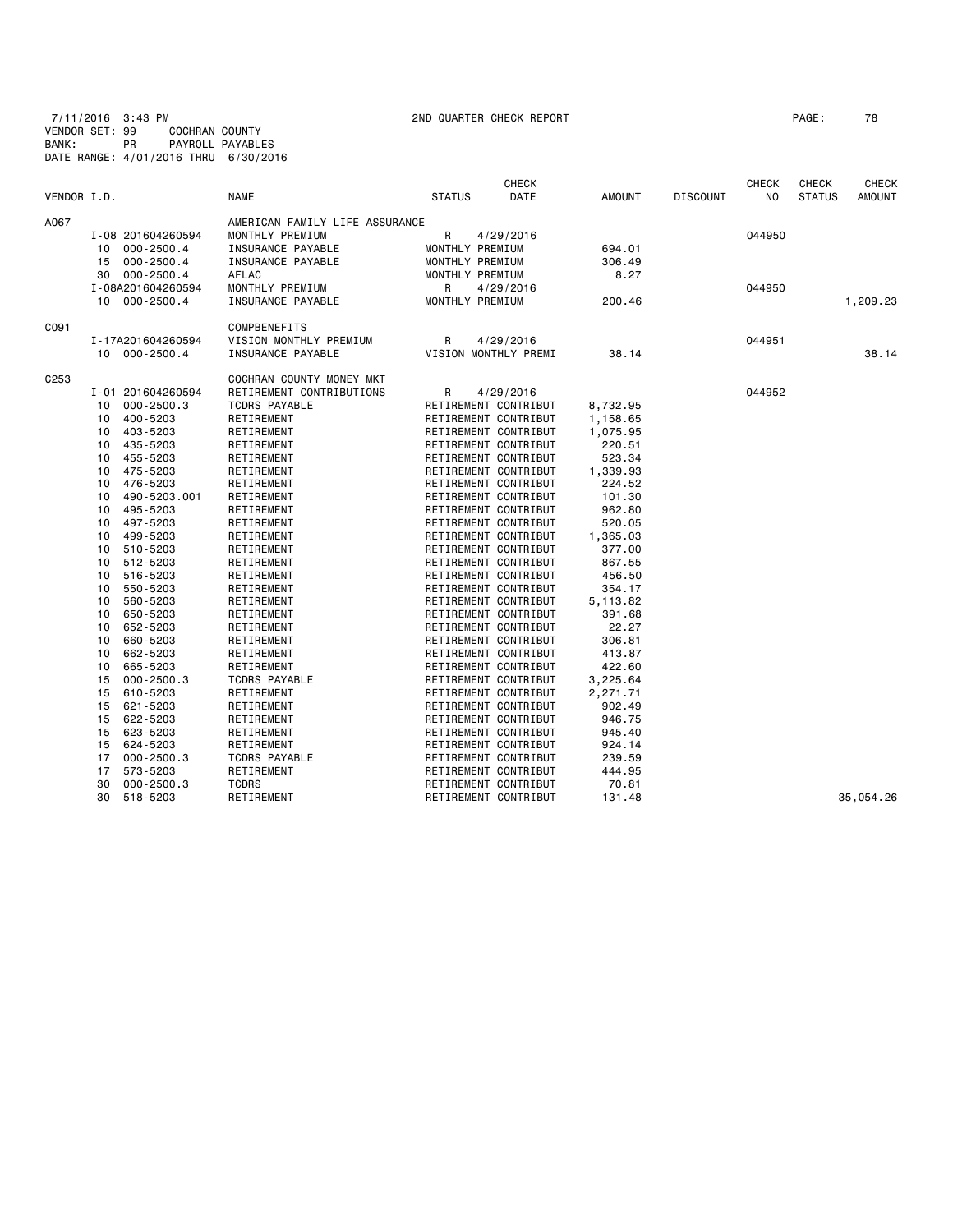7/11/2016 3:43 PM 2ND QUARTER CHECK REPORT PAGE: 78
VENDOR SET: 99 COCHRAN COUNTY
BANK: PR PAYROLL PAYABLES
DATE RANGE: 4/01/2016 THRU 6/30/2016

| VENDOR I.D. | | NAME | STATUS | CHECK DATE | AMOUNT | DISCOUNT | CHECK NO | CHECK STATUS | CHECK AMOUNT |
|---|---|---|---|---|---|---|---|---|---|
| A067 | | AMERICAN FAMILY LIFE ASSURANCE | | | | | | | |
| | I-08 201604260594 | MONTHLY PREMIUM | R | 4/29/2016 | | | 044950 | | |
| | 10 000-2500.4 | INSURANCE PAYABLE | MONTHLY PREMIUM | | 694.01 | | | | |
| | 15 000-2500.4 | INSURANCE PAYABLE | MONTHLY PREMIUM | | 306.49 | | | | |
| | 30 000-2500.4 | AFLAC | MONTHLY PREMIUM | | 8.27 | | | | |
| | I-08A201604260594 | MONTHLY PREMIUM | R | 4/29/2016 | | | 044950 | | |
| | 10 000-2500.4 | INSURANCE PAYABLE | MONTHLY PREMIUM | | 200.46 | | | | 1,209.23 |
| C091 | | COMPBENEFITS | | | | | | | |
| | I-17A201604260594 | VISION MONTHLY PREMIUM | R | 4/29/2016 | | | 044951 | | |
| | 10 000-2500.4 | INSURANCE PAYABLE | VISION MONTHLY PREMI | | 38.14 | | | | 38.14 |
| C253 | | COCHRAN COUNTY MONEY MKT | | | | | | | |
| | I-01 201604260594 | RETIREMENT CONTRIBUTIONS | R | 4/29/2016 | | | 044952 | | |
| | 10 000-2500.3 | TCDRS PAYABLE | RETIREMENT CONTRIBUT | | 8,732.95 | | | | |
| | 10 400-5203 | RETIREMENT | RETIREMENT CONTRIBUT | | 1,158.65 | | | | |
| | 10 403-5203 | RETIREMENT | RETIREMENT CONTRIBUT | | 1,075.95 | | | | |
| | 10 435-5203 | RETIREMENT | RETIREMENT CONTRIBUT | | 220.51 | | | | |
| | 10 455-5203 | RETIREMENT | RETIREMENT CONTRIBUT | | 523.34 | | | | |
| | 10 475-5203 | RETIREMENT | RETIREMENT CONTRIBUT | | 1,339.93 | | | | |
| | 10 476-5203 | RETIREMENT | RETIREMENT CONTRIBUT | | 224.52 | | | | |
| | 10 490-5203.001 | RETIREMENT | RETIREMENT CONTRIBUT | | 101.30 | | | | |
| | 10 495-5203 | RETIREMENT | RETIREMENT CONTRIBUT | | 962.80 | | | | |
| | 10 497-5203 | RETIREMENT | RETIREMENT CONTRIBUT | | 520.05 | | | | |
| | 10 499-5203 | RETIREMENT | RETIREMENT CONTRIBUT | | 1,365.03 | | | | |
| | 10 510-5203 | RETIREMENT | RETIREMENT CONTRIBUT | | 377.00 | | | | |
| | 10 512-5203 | RETIREMENT | RETIREMENT CONTRIBUT | | 867.55 | | | | |
| | 10 516-5203 | RETIREMENT | RETIREMENT CONTRIBUT | | 456.50 | | | | |
| | 10 550-5203 | RETIREMENT | RETIREMENT CONTRIBUT | | 354.17 | | | | |
| | 10 560-5203 | RETIREMENT | RETIREMENT CONTRIBUT | | 5,113.82 | | | | |
| | 10 650-5203 | RETIREMENT | RETIREMENT CONTRIBUT | | 391.68 | | | | |
| | 10 652-5203 | RETIREMENT | RETIREMENT CONTRIBUT | | 22.27 | | | | |
| | 10 660-5203 | RETIREMENT | RETIREMENT CONTRIBUT | | 306.81 | | | | |
| | 10 662-5203 | RETIREMENT | RETIREMENT CONTRIBUT | | 413.87 | | | | |
| | 10 665-5203 | RETIREMENT | RETIREMENT CONTRIBUT | | 422.60 | | | | |
| | 15 000-2500.3 | TCDRS PAYABLE | RETIREMENT CONTRIBUT | | 3,225.64 | | | | |
| | 15 610-5203 | RETIREMENT | RETIREMENT CONTRIBUT | | 2,271.71 | | | | |
| | 15 621-5203 | RETIREMENT | RETIREMENT CONTRIBUT | | 902.49 | | | | |
| | 15 622-5203 | RETIREMENT | RETIREMENT CONTRIBUT | | 946.75 | | | | |
| | 15 623-5203 | RETIREMENT | RETIREMENT CONTRIBUT | | 945.40 | | | | |
| | 15 624-5203 | RETIREMENT | RETIREMENT CONTRIBUT | | 924.14 | | | | |
| | 17 000-2500.3 | TCDRS PAYABLE | RETIREMENT CONTRIBUT | | 239.59 | | | | |
| | 17 573-5203 | RETIREMENT | RETIREMENT CONTRIBUT | | 444.95 | | | | |
| | 30 000-2500.3 | TCDRS | RETIREMENT CONTRIBUT | | 70.81 | | | | |
| | 30 518-5203 | RETIREMENT | RETIREMENT CONTRIBUT | | 131.48 | | | | 35,054.26 |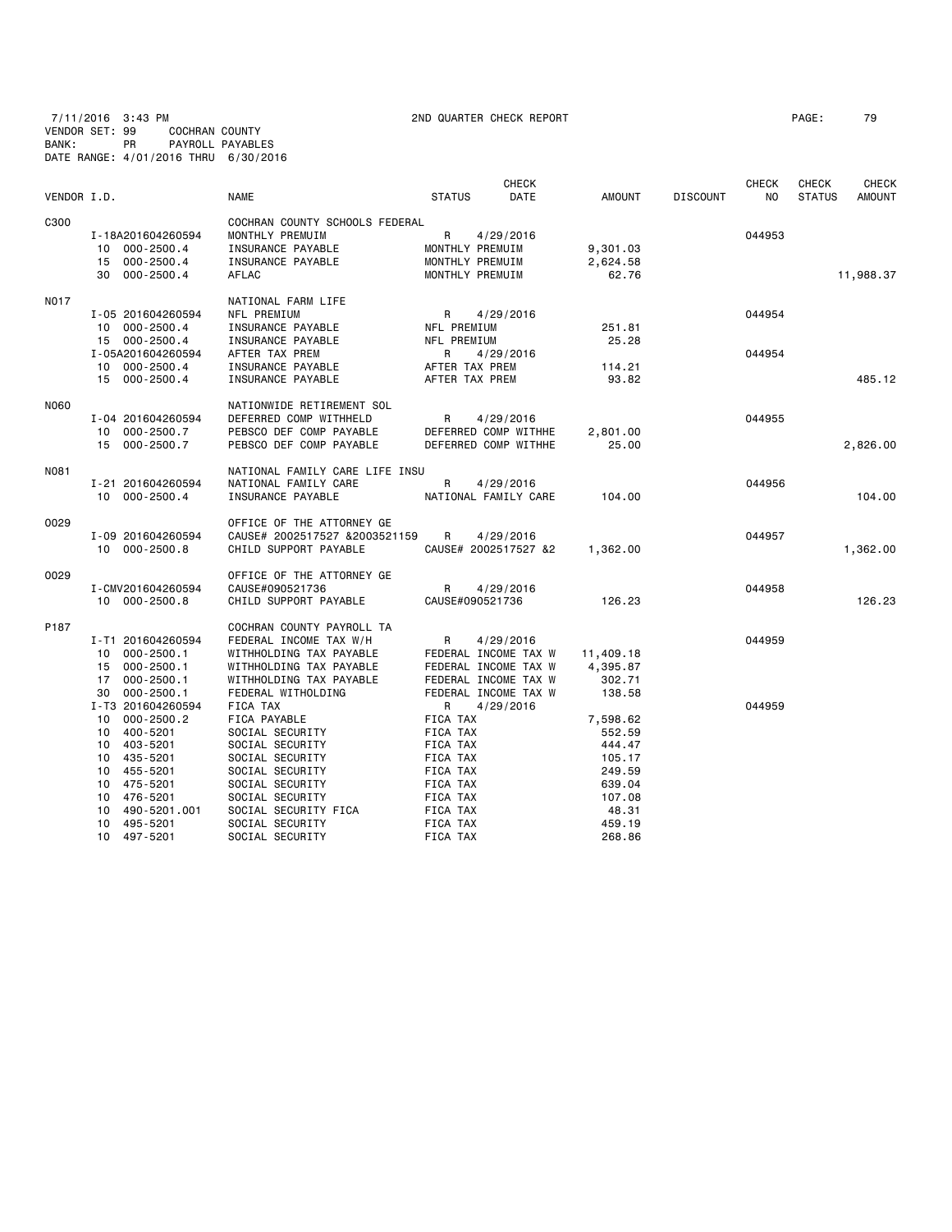7/11/2016 3:43 PM 2ND QUARTER CHECK REPORT PAGE: 79
VENDOR SET: 99 COCHRAN COUNTY
BANK: PR PAYROLL PAYABLES
DATE RANGE: 4/01/2016 THRU 6/30/2016

| VENDOR I.D. | | NAME | STATUS | CHECK DATE | AMOUNT | DISCOUNT | CHECK NO | CHECK STATUS | CHECK AMOUNT |
|---|---|---|---|---|---|---|---|---|---|
| C300 | | COCHRAN COUNTY SCHOOLS FEDERAL | | | | | | | |
| | I-18A201604260594 | MONTHLY PREMUIM | R | 4/29/2016 | | | 044953 | | |
| | 10 000-2500.4 | INSURANCE PAYABLE | MONTHLY PREMUIM | | 9,301.03 | | | | |
| | 15 000-2500.4 | INSURANCE PAYABLE | MONTHLY PREMUIM | | 2,624.58 | | | | |
| | 30 000-2500.4 | AFLAC | MONTHLY PREMUIM | | 62.76 | | | | 11,988.37 |
| N017 | | NATIONAL FARM LIFE | | | | | | | |
| | I-05 201604260594 | NFL PREMIUM | R | 4/29/2016 | | | 044954 | | |
| | 10 000-2500.4 | INSURANCE PAYABLE | NFL PREMIUM | | 251.81 | | | | |
| | 15 000-2500.4 | INSURANCE PAYABLE | NFL PREMIUM | | 25.28 | | | | |
| | I-05A201604260594 | AFTER TAX PREM | R | 4/29/2016 | | | 044954 | | |
| | 10 000-2500.4 | INSURANCE PAYABLE | AFTER TAX PREM | | 114.21 | | | | |
| | 15 000-2500.4 | INSURANCE PAYABLE | AFTER TAX PREM | | 93.82 | | | | 485.12 |
| N060 | | NATIONWIDE RETIREMENT SOL | | | | | | | |
| | I-04 201604260594 | DEFERRED COMP WITHHELD | R | 4/29/2016 | | | 044955 | | |
| | 10 000-2500.7 | PEBSCO DEF COMP PAYABLE | DEFERRED COMP WITHHE | | 2,801.00 | | | | |
| | 15 000-2500.7 | PEBSCO DEF COMP PAYABLE | DEFERRED COMP WITHHE | | 25.00 | | | | 2,826.00 |
| N081 | | NATIONAL FAMILY CARE LIFE INSU | | | | | | | |
| | I-21 201604260594 | NATIONAL FAMILY CARE | R | 4/29/2016 | | | 044956 | | |
| | 10 000-2500.4 | INSURANCE PAYABLE | NATIONAL FAMILY CARE | | 104.00 | | | | 104.00 |
| O029 | | OFFICE OF THE ATTORNEY GE | | | | | | | |
| | I-09 201604260594 | CAUSE# 2002517527 &2003521159 | R | 4/29/2016 | | | 044957 | | |
| | 10 000-2500.8 | CHILD SUPPORT PAYABLE | CAUSE# 2002517527 &2 | | 1,362.00 | | | | 1,362.00 |
| O029 | | OFFICE OF THE ATTORNEY GE | | | | | | | |
| | I-CMV201604260594 | CAUSE#090521736 | R | 4/29/2016 | | | 044958 | | |
| | 10 000-2500.8 | CHILD SUPPORT PAYABLE | CAUSE#090521736 | | 126.23 | | | | 126.23 |
| P187 | | COCHRAN COUNTY PAYROLL TA | | | | | | | |
| | I-T1 201604260594 | FEDERAL INCOME TAX W/H | R | 4/29/2016 | | | 044959 | | |
| | 10 000-2500.1 | WITHHOLDING TAX PAYABLE | FEDERAL INCOME TAX W | | 11,409.18 | | | | |
| | 15 000-2500.1 | WITHHOLDING TAX PAYABLE | FEDERAL INCOME TAX W | | 4,395.87 | | | | |
| | 17 000-2500.1 | WITHHOLDING TAX PAYABLE | FEDERAL INCOME TAX W | | 302.71 | | | | |
| | 30 000-2500.1 | FEDERAL WITHOLDING | FEDERAL INCOME TAX W | | 138.58 | | | | |
| | I-T3 201604260594 | FICA TAX | R | 4/29/2016 | | | 044959 | | |
| | 10 000-2500.2 | FICA PAYABLE | FICA TAX | | 7,598.62 | | | | |
| | 10 400-5201 | SOCIAL SECURITY | FICA TAX | | 552.59 | | | | |
| | 10 403-5201 | SOCIAL SECURITY | FICA TAX | | 444.47 | | | | |
| | 10 435-5201 | SOCIAL SECURITY | FICA TAX | | 105.17 | | | | |
| | 10 455-5201 | SOCIAL SECURITY | FICA TAX | | 249.59 | | | | |
| | 10 475-5201 | SOCIAL SECURITY | FICA TAX | | 639.04 | | | | |
| | 10 476-5201 | SOCIAL SECURITY | FICA TAX | | 107.08 | | | | |
| | 10 490-5201.001 | SOCIAL SECURITY FICA | FICA TAX | | 48.31 | | | | |
| | 10 495-5201 | SOCIAL SECURITY | FICA TAX | | 459.19 | | | | |
| | 10 497-5201 | SOCIAL SECURITY | FICA TAX | | 268.86 | | | | |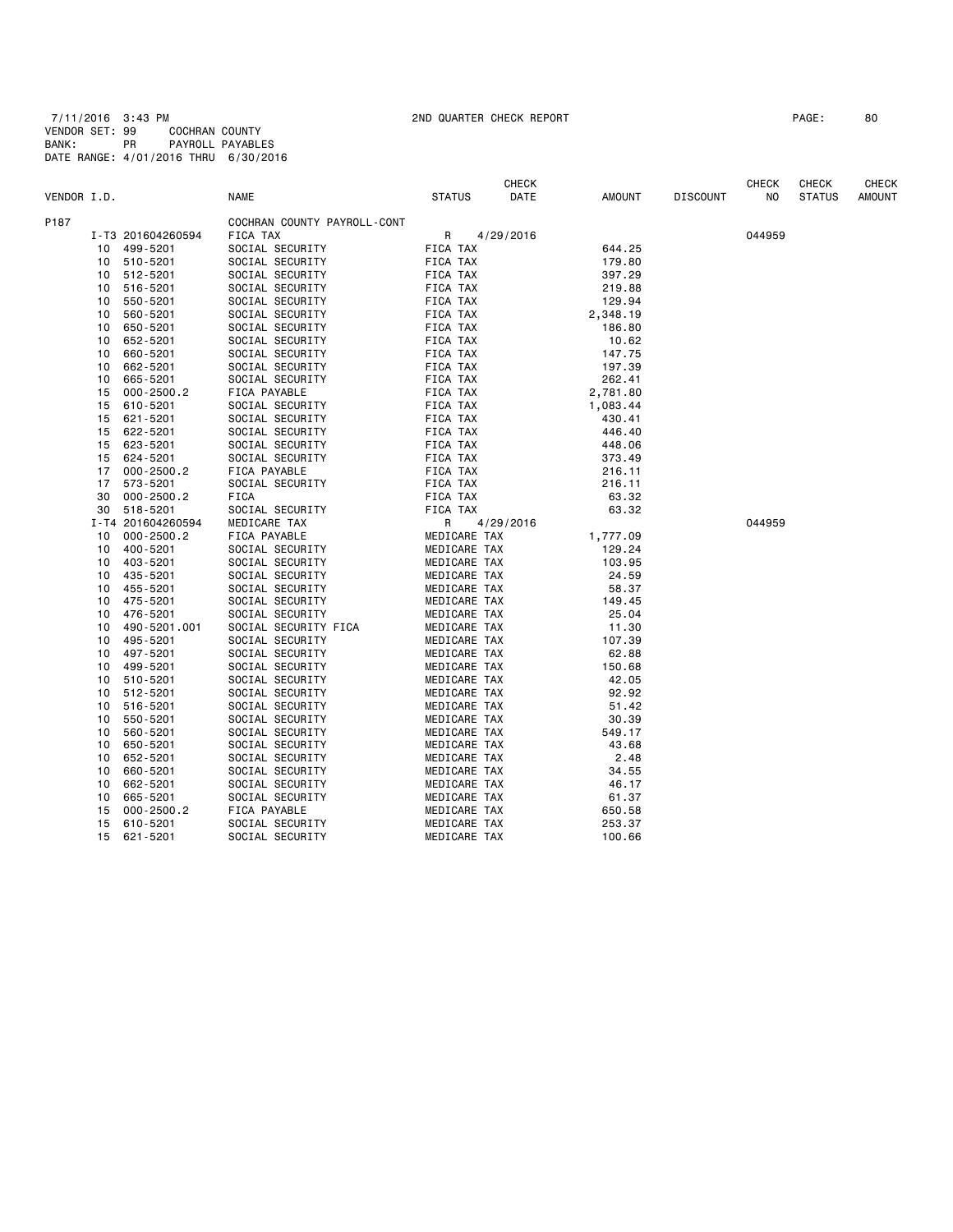7/11/2016 3:43 PM 2ND QUARTER CHECK REPORT PAGE: 80
VENDOR SET: 99 COCHRAN COUNTY
BANK: PR PAYROLL PAYABLES
DATE RANGE: 4/01/2016 THRU 6/30/2016

| VENDOR I.D. | | NAME | STATUS | CHECK DATE | AMOUNT | DISCOUNT | CHECK NO | CHECK STATUS | CHECK AMOUNT |
|---|---|---|---|---|---|---|---|---|---|
| P187 | | COCHRAN COUNTY PAYROLL-CONT | | | | | | | |
| I-T3 | 201604260594 | FICA TAX | R | 4/29/2016 | | | 044959 | | |
| 10 | 499-5201 | SOCIAL SECURITY | FICA TAX | | 644.25 | | | | |
| 10 | 510-5201 | SOCIAL SECURITY | FICA TAX | | 179.80 | | | | |
| 10 | 512-5201 | SOCIAL SECURITY | FICA TAX | | 397.29 | | | | |
| 10 | 516-5201 | SOCIAL SECURITY | FICA TAX | | 219.88 | | | | |
| 10 | 550-5201 | SOCIAL SECURITY | FICA TAX | | 129.94 | | | | |
| 10 | 560-5201 | SOCIAL SECURITY | FICA TAX | | 2,348.19 | | | | |
| 10 | 650-5201 | SOCIAL SECURITY | FICA TAX | | 186.80 | | | | |
| 10 | 652-5201 | SOCIAL SECURITY | FICA TAX | | 10.62 | | | | |
| 10 | 660-5201 | SOCIAL SECURITY | FICA TAX | | 147.75 | | | | |
| 10 | 662-5201 | SOCIAL SECURITY | FICA TAX | | 197.39 | | | | |
| 10 | 665-5201 | SOCIAL SECURITY | FICA TAX | | 262.41 | | | | |
| 15 | 000-2500.2 | FICA PAYABLE | FICA TAX | | 2,781.80 | | | | |
| 15 | 610-5201 | SOCIAL SECURITY | FICA TAX | | 1,083.44 | | | | |
| 15 | 621-5201 | SOCIAL SECURITY | FICA TAX | | 430.41 | | | | |
| 15 | 622-5201 | SOCIAL SECURITY | FICA TAX | | 446.40 | | | | |
| 15 | 623-5201 | SOCIAL SECURITY | FICA TAX | | 448.06 | | | | |
| 15 | 624-5201 | SOCIAL SECURITY | FICA TAX | | 373.49 | | | | |
| 17 | 000-2500.2 | FICA PAYABLE | FICA TAX | | 216.11 | | | | |
| 17 | 573-5201 | SOCIAL SECURITY | FICA TAX | | 216.11 | | | | |
| 30 | 000-2500.2 | FICA | FICA TAX | | 63.32 | | | | |
| 30 | 518-5201 | SOCIAL SECURITY | FICA TAX | | 63.32 | | | | |
| I-T4 | 201604260594 | MEDICARE TAX | R | 4/29/2016 | | | 044959 | | |
| 10 | 000-2500.2 | FICA PAYABLE | MEDICARE TAX | | 1,777.09 | | | | |
| 10 | 400-5201 | SOCIAL SECURITY | MEDICARE TAX | | 129.24 | | | | |
| 10 | 403-5201 | SOCIAL SECURITY | MEDICARE TAX | | 103.95 | | | | |
| 10 | 435-5201 | SOCIAL SECURITY | MEDICARE TAX | | 24.59 | | | | |
| 10 | 455-5201 | SOCIAL SECURITY | MEDICARE TAX | | 58.37 | | | | |
| 10 | 475-5201 | SOCIAL SECURITY | MEDICARE TAX | | 149.45 | | | | |
| 10 | 476-5201 | SOCIAL SECURITY | MEDICARE TAX | | 25.04 | | | | |
| 10 | 490-5201.001 | SOCIAL SECURITY FICA | MEDICARE TAX | | 11.30 | | | | |
| 10 | 495-5201 | SOCIAL SECURITY | MEDICARE TAX | | 107.39 | | | | |
| 10 | 497-5201 | SOCIAL SECURITY | MEDICARE TAX | | 62.88 | | | | |
| 10 | 499-5201 | SOCIAL SECURITY | MEDICARE TAX | | 150.68 | | | | |
| 10 | 510-5201 | SOCIAL SECURITY | MEDICARE TAX | | 42.05 | | | | |
| 10 | 512-5201 | SOCIAL SECURITY | MEDICARE TAX | | 92.92 | | | | |
| 10 | 516-5201 | SOCIAL SECURITY | MEDICARE TAX | | 51.42 | | | | |
| 10 | 550-5201 | SOCIAL SECURITY | MEDICARE TAX | | 30.39 | | | | |
| 10 | 560-5201 | SOCIAL SECURITY | MEDICARE TAX | | 549.17 | | | | |
| 10 | 650-5201 | SOCIAL SECURITY | MEDICARE TAX | | 43.68 | | | | |
| 10 | 652-5201 | SOCIAL SECURITY | MEDICARE TAX | | 2.48 | | | | |
| 10 | 660-5201 | SOCIAL SECURITY | MEDICARE TAX | | 34.55 | | | | |
| 10 | 662-5201 | SOCIAL SECURITY | MEDICARE TAX | | 46.17 | | | | |
| 10 | 665-5201 | SOCIAL SECURITY | MEDICARE TAX | | 61.37 | | | | |
| 15 | 000-2500.2 | FICA PAYABLE | MEDICARE TAX | | 650.58 | | | | |
| 15 | 610-5201 | SOCIAL SECURITY | MEDICARE TAX | | 253.37 | | | | |
| 15 | 621-5201 | SOCIAL SECURITY | MEDICARE TAX | | 100.66 | | | | |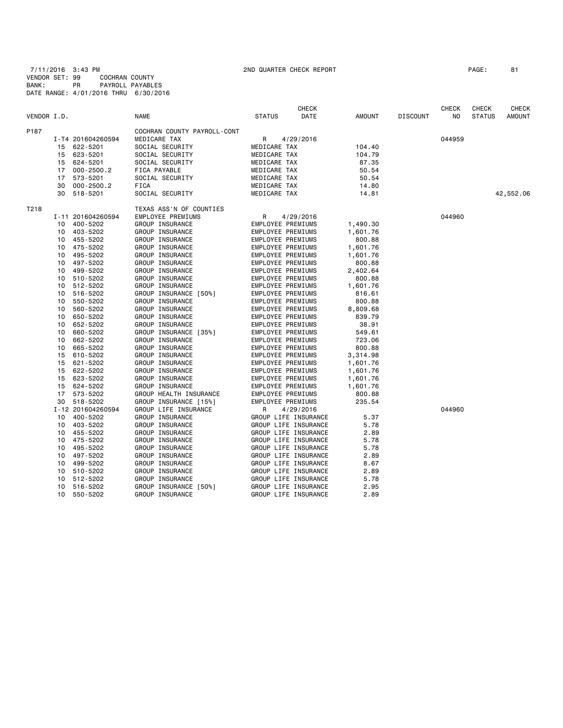7/11/2016 3:43 PM 2ND QUARTER CHECK REPORT PAGE: 81
VENDOR SET: 99 COCHRAN COUNTY
BANK: PR PAYROLL PAYABLES
DATE RANGE: 4/01/2016 THRU 6/30/2016

| VENDOR I.D. | | NAME | STATUS | CHECK DATE | AMOUNT | DISCOUNT | CHECK NO | CHECK STATUS | CHECK AMOUNT |
|---|---|---|---|---|---|---|---|---|---|
| P187 | | COCHRAN COUNTY PAYROLL-CONT | | | | | | | |
| | I-T4 201604260594 | MEDICARE TAX | R | 4/29/2016 | | | 044959 | | |
| | 15 622-5201 | SOCIAL SECURITY | MEDICARE TAX | | 104.40 | | | | |
| | 15 623-5201 | SOCIAL SECURITY | MEDICARE TAX | | 104.79 | | | | |
| | 15 624-5201 | SOCIAL SECURITY | MEDICARE TAX | | 87.35 | | | | |
| | 17 000-2500.2 | FICA PAYABLE | MEDICARE TAX | | 50.54 | | | | |
| | 17 573-5201 | SOCIAL SECURITY | MEDICARE TAX | | 50.54 | | | | |
| | 30 000-2500.2 | FICA | MEDICARE TAX | | 14.80 | | | | |
| | 30 518-5201 | SOCIAL SECURITY | MEDICARE TAX | | 14.81 | | | | 42,552.06 |
| T218 | | TEXAS ASS'N OF COUNTIES | | | | | | | |
| | I-11 201604260594 | EMPLOYEE PREMIUMS | R | 4/29/2016 | | | 044960 | | |
| | 10 400-5202 | GROUP INSURANCE | EMPLOYEE PREMIUMS | | 1,490.30 | | | | |
| | 10 403-5202 | GROUP INSURANCE | EMPLOYEE PREMIUMS | | 1,601.76 | | | | |
| | 10 455-5202 | GROUP INSURANCE | EMPLOYEE PREMIUMS | | 800.88 | | | | |
| | 10 475-5202 | GROUP INSURANCE | EMPLOYEE PREMIUMS | | 1,601.76 | | | | |
| | 10 495-5202 | GROUP INSURANCE | EMPLOYEE PREMIUMS | | 1,601.76 | | | | |
| | 10 497-5202 | GROUP INSURANCE | EMPLOYEE PREMIUMS | | 800.88 | | | | |
| | 10 499-5202 | GROUP INSURANCE | EMPLOYEE PREMIUMS | | 2,402.64 | | | | |
| | 10 510-5202 | GROUP INSURANCE | EMPLOYEE PREMIUMS | | 800.88 | | | | |
| | 10 512-5202 | GROUP INSURANCE | EMPLOYEE PREMIUMS | | 1,601.76 | | | | |
| | 10 516-5202 | GROUP INSURANCE [50%] | EMPLOYEE PREMIUMS | | 816.61 | | | | |
| | 10 550-5202 | GROUP INSURANCE | EMPLOYEE PREMIUMS | | 800.88 | | | | |
| | 10 560-5202 | GROUP INSURANCE | EMPLOYEE PREMIUMS | | 8,809.68 | | | | |
| | 10 650-5202 | GROUP INSURANCE | EMPLOYEE PREMIUMS | | 839.79 | | | | |
| | 10 652-5202 | GROUP INSURANCE | EMPLOYEE PREMIUMS | | 38.91 | | | | |
| | 10 660-5202 | GROUP INSURANCE [35%] | EMPLOYEE PREMIUMS | | 549.61 | | | | |
| | 10 662-5202 | GROUP INSURANCE | EMPLOYEE PREMIUMS | | 723.06 | | | | |
| | 10 665-5202 | GROUP INSURANCE | EMPLOYEE PREMIUMS | | 800.88 | | | | |
| | 15 610-5202 | GROUP INSURANCE | EMPLOYEE PREMIUMS | | 3,314.98 | | | | |
| | 15 621-5202 | GROUP INSURANCE | EMPLOYEE PREMIUMS | | 1,601.76 | | | | |
| | 15 622-5202 | GROUP INSURANCE | EMPLOYEE PREMIUMS | | 1,601.76 | | | | |
| | 15 623-5202 | GROUP INSURANCE | EMPLOYEE PREMIUMS | | 1,601.76 | | | | |
| | 15 624-5202 | GROUP INSURANCE | EMPLOYEE PREMIUMS | | 1,601.76 | | | | |
| | 17 573-5202 | GROUP HEALTH INSURANCE | EMPLOYEE PREMIUMS | | 800.88 | | | | |
| | 30 518-5202 | GROUP INSURANCE [15%] | EMPLOYEE PREMIUMS | | 235.54 | | | | |
| | I-12 201604260594 | GROUP LIFE INSURANCE | R | 4/29/2016 | | | 044960 | | |
| | 10 400-5202 | GROUP INSURANCE | GROUP LIFE INSURANCE | | 5.37 | | | | |
| | 10 403-5202 | GROUP INSURANCE | GROUP LIFE INSURANCE | | 5.78 | | | | |
| | 10 455-5202 | GROUP INSURANCE | GROUP LIFE INSURANCE | | 2.89 | | | | |
| | 10 475-5202 | GROUP INSURANCE | GROUP LIFE INSURANCE | | 5.78 | | | | |
| | 10 495-5202 | GROUP INSURANCE | GROUP LIFE INSURANCE | | 5.78 | | | | |
| | 10 497-5202 | GROUP INSURANCE | GROUP LIFE INSURANCE | | 2.89 | | | | |
| | 10 499-5202 | GROUP INSURANCE | GROUP LIFE INSURANCE | | 8.67 | | | | |
| | 10 510-5202 | GROUP INSURANCE | GROUP LIFE INSURANCE | | 2.89 | | | | |
| | 10 512-5202 | GROUP INSURANCE | GROUP LIFE INSURANCE | | 5.78 | | | | |
| | 10 516-5202 | GROUP INSURANCE [50%] | GROUP LIFE INSURANCE | | 2.95 | | | | |
| | 10 550-5202 | GROUP INSURANCE | GROUP LIFE INSURANCE | | 2.89 | | | | |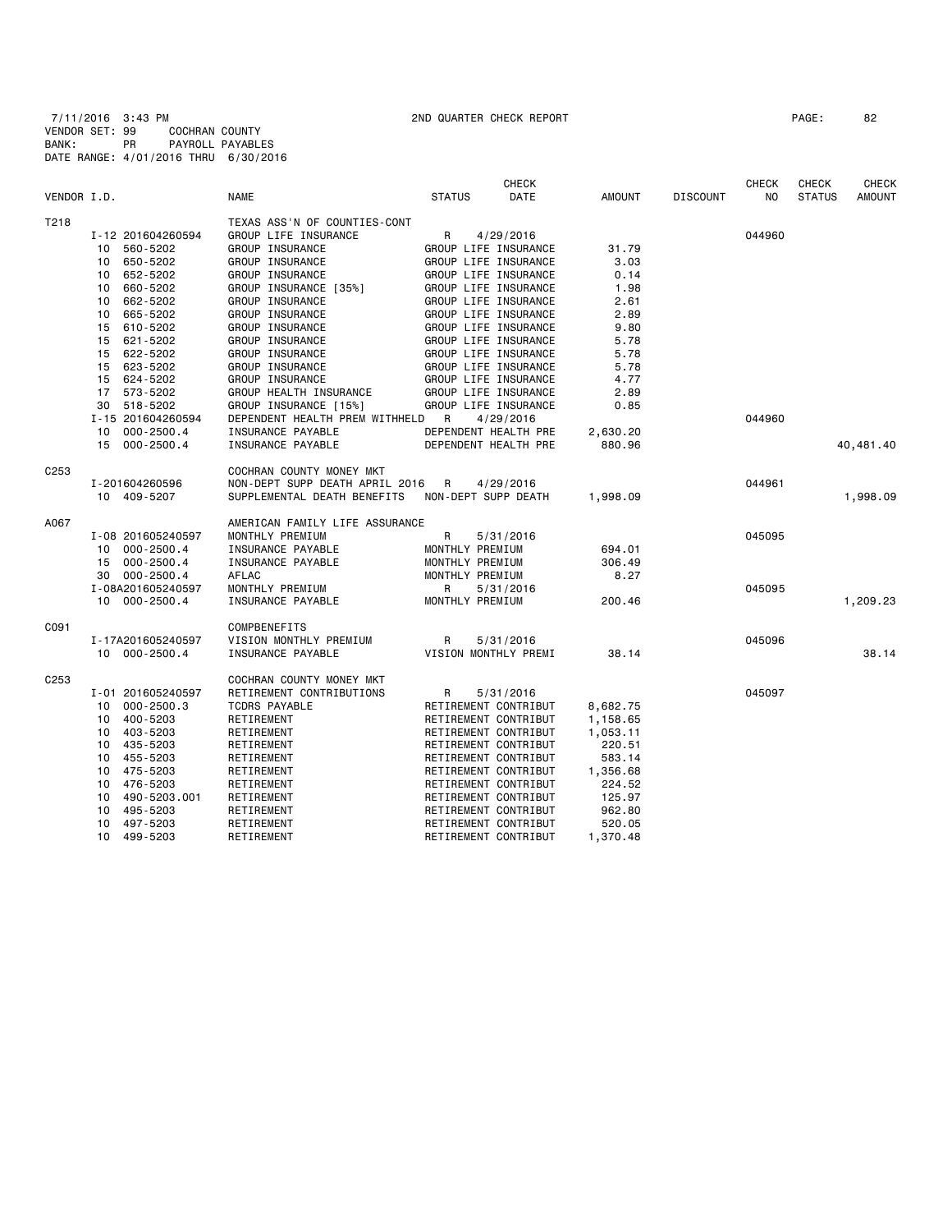7/11/2016 3:43 PM 2ND QUARTER CHECK REPORT PAGE: 82
VENDOR SET: 99 COCHRAN COUNTY
BANK: PR PAYROLL PAYABLES
DATE RANGE: 4/01/2016 THRU 6/30/2016

| VENDOR I.D. | | NAME | STATUS | CHECK DATE | AMOUNT | DISCOUNT | CHECK NO | CHECK STATUS | CHECK AMOUNT |
|---|---|---|---|---|---|---|---|---|---|
| T218 | | TEXAS ASS'N OF COUNTIES-CONT | | | | | | | |
| | I-12 201604260594 | GROUP LIFE INSURANCE | R | 4/29/2016 | | | 044960 | | |
| | 10 560-5202 | GROUP INSURANCE | GROUP LIFE INSURANCE | | 31.79 | | | | |
| | 10 650-5202 | GROUP INSURANCE | GROUP LIFE INSURANCE | | 3.03 | | | | |
| | 10 652-5202 | GROUP INSURANCE | GROUP LIFE INSURANCE | | 0.14 | | | | |
| | 10 660-5202 | GROUP INSURANCE [35%] | GROUP LIFE INSURANCE | | 1.98 | | | | |
| | 10 662-5202 | GROUP INSURANCE | GROUP LIFE INSURANCE | | 2.61 | | | | |
| | 10 665-5202 | GROUP INSURANCE | GROUP LIFE INSURANCE | | 2.89 | | | | |
| | 15 610-5202 | GROUP INSURANCE | GROUP LIFE INSURANCE | | 9.80 | | | | |
| | 15 621-5202 | GROUP INSURANCE | GROUP LIFE INSURANCE | | 5.78 | | | | |
| | 15 622-5202 | GROUP INSURANCE | GROUP LIFE INSURANCE | | 5.78 | | | | |
| | 15 623-5202 | GROUP INSURANCE | GROUP LIFE INSURANCE | | 5.78 | | | | |
| | 15 624-5202 | GROUP INSURANCE | GROUP LIFE INSURANCE | | 4.77 | | | | |
| | 17 573-5202 | GROUP HEALTH INSURANCE | GROUP LIFE INSURANCE | | 2.89 | | | | |
| | 30 518-5202 | GROUP INSURANCE [15%] | GROUP LIFE INSURANCE | | 0.85 | | | | |
| | I-15 201604260594 | DEPENDENT HEALTH PREM WITHHELD | R | 4/29/2016 | | | 044960 | | |
| | 10 000-2500.4 | INSURANCE PAYABLE | DEPENDENT HEALTH PRE | | 2,630.20 | | | | |
| | 15 000-2500.4 | INSURANCE PAYABLE | DEPENDENT HEALTH PRE | | 880.96 | | | | 40,481.40 |
| C253 | | COCHRAN COUNTY MONEY MKT | | | | | | | |
| | I-201604260596 | NON-DEPT SUPP DEATH APRIL 2016 | R | 4/29/2016 | | | 044961 | | |
| | 10 409-5207 | SUPPLEMENTAL DEATH BENEFITS | NON-DEPT SUPP DEATH | | 1,998.09 | | | | 1,998.09 |
| A067 | | AMERICAN FAMILY LIFE ASSURANCE | | | | | | | |
| | I-08 201605240597 | MONTHLY PREMIUM | R | 5/31/2016 | | | 045095 | | |
| | 10 000-2500.4 | INSURANCE PAYABLE | MONTHLY PREMIUM | | 694.01 | | | | |
| | 15 000-2500.4 | INSURANCE PAYABLE | MONTHLY PREMIUM | | 306.49 | | | | |
| | 30 000-2500.4 | AFLAC | MONTHLY PREMIUM | | 8.27 | | | | |
| | I-08A201605240597 | MONTHLY PREMIUM | R | 5/31/2016 | | | 045095 | | |
| | 10 000-2500.4 | INSURANCE PAYABLE | MONTHLY PREMIUM | | 200.46 | | | | 1,209.23 |
| C091 | | COMPBENEFITS | | | | | | | |
| | I-17A201605240597 | VISION MONTHLY PREMIUM | R | 5/31/2016 | | | 045096 | | |
| | 10 000-2500.4 | INSURANCE PAYABLE | VISION MONTHLY PREMI | | 38.14 | | | | 38.14 |
| C253 | | COCHRAN COUNTY MONEY MKT | | | | | | | |
| | I-01 201605240597 | RETIREMENT CONTRIBUTIONS | R | 5/31/2016 | | | 045097 | | |
| | 10 000-2500.3 | TCDRS PAYABLE | RETIREMENT CONTRIBUT | | 8,682.75 | | | | |
| | 10 400-5203 | RETIREMENT | RETIREMENT CONTRIBUT | | 1,158.65 | | | | |
| | 10 403-5203 | RETIREMENT | RETIREMENT CONTRIBUT | | 1,053.11 | | | | |
| | 10 435-5203 | RETIREMENT | RETIREMENT CONTRIBUT | | 220.51 | | | | |
| | 10 455-5203 | RETIREMENT | RETIREMENT CONTRIBUT | | 583.14 | | | | |
| | 10 475-5203 | RETIREMENT | RETIREMENT CONTRIBUT | | 1,356.68 | | | | |
| | 10 476-5203 | RETIREMENT | RETIREMENT CONTRIBUT | | 224.52 | | | | |
| | 10 490-5203.001 | RETIREMENT | RETIREMENT CONTRIBUT | | 125.97 | | | | |
| | 10 495-5203 | RETIREMENT | RETIREMENT CONTRIBUT | | 962.80 | | | | |
| | 10 497-5203 | RETIREMENT | RETIREMENT CONTRIBUT | | 520.05 | | | | |
| | 10 499-5203 | RETIREMENT | RETIREMENT CONTRIBUT | | 1,370.48 | | | | |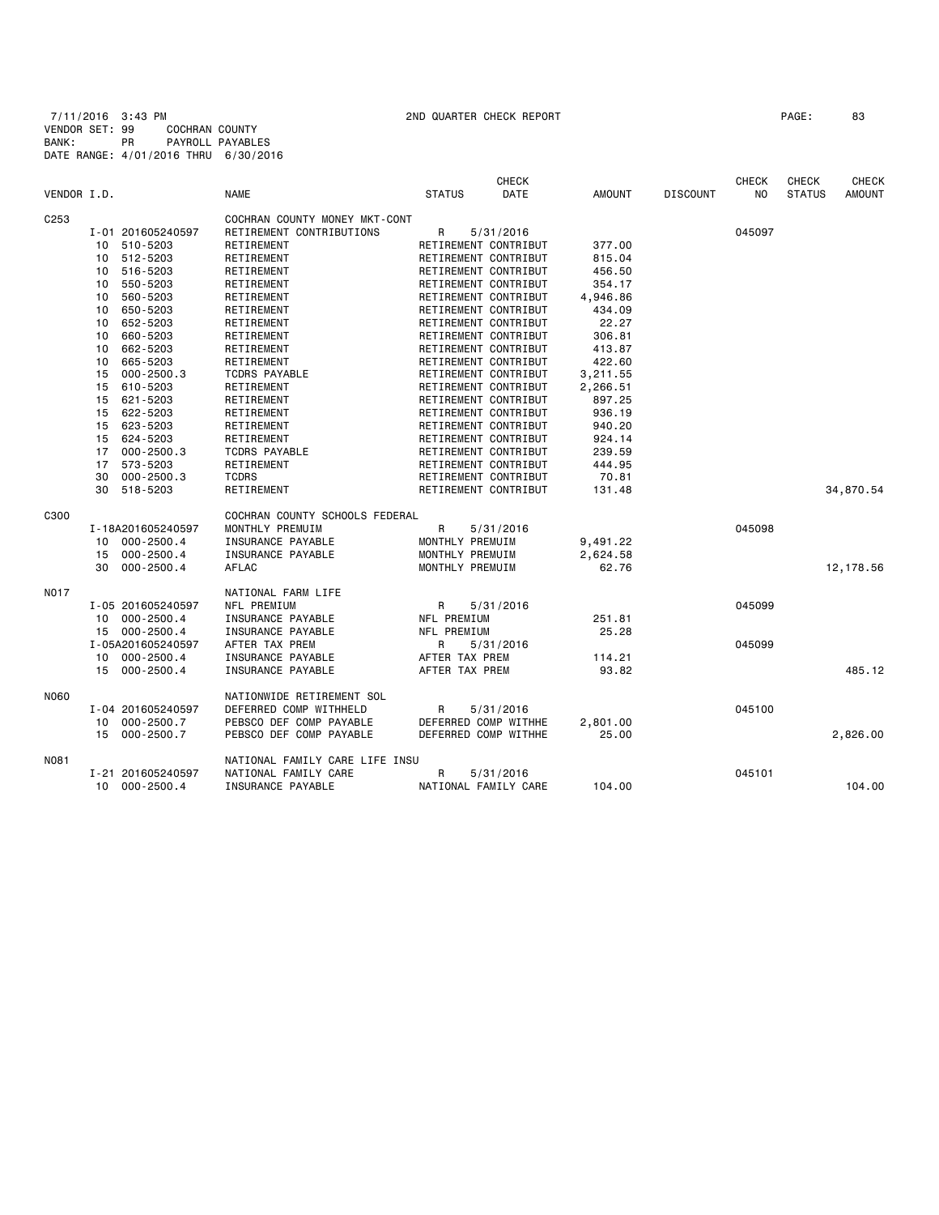7/11/2016 3:43 PM 2ND QUARTER CHECK REPORT PAGE: 83
VENDOR SET: 99 COCHRAN COUNTY
BANK: PR PAYROLL PAYABLES
DATE RANGE: 4/01/2016 THRU 6/30/2016

| VENDOR I.D. | | NAME | STATUS | CHECK DATE | AMOUNT | DISCOUNT | CHECK NO | CHECK STATUS | CHECK AMOUNT |
|---|---|---|---|---|---|---|---|---|---|
| C253 | | COCHRAN COUNTY MONEY MKT-CONT | | | | | | | |
| | I-01 201605240597 | RETIREMENT CONTRIBUTIONS | R | 5/31/2016 | | | 045097 | | |
| | 10 510-5203 | RETIREMENT | RETIREMENT CONTRIBUT | | 377.00 | | | | |
| | 10 512-5203 | RETIREMENT | RETIREMENT CONTRIBUT | | 815.04 | | | | |
| | 10 516-5203 | RETIREMENT | RETIREMENT CONTRIBUT | | 456.50 | | | | |
| | 10 550-5203 | RETIREMENT | RETIREMENT CONTRIBUT | | 354.17 | | | | |
| | 10 560-5203 | RETIREMENT | RETIREMENT CONTRIBUT | | 4,946.86 | | | | |
| | 10 650-5203 | RETIREMENT | RETIREMENT CONTRIBUT | | 434.09 | | | | |
| | 10 652-5203 | RETIREMENT | RETIREMENT CONTRIBUT | | 22.27 | | | | |
| | 10 660-5203 | RETIREMENT | RETIREMENT CONTRIBUT | | 306.81 | | | | |
| | 10 662-5203 | RETIREMENT | RETIREMENT CONTRIBUT | | 413.87 | | | | |
| | 10 665-5203 | RETIREMENT | RETIREMENT CONTRIBUT | | 422.60 | | | | |
| | 15 000-2500.3 | TCDRS PAYABLE | RETIREMENT CONTRIBUT | | 3,211.55 | | | | |
| | 15 610-5203 | RETIREMENT | RETIREMENT CONTRIBUT | | 2,266.51 | | | | |
| | 15 621-5203 | RETIREMENT | RETIREMENT CONTRIBUT | | 897.25 | | | | |
| | 15 622-5203 | RETIREMENT | RETIREMENT CONTRIBUT | | 936.19 | | | | |
| | 15 623-5203 | RETIREMENT | RETIREMENT CONTRIBUT | | 940.20 | | | | |
| | 15 624-5203 | RETIREMENT | RETIREMENT CONTRIBUT | | 924.14 | | | | |
| | 17 000-2500.3 | TCDRS PAYABLE | RETIREMENT CONTRIBUT | | 239.59 | | | | |
| | 17 573-5203 | RETIREMENT | RETIREMENT CONTRIBUT | | 444.95 | | | | |
| | 30 000-2500.3 | TCDRS | RETIREMENT CONTRIBUT | | 70.81 | | | | |
| | 30 518-5203 | RETIREMENT | RETIREMENT CONTRIBUT | | 131.48 | | | | 34,870.54 |
| C300 | | COCHRAN COUNTY SCHOOLS FEDERAL | | | | | | | |
| | I-18A201605240597 | MONTHLY PREMUIM | R | 5/31/2016 | | | 045098 | | |
| | 10 000-2500.4 | INSURANCE PAYABLE | MONTHLY PREMUIM | | 9,491.22 | | | | |
| | 15 000-2500.4 | INSURANCE PAYABLE | MONTHLY PREMUIM | | 2,624.58 | | | | |
| | 30 000-2500.4 | AFLAC | MONTHLY PREMUIM | | 62.76 | | | | 12,178.56 |
| N017 | | NATIONAL FARM LIFE | | | | | | | |
| | I-05 201605240597 | NFL PREMIUM | R | 5/31/2016 | | | 045099 | | |
| | 10 000-2500.4 | INSURANCE PAYABLE | NFL PREMIUM | | 251.81 | | | | |
| | 15 000-2500.4 | INSURANCE PAYABLE | NFL PREMIUM | | 25.28 | | | | |
| | I-05A201605240597 | AFTER TAX PREM | R | 5/31/2016 | | | 045099 | | |
| | 10 000-2500.4 | INSURANCE PAYABLE | AFTER TAX PREM | | 114.21 | | | | |
| | 15 000-2500.4 | INSURANCE PAYABLE | AFTER TAX PREM | | 93.82 | | | | 485.12 |
| N060 | | NATIONWIDE RETIREMENT SOL | | | | | | | |
| | I-04 201605240597 | DEFERRED COMP WITHHELD | R | 5/31/2016 | | | 045100 | | |
| | 10 000-2500.7 | PEBSCO DEF COMP PAYABLE | DEFERRED COMP WITHHE | | 2,801.00 | | | | |
| | 15 000-2500.7 | PEBSCO DEF COMP PAYABLE | DEFERRED COMP WITHHE | | 25.00 | | | | 2,826.00 |
| N081 | | NATIONAL FAMILY CARE LIFE INSU | | | | | | | |
| | I-21 201605240597 | NATIONAL FAMILY CARE | R | 5/31/2016 | | | 045101 | | |
| | 10 000-2500.4 | INSURANCE PAYABLE | NATIONAL FAMILY CARE | | 104.00 | | | | 104.00 |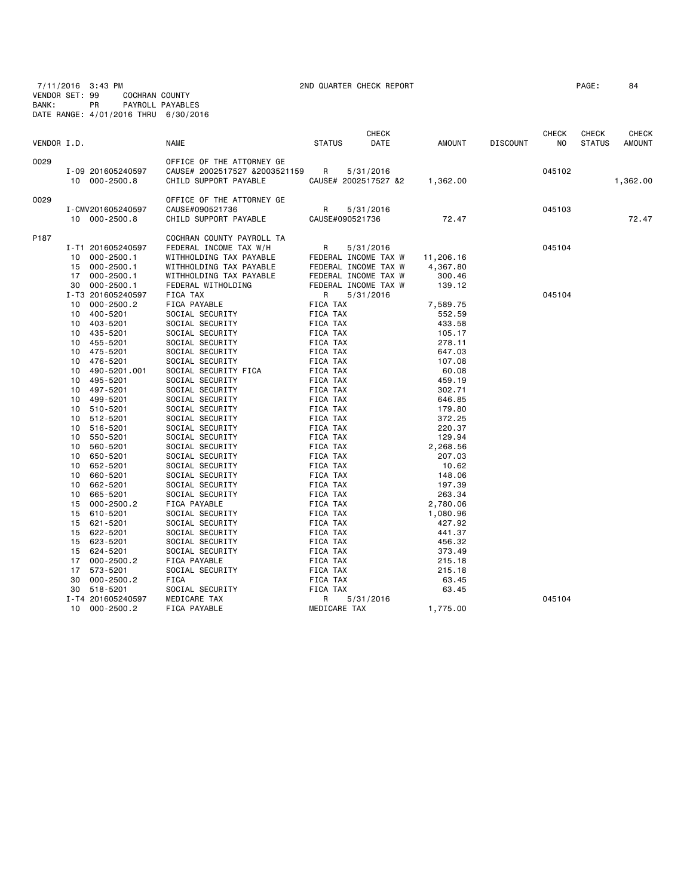7/11/2016 3:43 PM 2ND QUARTER CHECK REPORT

VENDOR SET: 99 COCHRAN COUNTY
BANK: PR PAYROLL PAYABLES
DATE RANGE: 4/01/2016 THRU 6/30/2016

| VENDOR I.D. | | NAME | STATUS | CHECK DATE | AMOUNT | DISCOUNT | CHECK NO | CHECK STATUS | CHECK AMOUNT |
|---|---|---|---|---|---|---|---|---|---|
| 0029 | | OFFICE OF THE ATTORNEY GE | | | | | | | |
| | I-09 201605240597 | CAUSE# 2002517527 &2003521159 | R | 5/31/2016 | | | 045102 | | |
| | 10 000-2500.8 | CHILD SUPPORT PAYABLE | CAUSE# 2002517527 &2 | | 1,362.00 | | | | 1,362.00 |
| 0029 | | OFFICE OF THE ATTORNEY GE | | | | | | | |
| | I-CMV201605240597 | CAUSE#090521736 | R | 5/31/2016 | | | 045103 | | |
| | 10 000-2500.8 | CHILD SUPPORT PAYABLE | CAUSE#090521736 | | 72.47 | | | | 72.47 |
| P187 | | COCHRAN COUNTY PAYROLL TA | | | | | | | |
| | I-T1 201605240597 | FEDERAL INCOME TAX W/H | R | 5/31/2016 | | | 045104 | | |
| | 10 000-2500.1 | WITHHOLDING TAX PAYABLE | FEDERAL INCOME TAX W | | 11,206.16 | | | | |
| | 15 000-2500.1 | WITHHOLDING TAX PAYABLE | FEDERAL INCOME TAX W | | 4,367.80 | | | | |
| | 17 000-2500.1 | WITHHOLDING TAX PAYABLE | FEDERAL INCOME TAX W | | 300.46 | | | | |
| | 30 000-2500.1 | FEDERAL WITHOLDING | FEDERAL INCOME TAX W | | 139.12 | | | | |
| | I-T3 201605240597 | FICA TAX | R | 5/31/2016 | | | 045104 | | |
| | 10 000-2500.2 | FICA PAYABLE | FICA TAX | | 7,589.75 | | | | |
| | 10 400-5201 | SOCIAL SECURITY | FICA TAX | | 552.59 | | | | |
| | 10 403-5201 | SOCIAL SECURITY | FICA TAX | | 433.58 | | | | |
| | 10 435-5201 | SOCIAL SECURITY | FICA TAX | | 105.17 | | | | |
| | 10 455-5201 | SOCIAL SECURITY | FICA TAX | | 278.11 | | | | |
| | 10 475-5201 | SOCIAL SECURITY | FICA TAX | | 647.03 | | | | |
| | 10 476-5201 | SOCIAL SECURITY | FICA TAX | | 107.08 | | | | |
| | 10 490-5201.001 | SOCIAL SECURITY FICA | FICA TAX | | 60.08 | | | | |
| | 10 495-5201 | SOCIAL SECURITY | FICA TAX | | 459.19 | | | | |
| | 10 497-5201 | SOCIAL SECURITY | FICA TAX | | 302.71 | | | | |
| | 10 499-5201 | SOCIAL SECURITY | FICA TAX | | 646.85 | | | | |
| | 10 510-5201 | SOCIAL SECURITY | FICA TAX | | 179.80 | | | | |
| | 10 512-5201 | SOCIAL SECURITY | FICA TAX | | 372.25 | | | | |
| | 10 516-5201 | SOCIAL SECURITY | FICA TAX | | 220.37 | | | | |
| | 10 550-5201 | SOCIAL SECURITY | FICA TAX | | 129.94 | | | | |
| | 10 560-5201 | SOCIAL SECURITY | FICA TAX | | 2,268.56 | | | | |
| | 10 650-5201 | SOCIAL SECURITY | FICA TAX | | 207.03 | | | | |
| | 10 652-5201 | SOCIAL SECURITY | FICA TAX | | 10.62 | | | | |
| | 10 660-5201 | SOCIAL SECURITY | FICA TAX | | 148.06 | | | | |
| | 10 662-5201 | SOCIAL SECURITY | FICA TAX | | 197.39 | | | | |
| | 10 665-5201 | SOCIAL SECURITY | FICA TAX | | 263.34 | | | | |
| | 15 000-2500.2 | FICA PAYABLE | FICA TAX | | 2,780.06 | | | | |
| | 15 610-5201 | SOCIAL SECURITY | FICA TAX | | 1,080.96 | | | | |
| | 15 621-5201 | SOCIAL SECURITY | FICA TAX | | 427.92 | | | | |
| | 15 622-5201 | SOCIAL SECURITY | FICA TAX | | 441.37 | | | | |
| | 15 623-5201 | SOCIAL SECURITY | FICA TAX | | 456.32 | | | | |
| | 15 624-5201 | SOCIAL SECURITY | FICA TAX | | 373.49 | | | | |
| | 17 000-2500.2 | FICA PAYABLE | FICA TAX | | 215.18 | | | | |
| | 17 573-5201 | SOCIAL SECURITY | FICA TAX | | 215.18 | | | | |
| | 30 000-2500.2 | FICA | FICA TAX | | 63.45 | | | | |
| | 30 518-5201 | SOCIAL SECURITY | FICA TAX | | 63.45 | | | | |
| | I-T4 201605240597 | MEDICARE TAX | R | 5/31/2016 | | | 045104 | | |
| | 10 000-2500.2 | FICA PAYABLE | MEDICARE TAX | | 1,775.00 | | | | |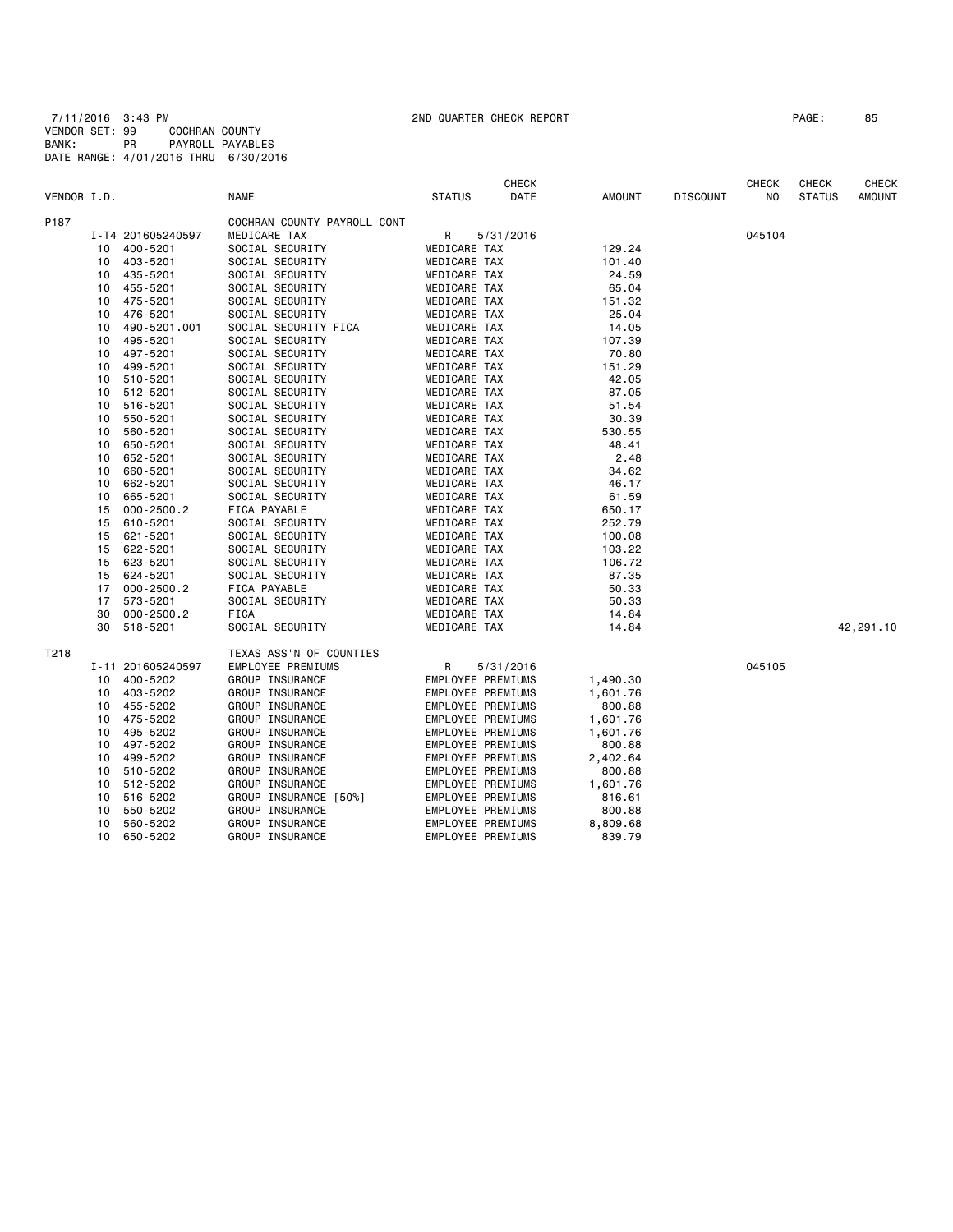7/11/2016 3:43 PM 2ND QUARTER CHECK REPORT
VENDOR SET: 99 COCHRAN COUNTY
BANK: PR PAYROLL PAYABLES
DATE RANGE: 4/01/2016 THRU 6/30/2016

| VENDOR I.D. | | NAME | STATUS | CHECK DATE | AMOUNT | DISCOUNT | CHECK NO | CHECK STATUS | CHECK AMOUNT |
|---|---|---|---|---|---|---|---|---|---|
| P187 | | COCHRAN COUNTY PAYROLL-CONT | | | | | | | |
| I-T4 201605240597 | | MEDICARE TAX | R | 5/31/2016 | | | 045104 | | |
| 10 | 400-5201 | SOCIAL SECURITY | MEDICARE TAX | | 129.24 | | | | |
| 10 | 403-5201 | SOCIAL SECURITY | MEDICARE TAX | | 101.40 | | | | |
| 10 | 435-5201 | SOCIAL SECURITY | MEDICARE TAX | | 24.59 | | | | |
| 10 | 455-5201 | SOCIAL SECURITY | MEDICARE TAX | | 65.04 | | | | |
| 10 | 475-5201 | SOCIAL SECURITY | MEDICARE TAX | | 151.32 | | | | |
| 10 | 476-5201 | SOCIAL SECURITY | MEDICARE TAX | | 25.04 | | | | |
| 10 | 490-5201.001 | SOCIAL SECURITY FICA | MEDICARE TAX | | 14.05 | | | | |
| 10 | 495-5201 | SOCIAL SECURITY | MEDICARE TAX | | 107.39 | | | | |
| 10 | 497-5201 | SOCIAL SECURITY | MEDICARE TAX | | 70.80 | | | | |
| 10 | 499-5201 | SOCIAL SECURITY | MEDICARE TAX | | 151.29 | | | | |
| 10 | 510-5201 | SOCIAL SECURITY | MEDICARE TAX | | 42.05 | | | | |
| 10 | 512-5201 | SOCIAL SECURITY | MEDICARE TAX | | 87.05 | | | | |
| 10 | 516-5201 | SOCIAL SECURITY | MEDICARE TAX | | 51.54 | | | | |
| 10 | 550-5201 | SOCIAL SECURITY | MEDICARE TAX | | 30.39 | | | | |
| 10 | 560-5201 | SOCIAL SECURITY | MEDICARE TAX | | 530.55 | | | | |
| 10 | 650-5201 | SOCIAL SECURITY | MEDICARE TAX | | 48.41 | | | | |
| 10 | 652-5201 | SOCIAL SECURITY | MEDICARE TAX | | 2.48 | | | | |
| 10 | 660-5201 | SOCIAL SECURITY | MEDICARE TAX | | 34.62 | | | | |
| 10 | 662-5201 | SOCIAL SECURITY | MEDICARE TAX | | 46.17 | | | | |
| 10 | 665-5201 | SOCIAL SECURITY | MEDICARE TAX | | 61.59 | | | | |
| 15 | 000-2500.2 | FICA PAYABLE | MEDICARE TAX | | 650.17 | | | | |
| 15 | 610-5201 | SOCIAL SECURITY | MEDICARE TAX | | 252.79 | | | | |
| 15 | 621-5201 | SOCIAL SECURITY | MEDICARE TAX | | 100.08 | | | | |
| 15 | 622-5201 | SOCIAL SECURITY | MEDICARE TAX | | 103.22 | | | | |
| 15 | 623-5201 | SOCIAL SECURITY | MEDICARE TAX | | 106.72 | | | | |
| 15 | 624-5201 | SOCIAL SECURITY | MEDICARE TAX | | 87.35 | | | | |
| 17 | 000-2500.2 | FICA PAYABLE | MEDICARE TAX | | 50.33 | | | | |
| 17 | 573-5201 | SOCIAL SECURITY | MEDICARE TAX | | 50.33 | | | | |
| 30 | 000-2500.2 | FICA | MEDICARE TAX | | 14.84 | | | | |
| 30 | 518-5201 | SOCIAL SECURITY | MEDICARE TAX | | 14.84 | | | | 42,291.10 |
| T218 | | TEXAS ASS'N OF COUNTIES | | | | | | | |
| I-11 201605240597 | | EMPLOYEE PREMIUMS | R | 5/31/2016 | | | 045105 | | |
| 10 | 400-5202 | GROUP INSURANCE | EMPLOYEE PREMIUMS | | 1,490.30 | | | | |
| 10 | 403-5202 | GROUP INSURANCE | EMPLOYEE PREMIUMS | | 1,601.76 | | | | |
| 10 | 455-5202 | GROUP INSURANCE | EMPLOYEE PREMIUMS | | 800.88 | | | | |
| 10 | 475-5202 | GROUP INSURANCE | EMPLOYEE PREMIUMS | | 1,601.76 | | | | |
| 10 | 495-5202 | GROUP INSURANCE | EMPLOYEE PREMIUMS | | 1,601.76 | | | | |
| 10 | 497-5202 | GROUP INSURANCE | EMPLOYEE PREMIUMS | | 800.88 | | | | |
| 10 | 499-5202 | GROUP INSURANCE | EMPLOYEE PREMIUMS | | 2,402.64 | | | | |
| 10 | 510-5202 | GROUP INSURANCE | EMPLOYEE PREMIUMS | | 800.88 | | | | |
| 10 | 512-5202 | GROUP INSURANCE | EMPLOYEE PREMIUMS | | 1,601.76 | | | | |
| 10 | 516-5202 | GROUP INSURANCE [50%] | EMPLOYEE PREMIUMS | | 816.61 | | | | |
| 10 | 550-5202 | GROUP INSURANCE | EMPLOYEE PREMIUMS | | 800.88 | | | | |
| 10 | 560-5202 | GROUP INSURANCE | EMPLOYEE PREMIUMS | | 8,809.68 | | | | |
| 10 | 650-5202 | GROUP INSURANCE | EMPLOYEE PREMIUMS | | 839.79 | | | | |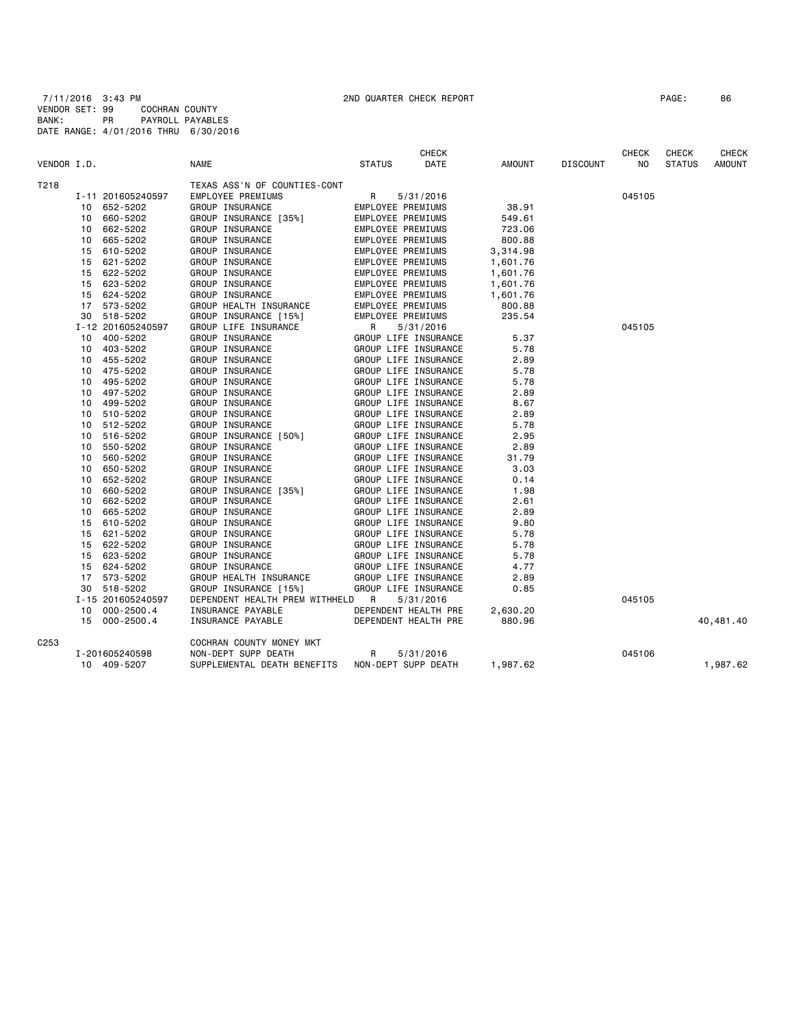7/11/2016 3:43 PM 2ND QUARTER CHECK REPORT
VENDOR SET: 99 COCHRAN COUNTY
BANK: PR PAYROLL PAYABLES
DATE RANGE: 4/01/2016 THRU 6/30/2016

| VENDOR I.D. | | NAME | STATUS | CHECK DATE | AMOUNT | DISCOUNT | CHECK NO | CHECK STATUS | CHECK AMOUNT |
|---|---|---|---|---|---|---|---|---|---|
| T218 | | TEXAS ASS'N OF COUNTIES-CONT | | | | | | | |
| | I-11 201605240597 | EMPLOYEE PREMIUMS | R | 5/31/2016 | | | 045105 | | |
| | 10 652-5202 | GROUP INSURANCE | EMPLOYEE PREMIUMS | | 38.91 | | | | |
| | 10 660-5202 | GROUP INSURANCE [35%] | EMPLOYEE PREMIUMS | | 549.61 | | | | |
| | 10 662-5202 | GROUP INSURANCE | EMPLOYEE PREMIUMS | | 723.06 | | | | |
| | 10 665-5202 | GROUP INSURANCE | EMPLOYEE PREMIUMS | | 800.88 | | | | |
| | 15 610-5202 | GROUP INSURANCE | EMPLOYEE PREMIUMS | | 3,314.98 | | | | |
| | 15 621-5202 | GROUP INSURANCE | EMPLOYEE PREMIUMS | | 1,601.76 | | | | |
| | 15 622-5202 | GROUP INSURANCE | EMPLOYEE PREMIUMS | | 1,601.76 | | | | |
| | 15 623-5202 | GROUP INSURANCE | EMPLOYEE PREMIUMS | | 1,601.76 | | | | |
| | 15 624-5202 | GROUP INSURANCE | EMPLOYEE PREMIUMS | | 1,601.76 | | | | |
| | 17 573-5202 | GROUP HEALTH INSURANCE | EMPLOYEE PREMIUMS | | 800.88 | | | | |
| | 30 518-5202 | GROUP INSURANCE [15%] | EMPLOYEE PREMIUMS | | 235.54 | | | | |
| | I-12 201605240597 | GROUP LIFE INSURANCE | R | 5/31/2016 | | | 045105 | | |
| | 10 400-5202 | GROUP INSURANCE | GROUP LIFE INSURANCE | | 5.37 | | | | |
| | 10 403-5202 | GROUP INSURANCE | GROUP LIFE INSURANCE | | 5.78 | | | | |
| | 10 455-5202 | GROUP INSURANCE | GROUP LIFE INSURANCE | | 2.89 | | | | |
| | 10 475-5202 | GROUP INSURANCE | GROUP LIFE INSURANCE | | 5.78 | | | | |
| | 10 495-5202 | GROUP INSURANCE | GROUP LIFE INSURANCE | | 5.78 | | | | |
| | 10 497-5202 | GROUP INSURANCE | GROUP LIFE INSURANCE | | 2.89 | | | | |
| | 10 499-5202 | GROUP INSURANCE | GROUP LIFE INSURANCE | | 8.67 | | | | |
| | 10 510-5202 | GROUP INSURANCE | GROUP LIFE INSURANCE | | 2.89 | | | | |
| | 10 512-5202 | GROUP INSURANCE | GROUP LIFE INSURANCE | | 5.78 | | | | |
| | 10 516-5202 | GROUP INSURANCE [50%] | GROUP LIFE INSURANCE | | 2.95 | | | | |
| | 10 550-5202 | GROUP INSURANCE | GROUP LIFE INSURANCE | | 2.89 | | | | |
| | 10 560-5202 | GROUP INSURANCE | GROUP LIFE INSURANCE | | 31.79 | | | | |
| | 10 650-5202 | GROUP INSURANCE | GROUP LIFE INSURANCE | | 3.03 | | | | |
| | 10 652-5202 | GROUP INSURANCE | GROUP LIFE INSURANCE | | 0.14 | | | | |
| | 10 660-5202 | GROUP INSURANCE [35%] | GROUP LIFE INSURANCE | | 1.98 | | | | |
| | 10 662-5202 | GROUP INSURANCE | GROUP LIFE INSURANCE | | 2.61 | | | | |
| | 10 665-5202 | GROUP INSURANCE | GROUP LIFE INSURANCE | | 2.89 | | | | |
| | 15 610-5202 | GROUP INSURANCE | GROUP LIFE INSURANCE | | 9.80 | | | | |
| | 15 621-5202 | GROUP INSURANCE | GROUP LIFE INSURANCE | | 5.78 | | | | |
| | 15 622-5202 | GROUP INSURANCE | GROUP LIFE INSURANCE | | 5.78 | | | | |
| | 15 623-5202 | GROUP INSURANCE | GROUP LIFE INSURANCE | | 5.78 | | | | |
| | 15 624-5202 | GROUP INSURANCE | GROUP LIFE INSURANCE | | 4.77 | | | | |
| | 17 573-5202 | GROUP HEALTH INSURANCE | GROUP LIFE INSURANCE | | 2.89 | | | | |
| | 30 518-5202 | GROUP INSURANCE [15%] | GROUP LIFE INSURANCE | | 0.85 | | | | |
| | I-15 201605240597 | DEPENDENT HEALTH PREM WITHHELD | R | 5/31/2016 | | | 045105 | | |
| | 10 000-2500.4 | INSURANCE PAYABLE | DEPENDENT HEALTH PRE | | 2,630.20 | | | | |
| | 15 000-2500.4 | INSURANCE PAYABLE | DEPENDENT HEALTH PRE | | 880.96 | | | | 40,481.40 |
| C253 | | COCHRAN COUNTY MONEY MKT | | | | | | | |
| | I-201605240598 | NON-DEPT SUPP DEATH | R | 5/31/2016 | | | 045106 | | |
| | 10 409-5207 | SUPPLEMENTAL DEATH BENEFITS | NON-DEPT SUPP DEATH | | 1,987.62 | | | | 1,987.62 |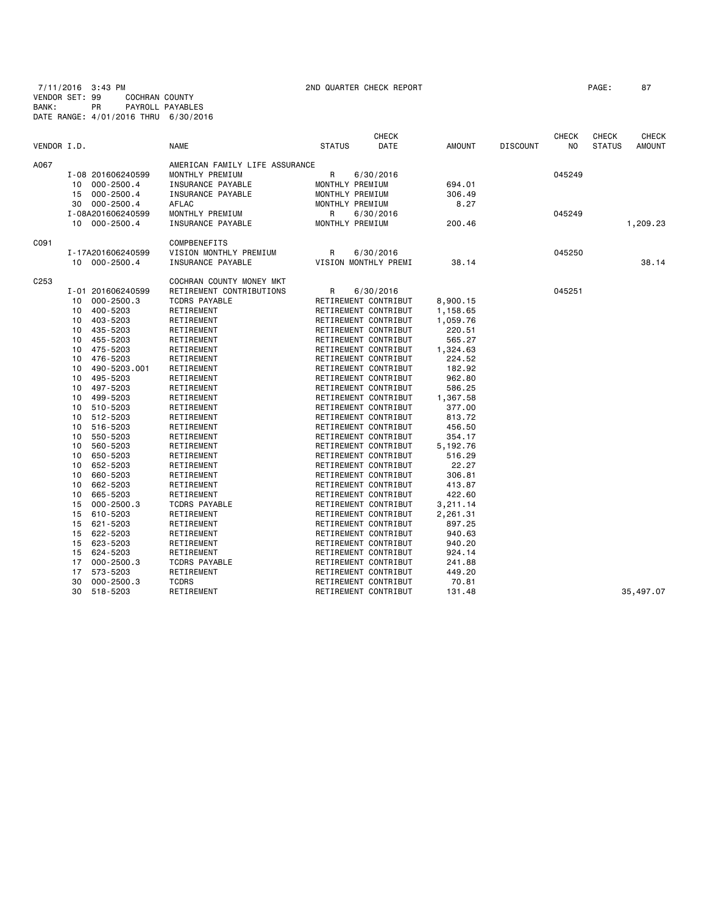7/11/2016 3:43 PM 2ND QUARTER CHECK REPORT PAGE: 87
VENDOR SET: 99 COCHRAN COUNTY
BANK: PR PAYROLL PAYABLES
DATE RANGE: 4/01/2016 THRU 6/30/2016

| VENDOR I.D. | | NAME | STATUS | CHECK DATE | AMOUNT | DISCOUNT | CHECK NO | CHECK STATUS | CHECK AMOUNT |
|---|---|---|---|---|---|---|---|---|---|
| A067 | | AMERICAN FAMILY LIFE ASSURANCE | | | | | | | |
| | I-08 201606240599 | MONTHLY PREMIUM | R | 6/30/2016 | | | 045249 | | |
| | 10 000-2500.4 | INSURANCE PAYABLE | MONTHLY PREMIUM | | 694.01 | | | | |
| | 15 000-2500.4 | INSURANCE PAYABLE | MONTHLY PREMIUM | | 306.49 | | | | |
| | 30 000-2500.4 | AFLAC | MONTHLY PREMIUM | | 8.27 | | | | |
| | I-08A201606240599 | MONTHLY PREMIUM | R | 6/30/2016 | | | 045249 | | |
| | 10 000-2500.4 | INSURANCE PAYABLE | MONTHLY PREMIUM | | 200.46 | | | | 1,209.23 |
| C091 | | COMPBENEFITS | | | | | | | |
| | I-17A201606240599 | VISION MONTHLY PREMIUM | R | 6/30/2016 | | | 045250 | | |
| | 10 000-2500.4 | INSURANCE PAYABLE | VISION MONTHLY PREMI | | 38.14 | | | | 38.14 |
| C253 | | COCHRAN COUNTY MONEY MKT | | | | | | | |
| | I-01 201606240599 | RETIREMENT CONTRIBUTIONS | R | 6/30/2016 | | | 045251 | | |
| | 10 000-2500.3 | TCDRS PAYABLE | RETIREMENT CONTRIBUT | | 8,900.15 | | | | |
| | 10 400-5203 | RETIREMENT | RETIREMENT CONTRIBUT | | 1,158.65 | | | | |
| | 10 403-5203 | RETIREMENT | RETIREMENT CONTRIBUT | | 1,059.76 | | | | |
| | 10 435-5203 | RETIREMENT | RETIREMENT CONTRIBUT | | 220.51 | | | | |
| | 10 455-5203 | RETIREMENT | RETIREMENT CONTRIBUT | | 565.27 | | | | |
| | 10 475-5203 | RETIREMENT | RETIREMENT CONTRIBUT | | 1,324.63 | | | | |
| | 10 476-5203 | RETIREMENT | RETIREMENT CONTRIBUT | | 224.52 | | | | |
| | 10 490-5203.001 | RETIREMENT | RETIREMENT CONTRIBUT | | 182.92 | | | | |
| | 10 495-5203 | RETIREMENT | RETIREMENT CONTRIBUT | | 962.80 | | | | |
| | 10 497-5203 | RETIREMENT | RETIREMENT CONTRIBUT | | 586.25 | | | | |
| | 10 499-5203 | RETIREMENT | RETIREMENT CONTRIBUT | | 1,367.58 | | | | |
| | 10 510-5203 | RETIREMENT | RETIREMENT CONTRIBUT | | 377.00 | | | | |
| | 10 512-5203 | RETIREMENT | RETIREMENT CONTRIBUT | | 813.72 | | | | |
| | 10 516-5203 | RETIREMENT | RETIREMENT CONTRIBUT | | 456.50 | | | | |
| | 10 550-5203 | RETIREMENT | RETIREMENT CONTRIBUT | | 354.17 | | | | |
| | 10 560-5203 | RETIREMENT | RETIREMENT CONTRIBUT | | 5,192.76 | | | | |
| | 10 650-5203 | RETIREMENT | RETIREMENT CONTRIBUT | | 516.29 | | | | |
| | 10 652-5203 | RETIREMENT | RETIREMENT CONTRIBUT | | 22.27 | | | | |
| | 10 660-5203 | RETIREMENT | RETIREMENT CONTRIBUT | | 306.81 | | | | |
| | 10 662-5203 | RETIREMENT | RETIREMENT CONTRIBUT | | 413.87 | | | | |
| | 10 665-5203 | RETIREMENT | RETIREMENT CONTRIBUT | | 422.60 | | | | |
| | 15 000-2500.3 | TCDRS PAYABLE | RETIREMENT CONTRIBUT | | 3,211.14 | | | | |
| | 15 610-5203 | RETIREMENT | RETIREMENT CONTRIBUT | | 2,261.31 | | | | |
| | 15 621-5203 | RETIREMENT | RETIREMENT CONTRIBUT | | 897.25 | | | | |
| | 15 622-5203 | RETIREMENT | RETIREMENT CONTRIBUT | | 940.63 | | | | |
| | 15 623-5203 | RETIREMENT | RETIREMENT CONTRIBUT | | 940.20 | | | | |
| | 15 624-5203 | RETIREMENT | RETIREMENT CONTRIBUT | | 924.14 | | | | |
| | 17 000-2500.3 | TCDRS PAYABLE | RETIREMENT CONTRIBUT | | 241.88 | | | | |
| | 17 573-5203 | RETIREMENT | RETIREMENT CONTRIBUT | | 449.20 | | | | |
| | 30 000-2500.3 | TCDRS | RETIREMENT CONTRIBUT | | 70.81 | | | | |
| | 30 518-5203 | RETIREMENT | RETIREMENT CONTRIBUT | | 131.48 | | | | 35,497.07 |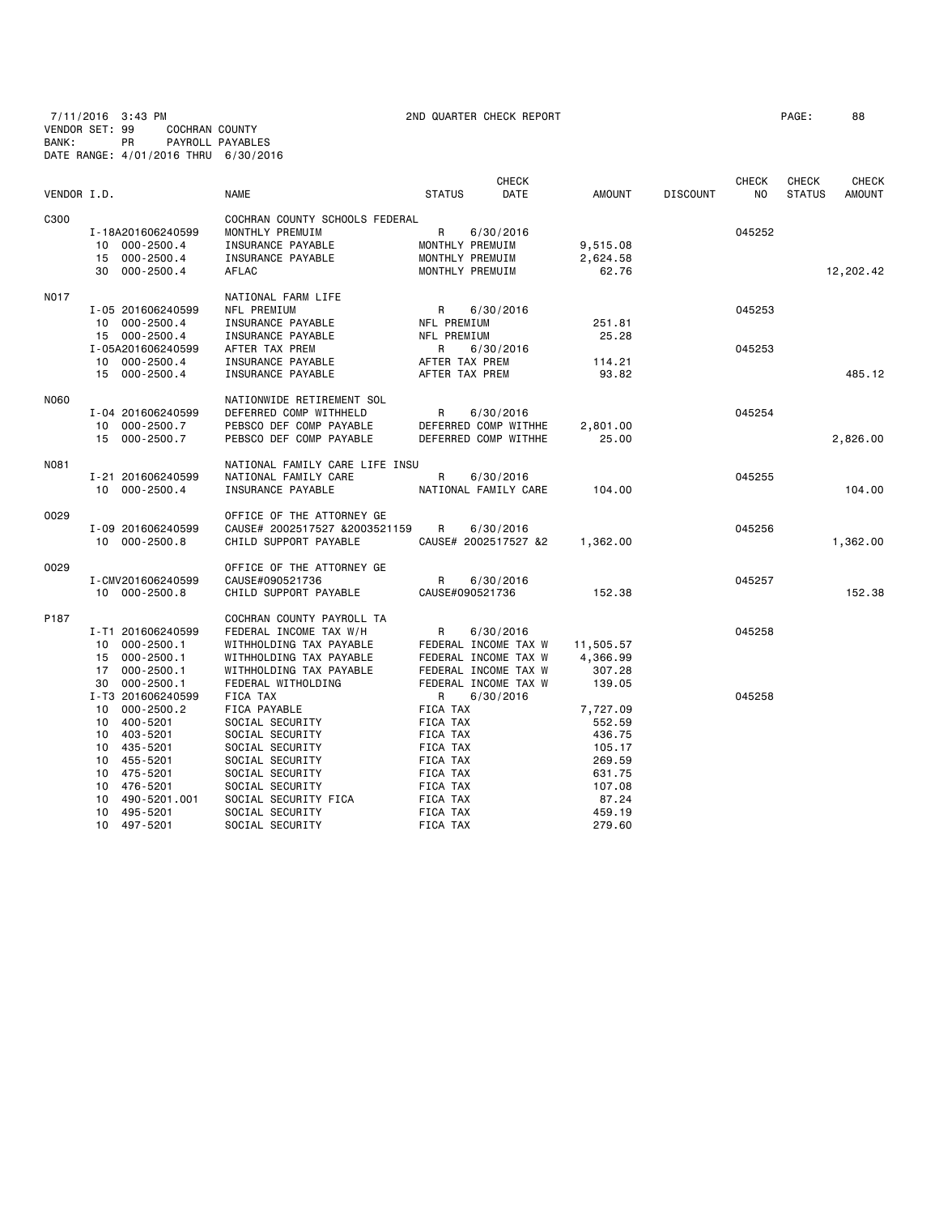7/11/2016 3:43 PM 2ND QUARTER CHECK REPORT PAGE: 88
VENDOR SET: 99 COCHRAN COUNTY
BANK: PR PAYROLL PAYABLES
DATE RANGE: 4/01/2016 THRU 6/30/2016

| VENDOR I.D. | NAME | STATUS | CHECK DATE | AMOUNT | DISCOUNT | CHECK NO | CHECK STATUS | CHECK AMOUNT |
|---|---|---|---|---|---|---|---|---|
| C300 | COCHRAN COUNTY SCHOOLS FEDERAL | | | | | | | |
| I-18A201606240599 | MONTHLY PREMUIM | R | 6/30/2016 | | | 045252 | | |
| 10 000-2500.4 | INSURANCE PAYABLE | MONTHLY PREMUIM | | 9,515.08 | | | | |
| 15 000-2500.4 | INSURANCE PAYABLE | MONTHLY PREMUIM | | 2,624.58 | | | | |
| 30 000-2500.4 | AFLAC | MONTHLY PREMUIM | | 62.76 | | | | 12,202.42 |
| N017 | NATIONAL FARM LIFE | | | | | | | |
| I-05 201606240599 | NFL PREMIUM | R | 6/30/2016 | | | 045253 | | |
| 10 000-2500.4 | INSURANCE PAYABLE | NFL PREMIUM | | 251.81 | | | | |
| 15 000-2500.4 | INSURANCE PAYABLE | NFL PREMIUM | | 25.28 | | | | |
| I-05A201606240599 | AFTER TAX PREM | R | 6/30/2016 | | | 045253 | | |
| 10 000-2500.4 | INSURANCE PAYABLE | AFTER TAX PREM | | 114.21 | | | | |
| 15 000-2500.4 | INSURANCE PAYABLE | AFTER TAX PREM | | 93.82 | | | | 485.12 |
| N060 | NATIONWIDE RETIREMENT SOL | | | | | | | |
| I-04 201606240599 | DEFERRED COMP WITHHELD | R | 6/30/2016 | | | 045254 | | |
| 10 000-2500.7 | PEBSCO DEF COMP PAYABLE | DEFERRED COMP WITHHE | | 2,801.00 | | | | |
| 15 000-2500.7 | PEBSCO DEF COMP PAYABLE | DEFERRED COMP WITHHE | | 25.00 | | | | 2,826.00 |
| N081 | NATIONAL FAMILY CARE LIFE INSU | | | | | | | |
| I-21 201606240599 | NATIONAL FAMILY CARE | R | 6/30/2016 | | | 045255 | | |
| 10 000-2500.4 | INSURANCE PAYABLE | NATIONAL FAMILY CARE | | 104.00 | | | | 104.00 |
| O029 | OFFICE OF THE ATTORNEY GE | | | | | | | |
| I-09 201606240599 | CAUSE# 2002517527 &2003521159 | R | 6/30/2016 | | | 045256 | | |
| 10 000-2500.8 | CHILD SUPPORT PAYABLE | CAUSE# 2002517527 &2 | | 1,362.00 | | | | 1,362.00 |
| O029 | OFFICE OF THE ATTORNEY GE | | | | | | | |
| I-CMV201606240599 | CAUSE#090521736 | R | 6/30/2016 | | | 045257 | | |
| 10 000-2500.8 | CHILD SUPPORT PAYABLE | CAUSE#090521736 | | 152.38 | | | | 152.38 |
| P187 | COCHRAN COUNTY PAYROLL TA | | | | | | | |
| I-T1 201606240599 | FEDERAL INCOME TAX W/H | R | 6/30/2016 | | | 045258 | | |
| 10 000-2500.1 | WITHHOLDING TAX PAYABLE | FEDERAL INCOME TAX W | | 11,505.57 | | | | |
| 15 000-2500.1 | WITHHOLDING TAX PAYABLE | FEDERAL INCOME TAX W | | 4,366.99 | | | | |
| 17 000-2500.1 | WITHHOLDING TAX PAYABLE | FEDERAL INCOME TAX W | | 307.28 | | | | |
| 30 000-2500.1 | FEDERAL WITHOLDING | FEDERAL INCOME TAX W | | 139.05 | | | | |
| I-T3 201606240599 | FICA TAX | R | 6/30/2016 | | | 045258 | | |
| 10 000-2500.2 | FICA PAYABLE | FICA TAX | | 7,727.09 | | | | |
| 10 400-5201 | SOCIAL SECURITY | FICA TAX | | 552.59 | | | | |
| 10 403-5201 | SOCIAL SECURITY | FICA TAX | | 436.75 | | | | |
| 10 435-5201 | SOCIAL SECURITY | FICA TAX | | 105.17 | | | | |
| 10 455-5201 | SOCIAL SECURITY | FICA TAX | | 269.59 | | | | |
| 10 475-5201 | SOCIAL SECURITY | FICA TAX | | 631.75 | | | | |
| 10 476-5201 | SOCIAL SECURITY | FICA TAX | | 107.08 | | | | |
| 10 490-5201.001 | SOCIAL SECURITY FICA | FICA TAX | | 87.24 | | | | |
| 10 495-5201 | SOCIAL SECURITY | FICA TAX | | 459.19 | | | | |
| 10 497-5201 | SOCIAL SECURITY | FICA TAX | | 279.60 | | | | |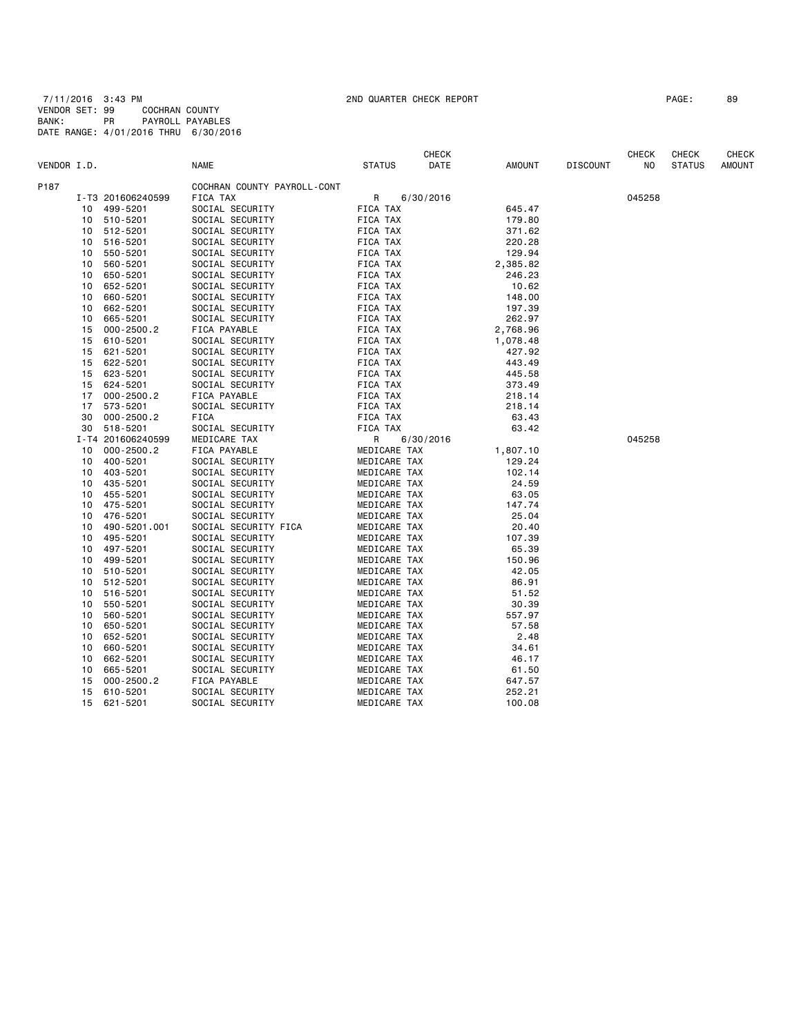7/11/2016 3:43 PM 2ND QUARTER CHECK REPORT

VENDOR SET: 99 COCHRAN COUNTY
BANK: PR PAYROLL PAYABLES
DATE RANGE: 4/01/2016 THRU 6/30/2016

| VENDOR I.D. | | NAME | STATUS | CHECK DATE | AMOUNT | DISCOUNT | CHECK NO | CHECK STATUS | CHECK AMOUNT |
|---|---|---|---|---|---|---|---|---|---|
| P187 | | COCHRAN COUNTY PAYROLL-CONT | | | | | | | |
| | I-T3 201606240599 | FICA TAX | R | 6/30/2016 | | | 045258 | | |
| | 10 499-5201 | SOCIAL SECURITY | FICA TAX | | 645.47 | | | | |
| | 10 510-5201 | SOCIAL SECURITY | FICA TAX | | 179.80 | | | | |
| | 10 512-5201 | SOCIAL SECURITY | FICA TAX | | 371.62 | | | | |
| | 10 516-5201 | SOCIAL SECURITY | FICA TAX | | 220.28 | | | | |
| | 10 550-5201 | SOCIAL SECURITY | FICA TAX | | 129.94 | | | | |
| | 10 560-5201 | SOCIAL SECURITY | FICA TAX | | 2,385.82 | | | | |
| | 10 650-5201 | SOCIAL SECURITY | FICA TAX | | 246.23 | | | | |
| | 10 652-5201 | SOCIAL SECURITY | FICA TAX | | 10.62 | | | | |
| | 10 660-5201 | SOCIAL SECURITY | FICA TAX | | 148.00 | | | | |
| | 10 662-5201 | SOCIAL SECURITY | FICA TAX | | 197.39 | | | | |
| | 10 665-5201 | SOCIAL SECURITY | FICA TAX | | 262.97 | | | | |
| | 15 000-2500.2 | FICA PAYABLE | FICA TAX | | 2,768.96 | | | | |
| | 15 610-5201 | SOCIAL SECURITY | FICA TAX | | 1,078.48 | | | | |
| | 15 621-5201 | SOCIAL SECURITY | FICA TAX | | 427.92 | | | | |
| | 15 622-5201 | SOCIAL SECURITY | FICA TAX | | 443.49 | | | | |
| | 15 623-5201 | SOCIAL SECURITY | FICA TAX | | 445.58 | | | | |
| | 15 624-5201 | SOCIAL SECURITY | FICA TAX | | 373.49 | | | | |
| | 17 000-2500.2 | FICA PAYABLE | FICA TAX | | 218.14 | | | | |
| | 17 573-5201 | SOCIAL SECURITY | FICA TAX | | 218.14 | | | | |
| | 30 000-2500.2 | FICA | FICA TAX | | 63.43 | | | | |
| | 30 518-5201 | SOCIAL SECURITY | FICA TAX | | 63.42 | | | | |
| | I-T4 201606240599 | MEDICARE TAX | R | 6/30/2016 | | | 045258 | | |
| | 10 000-2500.2 | FICA PAYABLE | MEDICARE TAX | | 1,807.10 | | | | |
| | 10 400-5201 | SOCIAL SECURITY | MEDICARE TAX | | 129.24 | | | | |
| | 10 403-5201 | SOCIAL SECURITY | MEDICARE TAX | | 102.14 | | | | |
| | 10 435-5201 | SOCIAL SECURITY | MEDICARE TAX | | 24.59 | | | | |
| | 10 455-5201 | SOCIAL SECURITY | MEDICARE TAX | | 63.05 | | | | |
| | 10 475-5201 | SOCIAL SECURITY | MEDICARE TAX | | 147.74 | | | | |
| | 10 476-5201 | SOCIAL SECURITY | MEDICARE TAX | | 25.04 | | | | |
| | 10 490-5201.001 | SOCIAL SECURITY FICA | MEDICARE TAX | | 20.40 | | | | |
| | 10 495-5201 | SOCIAL SECURITY | MEDICARE TAX | | 107.39 | | | | |
| | 10 497-5201 | SOCIAL SECURITY | MEDICARE TAX | | 65.39 | | | | |
| | 10 499-5201 | SOCIAL SECURITY | MEDICARE TAX | | 150.96 | | | | |
| | 10 510-5201 | SOCIAL SECURITY | MEDICARE TAX | | 42.05 | | | | |
| | 10 512-5201 | SOCIAL SECURITY | MEDICARE TAX | | 86.91 | | | | |
| | 10 516-5201 | SOCIAL SECURITY | MEDICARE TAX | | 51.52 | | | | |
| | 10 550-5201 | SOCIAL SECURITY | MEDICARE TAX | | 30.39 | | | | |
| | 10 560-5201 | SOCIAL SECURITY | MEDICARE TAX | | 557.97 | | | | |
| | 10 650-5201 | SOCIAL SECURITY | MEDICARE TAX | | 57.58 | | | | |
| | 10 652-5201 | SOCIAL SECURITY | MEDICARE TAX | | 2.48 | | | | |
| | 10 660-5201 | SOCIAL SECURITY | MEDICARE TAX | | 34.61 | | | | |
| | 10 662-5201 | SOCIAL SECURITY | MEDICARE TAX | | 46.17 | | | | |
| | 10 665-5201 | SOCIAL SECURITY | MEDICARE TAX | | 61.50 | | | | |
| | 15 000-2500.2 | FICA PAYABLE | MEDICARE TAX | | 647.57 | | | | |
| | 15 610-5201 | SOCIAL SECURITY | MEDICARE TAX | | 252.21 | | | | |
| | 15 621-5201 | SOCIAL SECURITY | MEDICARE TAX | | 100.08 | | | | |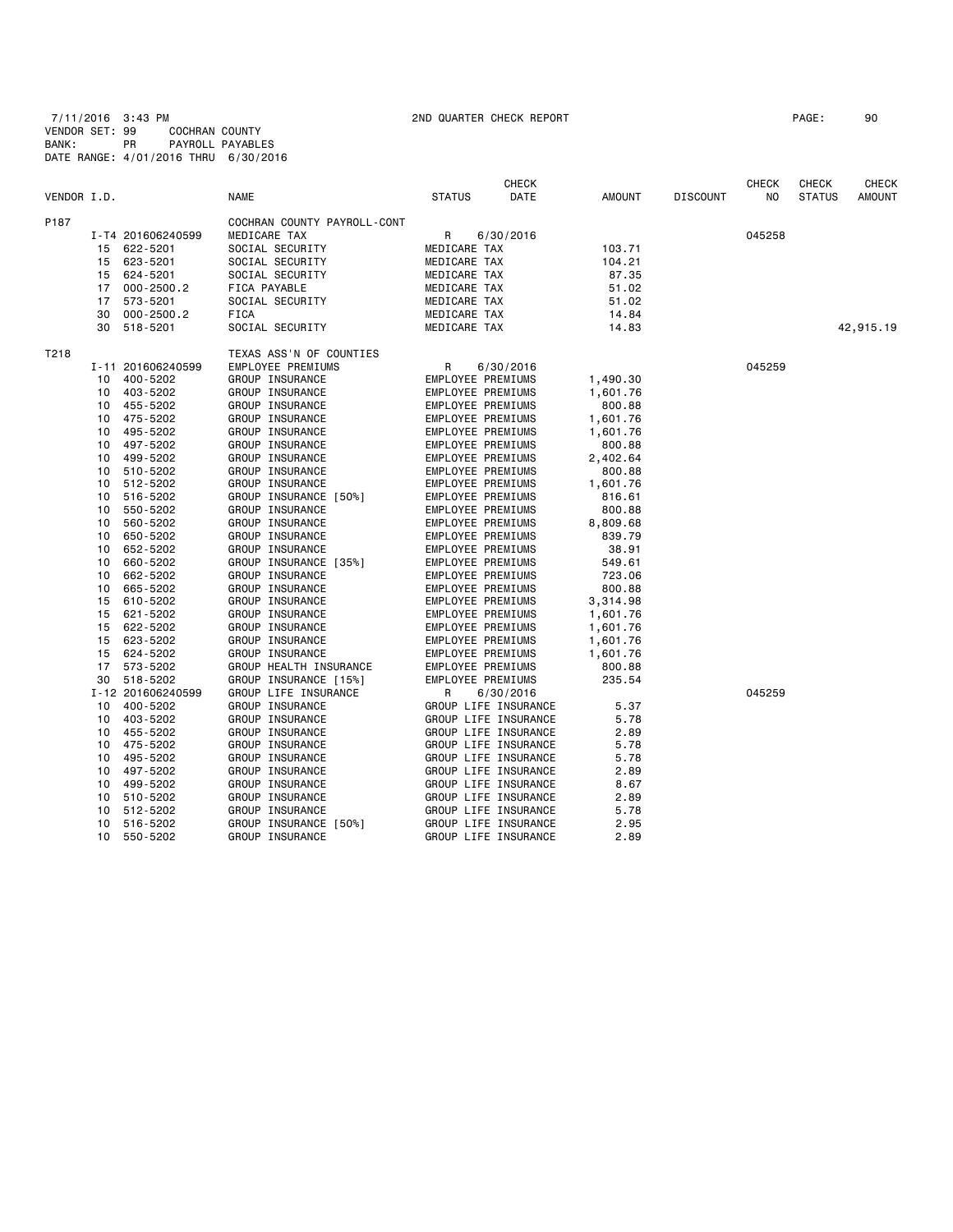7/11/2016 3:43 PM 2ND QUARTER CHECK REPORT
VENDOR SET: 99 COCHRAN COUNTY
BANK: PR PAYROLL PAYABLES
DATE RANGE: 4/01/2016 THRU 6/30/2016

| VENDOR I.D. | | NAME | STATUS | CHECK DATE | AMOUNT | DISCOUNT | CHECK NO | CHECK STATUS | CHECK AMOUNT |
|---|---|---|---|---|---|---|---|---|---|
| P187 | | COCHRAN COUNTY PAYROLL-CONT | | | | | | | |
| | I-T4 201606240599 | MEDICARE TAX | R | 6/30/2016 | | | 045258 | | |
| | 15 622-5201 | SOCIAL SECURITY | MEDICARE TAX | | 103.71 | | | | |
| | 15 623-5201 | SOCIAL SECURITY | MEDICARE TAX | | 104.21 | | | | |
| | 15 624-5201 | SOCIAL SECURITY | MEDICARE TAX | | 87.35 | | | | |
| | 17 000-2500.2 | FICA PAYABLE | MEDICARE TAX | | 51.02 | | | | |
| | 17 573-5201 | SOCIAL SECURITY | MEDICARE TAX | | 51.02 | | | | |
| | 30 000-2500.2 | FICA | MEDICARE TAX | | 14.84 | | | | |
| | 30 518-5201 | SOCIAL SECURITY | MEDICARE TAX | | 14.83 | | | | 42,915.19 |
| T218 | | TEXAS ASS'N OF COUNTIES | | | | | | | |
| | I-11 201606240599 | EMPLOYEE PREMIUMS | R | 6/30/2016 | | | 045259 | | |
| | 10 400-5202 | GROUP INSURANCE | EMPLOYEE PREMIUMS | | 1,490.30 | | | | |
| | 10 403-5202 | GROUP INSURANCE | EMPLOYEE PREMIUMS | | 1,601.76 | | | | |
| | 10 455-5202 | GROUP INSURANCE | EMPLOYEE PREMIUMS | | 800.88 | | | | |
| | 10 475-5202 | GROUP INSURANCE | EMPLOYEE PREMIUMS | | 1,601.76 | | | | |
| | 10 495-5202 | GROUP INSURANCE | EMPLOYEE PREMIUMS | | 1,601.76 | | | | |
| | 10 497-5202 | GROUP INSURANCE | EMPLOYEE PREMIUMS | | 800.88 | | | | |
| | 10 499-5202 | GROUP INSURANCE | EMPLOYEE PREMIUMS | | 2,402.64 | | | | |
| | 10 510-5202 | GROUP INSURANCE | EMPLOYEE PREMIUMS | | 800.88 | | | | |
| | 10 512-5202 | GROUP INSURANCE | EMPLOYEE PREMIUMS | | 1,601.76 | | | | |
| | 10 516-5202 | GROUP INSURANCE [50%] | EMPLOYEE PREMIUMS | | 816.61 | | | | |
| | 10 550-5202 | GROUP INSURANCE | EMPLOYEE PREMIUMS | | 800.88 | | | | |
| | 10 560-5202 | GROUP INSURANCE | EMPLOYEE PREMIUMS | | 8,809.68 | | | | |
| | 10 650-5202 | GROUP INSURANCE | EMPLOYEE PREMIUMS | | 839.79 | | | | |
| | 10 652-5202 | GROUP INSURANCE | EMPLOYEE PREMIUMS | | 38.91 | | | | |
| | 10 660-5202 | GROUP INSURANCE [35%] | EMPLOYEE PREMIUMS | | 549.61 | | | | |
| | 10 662-5202 | GROUP INSURANCE | EMPLOYEE PREMIUMS | | 723.06 | | | | |
| | 10 665-5202 | GROUP INSURANCE | EMPLOYEE PREMIUMS | | 800.88 | | | | |
| | 15 610-5202 | GROUP INSURANCE | EMPLOYEE PREMIUMS | | 3,314.98 | | | | |
| | 15 621-5202 | GROUP INSURANCE | EMPLOYEE PREMIUMS | | 1,601.76 | | | | |
| | 15 622-5202 | GROUP INSURANCE | EMPLOYEE PREMIUMS | | 1,601.76 | | | | |
| | 15 623-5202 | GROUP INSURANCE | EMPLOYEE PREMIUMS | | 1,601.76 | | | | |
| | 15 624-5202 | GROUP INSURANCE | EMPLOYEE PREMIUMS | | 1,601.76 | | | | |
| | 17 573-5202 | GROUP HEALTH INSURANCE | EMPLOYEE PREMIUMS | | 800.88 | | | | |
| | 30 518-5202 | GROUP INSURANCE [15%] | EMPLOYEE PREMIUMS | | 235.54 | | | | |
| | I-12 201606240599 | GROUP LIFE INSURANCE | R | 6/30/2016 | | | 045259 | | |
| | 10 400-5202 | GROUP INSURANCE | GROUP LIFE INSURANCE | | 5.37 | | | | |
| | 10 403-5202 | GROUP INSURANCE | GROUP LIFE INSURANCE | | 5.78 | | | | |
| | 10 455-5202 | GROUP INSURANCE | GROUP LIFE INSURANCE | | 2.89 | | | | |
| | 10 475-5202 | GROUP INSURANCE | GROUP LIFE INSURANCE | | 5.78 | | | | |
| | 10 495-5202 | GROUP INSURANCE | GROUP LIFE INSURANCE | | 5.78 | | | | |
| | 10 497-5202 | GROUP INSURANCE | GROUP LIFE INSURANCE | | 2.89 | | | | |
| | 10 499-5202 | GROUP INSURANCE | GROUP LIFE INSURANCE | | 8.67 | | | | |
| | 10 510-5202 | GROUP INSURANCE | GROUP LIFE INSURANCE | | 2.89 | | | | |
| | 10 512-5202 | GROUP INSURANCE | GROUP LIFE INSURANCE | | 5.78 | | | | |
| | 10 516-5202 | GROUP INSURANCE [50%] | GROUP LIFE INSURANCE | | 2.95 | | | | |
| | 10 550-5202 | GROUP INSURANCE | GROUP LIFE INSURANCE | | 2.89 | | | | |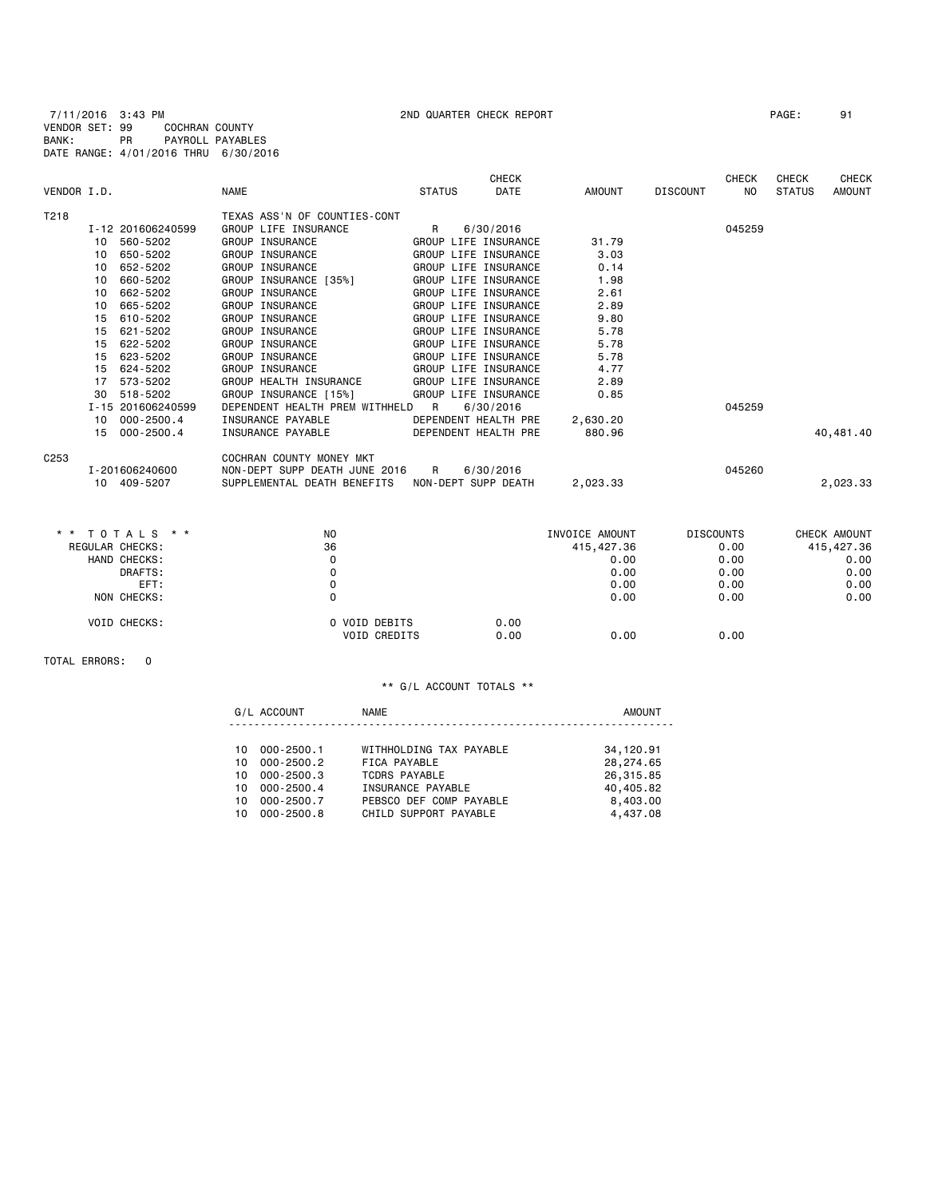7/11/2016 3:43 PM 2ND QUARTER CHECK REPORT
VENDOR SET: 99 COCHRAN COUNTY
BANK: PR PAYROLL PAYABLES
DATE RANGE: 4/01/2016 THRU 6/30/2016

| VENDOR I.D. | NAME | STATUS | CHECK DATE | AMOUNT | DISCOUNT | CHECK NO | CHECK STATUS | CHECK AMOUNT |
|---|---|---|---|---|---|---|---|---|
| T218 | TEXAS ASS'N OF COUNTIES-CONT | | | | | | | |
| I-12 201606240599 | GROUP LIFE INSURANCE | R | 6/30/2016 | | | 045259 | | |
| 10 560-5202 | GROUP INSURANCE | GROUP LIFE INSURANCE | | 31.79 | | | | |
| 10 650-5202 | GROUP INSURANCE | GROUP LIFE INSURANCE | | 3.03 | | | | |
| 10 652-5202 | GROUP INSURANCE | GROUP LIFE INSURANCE | | 0.14 | | | | |
| 10 660-5202 | GROUP INSURANCE [35%] | GROUP LIFE INSURANCE | | 1.98 | | | | |
| 10 662-5202 | GROUP INSURANCE | GROUP LIFE INSURANCE | | 2.61 | | | | |
| 10 665-5202 | GROUP INSURANCE | GROUP LIFE INSURANCE | | 2.89 | | | | |
| 15 610-5202 | GROUP INSURANCE | GROUP LIFE INSURANCE | | 9.80 | | | | |
| 15 621-5202 | GROUP INSURANCE | GROUP LIFE INSURANCE | | 5.78 | | | | |
| 15 622-5202 | GROUP INSURANCE | GROUP LIFE INSURANCE | | 5.78 | | | | |
| 15 623-5202 | GROUP INSURANCE | GROUP LIFE INSURANCE | | 5.78 | | | | |
| 15 624-5202 | GROUP INSURANCE | GROUP LIFE INSURANCE | | 4.77 | | | | |
| 17 573-5202 | GROUP HEALTH INSURANCE | GROUP LIFE INSURANCE | | 2.89 | | | | |
| 30 518-5202 | GROUP INSURANCE [15%] | GROUP LIFE INSURANCE | | 0.85 | | | | |
| I-15 201606240599 | DEPENDENT HEALTH PREM WITHHELD | R | 6/30/2016 | | | 045259 | | |
| 10 000-2500.4 | INSURANCE PAYABLE | DEPENDENT HEALTH PRE | | 2,630.20 | | | | |
| 15 000-2500.4 | INSURANCE PAYABLE | DEPENDENT HEALTH PRE | | 880.96 | | | | 40,481.40 |
| C253 | COCHRAN COUNTY MONEY MKT | | | | | | | |
| I-201606240600 | NON-DEPT SUPP DEATH JUNE 2016 | R | 6/30/2016 | | | 045260 | | |
| 10 409-5207 | SUPPLEMENTAL DEATH BENEFITS | NON-DEPT SUPP DEATH | | 2,023.33 | | | | 2,023.33 |

| \* \* TOTALS \* \* | NO | | INVOICE AMOUNT | DISCOUNTS | CHECK AMOUNT |
|---|---|---|---|---|---|
| REGULAR CHECKS: | 36 | | 415,427.36 | 0.00 | 415,427.36 |
| HAND CHECKS: | 0 | | 0.00 | 0.00 | 0.00 |
| DRAFTS: | 0 | | 0.00 | 0.00 | 0.00 |
| EFT: | 0 | | 0.00 | 0.00 | 0.00 |
| NON CHECKS: | 0 | | 0.00 | 0.00 | 0.00 |
| VOID CHECKS: | 0 VOID DEBITS | 0.00 | | | |
| | VOID CREDITS | 0.00 | 0.00 | 0.00 | |

TOTAL ERRORS: 0

\*\* G/L ACCOUNT TOTALS \*\*

| G/L ACCOUNT | NAME | AMOUNT |
|---|---|---|
| 10 000-2500.1 | WITHHOLDING TAX PAYABLE | 34,120.91 |
| 10 000-2500.2 | FICA PAYABLE | 28,274.65 |
| 10 000-2500.3 | TCDRS PAYABLE | 26,315.85 |
| 10 000-2500.4 | INSURANCE PAYABLE | 40,405.82 |
| 10 000-2500.7 | PEBSCO DEF COMP PAYABLE | 8,403.00 |
| 10 000-2500.8 | CHILD SUPPORT PAYABLE | 4,437.08 |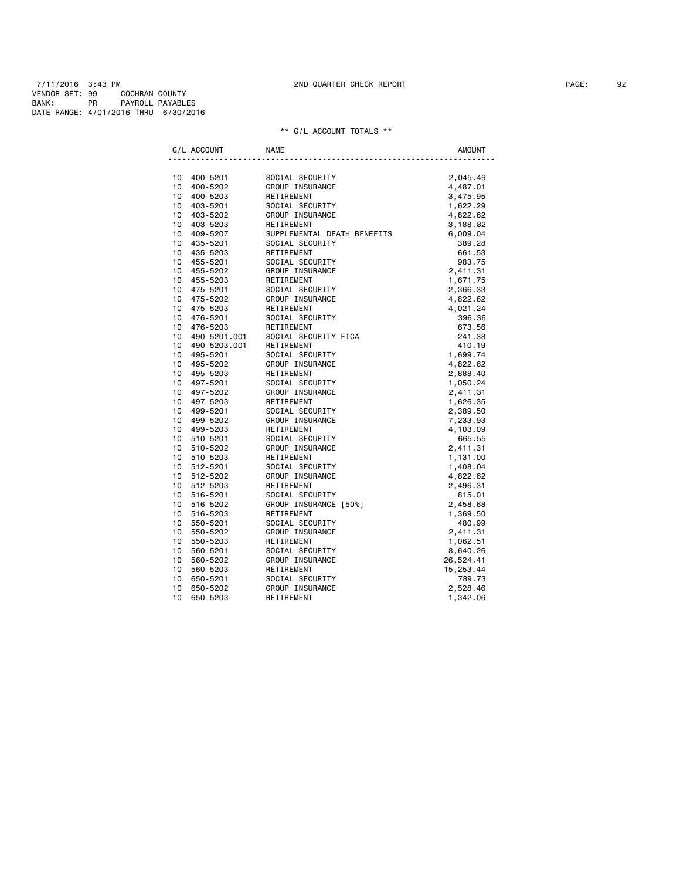7/11/2016 3:43 PM 2ND QUARTER CHECK REPORT
VENDOR SET: 99 COCHRAN COUNTY
BANK: PR PAYROLL PAYABLES
DATE RANGE: 4/01/2016 THRU 6/30/2016

** G/L ACCOUNT TOTALS **

| G/L ACCOUNT | NAME | AMOUNT |
|---|---|---|
| 10 400-5201 | SOCIAL SECURITY | 2,045.49 |
| 10 400-5202 | GROUP INSURANCE | 4,487.01 |
| 10 400-5203 | RETIREMENT | 3,475.95 |
| 10 403-5201 | SOCIAL SECURITY | 1,622.29 |
| 10 403-5202 | GROUP INSURANCE | 4,822.62 |
| 10 403-5203 | RETIREMENT | 3,188.82 |
| 10 409-5207 | SUPPLEMENTAL DEATH BENEFITS | 6,009.04 |
| 10 435-5201 | SOCIAL SECURITY | 389.28 |
| 10 435-5203 | RETIREMENT | 661.53 |
| 10 455-5201 | SOCIAL SECURITY | 983.75 |
| 10 455-5202 | GROUP INSURANCE | 2,411.31 |
| 10 455-5203 | RETIREMENT | 1,671.75 |
| 10 475-5201 | SOCIAL SECURITY | 2,366.33 |
| 10 475-5202 | GROUP INSURANCE | 4,822.62 |
| 10 475-5203 | RETIREMENT | 4,021.24 |
| 10 476-5201 | SOCIAL SECURITY | 396.36 |
| 10 476-5203 | RETIREMENT | 673.56 |
| 10 490-5201.001 | SOCIAL SECURITY FICA | 241.38 |
| 10 490-5203.001 | RETIREMENT | 410.19 |
| 10 495-5201 | SOCIAL SECURITY | 1,699.74 |
| 10 495-5202 | GROUP INSURANCE | 4,822.62 |
| 10 495-5203 | RETIREMENT | 2,888.40 |
| 10 497-5201 | SOCIAL SECURITY | 1,050.24 |
| 10 497-5202 | GROUP INSURANCE | 2,411.31 |
| 10 497-5203 | RETIREMENT | 1,626.35 |
| 10 499-5201 | SOCIAL SECURITY | 2,389.50 |
| 10 499-5202 | GROUP INSURANCE | 7,233.93 |
| 10 499-5203 | RETIREMENT | 4,103.09 |
| 10 510-5201 | SOCIAL SECURITY | 665.55 |
| 10 510-5202 | GROUP INSURANCE | 2,411.31 |
| 10 510-5203 | RETIREMENT | 1,131.00 |
| 10 512-5201 | SOCIAL SECURITY | 1,408.04 |
| 10 512-5202 | GROUP INSURANCE | 4,822.62 |
| 10 512-5203 | RETIREMENT | 2,496.31 |
| 10 516-5201 | SOCIAL SECURITY | 815.01 |
| 10 516-5202 | GROUP INSURANCE [50%] | 2,458.68 |
| 10 516-5203 | RETIREMENT | 1,369.50 |
| 10 550-5201 | SOCIAL SECURITY | 480.99 |
| 10 550-5202 | GROUP INSURANCE | 2,411.31 |
| 10 550-5203 | RETIREMENT | 1,062.51 |
| 10 560-5201 | SOCIAL SECURITY | 8,640.26 |
| 10 560-5202 | GROUP INSURANCE | 26,524.41 |
| 10 560-5203 | RETIREMENT | 15,253.44 |
| 10 650-5201 | SOCIAL SECURITY | 789.73 |
| 10 650-5202 | GROUP INSURANCE | 2,528.46 |
| 10 650-5203 | RETIREMENT | 1,342.06 |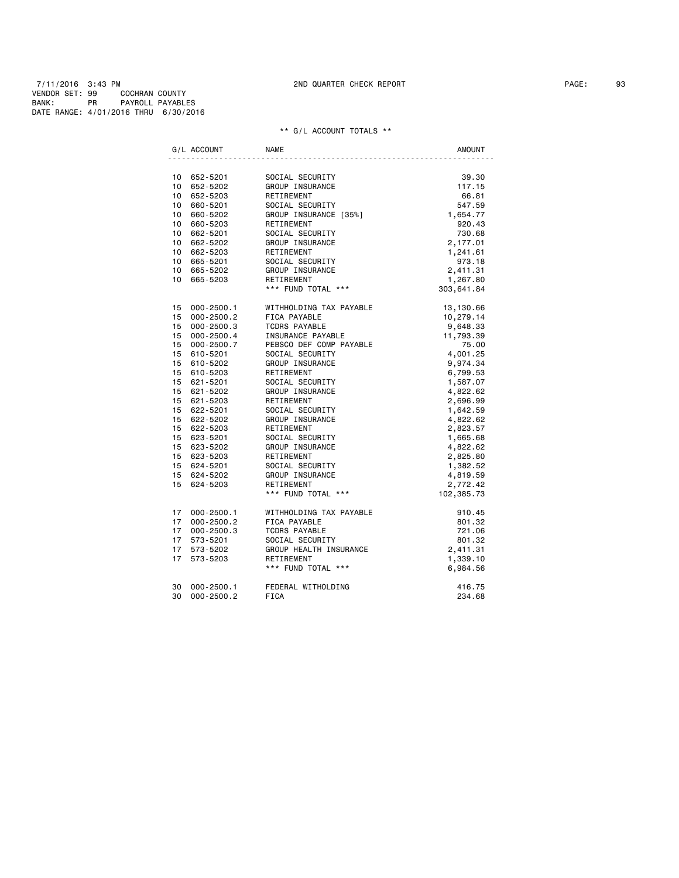7/11/2016 3:43 PM 2ND QUARTER CHECK REPORT

VENDOR SET: 99 COCHRAN COUNTY
BANK: PR PAYROLL PAYABLES
DATE RANGE: 4/01/2016 THRU 6/30/2016

** G/L ACCOUNT TOTALS **

| G/L ACCOUNT | NAME | AMOUNT |
|---|---|---|
| 10 652-5201 | SOCIAL SECURITY | 39.30 |
| 10 652-5202 | GROUP INSURANCE | 117.15 |
| 10 652-5203 | RETIREMENT | 66.81 |
| 10 660-5201 | SOCIAL SECURITY | 547.59 |
| 10 660-5202 | GROUP INSURANCE [35%] | 1,654.77 |
| 10 660-5203 | RETIREMENT | 920.43 |
| 10 662-5201 | SOCIAL SECURITY | 730.68 |
| 10 662-5202 | GROUP INSURANCE | 2,177.01 |
| 10 662-5203 | RETIREMENT | 1,241.61 |
| 10 665-5201 | SOCIAL SECURITY | 973.18 |
| 10 665-5202 | GROUP INSURANCE | 2,411.31 |
| 10 665-5203 | RETIREMENT | 1,267.80 |
| | *** FUND TOTAL *** | 303,641.84 |
| 15 000-2500.1 | WITHHOLDING TAX PAYABLE | 13,130.66 |
| 15 000-2500.2 | FICA PAYABLE | 10,279.14 |
| 15 000-2500.3 | TCDRS PAYABLE | 9,648.33 |
| 15 000-2500.4 | INSURANCE PAYABLE | 11,793.39 |
| 15 000-2500.7 | PEBSCO DEF COMP PAYABLE | 75.00 |
| 15 610-5201 | SOCIAL SECURITY | 4,001.25 |
| 15 610-5202 | GROUP INSURANCE | 9,974.34 |
| 15 610-5203 | RETIREMENT | 6,799.53 |
| 15 621-5201 | SOCIAL SECURITY | 1,587.07 |
| 15 621-5202 | GROUP INSURANCE | 4,822.62 |
| 15 621-5203 | RETIREMENT | 2,696.99 |
| 15 622-5201 | SOCIAL SECURITY | 1,642.59 |
| 15 622-5202 | GROUP INSURANCE | 4,822.62 |
| 15 622-5203 | RETIREMENT | 2,823.57 |
| 15 623-5201 | SOCIAL SECURITY | 1,665.68 |
| 15 623-5202 | GROUP INSURANCE | 4,822.62 |
| 15 623-5203 | RETIREMENT | 2,825.80 |
| 15 624-5201 | SOCIAL SECURITY | 1,382.52 |
| 15 624-5202 | GROUP INSURANCE | 4,819.59 |
| 15 624-5203 | RETIREMENT | 2,772.42 |
| | *** FUND TOTAL *** | 102,385.73 |
| 17 000-2500.1 | WITHHOLDING TAX PAYABLE | 910.45 |
| 17 000-2500.2 | FICA PAYABLE | 801.32 |
| 17 000-2500.3 | TCDRS PAYABLE | 721.06 |
| 17 573-5201 | SOCIAL SECURITY | 801.32 |
| 17 573-5202 | GROUP HEALTH INSURANCE | 2,411.31 |
| 17 573-5203 | RETIREMENT | 1,339.10 |
| | *** FUND TOTAL *** | 6,984.56 |
| 30 000-2500.1 | FEDERAL WITHOLDING | 416.75 |
| 30 000-2500.2 | FICA | 234.68 |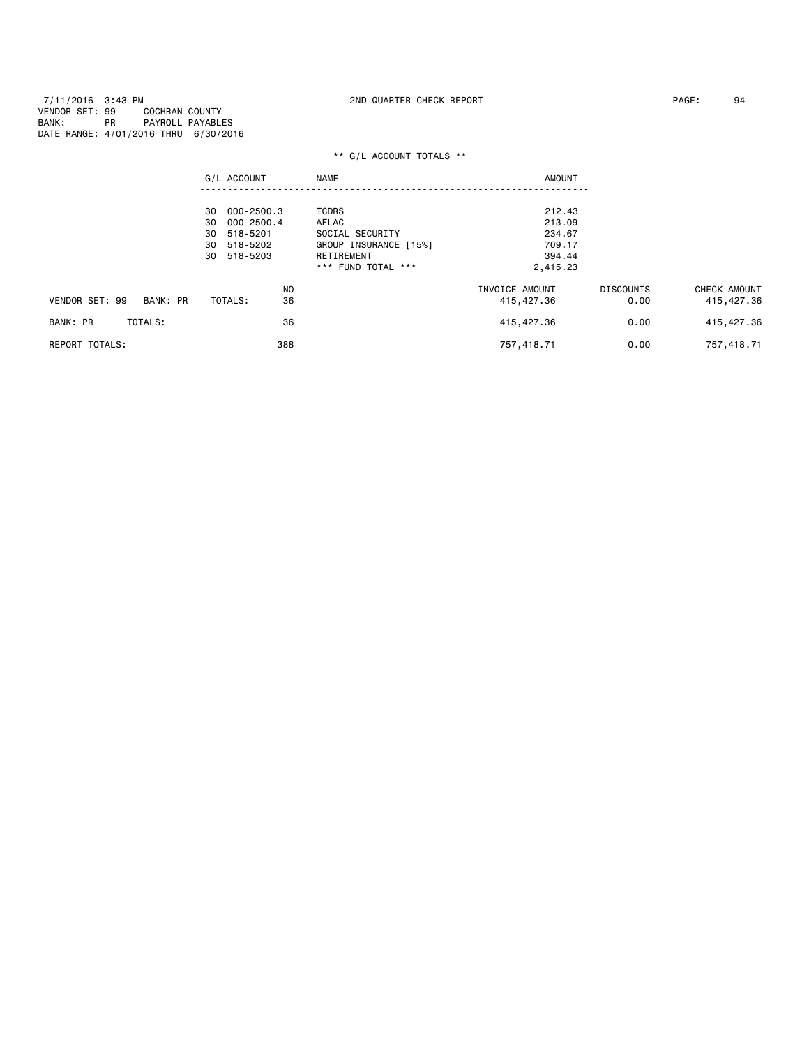7/11/2016 3:43 PM 2ND QUARTER CHECK REPORT
VENDOR SET: 99 COCHRAN COUNTY
BANK: PR PAYROLL PAYABLES
DATE RANGE: 4/01/2016 THRU 6/30/2016

** G/L ACCOUNT TOTALS **

| G/L ACCOUNT | NAME | AMOUNT |
|---|---|---|
| 30 000-2500.3 | TCDRS | 212.43 |
| 30 000-2500.4 | AFLAC | 213.09 |
| 30 518-5201 | SOCIAL SECURITY | 234.67 |
| 30 518-5202 | GROUP INSURANCE [15%] | 709.17 |
| 30 518-5203 | RETIREMENT | 394.44 |
| | *** FUND TOTAL *** | 2,415.23 |

| | NO | INVOICE AMOUNT | DISCOUNTS | CHECK AMOUNT |
|---|---|---|---|---|
| VENDOR SET: 99 BANK: PR TOTALS: | 36 | 415,427.36 | 0.00 | 415,427.36 |
| BANK: PR TOTALS: | 36 | 415,427.36 | 0.00 | 415,427.36 |
| REPORT TOTALS: | 388 | 757,418.71 | 0.00 | 757,418.71 |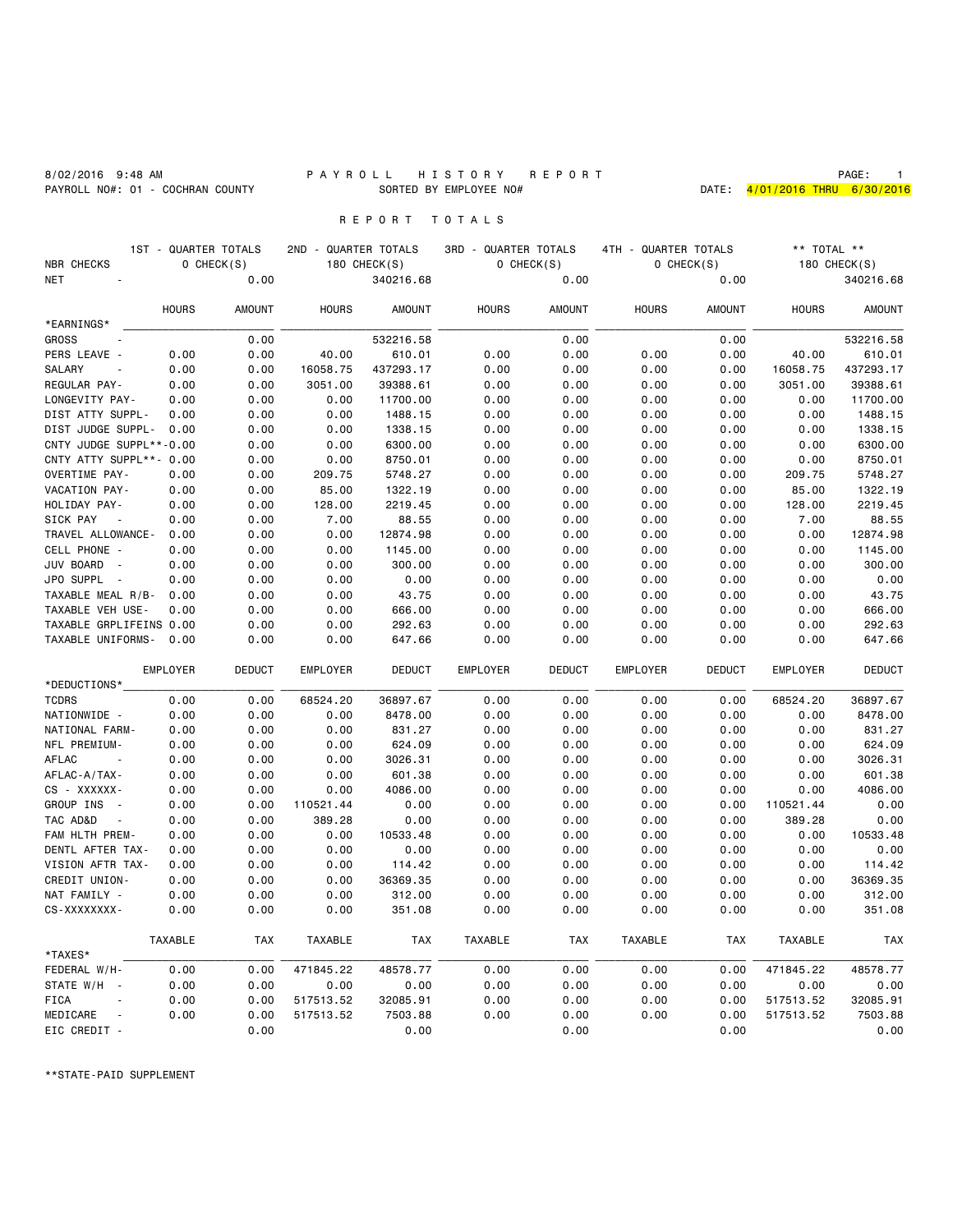8/02/2016 9:48 AM PAYROLL HISTORY REPORT PAGE: 1
PAYROLL NO#: 01 - COCHRAN COUNTY SORTED BY EMPLOYEE NO# DATE: 4/01/2016 THRU 6/30/2016

# REPORT TOTALS

| | 1ST - QUARTER TOTALS | | 2ND - QUARTER TOTALS | | 3RD - QUARTER TOTALS | | 4TH - QUARTER TOTALS | | ** TOTAL ** | |
|---|---|---|---|---|---|---|---|---|---|---|
| NBR CHECKS | 0 CHECK(S) | | 180 CHECK(S) | | 0 CHECK(S) | | 0 CHECK(S) | | 180 CHECK(S) | |
| NET - | | 0.00 | | 340216.68 | | 0.00 | | 0.00 | | 340216.68 |
| | HOURS | AMOUNT | HOURS | AMOUNT | HOURS | AMOUNT | HOURS | AMOUNT | HOURS | AMOUNT |
| *EARNINGS* | | | | | | | | | | |
| GROSS - | | 0.00 | | 532216.58 | | 0.00 | | 0.00 | | 532216.58 |
| PERS LEAVE - | 0.00 | 0.00 | 40.00 | 610.01 | 0.00 | 0.00 | 0.00 | 0.00 | 40.00 | 610.01 |
| SALARY - | 0.00 | 0.00 | 16058.75 | 437293.17 | 0.00 | 0.00 | 0.00 | 0.00 | 16058.75 | 437293.17 |
| REGULAR PAY- | 0.00 | 0.00 | 3051.00 | 39388.61 | 0.00 | 0.00 | 0.00 | 0.00 | 3051.00 | 39388.61 |
| LONGEVITY PAY- | 0.00 | 0.00 | 0.00 | 11700.00 | 0.00 | 0.00 | 0.00 | 0.00 | 0.00 | 11700.00 |
| DIST ATTY SUPPL- | 0.00 | 0.00 | 0.00 | 1488.15 | 0.00 | 0.00 | 0.00 | 0.00 | 0.00 | 1488.15 |
| DIST JUDGE SUPPL- | 0.00 | 0.00 | 0.00 | 1338.15 | 0.00 | 0.00 | 0.00 | 0.00 | 0.00 | 1338.15 |
| CNTY JUDGE SUPPL**- | 0.00 | 0.00 | 0.00 | 6300.00 | 0.00 | 0.00 | 0.00 | 0.00 | 0.00 | 6300.00 |
| CNTY ATTY SUPPL**- | 0.00 | 0.00 | 0.00 | 8750.01 | 0.00 | 0.00 | 0.00 | 0.00 | 0.00 | 8750.01 |
| OVERTIME PAY- | 0.00 | 0.00 | 209.75 | 5748.27 | 0.00 | 0.00 | 0.00 | 0.00 | 209.75 | 5748.27 |
| VACATION PAY- | 0.00 | 0.00 | 85.00 | 1322.19 | 0.00 | 0.00 | 0.00 | 0.00 | 85.00 | 1322.19 |
| HOLIDAY PAY- | 0.00 | 0.00 | 128.00 | 2219.45 | 0.00 | 0.00 | 0.00 | 0.00 | 128.00 | 2219.45 |
| SICK PAY - | 0.00 | 0.00 | 7.00 | 88.55 | 0.00 | 0.00 | 0.00 | 0.00 | 7.00 | 88.55 |
| TRAVEL ALLOWANCE- | 0.00 | 0.00 | 0.00 | 12874.98 | 0.00 | 0.00 | 0.00 | 0.00 | 0.00 | 12874.98 |
| CELL PHONE - | 0.00 | 0.00 | 0.00 | 1145.00 | 0.00 | 0.00 | 0.00 | 0.00 | 0.00 | 1145.00 |
| JUV BOARD - | 0.00 | 0.00 | 0.00 | 300.00 | 0.00 | 0.00 | 0.00 | 0.00 | 0.00 | 300.00 |
| JPO SUPPL - | 0.00 | 0.00 | 0.00 | 0.00 | 0.00 | 0.00 | 0.00 | 0.00 | 0.00 | 0.00 |
| TAXABLE MEAL R/B- | 0.00 | 0.00 | 0.00 | 43.75 | 0.00 | 0.00 | 0.00 | 0.00 | 0.00 | 43.75 |
| TAXABLE VEH USE- | 0.00 | 0.00 | 0.00 | 666.00 | 0.00 | 0.00 | 0.00 | 0.00 | 0.00 | 666.00 |
| TAXABLE GRPLIFEINS | 0.00 | 0.00 | 0.00 | 292.63 | 0.00 | 0.00 | 0.00 | 0.00 | 0.00 | 292.63 |
| TAXABLE UNIFORMS- | 0.00 | 0.00 | 0.00 | 647.66 | 0.00 | 0.00 | 0.00 | 0.00 | 0.00 | 647.66 |
| | EMPLOYER | DEDUCT | EMPLOYER | DEDUCT | EMPLOYER | DEDUCT | EMPLOYER | DEDUCT | EMPLOYER | DEDUCT |
| *DEDUCTIONS* | | | | | | | | | | |
| TCDRS | 0.00 | 0.00 | 68524.20 | 36897.67 | 0.00 | 0.00 | 0.00 | 0.00 | 68524.20 | 36897.67 |
| NATIONWIDE - | 0.00 | 0.00 | 0.00 | 8478.00 | 0.00 | 0.00 | 0.00 | 0.00 | 0.00 | 8478.00 |
| NATIONAL FARM- | 0.00 | 0.00 | 0.00 | 831.27 | 0.00 | 0.00 | 0.00 | 0.00 | 0.00 | 831.27 |
| NFL PREMIUM- | 0.00 | 0.00 | 0.00 | 624.09 | 0.00 | 0.00 | 0.00 | 0.00 | 0.00 | 624.09 |
| AFLAC - | 0.00 | 0.00 | 0.00 | 3026.31 | 0.00 | 0.00 | 0.00 | 0.00 | 0.00 | 3026.31 |
| AFLAC-A/TAX- | 0.00 | 0.00 | 0.00 | 601.38 | 0.00 | 0.00 | 0.00 | 0.00 | 0.00 | 601.38 |
| CS - XXXXXX- | 0.00 | 0.00 | 0.00 | 4086.00 | 0.00 | 0.00 | 0.00 | 0.00 | 0.00 | 4086.00 |
| GROUP INS - | 0.00 | 0.00 | 110521.44 | 0.00 | 0.00 | 0.00 | 0.00 | 0.00 | 110521.44 | 0.00 |
| TAC AD&D - | 0.00 | 0.00 | 389.28 | 0.00 | 0.00 | 0.00 | 0.00 | 0.00 | 389.28 | 0.00 |
| FAM HLTH PREM- | 0.00 | 0.00 | 0.00 | 10533.48 | 0.00 | 0.00 | 0.00 | 0.00 | 0.00 | 10533.48 |
| DENTL AFTER TAX- | 0.00 | 0.00 | 0.00 | 0.00 | 0.00 | 0.00 | 0.00 | 0.00 | 0.00 | 0.00 |
| VISION AFTR TAX- | 0.00 | 0.00 | 0.00 | 114.42 | 0.00 | 0.00 | 0.00 | 0.00 | 0.00 | 114.42 |
| CREDIT UNION- | 0.00 | 0.00 | 0.00 | 36369.35 | 0.00 | 0.00 | 0.00 | 0.00 | 0.00 | 36369.35 |
| NAT FAMILY - | 0.00 | 0.00 | 0.00 | 312.00 | 0.00 | 0.00 | 0.00 | 0.00 | 0.00 | 312.00 |
| CS-XXXXXXXX- | 0.00 | 0.00 | 0.00 | 351.08 | 0.00 | 0.00 | 0.00 | 0.00 | 0.00 | 351.08 |
| | TAXABLE | TAX | TAXABLE | TAX | TAXABLE | TAX | TAXABLE | TAX | TAXABLE | TAX |
| *TAXES* | | | | | | | | | | |
| FEDERAL W/H- | 0.00 | 0.00 | 471845.22 | 48578.77 | 0.00 | 0.00 | 0.00 | 0.00 | 471845.22 | 48578.77 |
| STATE W/H - | 0.00 | 0.00 | 0.00 | 0.00 | 0.00 | 0.00 | 0.00 | 0.00 | 0.00 | 0.00 |
| FICA - | 0.00 | 0.00 | 517513.52 | 32085.91 | 0.00 | 0.00 | 0.00 | 0.00 | 517513.52 | 32085.91 |
| MEDICARE - | 0.00 | 0.00 | 517513.52 | 7503.88 | 0.00 | 0.00 | 0.00 | 0.00 | 517513.52 | 7503.88 |
| EIC CREDIT - | | 0.00 | | 0.00 | | 0.00 | | 0.00 | | 0.00 |

**STATE-PAID SUPPLEMENT